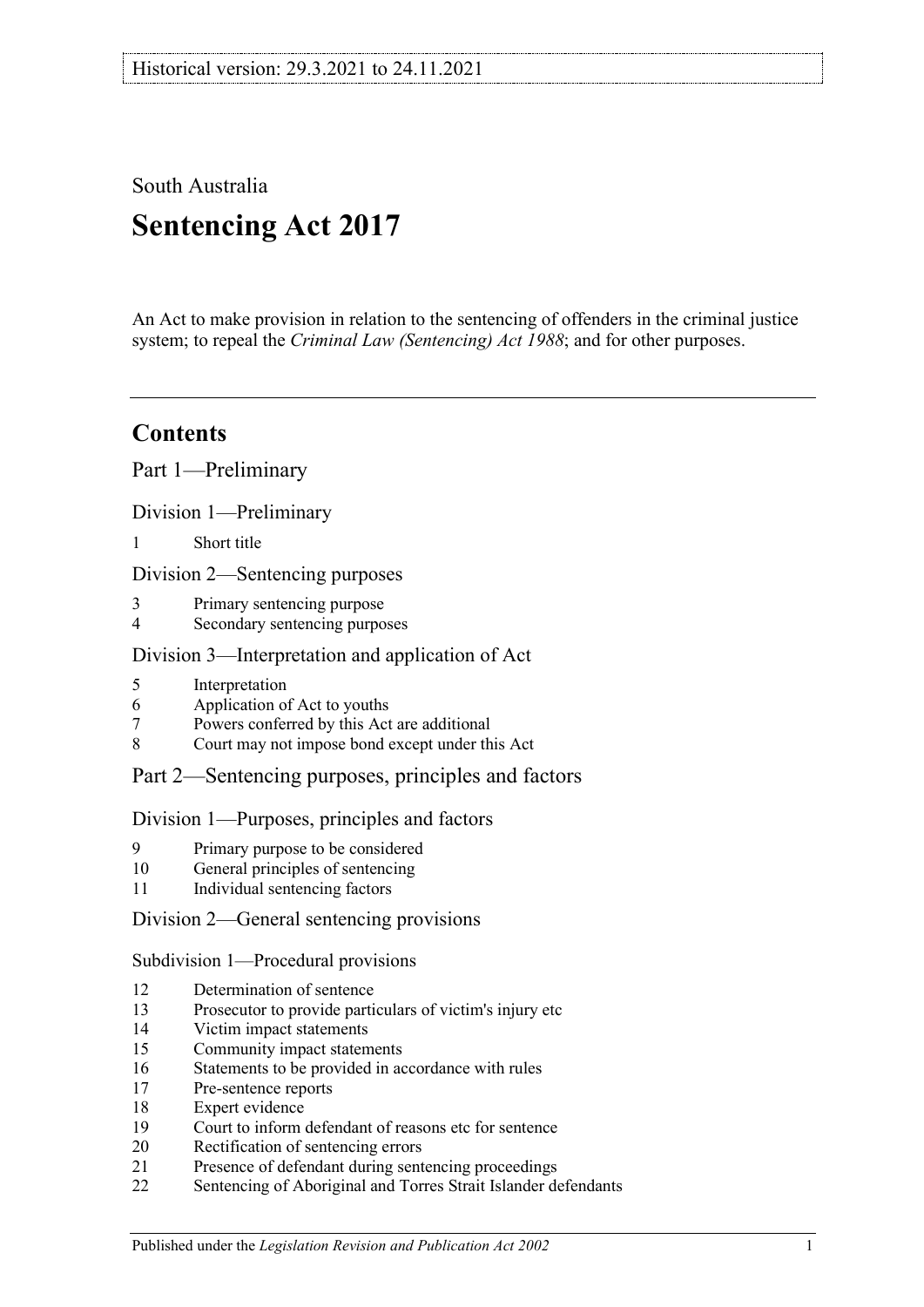Historical version: 29.3.2021 to 24.11.2021

South Australia

# Sentencing Act 2017

An Act to make provision in relation to the sentencing of offenders in the criminal justice system; to repeal the *Criminal Law (Sentencing) Act 1988*; and for other purposes.

## Contents

Part 1—Preliminary

Division 1—Preliminary

1 Short title

Division 2—Sentencing purposes

3 Primary sentencing purpose
4 Secondary sentencing purposes

Division 3—Interpretation and application of Act

5 Interpretation
6 Application of Act to youths
7 Powers conferred by this Act are additional
8 Court may not impose bond except under this Act

Part 2—Sentencing purposes, principles and factors

Division 1—Purposes, principles and factors

9 Primary purpose to be considered
10 General principles of sentencing
11 Individual sentencing factors

Division 2—General sentencing provisions

Subdivision 1—Procedural provisions

12 Determination of sentence
13 Prosecutor to provide particulars of victim's injury etc
14 Victim impact statements
15 Community impact statements
16 Statements to be provided in accordance with rules
17 Pre-sentence reports
18 Expert evidence
19 Court to inform defendant of reasons etc for sentence
20 Rectification of sentencing errors
21 Presence of defendant during sentencing proceedings
22 Sentencing of Aboriginal and Torres Strait Islander defendants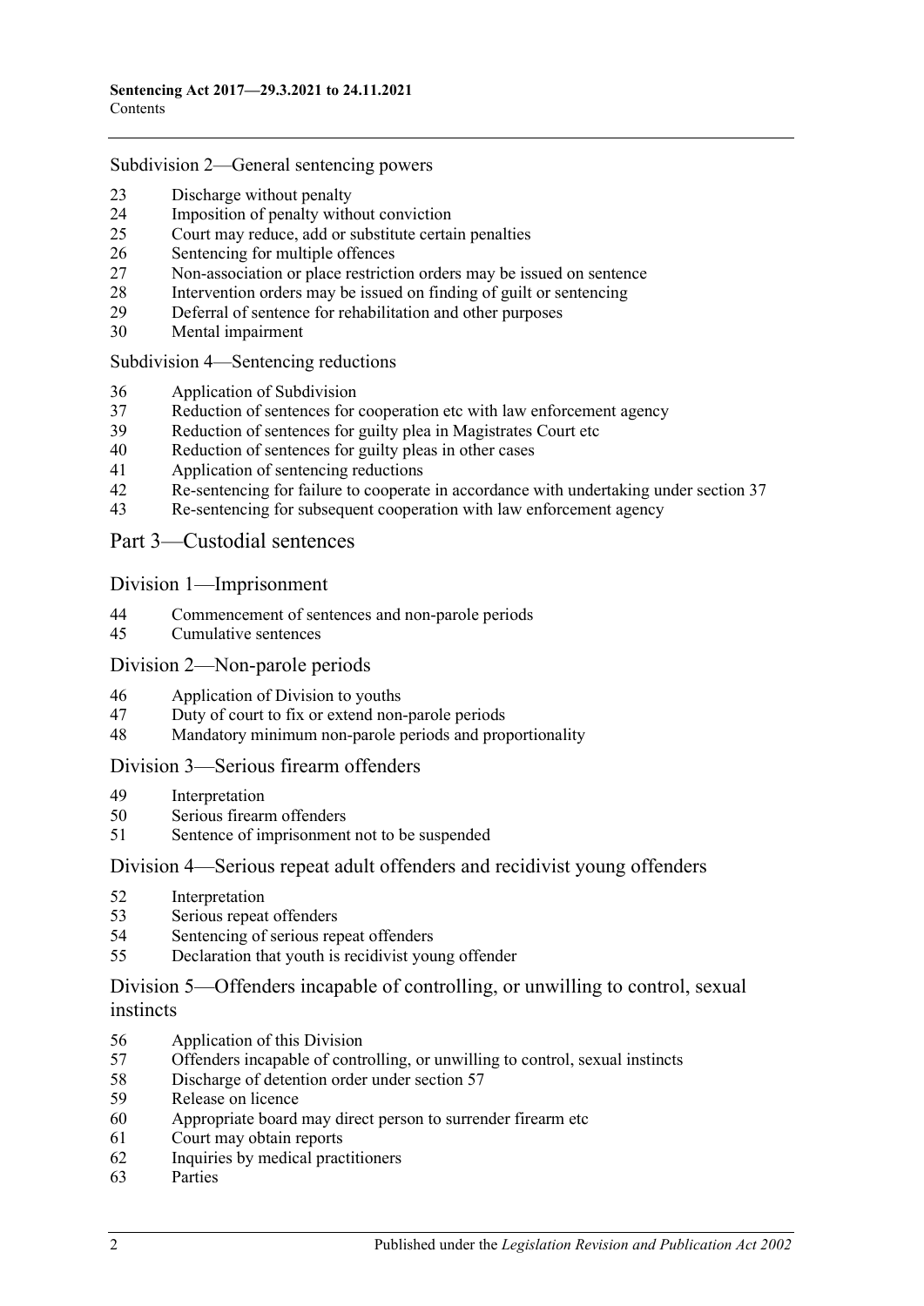Subdivision 2—General sentencing powers

23 Discharge without penalty
24 Imposition of penalty without conviction
25 Court may reduce, add or substitute certain penalties
26 Sentencing for multiple offences
27 Non-association or place restriction orders may be issued on sentence
28 Intervention orders may be issued on finding of guilt or sentencing
29 Deferral of sentence for rehabilitation and other purposes
30 Mental impairment

Subdivision 4—Sentencing reductions

36 Application of Subdivision
37 Reduction of sentences for cooperation etc with law enforcement agency
39 Reduction of sentences for guilty plea in Magistrates Court etc
40 Reduction of sentences for guilty pleas in other cases
41 Application of sentencing reductions
42 Re-sentencing for failure to cooperate in accordance with undertaking under section 37
43 Re-sentencing for subsequent cooperation with law enforcement agency

## Part 3—Custodial sentences

### Division 1—Imprisonment

44 Commencement of sentences and non-parole periods
45 Cumulative sentences

### Division 2—Non-parole periods

46 Application of Division to youths
47 Duty of court to fix or extend non-parole periods
48 Mandatory minimum non-parole periods and proportionality

### Division 3—Serious firearm offenders

49 Interpretation
50 Serious firearm offenders
51 Sentence of imprisonment not to be suspended

### Division 4—Serious repeat adult offenders and recidivist young offenders

52 Interpretation
53 Serious repeat offenders
54 Sentencing of serious repeat offenders
55 Declaration that youth is recidivist young offender

### Division 5—Offenders incapable of controlling, or unwilling to control, sexual instincts

56 Application of this Division
57 Offenders incapable of controlling, or unwilling to control, sexual instincts
58 Discharge of detention order under section 57
59 Release on licence
60 Appropriate board may direct person to surrender firearm etc
61 Court may obtain reports
62 Inquiries by medical practitioners
63 Parties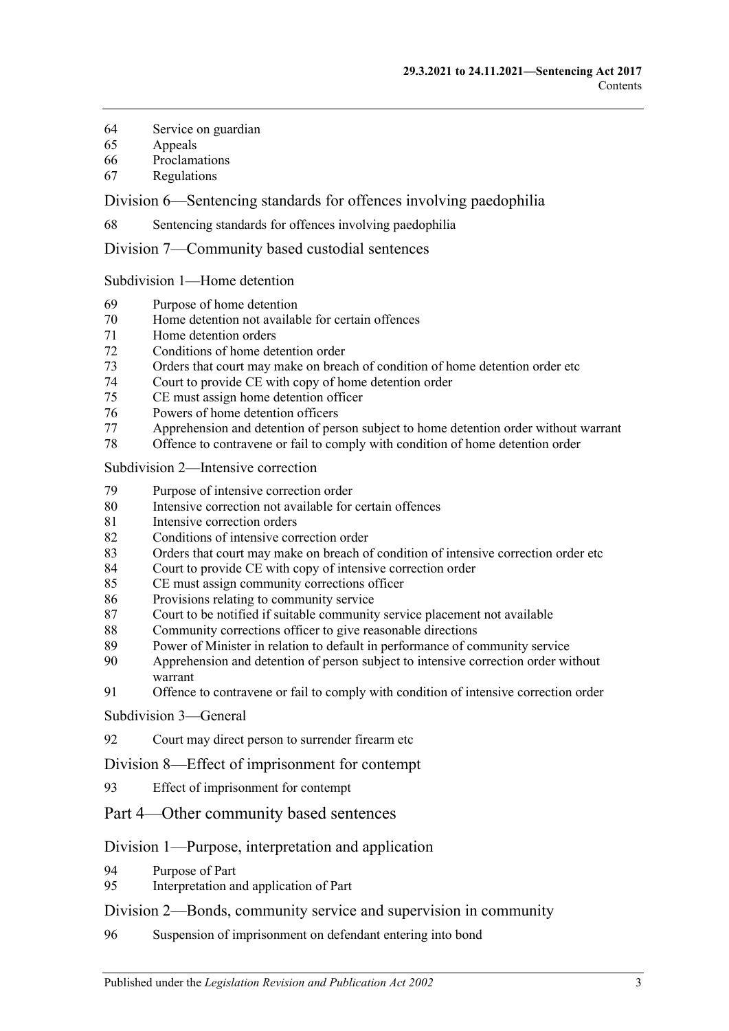64 Service on guardian
65 Appeals
66 Proclamations
67 Regulations

## Division 6—Sentencing standards for offences involving paedophilia

68 Sentencing standards for offences involving paedophilia

## Division 7—Community based custodial sentences

### Subdivision 1—Home detention

69 Purpose of home detention
70 Home detention not available for certain offences
71 Home detention orders
72 Conditions of home detention order
73 Orders that court may make on breach of condition of home detention order etc
74 Court to provide CE with copy of home detention order
75 CE must assign home detention officer
76 Powers of home detention officers
77 Apprehension and detention of person subject to home detention order without warrant
78 Offence to contravene or fail to comply with condition of home detention order

### Subdivision 2—Intensive correction

79 Purpose of intensive correction order
80 Intensive correction not available for certain offences
81 Intensive correction orders
82 Conditions of intensive correction order
83 Orders that court may make on breach of condition of intensive correction order etc
84 Court to provide CE with copy of intensive correction order
85 CE must assign community corrections officer
86 Provisions relating to community service
87 Court to be notified if suitable community service placement not available
88 Community corrections officer to give reasonable directions
89 Power of Minister in relation to default in performance of community service
90 Apprehension and detention of person subject to intensive correction order without warrant
91 Offence to contravene or fail to comply with condition of intensive correction order

### Subdivision 3—General

92 Court may direct person to surrender firearm etc

## Division 8—Effect of imprisonment for contempt

93 Effect of imprisonment for contempt

# Part 4—Other community based sentences

## Division 1—Purpose, interpretation and application

94 Purpose of Part
95 Interpretation and application of Part

## Division 2—Bonds, community service and supervision in community

96 Suspension of imprisonment on defendant entering into bond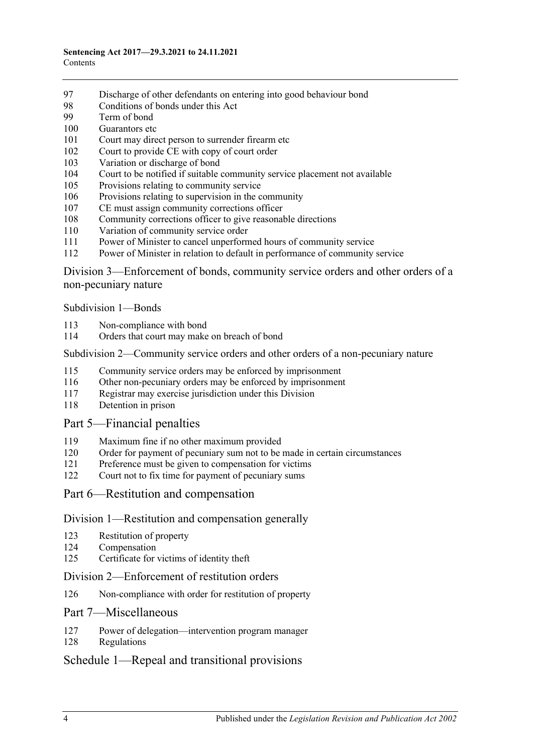97 Discharge of other defendants on entering into good behaviour bond
98 Conditions of bonds under this Act
99 Term of bond
100 Guarantors etc
101 Court may direct person to surrender firearm etc
102 Court to provide CE with copy of court order
103 Variation or discharge of bond
104 Court to be notified if suitable community service placement not available
105 Provisions relating to community service
106 Provisions relating to supervision in the community
107 CE must assign community corrections officer
108 Community corrections officer to give reasonable directions
110 Variation of community service order
111 Power of Minister to cancel unperformed hours of community service
112 Power of Minister in relation to default in performance of community service

### Division 3—Enforcement of bonds, community service orders and other orders of a non-pecuniary nature

#### Subdivision 1—Bonds

113 Non-compliance with bond
114 Orders that court may make on breach of bond

#### Subdivision 2—Community service orders and other orders of a non-pecuniary nature

115 Community service orders may be enforced by imprisonment
116 Other non-pecuniary orders may be enforced by imprisonment
117 Registrar may exercise jurisdiction under this Division
118 Detention in prison

## Part 5—Financial penalties

119 Maximum fine if no other maximum provided
120 Order for payment of pecuniary sum not to be made in certain circumstances
121 Preference must be given to compensation for victims
122 Court not to fix time for payment of pecuniary sums

## Part 6—Restitution and compensation

### Division 1—Restitution and compensation generally

123 Restitution of property
124 Compensation
125 Certificate for victims of identity theft

### Division 2—Enforcement of restitution orders

126 Non-compliance with order for restitution of property

## Part 7—Miscellaneous

127 Power of delegation—intervention program manager
128 Regulations

## Schedule 1—Repeal and transitional provisions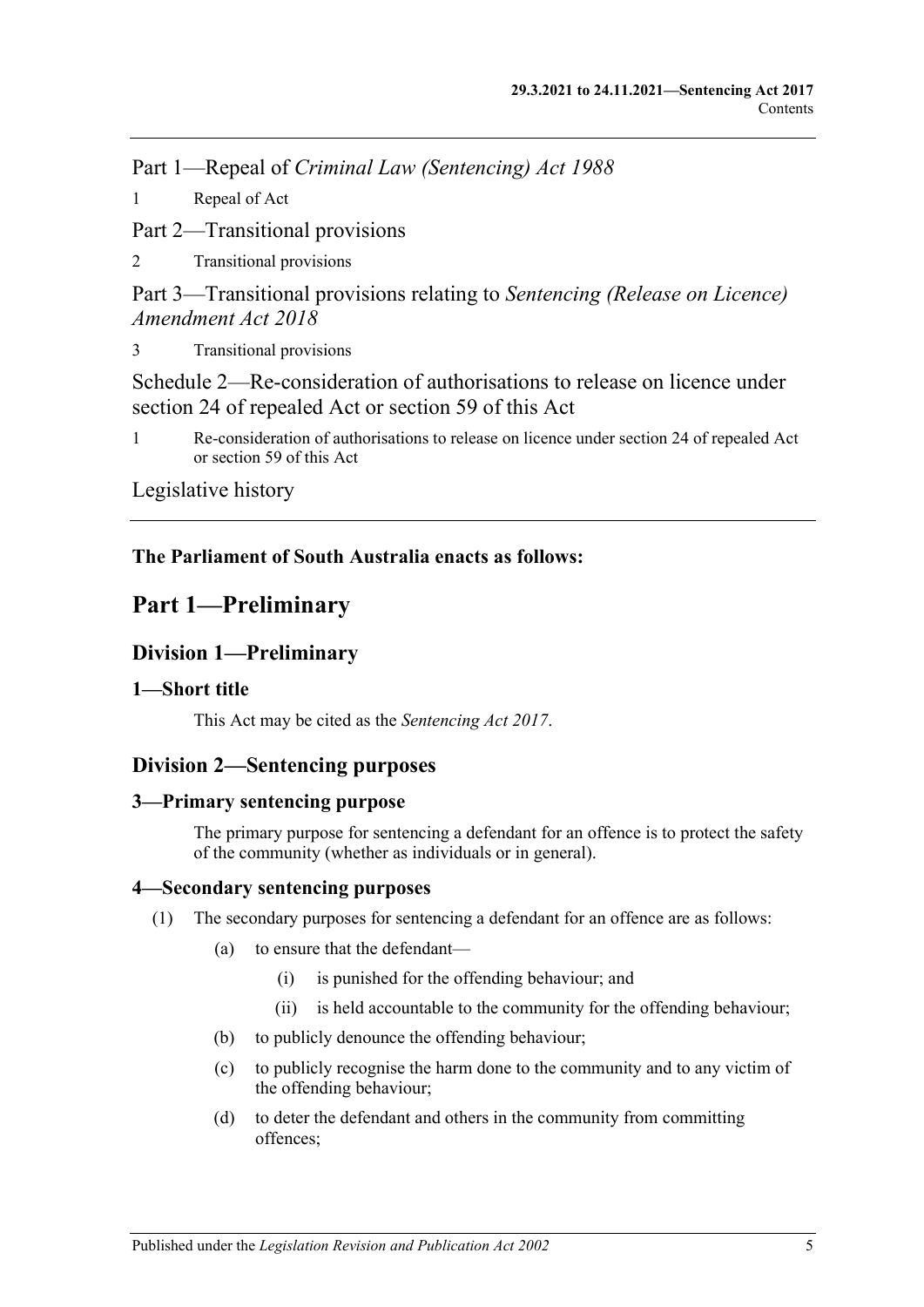Part 1—Repeal of *Criminal Law (Sentencing) Act 1988*

1 Repeal of Act

Part 2—Transitional provisions

2 Transitional provisions

Part 3—Transitional provisions relating to *Sentencing (Release on Licence) Amendment Act 2018*

3 Transitional provisions

Schedule 2—Re-consideration of authorisations to release on licence under section 24 of repealed Act or section 59 of this Act

1 Re-consideration of authorisations to release on licence under section 24 of repealed Act or section 59 of this Act

Legislative history

---

**The Parliament of South Australia enacts as follows:**

# Part 1—Preliminary

## Division 1—Preliminary

### 1—Short title

This Act may be cited as the *Sentencing Act 2017*.

## Division 2—Sentencing purposes

### 3—Primary sentencing purpose

The primary purpose for sentencing a defendant for an offence is to protect the safety of the community (whether as individuals or in general).

### 4—Secondary sentencing purposes

(1) The secondary purposes for sentencing a defendant for an offence are as follows:

(a) to ensure that the defendant—

(i) is punished for the offending behaviour; and

(ii) is held accountable to the community for the offending behaviour;

(b) to publicly denounce the offending behaviour;

(c) to publicly recognise the harm done to the community and to any victim of the offending behaviour;

(d) to deter the defendant and others in the community from committing offences;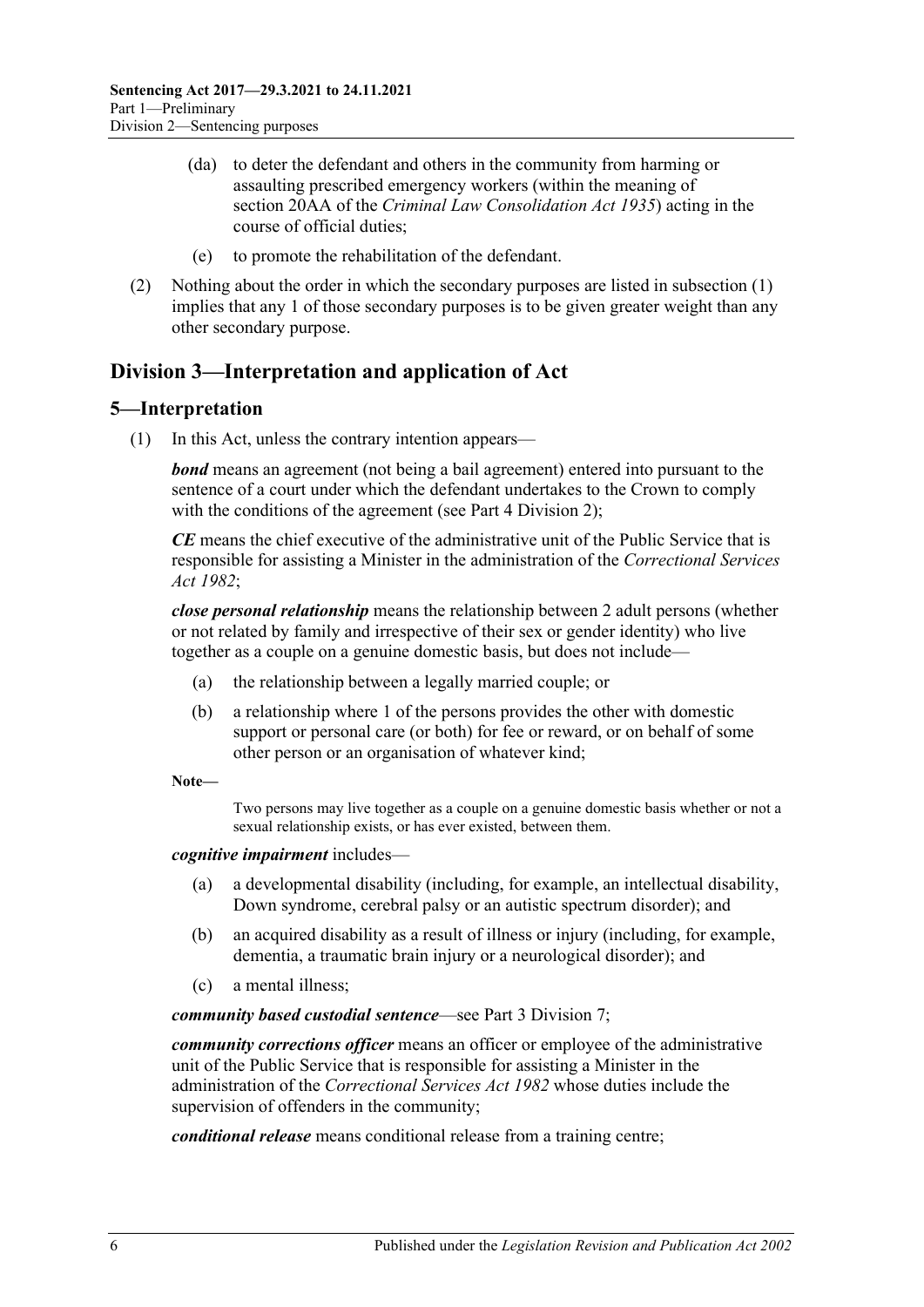(da) to deter the defendant and others in the community from harming or assaulting prescribed emergency workers (within the meaning of section 20AA of the *Criminal Law Consolidation Act 1935*) acting in the course of official duties;

(e) to promote the rehabilitation of the defendant.

(2) Nothing about the order in which the secondary purposes are listed in subsection (1) implies that any 1 of those secondary purposes is to be given greater weight than any other secondary purpose.

## Division 3—Interpretation and application of Act

### 5—Interpretation

(1) In this Act, unless the contrary intention appears—

***bond*** means an agreement (not being a bail agreement) entered into pursuant to the sentence of a court under which the defendant undertakes to the Crown to comply with the conditions of the agreement (see Part 4 Division 2);

***CE*** means the chief executive of the administrative unit of the Public Service that is responsible for assisting a Minister in the administration of the *Correctional Services Act 1982*;

***close personal relationship*** means the relationship between 2 adult persons (whether or not related by family and irrespective of their sex or gender identity) who live together as a couple on a genuine domestic basis, but does not include—

(a) the relationship between a legally married couple; or

(b) a relationship where 1 of the persons provides the other with domestic support or personal care (or both) for fee or reward, or on behalf of some other person or an organisation of whatever kind;

**Note—**

Two persons may live together as a couple on a genuine domestic basis whether or not a sexual relationship exists, or has ever existed, between them.

***cognitive impairment*** includes—

(a) a developmental disability (including, for example, an intellectual disability, Down syndrome, cerebral palsy or an autistic spectrum disorder); and

(b) an acquired disability as a result of illness or injury (including, for example, dementia, a traumatic brain injury or a neurological disorder); and

(c) a mental illness;

***community based custodial sentence***—see Part 3 Division 7;

***community corrections officer*** means an officer or employee of the administrative unit of the Public Service that is responsible for assisting a Minister in the administration of the *Correctional Services Act 1982* whose duties include the supervision of offenders in the community;

***conditional release*** means conditional release from a training centre;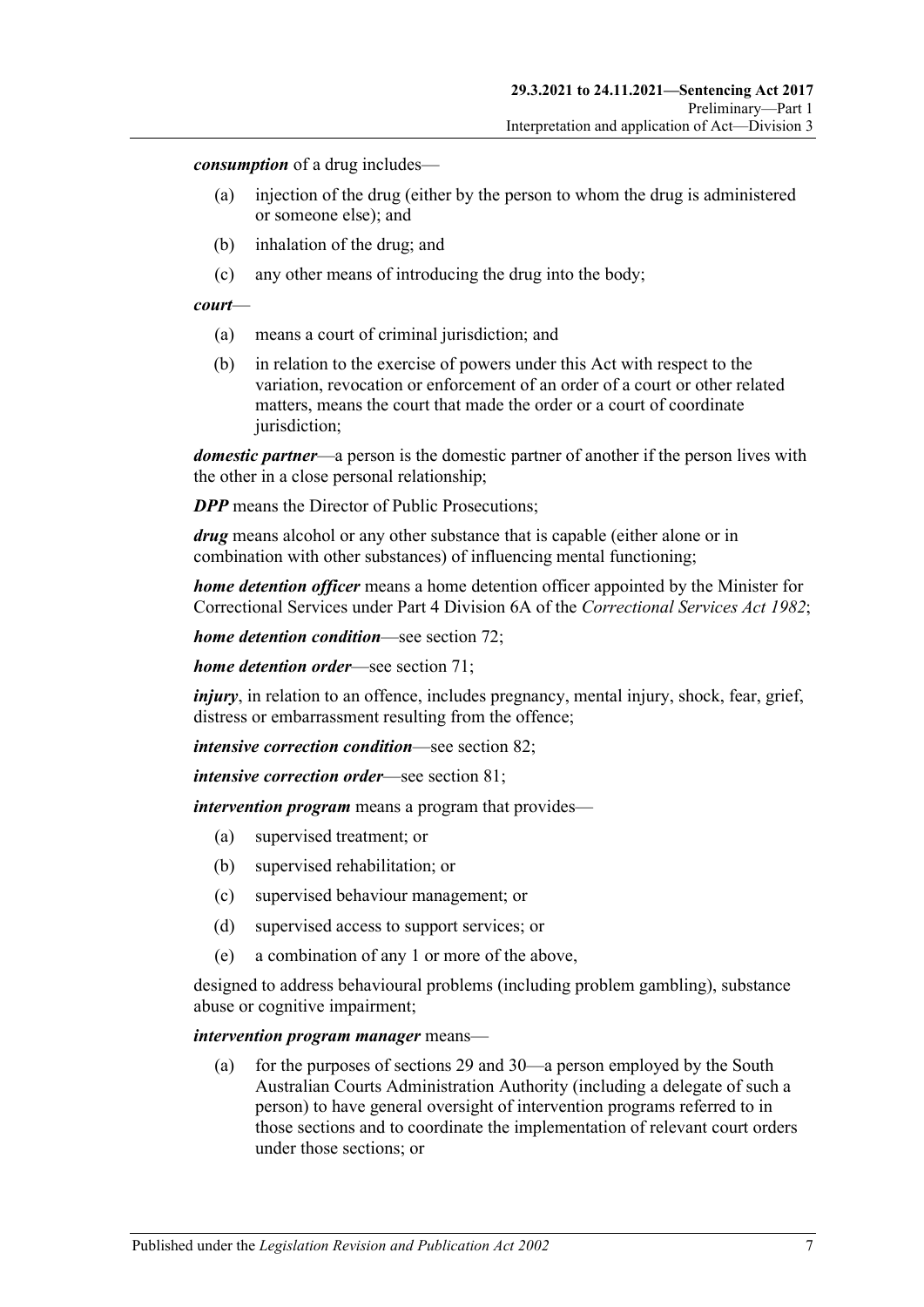***consumption*** of a drug includes—

- (a) injection of the drug (either by the person to whom the drug is administered or someone else); and
- (b) inhalation of the drug; and
- (c) any other means of introducing the drug into the body;

***court***—

- (a) means a court of criminal jurisdiction; and
- (b) in relation to the exercise of powers under this Act with respect to the variation, revocation or enforcement of an order of a court or other related matters, means the court that made the order or a court of coordinate jurisdiction;

***domestic partner***—a person is the domestic partner of another if the person lives with the other in a close personal relationship;

***DPP*** means the Director of Public Prosecutions;

***drug*** means alcohol or any other substance that is capable (either alone or in combination with other substances) of influencing mental functioning;

***home detention officer*** means a home detention officer appointed by the Minister for Correctional Services under Part 4 Division 6A of the *Correctional Services Act 1982*;

***home detention condition***—see section 72;

***home detention order***—see section 71;

***injury***, in relation to an offence, includes pregnancy, mental injury, shock, fear, grief, distress or embarrassment resulting from the offence;

***intensive correction condition***—see section 82;

***intensive correction order***—see section 81;

***intervention program*** means a program that provides—

- (a) supervised treatment; or
- (b) supervised rehabilitation; or
- (c) supervised behaviour management; or
- (d) supervised access to support services; or
- (e) a combination of any 1 or more of the above,

designed to address behavioural problems (including problem gambling), substance abuse or cognitive impairment;

***intervention program manager*** means—

- (a) for the purposes of sections 29 and 30—a person employed by the South Australian Courts Administration Authority (including a delegate of such a person) to have general oversight of intervention programs referred to in those sections and to coordinate the implementation of relevant court orders under those sections; or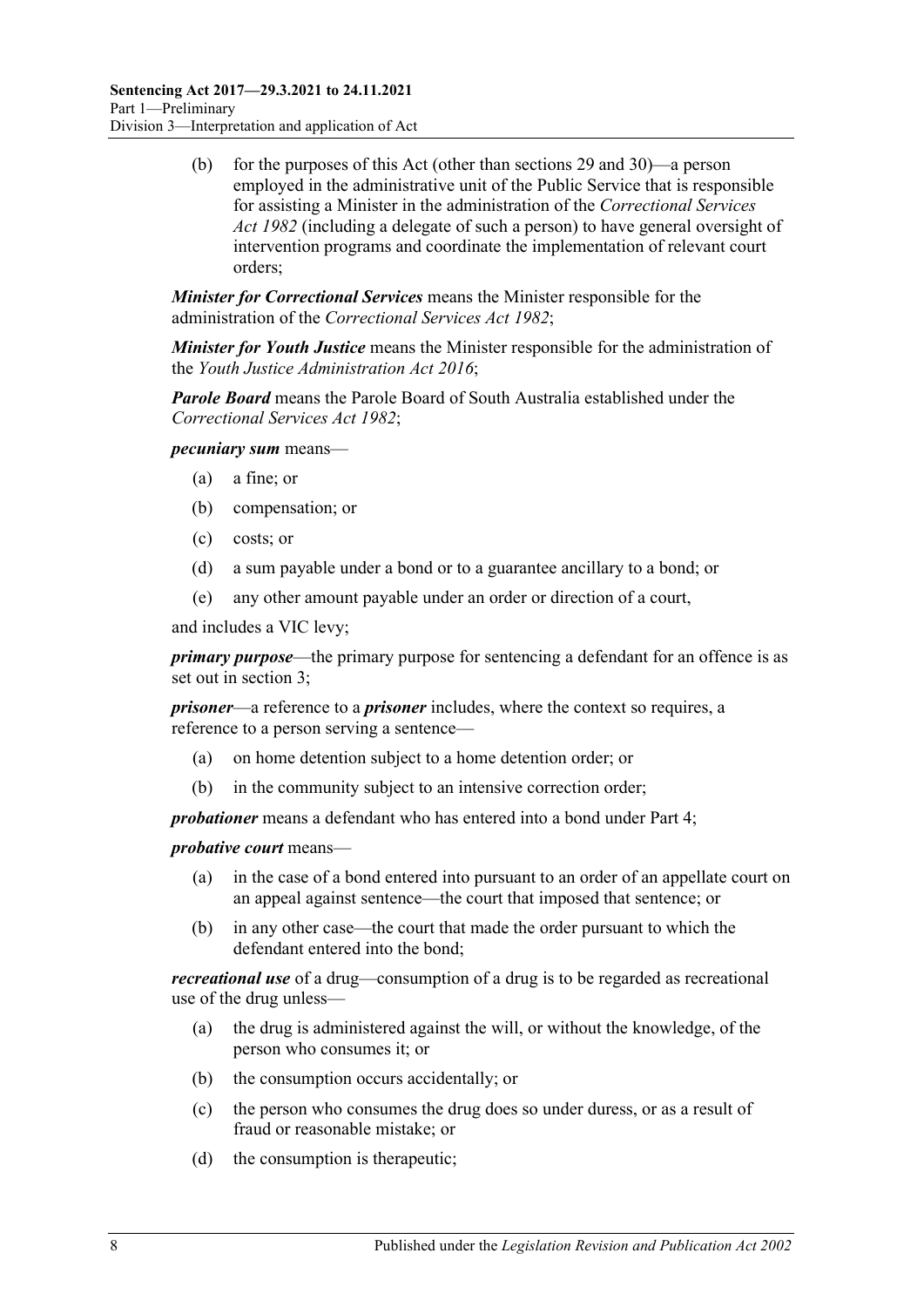(b) for the purposes of this Act (other than sections 29 and 30)—a person employed in the administrative unit of the Public Service that is responsible for assisting a Minister in the administration of the *Correctional Services Act 1982* (including a delegate of such a person) to have general oversight of intervention programs and coordinate the implementation of relevant court orders;

***Minister for Correctional Services*** means the Minister responsible for the administration of the *Correctional Services Act 1982*;

***Minister for Youth Justice*** means the Minister responsible for the administration of the *Youth Justice Administration Act 2016*;

***Parole Board*** means the Parole Board of South Australia established under the *Correctional Services Act 1982*;

***pecuniary sum*** means—

(a) a fine; or

(b) compensation; or

(c) costs; or

(d) a sum payable under a bond or to a guarantee ancillary to a bond; or

(e) any other amount payable under an order or direction of a court,

and includes a VIC levy;

***primary purpose***—the primary purpose for sentencing a defendant for an offence is as set out in section 3;

***prisoner***—a reference to a ***prisoner*** includes, where the context so requires, a reference to a person serving a sentence—

(a) on home detention subject to a home detention order; or

(b) in the community subject to an intensive correction order;

***probationer*** means a defendant who has entered into a bond under Part 4;

***probative court*** means—

(a) in the case of a bond entered into pursuant to an order of an appellate court on an appeal against sentence—the court that imposed that sentence; or

(b) in any other case—the court that made the order pursuant to which the defendant entered into the bond;

***recreational use*** of a drug—consumption of a drug is to be regarded as recreational use of the drug unless—

(a) the drug is administered against the will, or without the knowledge, of the person who consumes it; or

(b) the consumption occurs accidentally; or

(c) the person who consumes the drug does so under duress, or as a result of fraud or reasonable mistake; or

(d) the consumption is therapeutic;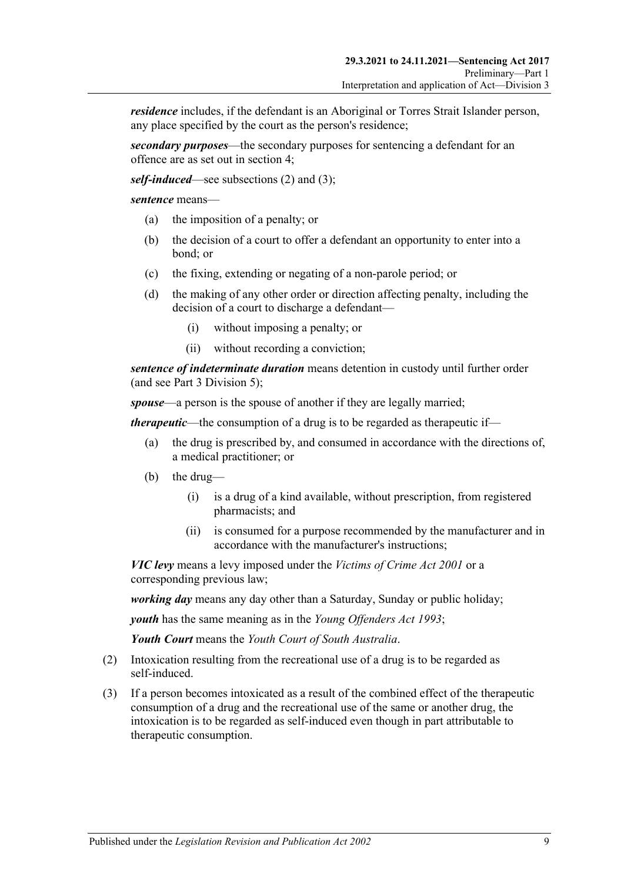***residence*** includes, if the defendant is an Aboriginal or Torres Strait Islander person, any place specified by the court as the person's residence;

***secondary purposes***—the secondary purposes for sentencing a defendant for an offence are as set out in section 4;

***self-induced***—see subsections (2) and (3);

***sentence*** means—

- (a) the imposition of a penalty; or
- (b) the decision of a court to offer a defendant an opportunity to enter into a bond; or
- (c) the fixing, extending or negating of a non-parole period; or
- (d) the making of any other order or direction affecting penalty, including the decision of a court to discharge a defendant—
  - (i) without imposing a penalty; or
  - (ii) without recording a conviction;

***sentence of indeterminate duration*** means detention in custody until further order (and see Part 3 Division 5);

***spouse***—a person is the spouse of another if they are legally married;

***therapeutic***—the consumption of a drug is to be regarded as therapeutic if—

- (a) the drug is prescribed by, and consumed in accordance with the directions of, a medical practitioner; or
- (b) the drug—
  - (i) is a drug of a kind available, without prescription, from registered pharmacists; and
  - (ii) is consumed for a purpose recommended by the manufacturer and in accordance with the manufacturer's instructions;

***VIC levy*** means a levy imposed under the *Victims of Crime Act 2001* or a corresponding previous law;

***working day*** means any day other than a Saturday, Sunday or public holiday;

***youth*** has the same meaning as in the *Young Offenders Act 1993*;

***Youth Court*** means the *Youth Court of South Australia*.

(2) Intoxication resulting from the recreational use of a drug is to be regarded as self-induced.

(3) If a person becomes intoxicated as a result of the combined effect of the therapeutic consumption of a drug and the recreational use of the same or another drug, the intoxication is to be regarded as self-induced even though in part attributable to therapeutic consumption.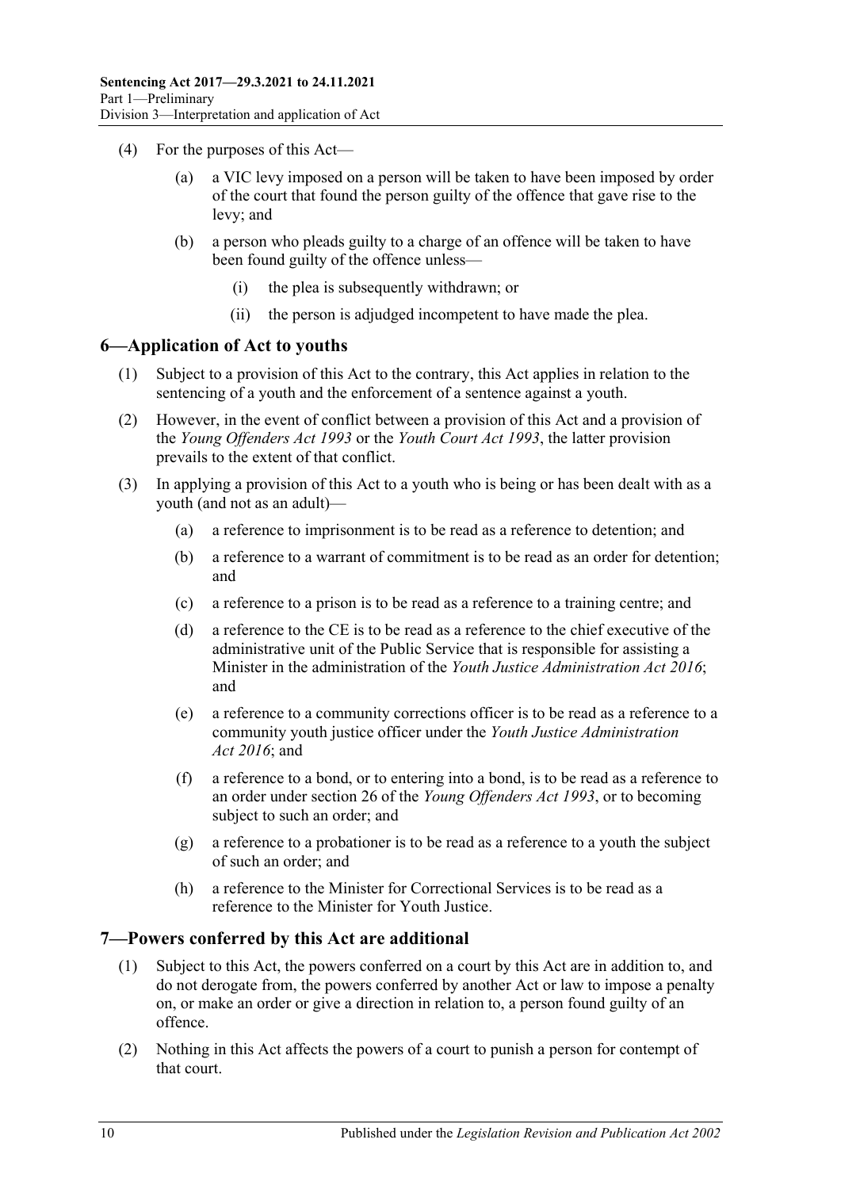(4) For the purposes of this Act—

(a) a VIC levy imposed on a person will be taken to have been imposed by order of the court that found the person guilty of the offence that gave rise to the levy; and

(b) a person who pleads guilty to a charge of an offence will be taken to have been found guilty of the offence unless—

(i) the plea is subsequently withdrawn; or

(ii) the person is adjudged incompetent to have made the plea.

## 6—Application of Act to youths

(1) Subject to a provision of this Act to the contrary, this Act applies in relation to the sentencing of a youth and the enforcement of a sentence against a youth.

(2) However, in the event of conflict between a provision of this Act and a provision of the *Young Offenders Act 1993* or the *Youth Court Act 1993*, the latter provision prevails to the extent of that conflict.

(3) In applying a provision of this Act to a youth who is being or has been dealt with as a youth (and not as an adult)—

(a) a reference to imprisonment is to be read as a reference to detention; and

(b) a reference to a warrant of commitment is to be read as an order for detention; and

(c) a reference to a prison is to be read as a reference to a training centre; and

(d) a reference to the CE is to be read as a reference to the chief executive of the administrative unit of the Public Service that is responsible for assisting a Minister in the administration of the *Youth Justice Administration Act 2016*; and

(e) a reference to a community corrections officer is to be read as a reference to a community youth justice officer under the *Youth Justice Administration Act 2016*; and

(f) a reference to a bond, or to entering into a bond, is to be read as a reference to an order under section 26 of the *Young Offenders Act 1993*, or to becoming subject to such an order; and

(g) a reference to a probationer is to be read as a reference to a youth the subject of such an order; and

(h) a reference to the Minister for Correctional Services is to be read as a reference to the Minister for Youth Justice.

## 7—Powers conferred by this Act are additional

(1) Subject to this Act, the powers conferred on a court by this Act are in addition to, and do not derogate from, the powers conferred by another Act or law to impose a penalty on, or make an order or give a direction in relation to, a person found guilty of an offence.

(2) Nothing in this Act affects the powers of a court to punish a person for contempt of that court.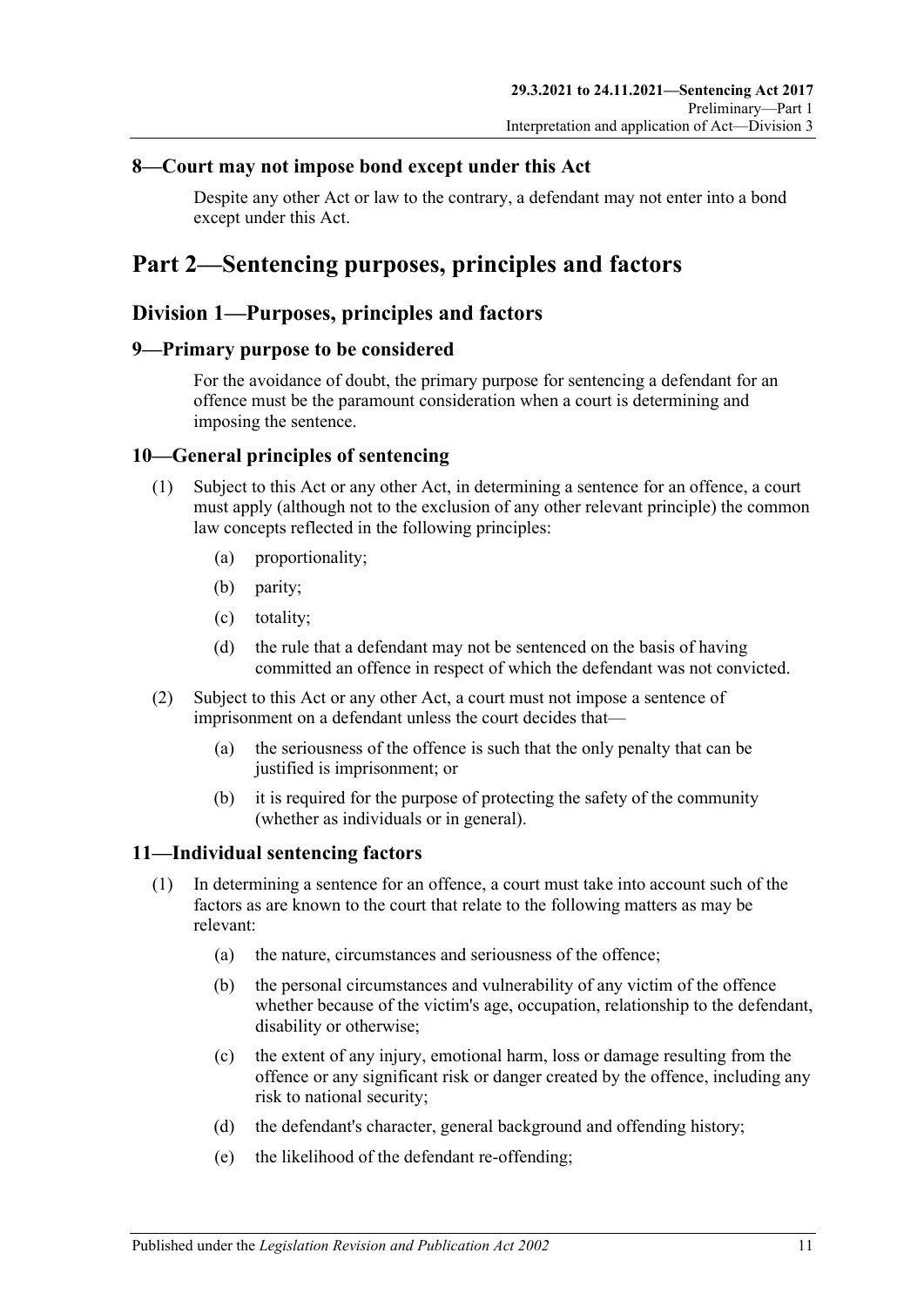## 8—Court may not impose bond except under this Act

Despite any other Act or law to the contrary, a defendant may not enter into a bond except under this Act.

# Part 2—Sentencing purposes, principles and factors

## Division 1—Purposes, principles and factors

### 9—Primary purpose to be considered

For the avoidance of doubt, the primary purpose for sentencing a defendant for an offence must be the paramount consideration when a court is determining and imposing the sentence.

### 10—General principles of sentencing

(1) Subject to this Act or any other Act, in determining a sentence for an offence, a court must apply (although not to the exclusion of any other relevant principle) the common law concepts reflected in the following principles:

(a) proportionality;

(b) parity;

(c) totality;

(d) the rule that a defendant may not be sentenced on the basis of having committed an offence in respect of which the defendant was not convicted.

(2) Subject to this Act or any other Act, a court must not impose a sentence of imprisonment on a defendant unless the court decides that—

(a) the seriousness of the offence is such that the only penalty that can be justified is imprisonment; or

(b) it is required for the purpose of protecting the safety of the community (whether as individuals or in general).

### 11—Individual sentencing factors

(1) In determining a sentence for an offence, a court must take into account such of the factors as are known to the court that relate to the following matters as may be relevant:

(a) the nature, circumstances and seriousness of the offence;

(b) the personal circumstances and vulnerability of any victim of the offence whether because of the victim's age, occupation, relationship to the defendant, disability or otherwise;

(c) the extent of any injury, emotional harm, loss or damage resulting from the offence or any significant risk or danger created by the offence, including any risk to national security;

(d) the defendant's character, general background and offending history;

(e) the likelihood of the defendant re-offending;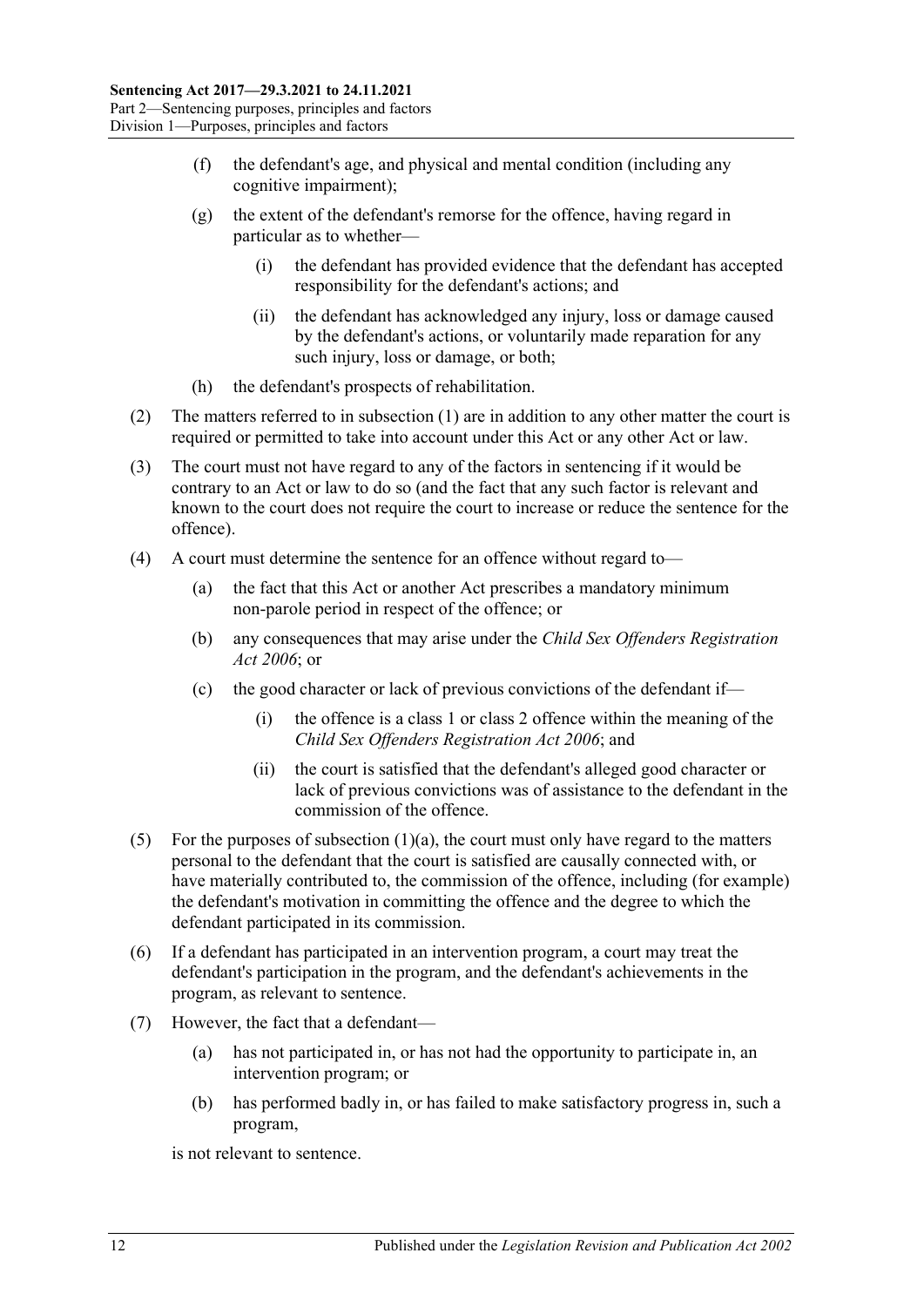(f) the defendant's age, and physical and mental condition (including any cognitive impairment);

(g) the extent of the defendant's remorse for the offence, having regard in particular as to whether—

(i) the defendant has provided evidence that the defendant has accepted responsibility for the defendant's actions; and

(ii) the defendant has acknowledged any injury, loss or damage caused by the defendant's actions, or voluntarily made reparation for any such injury, loss or damage, or both;

(h) the defendant's prospects of rehabilitation.

(2) The matters referred to in subsection (1) are in addition to any other matter the court is required or permitted to take into account under this Act or any other Act or law.

(3) The court must not have regard to any of the factors in sentencing if it would be contrary to an Act or law to do so (and the fact that any such factor is relevant and known to the court does not require the court to increase or reduce the sentence for the offence).

(4) A court must determine the sentence for an offence without regard to—

(a) the fact that this Act or another Act prescribes a mandatory minimum non-parole period in respect of the offence; or

(b) any consequences that may arise under the *Child Sex Offenders Registration Act 2006*; or

(c) the good character or lack of previous convictions of the defendant if—

(i) the offence is a class 1 or class 2 offence within the meaning of the *Child Sex Offenders Registration Act 2006*; and

(ii) the court is satisfied that the defendant's alleged good character or lack of previous convictions was of assistance to the defendant in the commission of the offence.

(5) For the purposes of subsection (1)(a), the court must only have regard to the matters personal to the defendant that the court is satisfied are causally connected with, or have materially contributed to, the commission of the offence, including (for example) the defendant's motivation in committing the offence and the degree to which the defendant participated in its commission.

(6) If a defendant has participated in an intervention program, a court may treat the defendant's participation in the program, and the defendant's achievements in the program, as relevant to sentence.

(7) However, the fact that a defendant—

(a) has not participated in, or has not had the opportunity to participate in, an intervention program; or

(b) has performed badly in, or has failed to make satisfactory progress in, such a program,

is not relevant to sentence.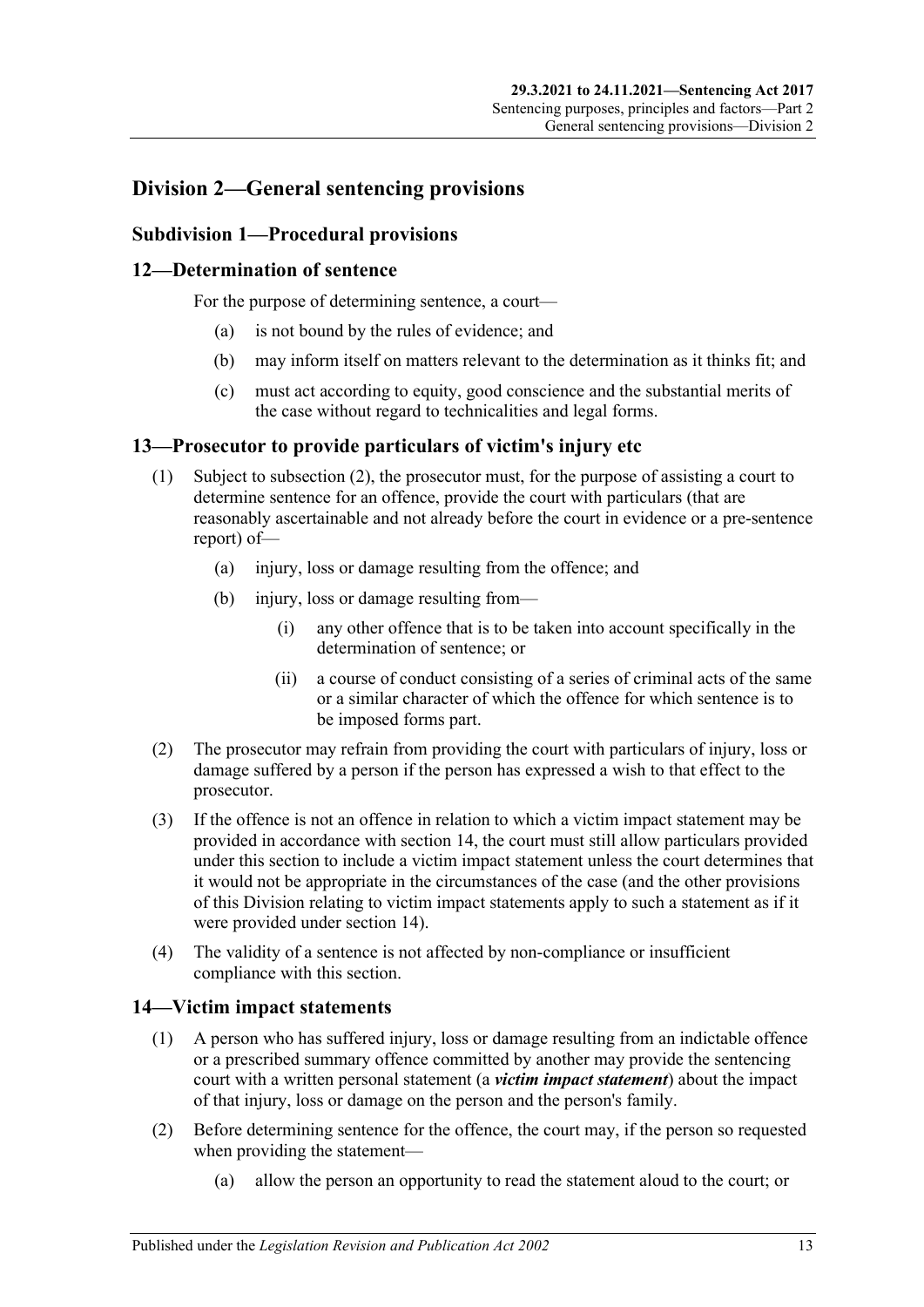## Division 2—General sentencing provisions

### Subdivision 1—Procedural provisions

### 12—Determination of sentence

For the purpose of determining sentence, a court—

(a) is not bound by the rules of evidence; and

(b) may inform itself on matters relevant to the determination as it thinks fit; and

(c) must act according to equity, good conscience and the substantial merits of the case without regard to technicalities and legal forms.

### 13—Prosecutor to provide particulars of victim's injury etc

(1) Subject to subsection (2), the prosecutor must, for the purpose of assisting a court to determine sentence for an offence, provide the court with particulars (that are reasonably ascertainable and not already before the court in evidence or a pre-sentence report) of—

(a) injury, loss or damage resulting from the offence; and

(b) injury, loss or damage resulting from—

(i) any other offence that is to be taken into account specifically in the determination of sentence; or

(ii) a course of conduct consisting of a series of criminal acts of the same or a similar character of which the offence for which sentence is to be imposed forms part.

(2) The prosecutor may refrain from providing the court with particulars of injury, loss or damage suffered by a person if the person has expressed a wish to that effect to the prosecutor.

(3) If the offence is not an offence in relation to which a victim impact statement may be provided in accordance with section 14, the court must still allow particulars provided under this section to include a victim impact statement unless the court determines that it would not be appropriate in the circumstances of the case (and the other provisions of this Division relating to victim impact statements apply to such a statement as if it were provided under section 14).

(4) The validity of a sentence is not affected by non-compliance or insufficient compliance with this section.

### 14—Victim impact statements

(1) A person who has suffered injury, loss or damage resulting from an indictable offence or a prescribed summary offence committed by another may provide the sentencing court with a written personal statement (a ***victim impact statement***) about the impact of that injury, loss or damage on the person and the person's family.

(2) Before determining sentence for the offence, the court may, if the person so requested when providing the statement—

(a) allow the person an opportunity to read the statement aloud to the court; or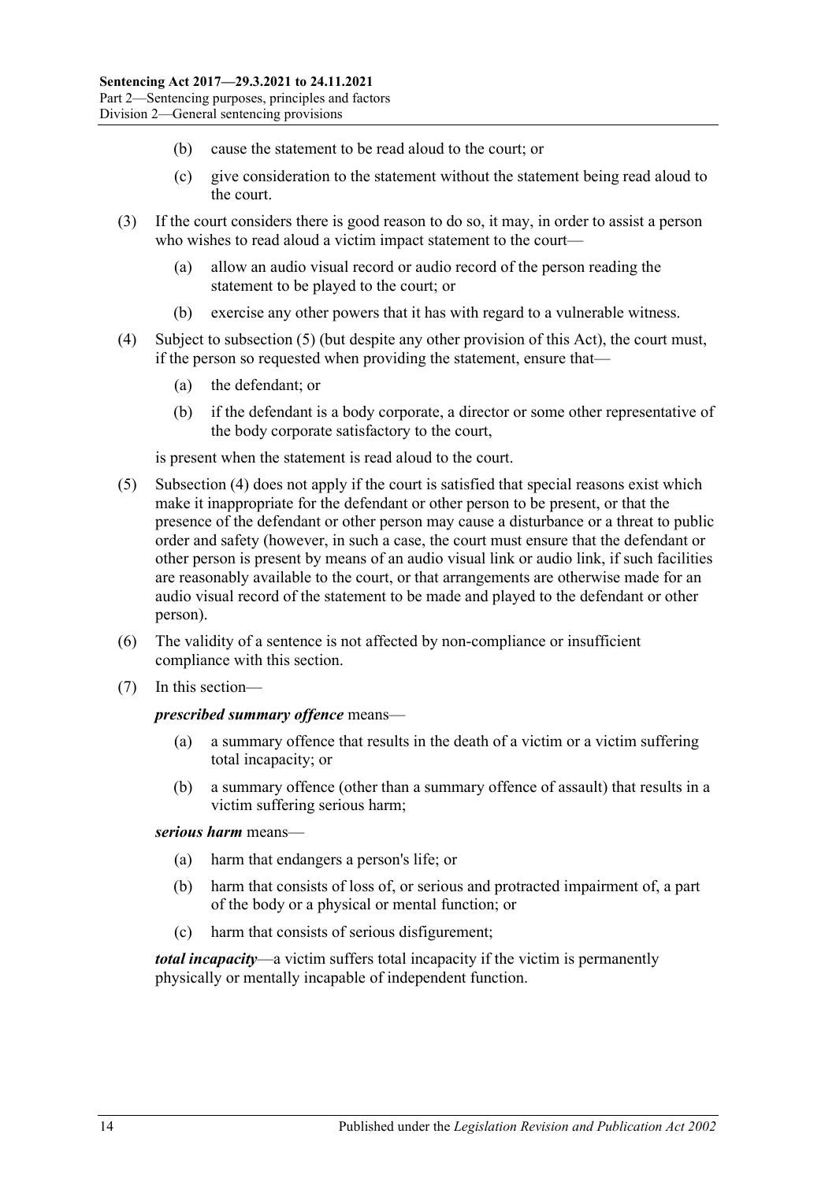(b) cause the statement to be read aloud to the court; or

(c) give consideration to the statement without the statement being read aloud to the court.

(3) If the court considers there is good reason to do so, it may, in order to assist a person who wishes to read aloud a victim impact statement to the court—

(a) allow an audio visual record or audio record of the person reading the statement to be played to the court; or

(b) exercise any other powers that it has with regard to a vulnerable witness.

(4) Subject to subsection (5) (but despite any other provision of this Act), the court must, if the person so requested when providing the statement, ensure that—

(a) the defendant; or

(b) if the defendant is a body corporate, a director or some other representative of the body corporate satisfactory to the court,

is present when the statement is read aloud to the court.

(5) Subsection (4) does not apply if the court is satisfied that special reasons exist which make it inappropriate for the defendant or other person to be present, or that the presence of the defendant or other person may cause a disturbance or a threat to public order and safety (however, in such a case, the court must ensure that the defendant or other person is present by means of an audio visual link or audio link, if such facilities are reasonably available to the court, or that arrangements are otherwise made for an audio visual record of the statement to be made and played to the defendant or other person).

(6) The validity of a sentence is not affected by non-compliance or insufficient compliance with this section.

(7) In this section—

***prescribed summary offence*** means—

(a) a summary offence that results in the death of a victim or a victim suffering total incapacity; or

(b) a summary offence (other than a summary offence of assault) that results in a victim suffering serious harm;

***serious harm*** means—

(a) harm that endangers a person's life; or

(b) harm that consists of loss of, or serious and protracted impairment of, a part of the body or a physical or mental function; or

(c) harm that consists of serious disfigurement;

***total incapacity***—a victim suffers total incapacity if the victim is permanently physically or mentally incapable of independent function.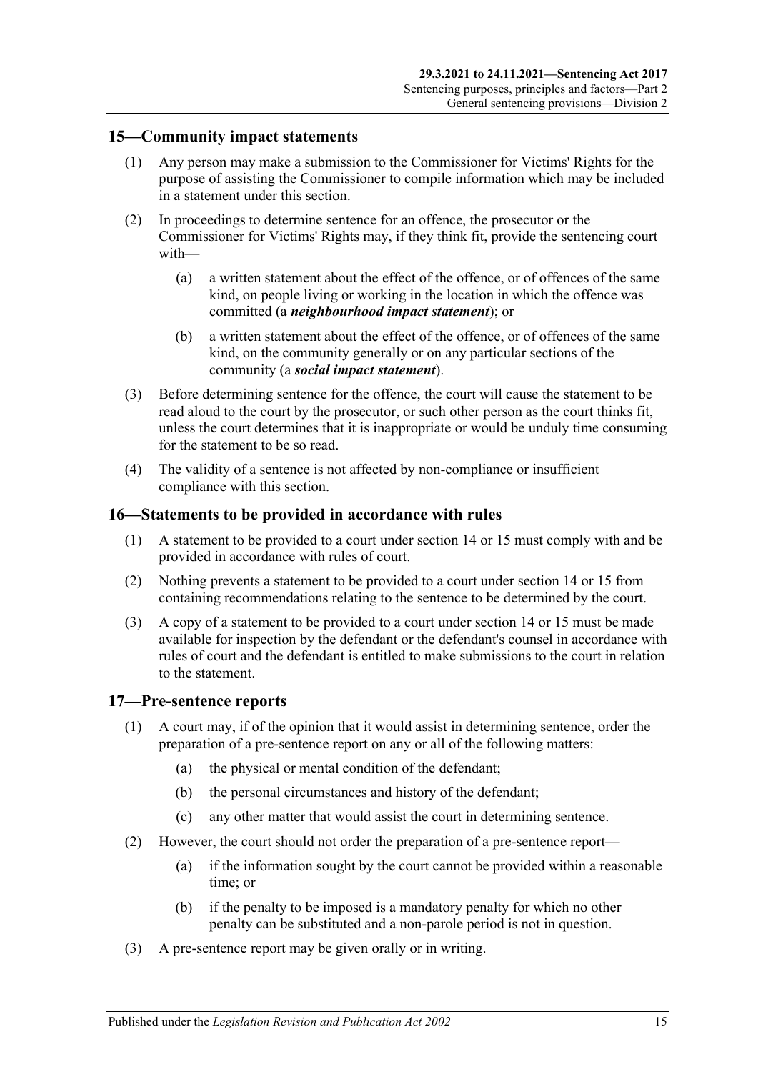## 15—Community impact statements

(1) Any person may make a submission to the Commissioner for Victims' Rights for the purpose of assisting the Commissioner to compile information which may be included in a statement under this section.

(2) In proceedings to determine sentence for an offence, the prosecutor or the Commissioner for Victims' Rights may, if they think fit, provide the sentencing court with—

   (a) a written statement about the effect of the offence, or of offences of the same kind, on people living or working in the location in which the offence was committed (a ***neighbourhood impact statement***); or

   (b) a written statement about the effect of the offence, or of offences of the same kind, on the community generally or on any particular sections of the community (a ***social impact statement***).

(3) Before determining sentence for the offence, the court will cause the statement to be read aloud to the court by the prosecutor, or such other person as the court thinks fit, unless the court determines that it is inappropriate or would be unduly time consuming for the statement to be so read.

(4) The validity of a sentence is not affected by non-compliance or insufficient compliance with this section.

## 16—Statements to be provided in accordance with rules

(1) A statement to be provided to a court under section 14 or 15 must comply with and be provided in accordance with rules of court.

(2) Nothing prevents a statement to be provided to a court under section 14 or 15 from containing recommendations relating to the sentence to be determined by the court.

(3) A copy of a statement to be provided to a court under section 14 or 15 must be made available for inspection by the defendant or the defendant's counsel in accordance with rules of court and the defendant is entitled to make submissions to the court in relation to the statement.

## 17—Pre-sentence reports

(1) A court may, if of the opinion that it would assist in determining sentence, order the preparation of a pre-sentence report on any or all of the following matters:

   (a) the physical or mental condition of the defendant;

   (b) the personal circumstances and history of the defendant;

   (c) any other matter that would assist the court in determining sentence.

(2) However, the court should not order the preparation of a pre-sentence report—

   (a) if the information sought by the court cannot be provided within a reasonable time; or

   (b) if the penalty to be imposed is a mandatory penalty for which no other penalty can be substituted and a non-parole period is not in question.

(3) A pre-sentence report may be given orally or in writing.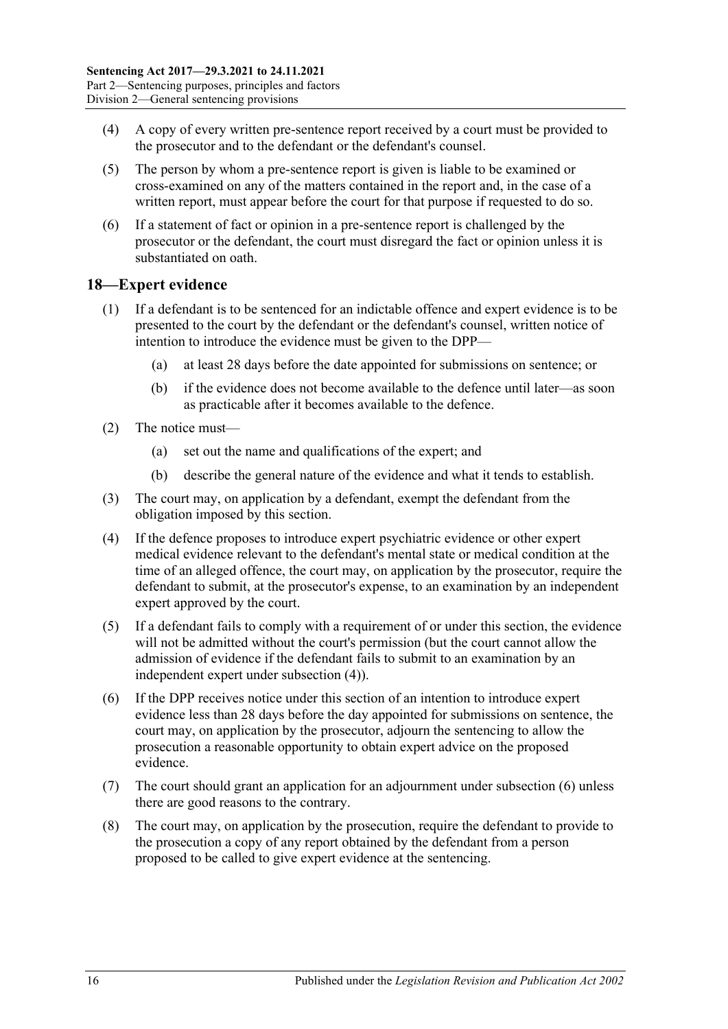(4) A copy of every written pre-sentence report received by a court must be provided to the prosecutor and to the defendant or the defendant's counsel.

(5) The person by whom a pre-sentence report is given is liable to be examined or cross-examined on any of the matters contained in the report and, in the case of a written report, must appear before the court for that purpose if requested to do so.

(6) If a statement of fact or opinion in a pre-sentence report is challenged by the prosecutor or the defendant, the court must disregard the fact or opinion unless it is substantiated on oath.

## 18—Expert evidence

(1) If a defendant is to be sentenced for an indictable offence and expert evidence is to be presented to the court by the defendant or the defendant's counsel, written notice of intention to introduce the evidence must be given to the DPP—

(a) at least 28 days before the date appointed for submissions on sentence; or

(b) if the evidence does not become available to the defence until later—as soon as practicable after it becomes available to the defence.

(2) The notice must—

(a) set out the name and qualifications of the expert; and

(b) describe the general nature of the evidence and what it tends to establish.

(3) The court may, on application by a defendant, exempt the defendant from the obligation imposed by this section.

(4) If the defence proposes to introduce expert psychiatric evidence or other expert medical evidence relevant to the defendant's mental state or medical condition at the time of an alleged offence, the court may, on application by the prosecutor, require the defendant to submit, at the prosecutor's expense, to an examination by an independent expert approved by the court.

(5) If a defendant fails to comply with a requirement of or under this section, the evidence will not be admitted without the court's permission (but the court cannot allow the admission of evidence if the defendant fails to submit to an examination by an independent expert under subsection (4)).

(6) If the DPP receives notice under this section of an intention to introduce expert evidence less than 28 days before the day appointed for submissions on sentence, the court may, on application by the prosecutor, adjourn the sentencing to allow the prosecution a reasonable opportunity to obtain expert advice on the proposed evidence.

(7) The court should grant an application for an adjournment under subsection (6) unless there are good reasons to the contrary.

(8) The court may, on application by the prosecution, require the defendant to provide to the prosecution a copy of any report obtained by the defendant from a person proposed to be called to give expert evidence at the sentencing.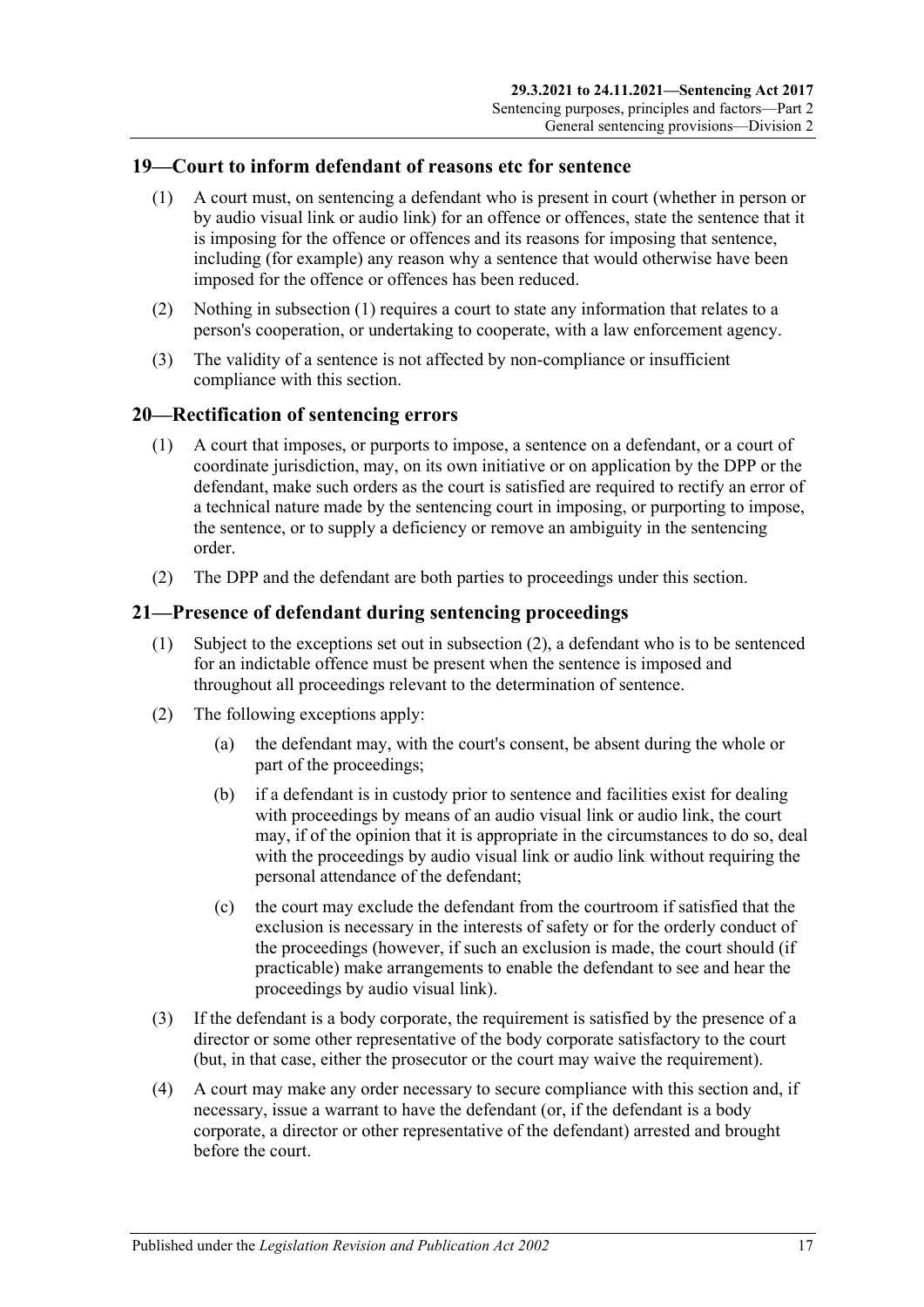## 19—Court to inform defendant of reasons etc for sentence

(1) A court must, on sentencing a defendant who is present in court (whether in person or by audio visual link or audio link) for an offence or offences, state the sentence that it is imposing for the offence or offences and its reasons for imposing that sentence, including (for example) any reason why a sentence that would otherwise have been imposed for the offence or offences has been reduced.

(2) Nothing in subsection (1) requires a court to state any information that relates to a person's cooperation, or undertaking to cooperate, with a law enforcement agency.

(3) The validity of a sentence is not affected by non-compliance or insufficient compliance with this section.

## 20—Rectification of sentencing errors

(1) A court that imposes, or purports to impose, a sentence on a defendant, or a court of coordinate jurisdiction, may, on its own initiative or on application by the DPP or the defendant, make such orders as the court is satisfied are required to rectify an error of a technical nature made by the sentencing court in imposing, or purporting to impose, the sentence, or to supply a deficiency or remove an ambiguity in the sentencing order.

(2) The DPP and the defendant are both parties to proceedings under this section.

## 21—Presence of defendant during sentencing proceedings

(1) Subject to the exceptions set out in subsection (2), a defendant who is to be sentenced for an indictable offence must be present when the sentence is imposed and throughout all proceedings relevant to the determination of sentence.

(2) The following exceptions apply:

(a) the defendant may, with the court's consent, be absent during the whole or part of the proceedings;

(b) if a defendant is in custody prior to sentence and facilities exist for dealing with proceedings by means of an audio visual link or audio link, the court may, if of the opinion that it is appropriate in the circumstances to do so, deal with the proceedings by audio visual link or audio link without requiring the personal attendance of the defendant;

(c) the court may exclude the defendant from the courtroom if satisfied that the exclusion is necessary in the interests of safety or for the orderly conduct of the proceedings (however, if such an exclusion is made, the court should (if practicable) make arrangements to enable the defendant to see and hear the proceedings by audio visual link).

(3) If the defendant is a body corporate, the requirement is satisfied by the presence of a director or some other representative of the body corporate satisfactory to the court (but, in that case, either the prosecutor or the court may waive the requirement).

(4) A court may make any order necessary to secure compliance with this section and, if necessary, issue a warrant to have the defendant (or, if the defendant is a body corporate, a director or other representative of the defendant) arrested and brought before the court.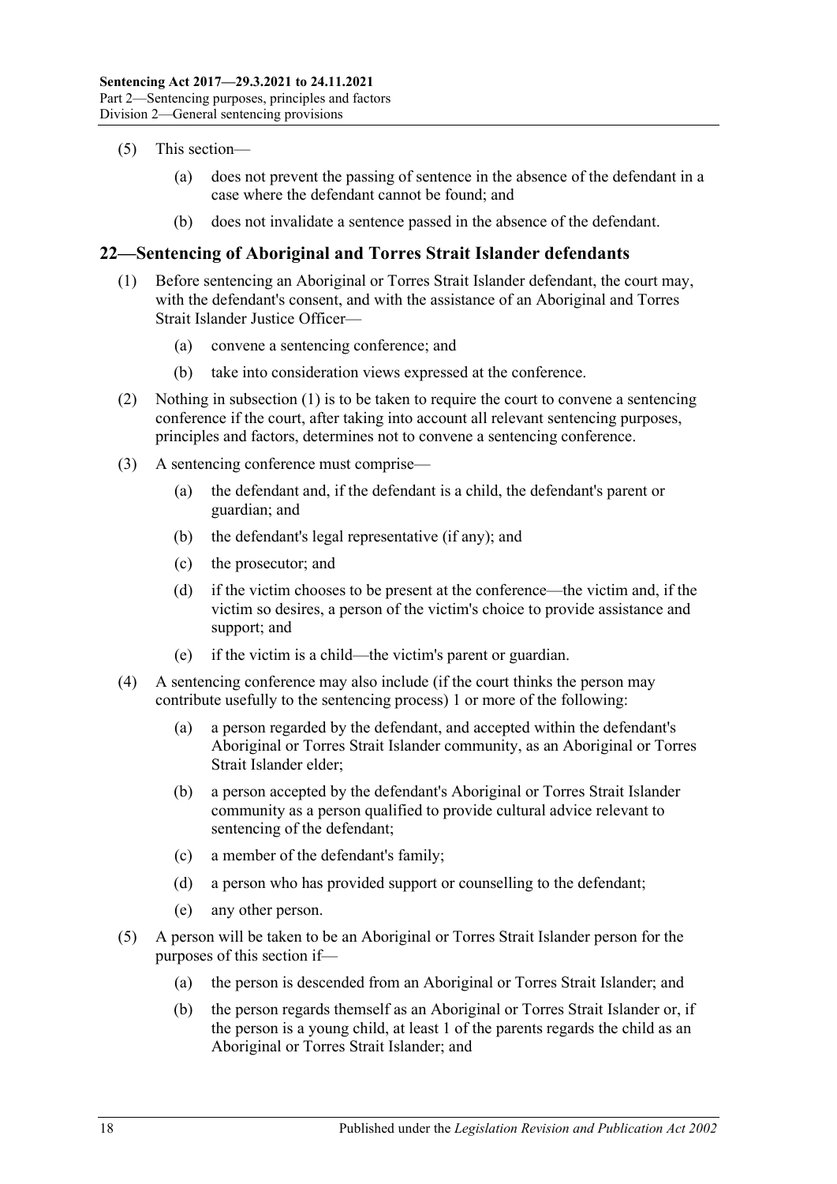(5) This section—

(a) does not prevent the passing of sentence in the absence of the defendant in a case where the defendant cannot be found; and

(b) does not invalidate a sentence passed in the absence of the defendant.

## 22—Sentencing of Aboriginal and Torres Strait Islander defendants

(1) Before sentencing an Aboriginal or Torres Strait Islander defendant, the court may, with the defendant's consent, and with the assistance of an Aboriginal and Torres Strait Islander Justice Officer—

(a) convene a sentencing conference; and

(b) take into consideration views expressed at the conference.

(2) Nothing in subsection (1) is to be taken to require the court to convene a sentencing conference if the court, after taking into account all relevant sentencing purposes, principles and factors, determines not to convene a sentencing conference.

(3) A sentencing conference must comprise—

(a) the defendant and, if the defendant is a child, the defendant's parent or guardian; and

(b) the defendant's legal representative (if any); and

(c) the prosecutor; and

(d) if the victim chooses to be present at the conference—the victim and, if the victim so desires, a person of the victim's choice to provide assistance and support; and

(e) if the victim is a child—the victim's parent or guardian.

(4) A sentencing conference may also include (if the court thinks the person may contribute usefully to the sentencing process) 1 or more of the following:

(a) a person regarded by the defendant, and accepted within the defendant's Aboriginal or Torres Strait Islander community, as an Aboriginal or Torres Strait Islander elder;

(b) a person accepted by the defendant's Aboriginal or Torres Strait Islander community as a person qualified to provide cultural advice relevant to sentencing of the defendant;

(c) a member of the defendant's family;

(d) a person who has provided support or counselling to the defendant;

(e) any other person.

(5) A person will be taken to be an Aboriginal or Torres Strait Islander person for the purposes of this section if—

(a) the person is descended from an Aboriginal or Torres Strait Islander; and

(b) the person regards themself as an Aboriginal or Torres Strait Islander or, if the person is a young child, at least 1 of the parents regards the child as an Aboriginal or Torres Strait Islander; and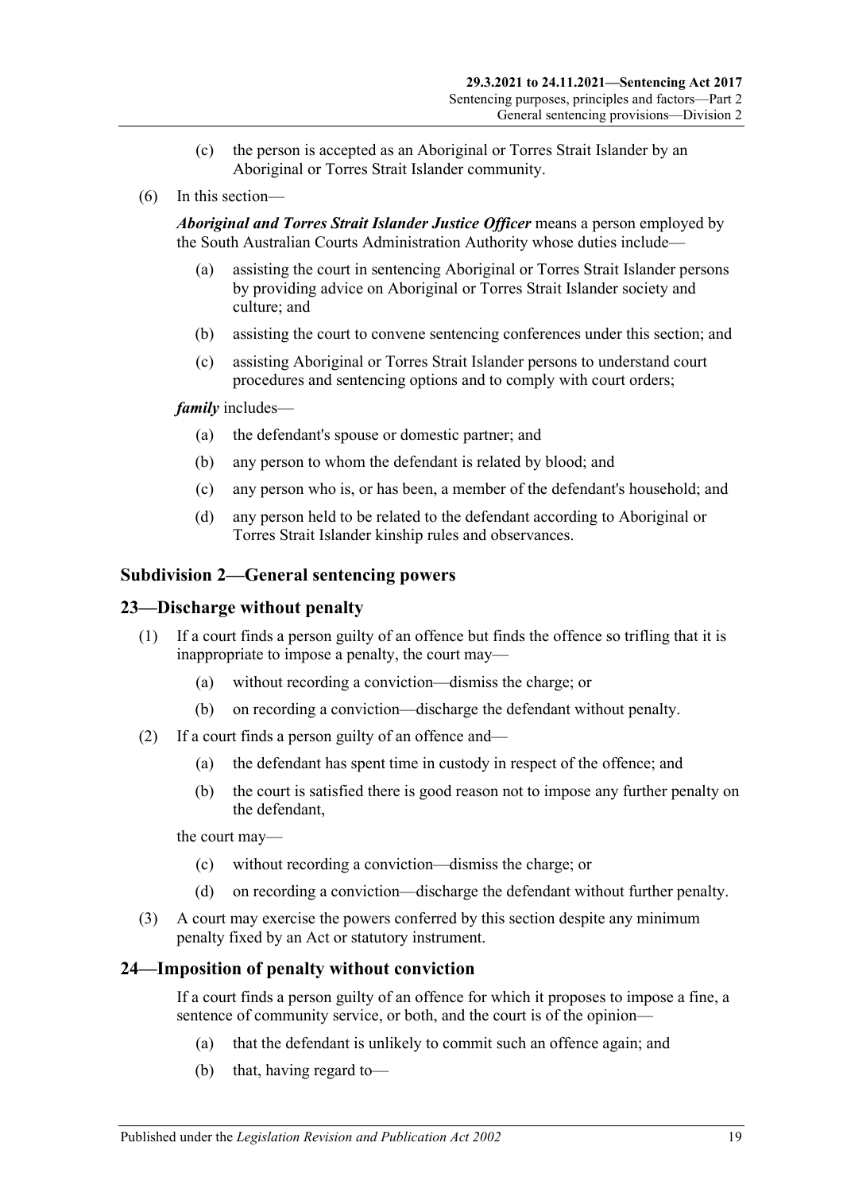(c) the person is accepted as an Aboriginal or Torres Strait Islander by an Aboriginal or Torres Strait Islander community.

(6) In this section—

***Aboriginal and Torres Strait Islander Justice Officer*** means a person employed by the South Australian Courts Administration Authority whose duties include—

(a) assisting the court in sentencing Aboriginal or Torres Strait Islander persons by providing advice on Aboriginal or Torres Strait Islander society and culture; and

(b) assisting the court to convene sentencing conferences under this section; and

(c) assisting Aboriginal or Torres Strait Islander persons to understand court procedures and sentencing options and to comply with court orders;

***family*** includes—

(a) the defendant's spouse or domestic partner; and

(b) any person to whom the defendant is related by blood; and

(c) any person who is, or has been, a member of the defendant's household; and

(d) any person held to be related to the defendant according to Aboriginal or Torres Strait Islander kinship rules and observances.

### Subdivision 2—General sentencing powers

### 23—Discharge without penalty

(1) If a court finds a person guilty of an offence but finds the offence so trifling that it is inappropriate to impose a penalty, the court may—

(a) without recording a conviction—dismiss the charge; or

(b) on recording a conviction—discharge the defendant without penalty.

(2) If a court finds a person guilty of an offence and—

(a) the defendant has spent time in custody in respect of the offence; and

(b) the court is satisfied there is good reason not to impose any further penalty on the defendant,

the court may—

(c) without recording a conviction—dismiss the charge; or

(d) on recording a conviction—discharge the defendant without further penalty.

(3) A court may exercise the powers conferred by this section despite any minimum penalty fixed by an Act or statutory instrument.

### 24—Imposition of penalty without conviction

If a court finds a person guilty of an offence for which it proposes to impose a fine, a sentence of community service, or both, and the court is of the opinion—

(a) that the defendant is unlikely to commit such an offence again; and

(b) that, having regard to—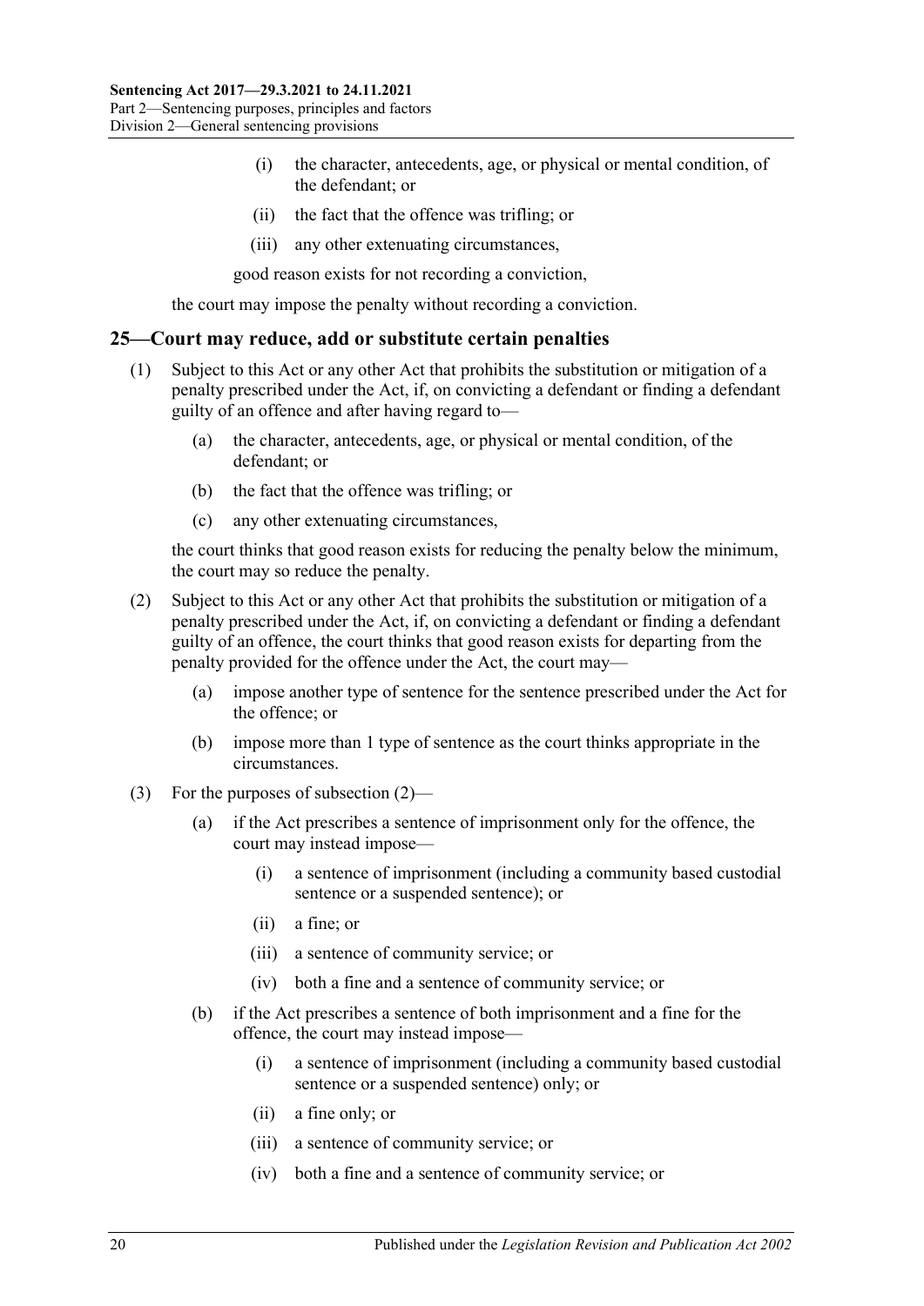(i) the character, antecedents, age, or physical or mental condition, of the defendant; or

(ii) the fact that the offence was trifling; or

(iii) any other extenuating circumstances,

good reason exists for not recording a conviction,

the court may impose the penalty without recording a conviction.

## 25—Court may reduce, add or substitute certain penalties

(1) Subject to this Act or any other Act that prohibits the substitution or mitigation of a penalty prescribed under the Act, if, on convicting a defendant or finding a defendant guilty of an offence and after having regard to—

(a) the character, antecedents, age, or physical or mental condition, of the defendant; or

(b) the fact that the offence was trifling; or

(c) any other extenuating circumstances,

the court thinks that good reason exists for reducing the penalty below the minimum, the court may so reduce the penalty.

(2) Subject to this Act or any other Act that prohibits the substitution or mitigation of a penalty prescribed under the Act, if, on convicting a defendant or finding a defendant guilty of an offence, the court thinks that good reason exists for departing from the penalty provided for the offence under the Act, the court may—

(a) impose another type of sentence for the sentence prescribed under the Act for the offence; or

(b) impose more than 1 type of sentence as the court thinks appropriate in the circumstances.

(3) For the purposes of subsection (2)—

(a) if the Act prescribes a sentence of imprisonment only for the offence, the court may instead impose—

(i) a sentence of imprisonment (including a community based custodial sentence or a suspended sentence); or

(ii) a fine; or

(iii) a sentence of community service; or

(iv) both a fine and a sentence of community service; or

(b) if the Act prescribes a sentence of both imprisonment and a fine for the offence, the court may instead impose—

(i) a sentence of imprisonment (including a community based custodial sentence or a suspended sentence) only; or

(ii) a fine only; or

(iii) a sentence of community service; or

(iv) both a fine and a sentence of community service; or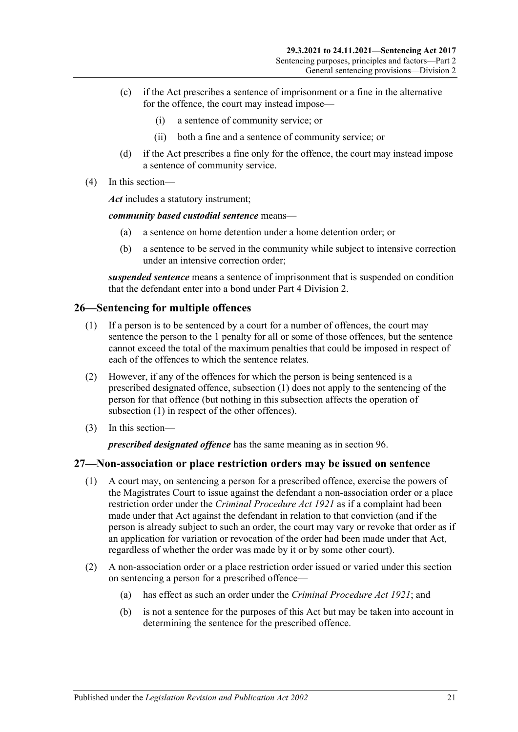(c) if the Act prescribes a sentence of imprisonment or a fine in the alternative for the offence, the court may instead impose—

(i) a sentence of community service; or

(ii) both a fine and a sentence of community service; or

(d) if the Act prescribes a fine only for the offence, the court may instead impose a sentence of community service.

(4) In this section—

***Act*** includes a statutory instrument;

***community based custodial sentence*** means—

(a) a sentence on home detention under a home detention order; or

(b) a sentence to be served in the community while subject to intensive correction under an intensive correction order;

***suspended sentence*** means a sentence of imprisonment that is suspended on condition that the defendant enter into a bond under Part 4 Division 2.

## 26—Sentencing for multiple offences

(1) If a person is to be sentenced by a court for a number of offences, the court may sentence the person to the 1 penalty for all or some of those offences, but the sentence cannot exceed the total of the maximum penalties that could be imposed in respect of each of the offences to which the sentence relates.

(2) However, if any of the offences for which the person is being sentenced is a prescribed designated offence, subsection (1) does not apply to the sentencing of the person for that offence (but nothing in this subsection affects the operation of subsection (1) in respect of the other offences).

(3) In this section—

***prescribed designated offence*** has the same meaning as in section 96.

## 27—Non-association or place restriction orders may be issued on sentence

(1) A court may, on sentencing a person for a prescribed offence, exercise the powers of the Magistrates Court to issue against the defendant a non-association order or a place restriction order under the *Criminal Procedure Act 1921* as if a complaint had been made under that Act against the defendant in relation to that conviction (and if the person is already subject to such an order, the court may vary or revoke that order as if an application for variation or revocation of the order had been made under that Act, regardless of whether the order was made by it or by some other court).

(2) A non-association order or a place restriction order issued or varied under this section on sentencing a person for a prescribed offence—

(a) has effect as such an order under the *Criminal Procedure Act 1921*; and

(b) is not a sentence for the purposes of this Act but may be taken into account in determining the sentence for the prescribed offence.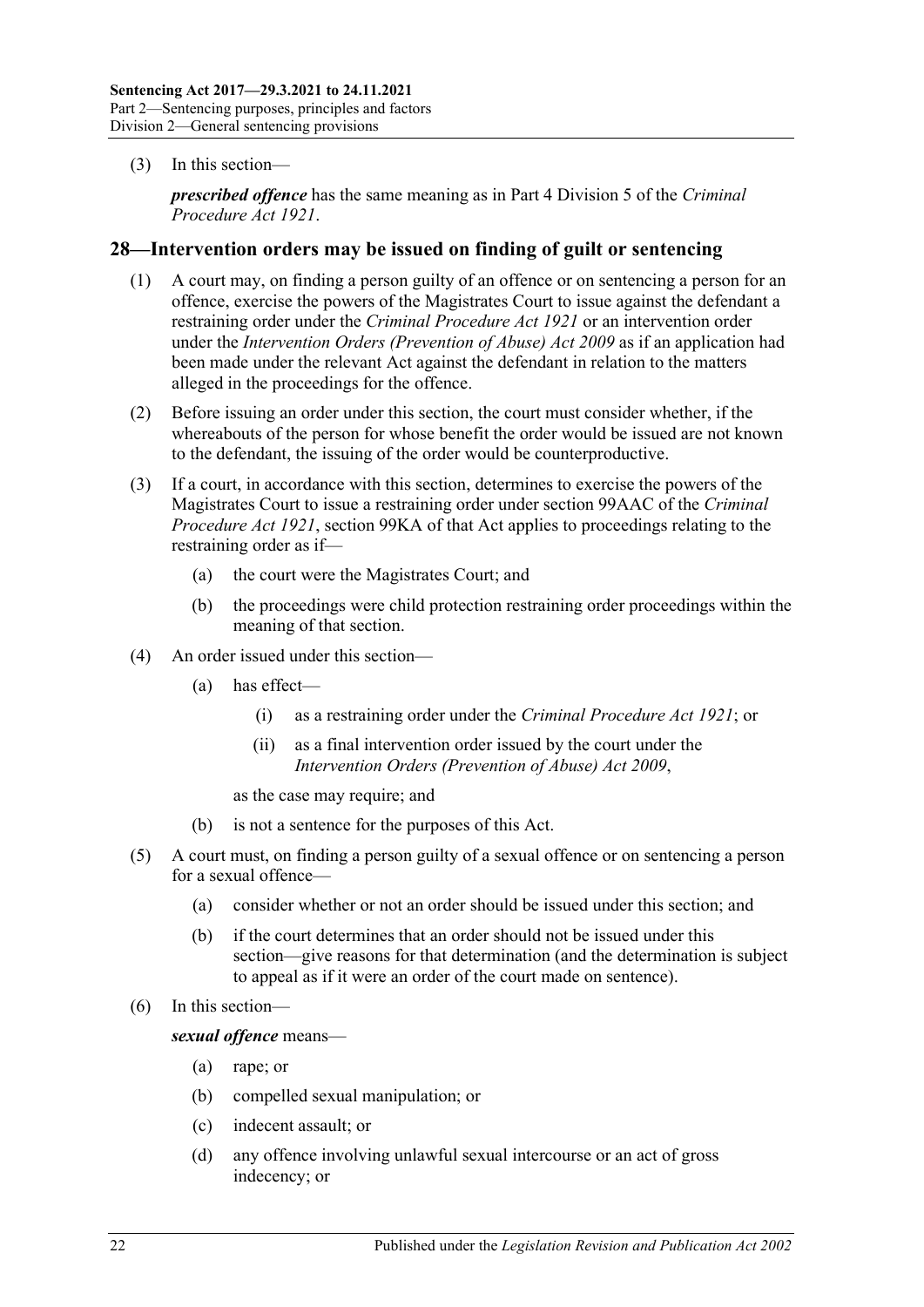(3) In this section—

***prescribed offence*** has the same meaning as in Part 4 Division 5 of the *Criminal Procedure Act 1921*.

## 28—Intervention orders may be issued on finding of guilt or sentencing

(1) A court may, on finding a person guilty of an offence or on sentencing a person for an offence, exercise the powers of the Magistrates Court to issue against the defendant a restraining order under the *Criminal Procedure Act 1921* or an intervention order under the *Intervention Orders (Prevention of Abuse) Act 2009* as if an application had been made under the relevant Act against the defendant in relation to the matters alleged in the proceedings for the offence.

(2) Before issuing an order under this section, the court must consider whether, if the whereabouts of the person for whose benefit the order would be issued are not known to the defendant, the issuing of the order would be counterproductive.

(3) If a court, in accordance with this section, determines to exercise the powers of the Magistrates Court to issue a restraining order under section 99AAC of the *Criminal Procedure Act 1921*, section 99KA of that Act applies to proceedings relating to the restraining order as if—

- (a) the court were the Magistrates Court; and
- (b) the proceedings were child protection restraining order proceedings within the meaning of that section.

(4) An order issued under this section—

- (a) has effect—
  - (i) as a restraining order under the *Criminal Procedure Act 1921*; or
  - (ii) as a final intervention order issued by the court under the *Intervention Orders (Prevention of Abuse) Act 2009*,

  as the case may require; and
- (b) is not a sentence for the purposes of this Act.

(5) A court must, on finding a person guilty of a sexual offence or on sentencing a person for a sexual offence—

- (a) consider whether or not an order should be issued under this section; and
- (b) if the court determines that an order should not be issued under this section—give reasons for that determination (and the determination is subject to appeal as if it were an order of the court made on sentence).

(6) In this section—

***sexual offence*** means—

- (a) rape; or
- (b) compelled sexual manipulation; or
- (c) indecent assault; or
- (d) any offence involving unlawful sexual intercourse or an act of gross indecency; or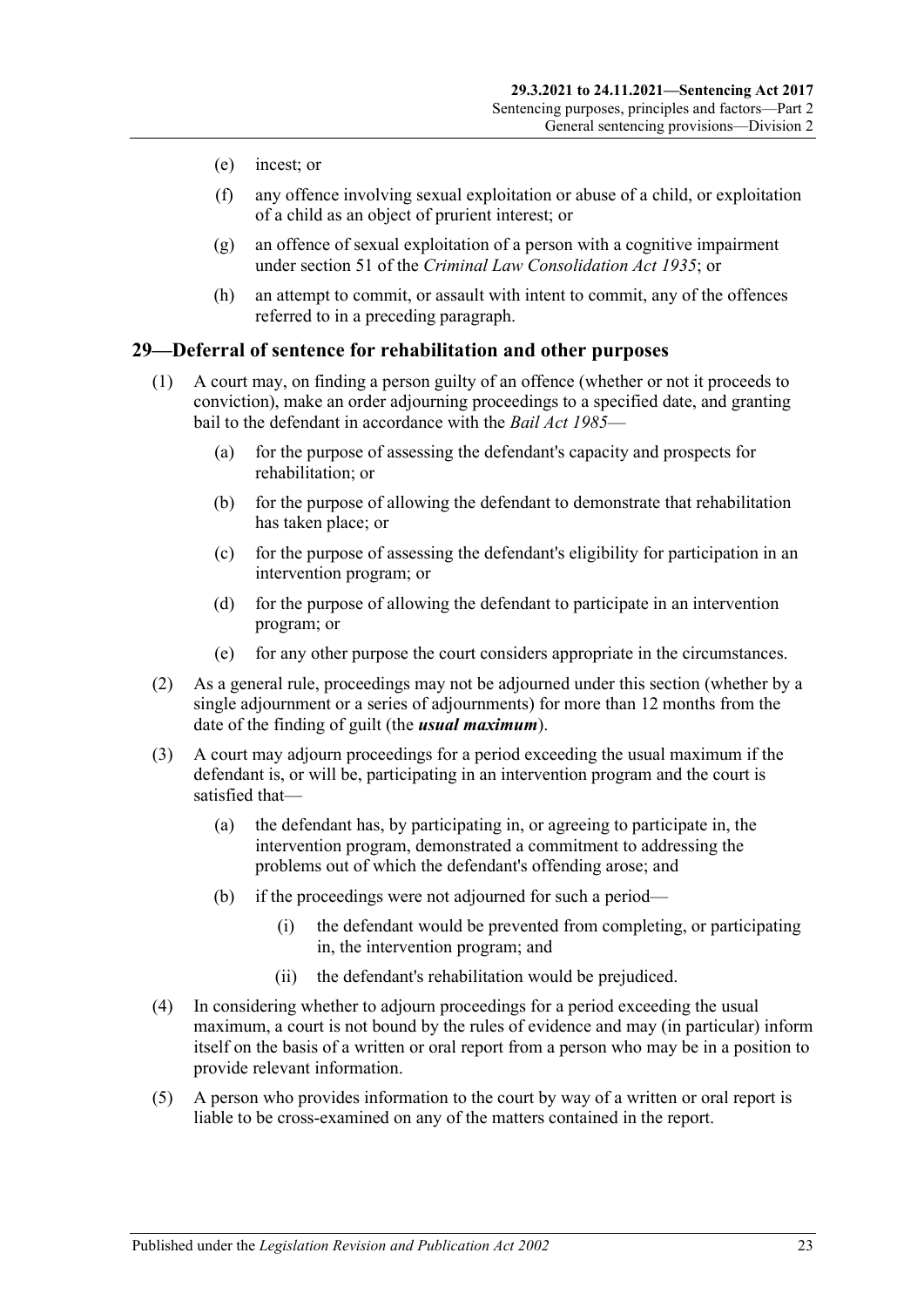(e) incest; or

(f) any offence involving sexual exploitation or abuse of a child, or exploitation of a child as an object of prurient interest; or

(g) an offence of sexual exploitation of a person with a cognitive impairment under section 51 of the *Criminal Law Consolidation Act 1935*; or

(h) an attempt to commit, or assault with intent to commit, any of the offences referred to in a preceding paragraph.

## 29—Deferral of sentence for rehabilitation and other purposes

(1) A court may, on finding a person guilty of an offence (whether or not it proceeds to conviction), make an order adjourning proceedings to a specified date, and granting bail to the defendant in accordance with the *Bail Act 1985*—

(a) for the purpose of assessing the defendant's capacity and prospects for rehabilitation; or

(b) for the purpose of allowing the defendant to demonstrate that rehabilitation has taken place; or

(c) for the purpose of assessing the defendant's eligibility for participation in an intervention program; or

(d) for the purpose of allowing the defendant to participate in an intervention program; or

(e) for any other purpose the court considers appropriate in the circumstances.

(2) As a general rule, proceedings may not be adjourned under this section (whether by a single adjournment or a series of adjournments) for more than 12 months from the date of the finding of guilt (the ***usual maximum***).

(3) A court may adjourn proceedings for a period exceeding the usual maximum if the defendant is, or will be, participating in an intervention program and the court is satisfied that—

(a) the defendant has, by participating in, or agreeing to participate in, the intervention program, demonstrated a commitment to addressing the problems out of which the defendant's offending arose; and

(b) if the proceedings were not adjourned for such a period—

(i) the defendant would be prevented from completing, or participating in, the intervention program; and

(ii) the defendant's rehabilitation would be prejudiced.

(4) In considering whether to adjourn proceedings for a period exceeding the usual maximum, a court is not bound by the rules of evidence and may (in particular) inform itself on the basis of a written or oral report from a person who may be in a position to provide relevant information.

(5) A person who provides information to the court by way of a written or oral report is liable to be cross-examined on any of the matters contained in the report.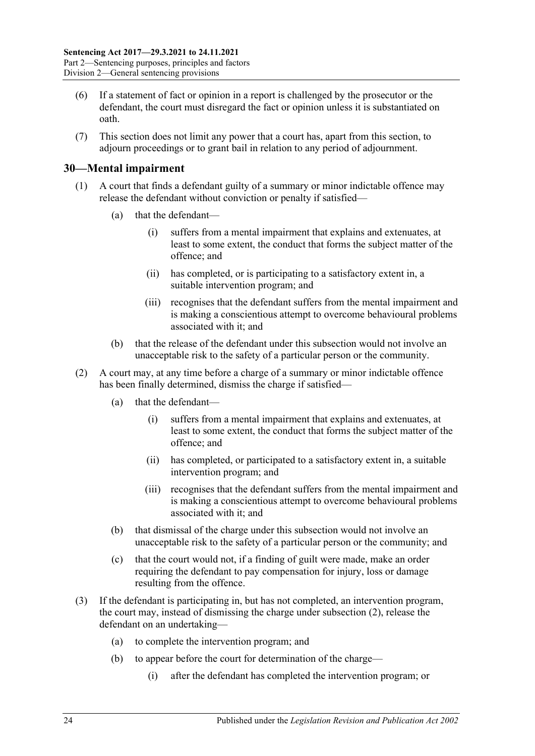(6) If a statement of fact or opinion in a report is challenged by the prosecutor or the defendant, the court must disregard the fact or opinion unless it is substantiated on oath.

(7) This section does not limit any power that a court has, apart from this section, to adjourn proceedings or to grant bail in relation to any period of adjournment.

## 30—Mental impairment

(1) A court that finds a defendant guilty of a summary or minor indictable offence may release the defendant without conviction or penalty if satisfied—

- (a) that the defendant—
  - (i) suffers from a mental impairment that explains and extenuates, at least to some extent, the conduct that forms the subject matter of the offence; and
  - (ii) has completed, or is participating to a satisfactory extent in, a suitable intervention program; and
  - (iii) recognises that the defendant suffers from the mental impairment and is making a conscientious attempt to overcome behavioural problems associated with it; and
- (b) that the release of the defendant under this subsection would not involve an unacceptable risk to the safety of a particular person or the community.

(2) A court may, at any time before a charge of a summary or minor indictable offence has been finally determined, dismiss the charge if satisfied—

- (a) that the defendant—
  - (i) suffers from a mental impairment that explains and extenuates, at least to some extent, the conduct that forms the subject matter of the offence; and
  - (ii) has completed, or participated to a satisfactory extent in, a suitable intervention program; and
  - (iii) recognises that the defendant suffers from the mental impairment and is making a conscientious attempt to overcome behavioural problems associated with it; and
- (b) that dismissal of the charge under this subsection would not involve an unacceptable risk to the safety of a particular person or the community; and
- (c) that the court would not, if a finding of guilt were made, make an order requiring the defendant to pay compensation for injury, loss or damage resulting from the offence.

(3) If the defendant is participating in, but has not completed, an intervention program, the court may, instead of dismissing the charge under subsection (2), release the defendant on an undertaking—

- (a) to complete the intervention program; and
- (b) to appear before the court for determination of the charge—
  - (i) after the defendant has completed the intervention program; or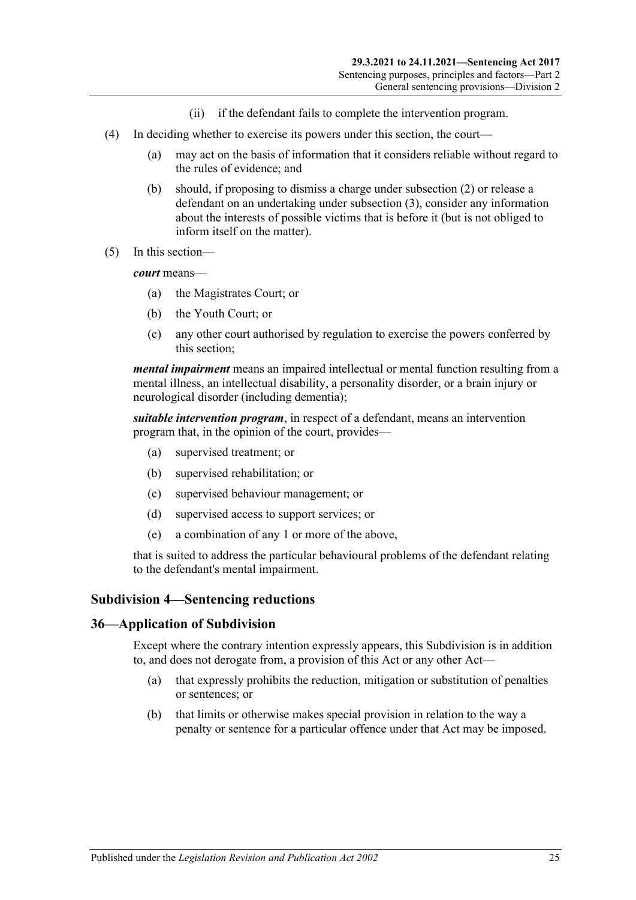(ii) if the defendant fails to complete the intervention program.

(4) In deciding whether to exercise its powers under this section, the court—

(a) may act on the basis of information that it considers reliable without regard to the rules of evidence; and

(b) should, if proposing to dismiss a charge under subsection (2) or release a defendant on an undertaking under subsection (3), consider any information about the interests of possible victims that is before it (but is not obliged to inform itself on the matter).

(5) In this section—

***court*** means—

(a) the Magistrates Court; or

(b) the Youth Court; or

(c) any other court authorised by regulation to exercise the powers conferred by this section;

***mental impairment*** means an impaired intellectual or mental function resulting from a mental illness, an intellectual disability, a personality disorder, or a brain injury or neurological disorder (including dementia);

***suitable intervention program***, in respect of a defendant, means an intervention program that, in the opinion of the court, provides—

(a) supervised treatment; or

(b) supervised rehabilitation; or

(c) supervised behaviour management; or

(d) supervised access to support services; or

(e) a combination of any 1 or more of the above,

that is suited to address the particular behavioural problems of the defendant relating to the defendant's mental impairment.

### Subdivision 4—Sentencing reductions

## 36—Application of Subdivision

Except where the contrary intention expressly appears, this Subdivision is in addition to, and does not derogate from, a provision of this Act or any other Act—

(a) that expressly prohibits the reduction, mitigation or substitution of penalties or sentences; or

(b) that limits or otherwise makes special provision in relation to the way a penalty or sentence for a particular offence under that Act may be imposed.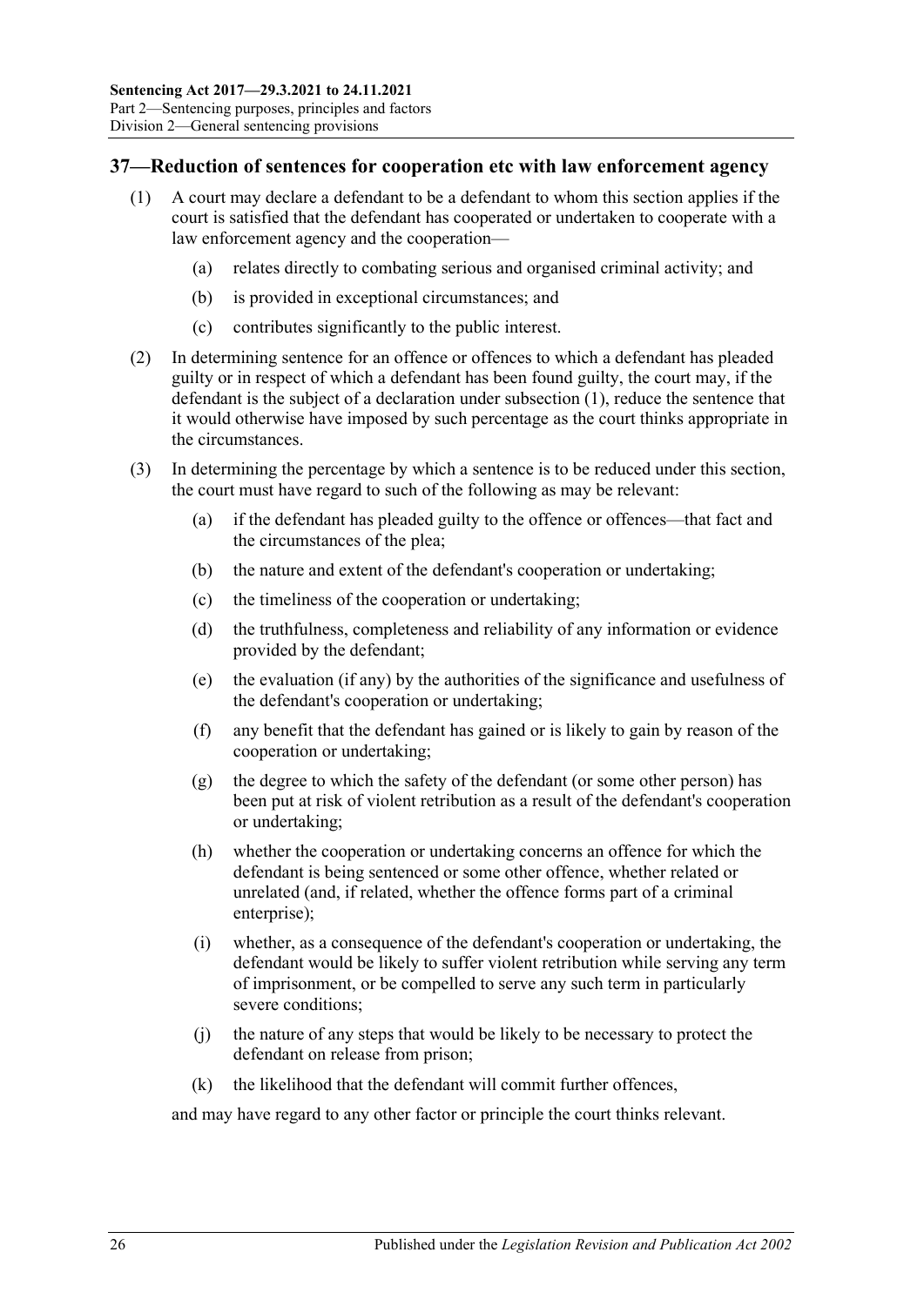## 37—Reduction of sentences for cooperation etc with law enforcement agency

(1) A court may declare a defendant to be a defendant to whom this section applies if the court is satisfied that the defendant has cooperated or undertaken to cooperate with a law enforcement agency and the cooperation—

 (a) relates directly to combating serious and organised criminal activity; and

 (b) is provided in exceptional circumstances; and

 (c) contributes significantly to the public interest.

(2) In determining sentence for an offence or offences to which a defendant has pleaded guilty or in respect of which a defendant has been found guilty, the court may, if the defendant is the subject of a declaration under subsection (1), reduce the sentence that it would otherwise have imposed by such percentage as the court thinks appropriate in the circumstances.

(3) In determining the percentage by which a sentence is to be reduced under this section, the court must have regard to such of the following as may be relevant:

 (a) if the defendant has pleaded guilty to the offence or offences—that fact and the circumstances of the plea;

 (b) the nature and extent of the defendant's cooperation or undertaking;

 (c) the timeliness of the cooperation or undertaking;

 (d) the truthfulness, completeness and reliability of any information or evidence provided by the defendant;

 (e) the evaluation (if any) by the authorities of the significance and usefulness of the defendant's cooperation or undertaking;

 (f) any benefit that the defendant has gained or is likely to gain by reason of the cooperation or undertaking;

 (g) the degree to which the safety of the defendant (or some other person) has been put at risk of violent retribution as a result of the defendant's cooperation or undertaking;

 (h) whether the cooperation or undertaking concerns an offence for which the defendant is being sentenced or some other offence, whether related or unrelated (and, if related, whether the offence forms part of a criminal enterprise);

 (i) whether, as a consequence of the defendant's cooperation or undertaking, the defendant would be likely to suffer violent retribution while serving any term of imprisonment, or be compelled to serve any such term in particularly severe conditions;

 (j) the nature of any steps that would be likely to be necessary to protect the defendant on release from prison;

 (k) the likelihood that the defendant will commit further offences,

and may have regard to any other factor or principle the court thinks relevant.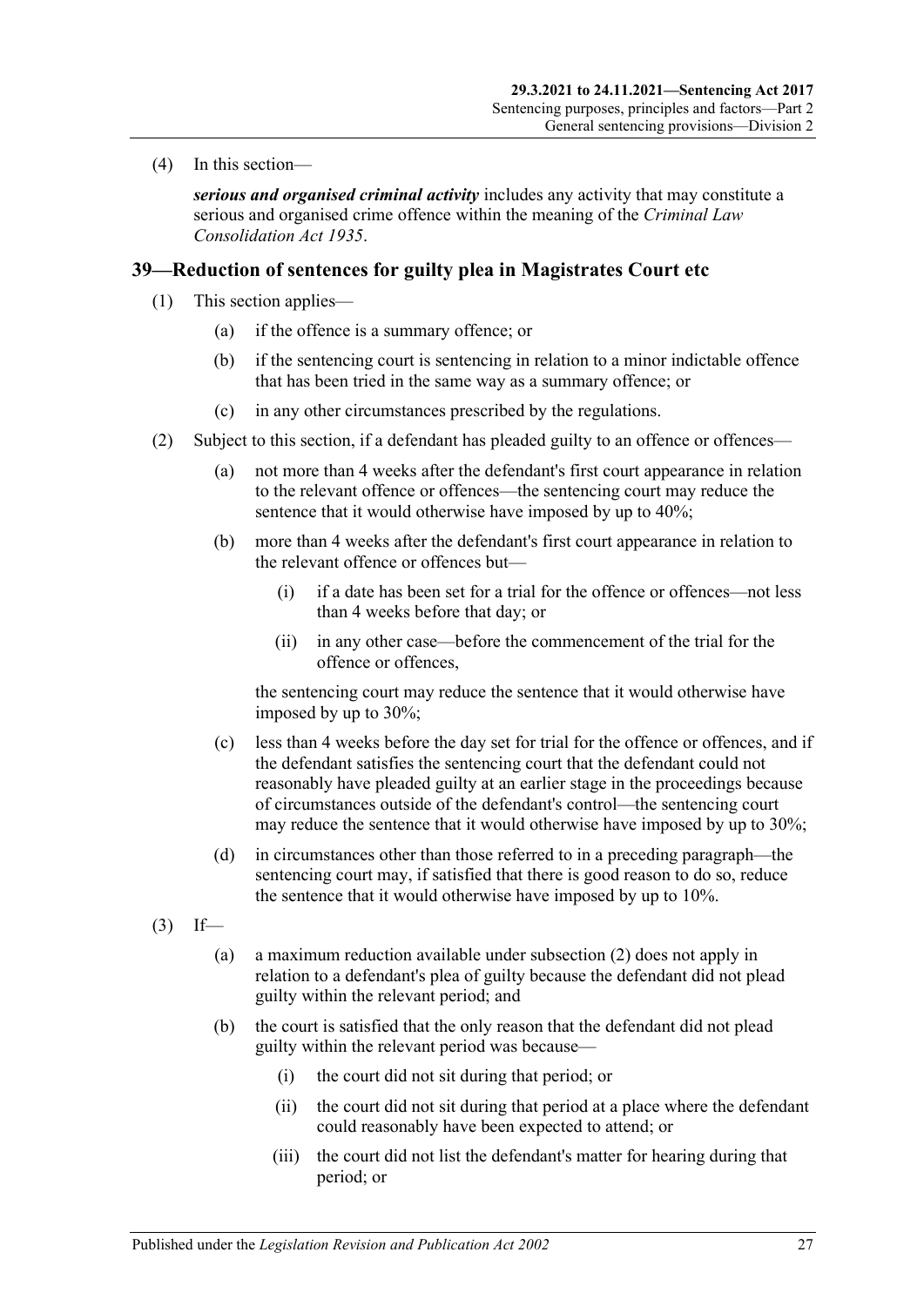(4) In this section—

***serious and organised criminal activity*** includes any activity that may constitute a serious and organised crime offence within the meaning of the *Criminal Law Consolidation Act 1935*.

## 39—Reduction of sentences for guilty plea in Magistrates Court etc

(1) This section applies—

(a) if the offence is a summary offence; or

(b) if the sentencing court is sentencing in relation to a minor indictable offence that has been tried in the same way as a summary offence; or

(c) in any other circumstances prescribed by the regulations.

(2) Subject to this section, if a defendant has pleaded guilty to an offence or offences—

(a) not more than 4 weeks after the defendant's first court appearance in relation to the relevant offence or offences—the sentencing court may reduce the sentence that it would otherwise have imposed by up to 40%;

(b) more than 4 weeks after the defendant's first court appearance in relation to the relevant offence or offences but—

(i) if a date has been set for a trial for the offence or offences—not less than 4 weeks before that day; or

(ii) in any other case—before the commencement of the trial for the offence or offences,

the sentencing court may reduce the sentence that it would otherwise have imposed by up to 30%;

(c) less than 4 weeks before the day set for trial for the offence or offences, and if the defendant satisfies the sentencing court that the defendant could not reasonably have pleaded guilty at an earlier stage in the proceedings because of circumstances outside of the defendant's control—the sentencing court may reduce the sentence that it would otherwise have imposed by up to 30%;

(d) in circumstances other than those referred to in a preceding paragraph—the sentencing court may, if satisfied that there is good reason to do so, reduce the sentence that it would otherwise have imposed by up to 10%.

(3) If—

(a) a maximum reduction available under subsection (2) does not apply in relation to a defendant's plea of guilty because the defendant did not plead guilty within the relevant period; and

(b) the court is satisfied that the only reason that the defendant did not plead guilty within the relevant period was because—

(i) the court did not sit during that period; or

(ii) the court did not sit during that period at a place where the defendant could reasonably have been expected to attend; or

(iii) the court did not list the defendant's matter for hearing during that period; or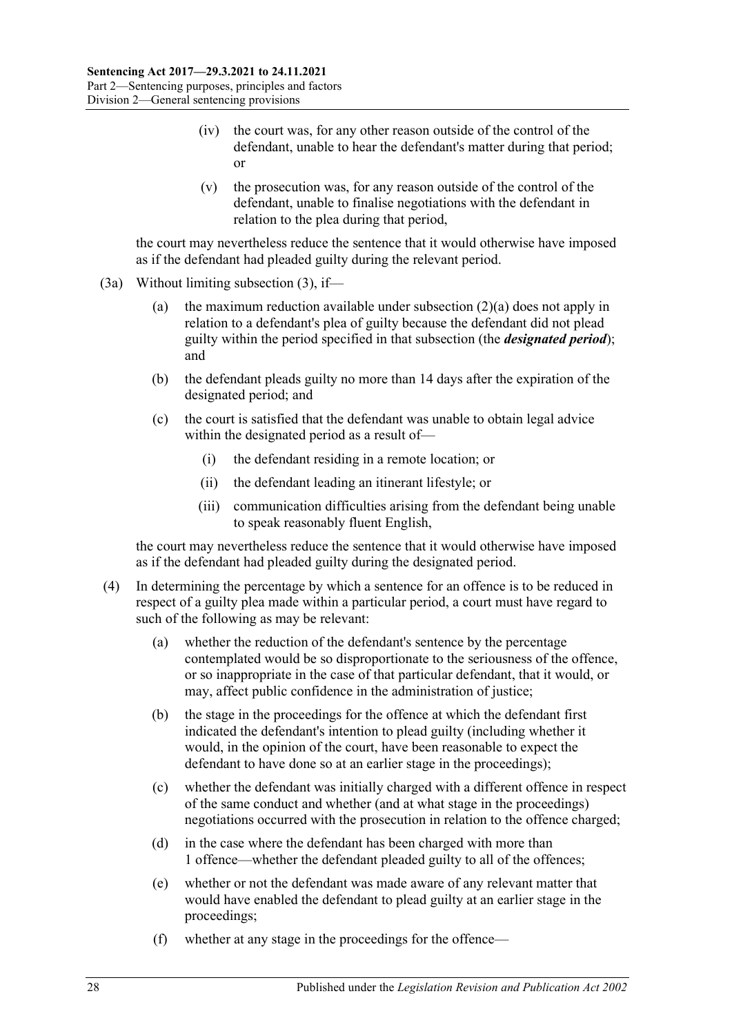- (iv) the court was, for any other reason outside of the control of the defendant, unable to hear the defendant's matter during that period; or
- (v) the prosecution was, for any reason outside of the control of the defendant, unable to finalise negotiations with the defendant in relation to the plea during that period,

the court may nevertheless reduce the sentence that it would otherwise have imposed as if the defendant had pleaded guilty during the relevant period.

(3a) Without limiting subsection (3), if—

- (a) the maximum reduction available under subsection (2)(a) does not apply in relation to a defendant's plea of guilty because the defendant did not plead guilty within the period specified in that subsection (the ***designated period***); and
- (b) the defendant pleads guilty no more than 14 days after the expiration of the designated period; and
- (c) the court is satisfied that the defendant was unable to obtain legal advice within the designated period as a result of—
  - (i) the defendant residing in a remote location; or
  - (ii) the defendant leading an itinerant lifestyle; or
  - (iii) communication difficulties arising from the defendant being unable to speak reasonably fluent English,

the court may nevertheless reduce the sentence that it would otherwise have imposed as if the defendant had pleaded guilty during the designated period.

(4) In determining the percentage by which a sentence for an offence is to be reduced in respect of a guilty plea made within a particular period, a court must have regard to such of the following as may be relevant:

- (a) whether the reduction of the defendant's sentence by the percentage contemplated would be so disproportionate to the seriousness of the offence, or so inappropriate in the case of that particular defendant, that it would, or may, affect public confidence in the administration of justice;
- (b) the stage in the proceedings for the offence at which the defendant first indicated the defendant's intention to plead guilty (including whether it would, in the opinion of the court, have been reasonable to expect the defendant to have done so at an earlier stage in the proceedings);
- (c) whether the defendant was initially charged with a different offence in respect of the same conduct and whether (and at what stage in the proceedings) negotiations occurred with the prosecution in relation to the offence charged;
- (d) in the case where the defendant has been charged with more than 1 offence—whether the defendant pleaded guilty to all of the offences;
- (e) whether or not the defendant was made aware of any relevant matter that would have enabled the defendant to plead guilty at an earlier stage in the proceedings;
- (f) whether at any stage in the proceedings for the offence—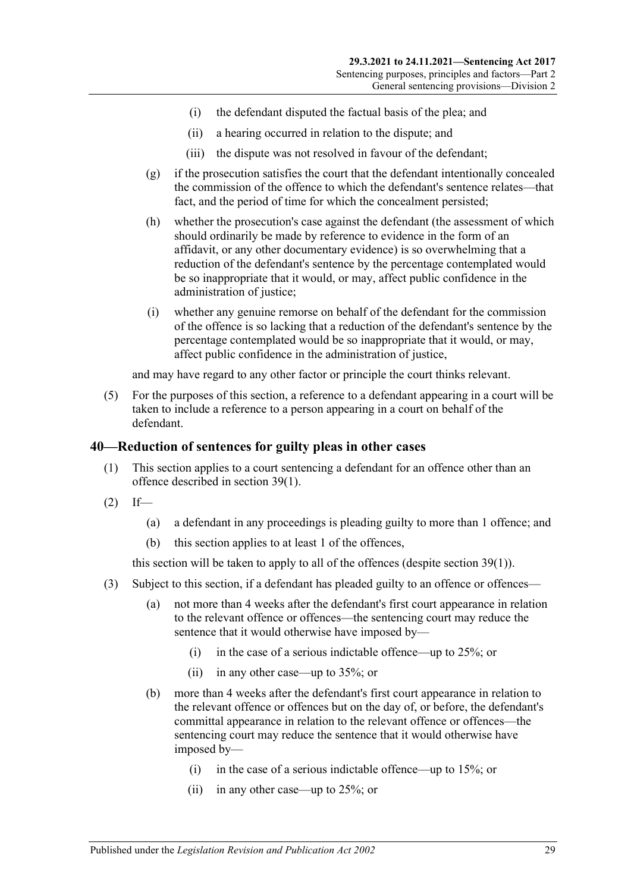(i) the defendant disputed the factual basis of the plea; and

(ii) a hearing occurred in relation to the dispute; and

(iii) the dispute was not resolved in favour of the defendant;

(g) if the prosecution satisfies the court that the defendant intentionally concealed the commission of the offence to which the defendant's sentence relates—that fact, and the period of time for which the concealment persisted;

(h) whether the prosecution's case against the defendant (the assessment of which should ordinarily be made by reference to evidence in the form of an affidavit, or any other documentary evidence) is so overwhelming that a reduction of the defendant's sentence by the percentage contemplated would be so inappropriate that it would, or may, affect public confidence in the administration of justice;

(i) whether any genuine remorse on behalf of the defendant for the commission of the offence is so lacking that a reduction of the defendant's sentence by the percentage contemplated would be so inappropriate that it would, or may, affect public confidence in the administration of justice,

and may have regard to any other factor or principle the court thinks relevant.

(5) For the purposes of this section, a reference to a defendant appearing in a court will be taken to include a reference to a person appearing in a court on behalf of the defendant.

## 40—Reduction of sentences for guilty pleas in other cases

(1) This section applies to a court sentencing a defendant for an offence other than an offence described in section 39(1).

(2) If—

(a) a defendant in any proceedings is pleading guilty to more than 1 offence; and

(b) this section applies to at least 1 of the offences,

this section will be taken to apply to all of the offences (despite section 39(1)).

(3) Subject to this section, if a defendant has pleaded guilty to an offence or offences—

(a) not more than 4 weeks after the defendant's first court appearance in relation to the relevant offence or offences—the sentencing court may reduce the sentence that it would otherwise have imposed by—

(i) in the case of a serious indictable offence—up to 25%; or

(ii) in any other case—up to 35%; or

(b) more than 4 weeks after the defendant's first court appearance in relation to the relevant offence or offences but on the day of, or before, the defendant's committal appearance in relation to the relevant offence or offences—the sentencing court may reduce the sentence that it would otherwise have imposed by—

(i) in the case of a serious indictable offence—up to 15%; or

(ii) in any other case—up to 25%; or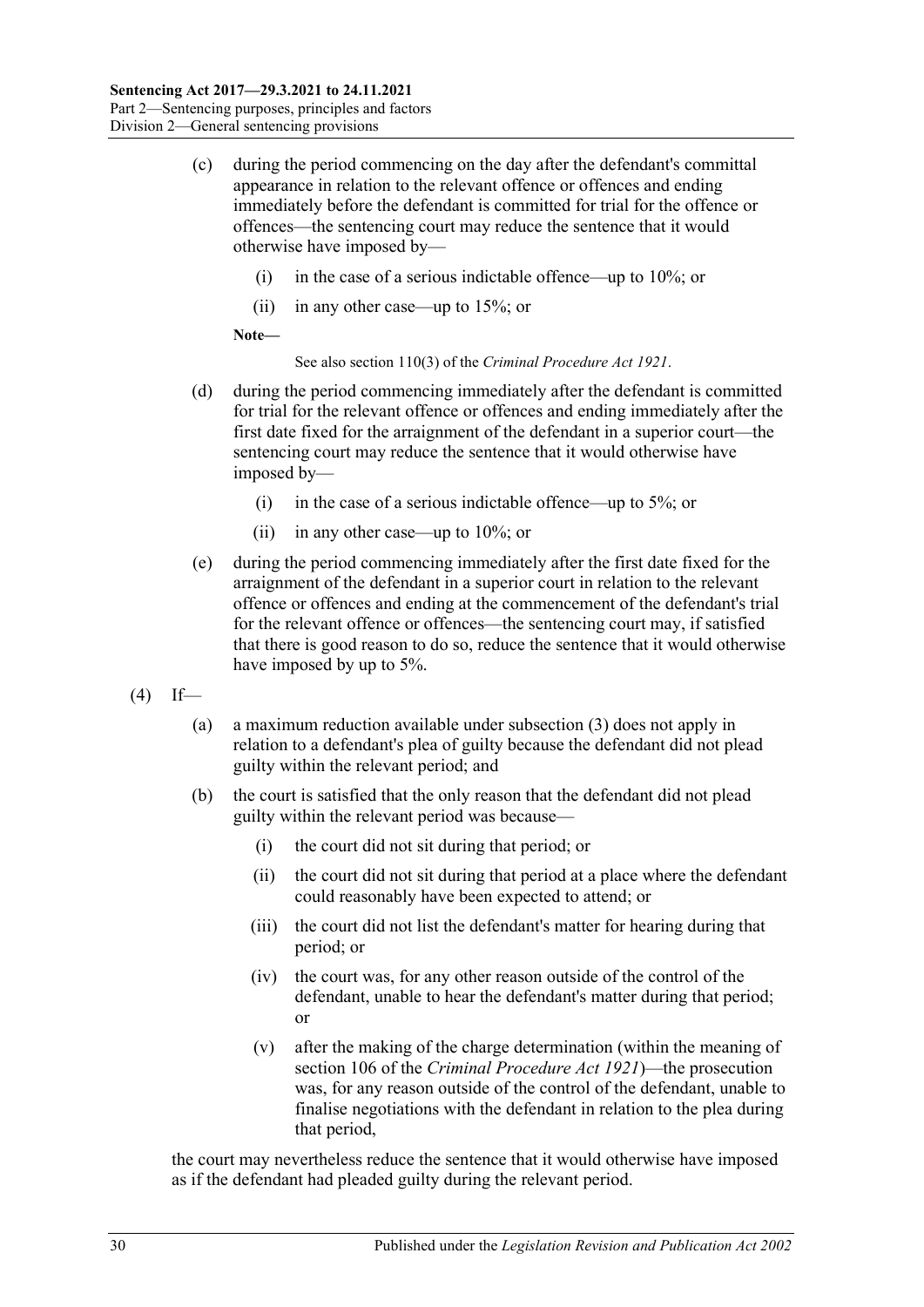(c) during the period commencing on the day after the defendant's committal appearance in relation to the relevant offence or offences and ending immediately before the defendant is committed for trial for the offence or offences—the sentencing court may reduce the sentence that it would otherwise have imposed by—

(i) in the case of a serious indictable offence—up to 10%; or

(ii) in any other case—up to 15%; or

**Note—**

See also section 110(3) of the *Criminal Procedure Act 1921*.

(d) during the period commencing immediately after the defendant is committed for trial for the relevant offence or offences and ending immediately after the first date fixed for the arraignment of the defendant in a superior court—the sentencing court may reduce the sentence that it would otherwise have imposed by—

(i) in the case of a serious indictable offence—up to 5%; or

(ii) in any other case—up to 10%; or

(e) during the period commencing immediately after the first date fixed for the arraignment of the defendant in a superior court in relation to the relevant offence or offences and ending at the commencement of the defendant's trial for the relevant offence or offences—the sentencing court may, if satisfied that there is good reason to do so, reduce the sentence that it would otherwise have imposed by up to 5%.

(4) If—

(a) a maximum reduction available under subsection (3) does not apply in relation to a defendant's plea of guilty because the defendant did not plead guilty within the relevant period; and

(b) the court is satisfied that the only reason that the defendant did not plead guilty within the relevant period was because—

(i) the court did not sit during that period; or

(ii) the court did not sit during that period at a place where the defendant could reasonably have been expected to attend; or

(iii) the court did not list the defendant's matter for hearing during that period; or

(iv) the court was, for any other reason outside of the control of the defendant, unable to hear the defendant's matter during that period; or

(v) after the making of the charge determination (within the meaning of section 106 of the *Criminal Procedure Act 1921*)—the prosecution was, for any reason outside of the control of the defendant, unable to finalise negotiations with the defendant in relation to the plea during that period,

the court may nevertheless reduce the sentence that it would otherwise have imposed as if the defendant had pleaded guilty during the relevant period.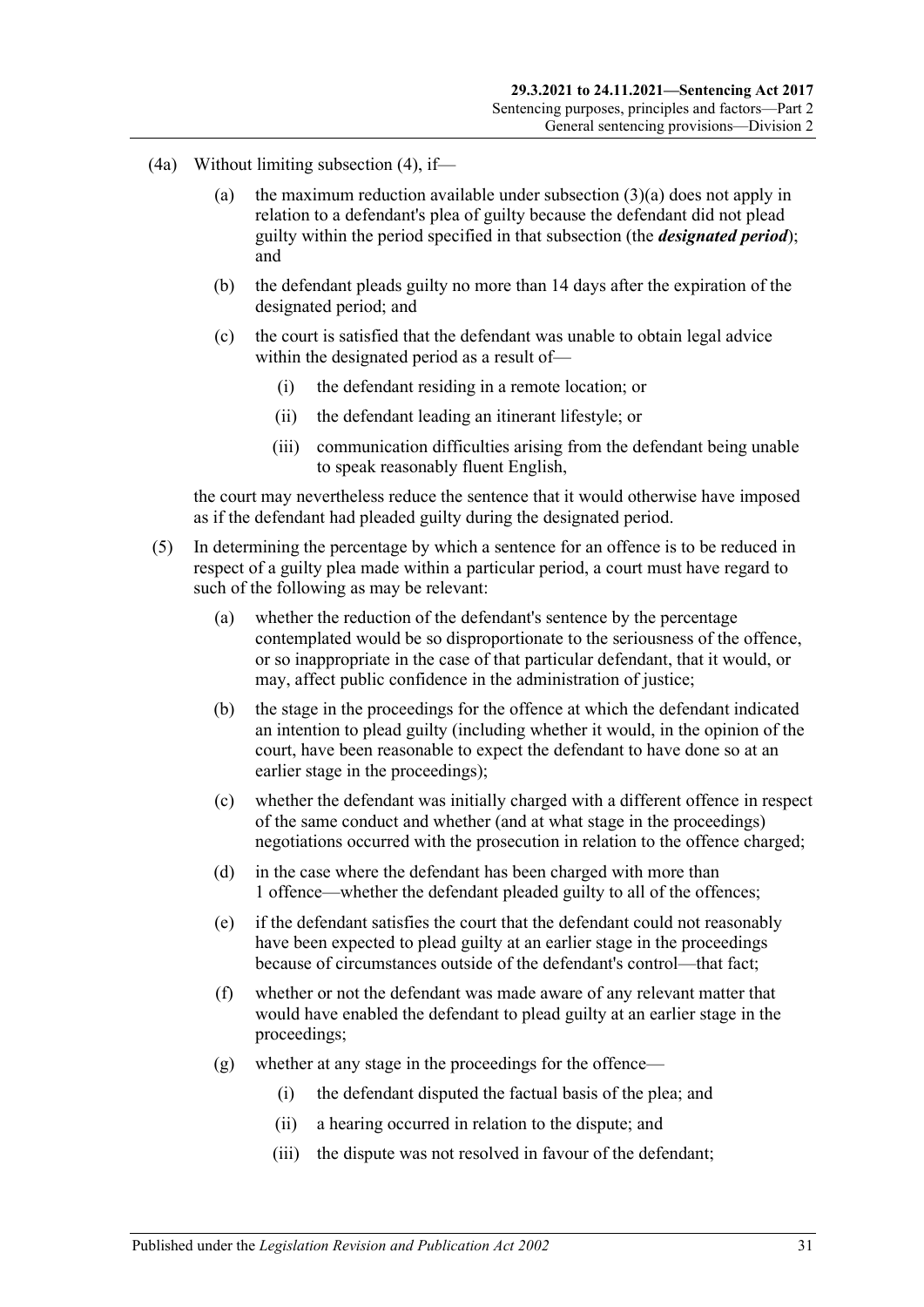(4a) Without limiting subsection (4), if—

(a) the maximum reduction available under subsection (3)(a) does not apply in relation to a defendant's plea of guilty because the defendant did not plead guilty within the period specified in that subsection (the ***designated period***); and

(b) the defendant pleads guilty no more than 14 days after the expiration of the designated period; and

(c) the court is satisfied that the defendant was unable to obtain legal advice within the designated period as a result of—

(i) the defendant residing in a remote location; or

(ii) the defendant leading an itinerant lifestyle; or

(iii) communication difficulties arising from the defendant being unable to speak reasonably fluent English,

the court may nevertheless reduce the sentence that it would otherwise have imposed as if the defendant had pleaded guilty during the designated period.

(5) In determining the percentage by which a sentence for an offence is to be reduced in respect of a guilty plea made within a particular period, a court must have regard to such of the following as may be relevant:

(a) whether the reduction of the defendant's sentence by the percentage contemplated would be so disproportionate to the seriousness of the offence, or so inappropriate in the case of that particular defendant, that it would, or may, affect public confidence in the administration of justice;

(b) the stage in the proceedings for the offence at which the defendant indicated an intention to plead guilty (including whether it would, in the opinion of the court, have been reasonable to expect the defendant to have done so at an earlier stage in the proceedings);

(c) whether the defendant was initially charged with a different offence in respect of the same conduct and whether (and at what stage in the proceedings) negotiations occurred with the prosecution in relation to the offence charged;

(d) in the case where the defendant has been charged with more than 1 offence—whether the defendant pleaded guilty to all of the offences;

(e) if the defendant satisfies the court that the defendant could not reasonably have been expected to plead guilty at an earlier stage in the proceedings because of circumstances outside of the defendant's control—that fact;

(f) whether or not the defendant was made aware of any relevant matter that would have enabled the defendant to plead guilty at an earlier stage in the proceedings;

(g) whether at any stage in the proceedings for the offence—

(i) the defendant disputed the factual basis of the plea; and

(ii) a hearing occurred in relation to the dispute; and

(iii) the dispute was not resolved in favour of the defendant;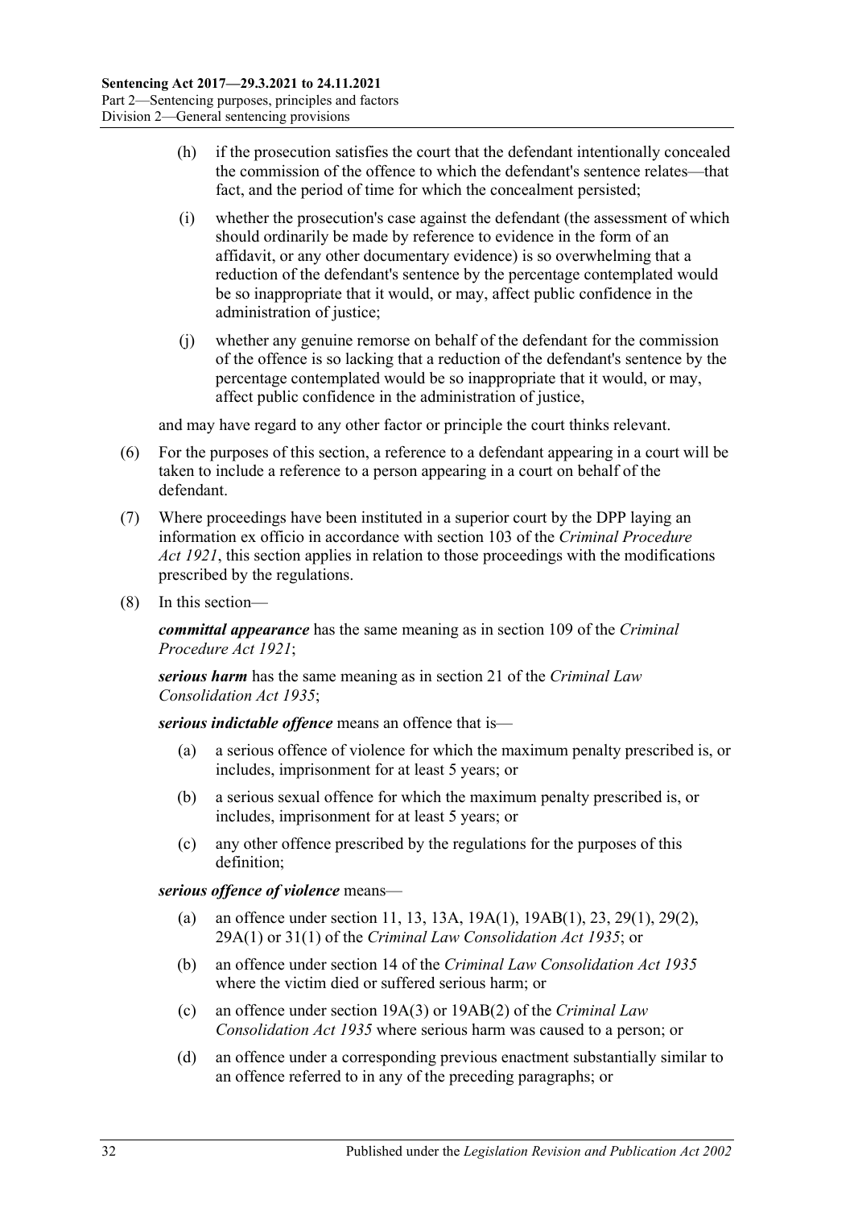(h) if the prosecution satisfies the court that the defendant intentionally concealed the commission of the offence to which the defendant's sentence relates—that fact, and the period of time for which the concealment persisted;

(i) whether the prosecution's case against the defendant (the assessment of which should ordinarily be made by reference to evidence in the form of an affidavit, or any other documentary evidence) is so overwhelming that a reduction of the defendant's sentence by the percentage contemplated would be so inappropriate that it would, or may, affect public confidence in the administration of justice;

(j) whether any genuine remorse on behalf of the defendant for the commission of the offence is so lacking that a reduction of the defendant's sentence by the percentage contemplated would be so inappropriate that it would, or may, affect public confidence in the administration of justice,

and may have regard to any other factor or principle the court thinks relevant.

(6) For the purposes of this section, a reference to a defendant appearing in a court will be taken to include a reference to a person appearing in a court on behalf of the defendant.

(7) Where proceedings have been instituted in a superior court by the DPP laying an information ex officio in accordance with section 103 of the *Criminal Procedure Act 1921*, this section applies in relation to those proceedings with the modifications prescribed by the regulations.

(8) In this section—

***committal appearance*** has the same meaning as in section 109 of the *Criminal Procedure Act 1921*;

***serious harm*** has the same meaning as in section 21 of the *Criminal Law Consolidation Act 1935*;

***serious indictable offence*** means an offence that is—

(a) a serious offence of violence for which the maximum penalty prescribed is, or includes, imprisonment for at least 5 years; or

(b) a serious sexual offence for which the maximum penalty prescribed is, or includes, imprisonment for at least 5 years; or

(c) any other offence prescribed by the regulations for the purposes of this definition;

***serious offence of violence*** means—

(a) an offence under section 11, 13, 13A, 19A(1), 19AB(1), 23, 29(1), 29(2), 29A(1) or 31(1) of the *Criminal Law Consolidation Act 1935*; or

(b) an offence under section 14 of the *Criminal Law Consolidation Act 1935* where the victim died or suffered serious harm; or

(c) an offence under section 19A(3) or 19AB(2) of the *Criminal Law Consolidation Act 1935* where serious harm was caused to a person; or

(d) an offence under a corresponding previous enactment substantially similar to an offence referred to in any of the preceding paragraphs; or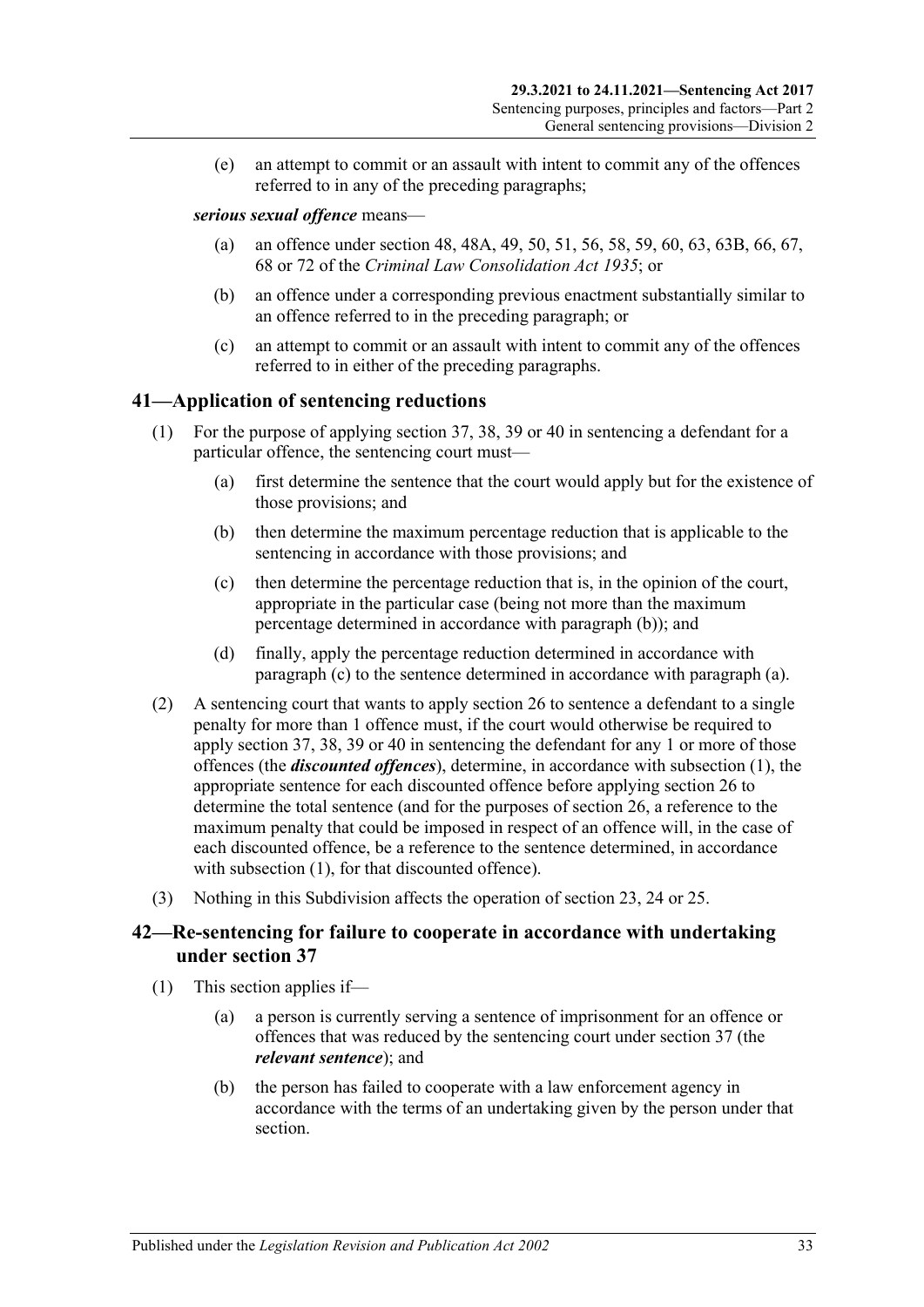(e) an attempt to commit or an assault with intent to commit any of the offences referred to in any of the preceding paragraphs;

***serious sexual offence*** means—

(a) an offence under section 48, 48A, 49, 50, 51, 56, 58, 59, 60, 63, 63B, 66, 67, 68 or 72 of the *Criminal Law Consolidation Act 1935*; or

(b) an offence under a corresponding previous enactment substantially similar to an offence referred to in the preceding paragraph; or

(c) an attempt to commit or an assault with intent to commit any of the offences referred to in either of the preceding paragraphs.

## 41—Application of sentencing reductions

(1) For the purpose of applying section 37, 38, 39 or 40 in sentencing a defendant for a particular offence, the sentencing court must—

(a) first determine the sentence that the court would apply but for the existence of those provisions; and

(b) then determine the maximum percentage reduction that is applicable to the sentencing in accordance with those provisions; and

(c) then determine the percentage reduction that is, in the opinion of the court, appropriate in the particular case (being not more than the maximum percentage determined in accordance with paragraph (b)); and

(d) finally, apply the percentage reduction determined in accordance with paragraph (c) to the sentence determined in accordance with paragraph (a).

(2) A sentencing court that wants to apply section 26 to sentence a defendant to a single penalty for more than 1 offence must, if the court would otherwise be required to apply section 37, 38, 39 or 40 in sentencing the defendant for any 1 or more of those offences (the ***discounted offences***), determine, in accordance with subsection (1), the appropriate sentence for each discounted offence before applying section 26 to determine the total sentence (and for the purposes of section 26, a reference to the maximum penalty that could be imposed in respect of an offence will, in the case of each discounted offence, be a reference to the sentence determined, in accordance with subsection (1), for that discounted offence).

(3) Nothing in this Subdivision affects the operation of section 23, 24 or 25.

## 42—Re-sentencing for failure to cooperate in accordance with undertaking under section 37

(1) This section applies if—

(a) a person is currently serving a sentence of imprisonment for an offence or offences that was reduced by the sentencing court under section 37 (the ***relevant sentence***); and

(b) the person has failed to cooperate with a law enforcement agency in accordance with the terms of an undertaking given by the person under that section.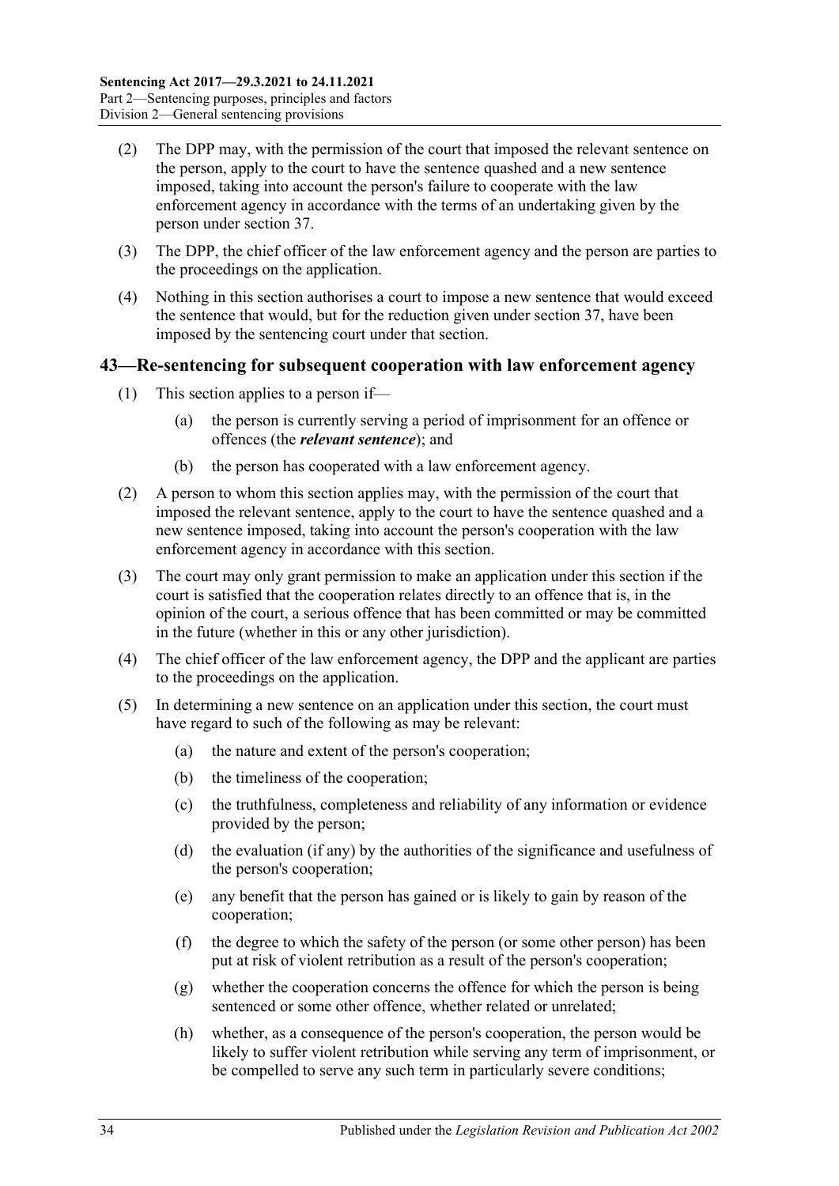(2) The DPP may, with the permission of the court that imposed the relevant sentence on the person, apply to the court to have the sentence quashed and a new sentence imposed, taking into account the person's failure to cooperate with the law enforcement agency in accordance with the terms of an undertaking given by the person under section 37.

(3) The DPP, the chief officer of the law enforcement agency and the person are parties to the proceedings on the application.

(4) Nothing in this section authorises a court to impose a new sentence that would exceed the sentence that would, but for the reduction given under section 37, have been imposed by the sentencing court under that section.

## 43—Re-sentencing for subsequent cooperation with law enforcement agency

(1) This section applies to a person if—

   (a) the person is currently serving a period of imprisonment for an offence or offences (the ***relevant sentence***); and

   (b) the person has cooperated with a law enforcement agency.

(2) A person to whom this section applies may, with the permission of the court that imposed the relevant sentence, apply to the court to have the sentence quashed and a new sentence imposed, taking into account the person's cooperation with the law enforcement agency in accordance with this section.

(3) The court may only grant permission to make an application under this section if the court is satisfied that the cooperation relates directly to an offence that is, in the opinion of the court, a serious offence that has been committed or may be committed in the future (whether in this or any other jurisdiction).

(4) The chief officer of the law enforcement agency, the DPP and the applicant are parties to the proceedings on the application.

(5) In determining a new sentence on an application under this section, the court must have regard to such of the following as may be relevant:

   (a) the nature and extent of the person's cooperation;

   (b) the timeliness of the cooperation;

   (c) the truthfulness, completeness and reliability of any information or evidence provided by the person;

   (d) the evaluation (if any) by the authorities of the significance and usefulness of the person's cooperation;

   (e) any benefit that the person has gained or is likely to gain by reason of the cooperation;

   (f) the degree to which the safety of the person (or some other person) has been put at risk of violent retribution as a result of the person's cooperation;

   (g) whether the cooperation concerns the offence for which the person is being sentenced or some other offence, whether related or unrelated;

   (h) whether, as a consequence of the person's cooperation, the person would be likely to suffer violent retribution while serving any term of imprisonment, or be compelled to serve any such term in particularly severe conditions;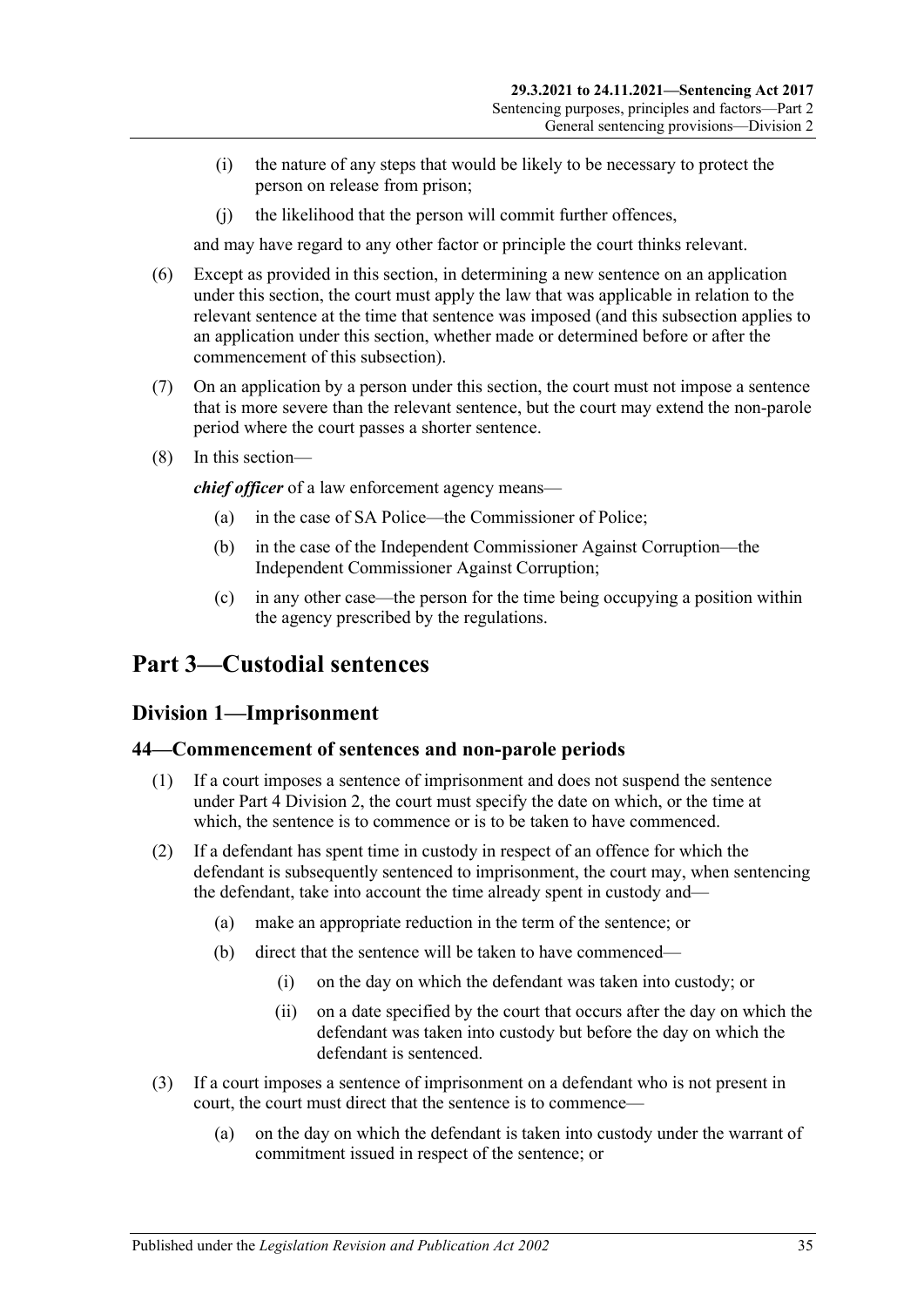(i) the nature of any steps that would be likely to be necessary to protect the person on release from prison;

(j) the likelihood that the person will commit further offences,

and may have regard to any other factor or principle the court thinks relevant.

(6) Except as provided in this section, in determining a new sentence on an application under this section, the court must apply the law that was applicable in relation to the relevant sentence at the time that sentence was imposed (and this subsection applies to an application under this section, whether made or determined before or after the commencement of this subsection).

(7) On an application by a person under this section, the court must not impose a sentence that is more severe than the relevant sentence, but the court may extend the non-parole period where the court passes a shorter sentence.

(8) In this section—

***chief officer*** of a law enforcement agency means—

(a) in the case of SA Police—the Commissioner of Police;

(b) in the case of the Independent Commissioner Against Corruption—the Independent Commissioner Against Corruption;

(c) in any other case—the person for the time being occupying a position within the agency prescribed by the regulations.

# Part 3—Custodial sentences

## Division 1—Imprisonment

### 44—Commencement of sentences and non-parole periods

(1) If a court imposes a sentence of imprisonment and does not suspend the sentence under Part 4 Division 2, the court must specify the date on which, or the time at which, the sentence is to commence or is to be taken to have commenced.

(2) If a defendant has spent time in custody in respect of an offence for which the defendant is subsequently sentenced to imprisonment, the court may, when sentencing the defendant, take into account the time already spent in custody and—

(a) make an appropriate reduction in the term of the sentence; or

(b) direct that the sentence will be taken to have commenced—

(i) on the day on which the defendant was taken into custody; or

(ii) on a date specified by the court that occurs after the day on which the defendant was taken into custody but before the day on which the defendant is sentenced.

(3) If a court imposes a sentence of imprisonment on a defendant who is not present in court, the court must direct that the sentence is to commence—

(a) on the day on which the defendant is taken into custody under the warrant of commitment issued in respect of the sentence; or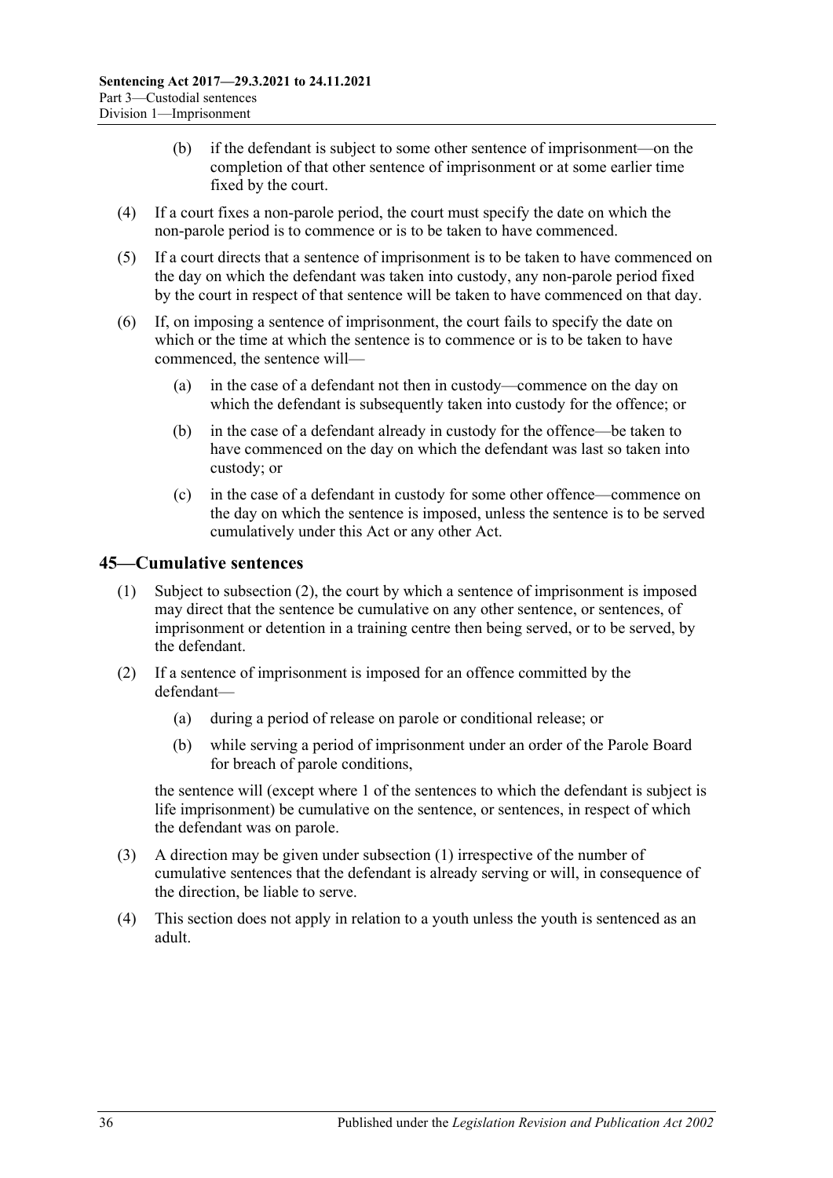(b) if the defendant is subject to some other sentence of imprisonment—on the completion of that other sentence of imprisonment or at some earlier time fixed by the court.

(4) If a court fixes a non-parole period, the court must specify the date on which the non-parole period is to commence or is to be taken to have commenced.

(5) If a court directs that a sentence of imprisonment is to be taken to have commenced on the day on which the defendant was taken into custody, any non-parole period fixed by the court in respect of that sentence will be taken to have commenced on that day.

(6) If, on imposing a sentence of imprisonment, the court fails to specify the date on which or the time at which the sentence is to commence or is to be taken to have commenced, the sentence will—

(a) in the case of a defendant not then in custody—commence on the day on which the defendant is subsequently taken into custody for the offence; or

(b) in the case of a defendant already in custody for the offence—be taken to have commenced on the day on which the defendant was last so taken into custody; or

(c) in the case of a defendant in custody for some other offence—commence on the day on which the sentence is imposed, unless the sentence is to be served cumulatively under this Act or any other Act.

## 45—Cumulative sentences

(1) Subject to subsection (2), the court by which a sentence of imprisonment is imposed may direct that the sentence be cumulative on any other sentence, or sentences, of imprisonment or detention in a training centre then being served, or to be served, by the defendant.

(2) If a sentence of imprisonment is imposed for an offence committed by the defendant—

(a) during a period of release on parole or conditional release; or

(b) while serving a period of imprisonment under an order of the Parole Board for breach of parole conditions,

the sentence will (except where 1 of the sentences to which the defendant is subject is life imprisonment) be cumulative on the sentence, or sentences, in respect of which the defendant was on parole.

(3) A direction may be given under subsection (1) irrespective of the number of cumulative sentences that the defendant is already serving or will, in consequence of the direction, be liable to serve.

(4) This section does not apply in relation to a youth unless the youth is sentenced as an adult.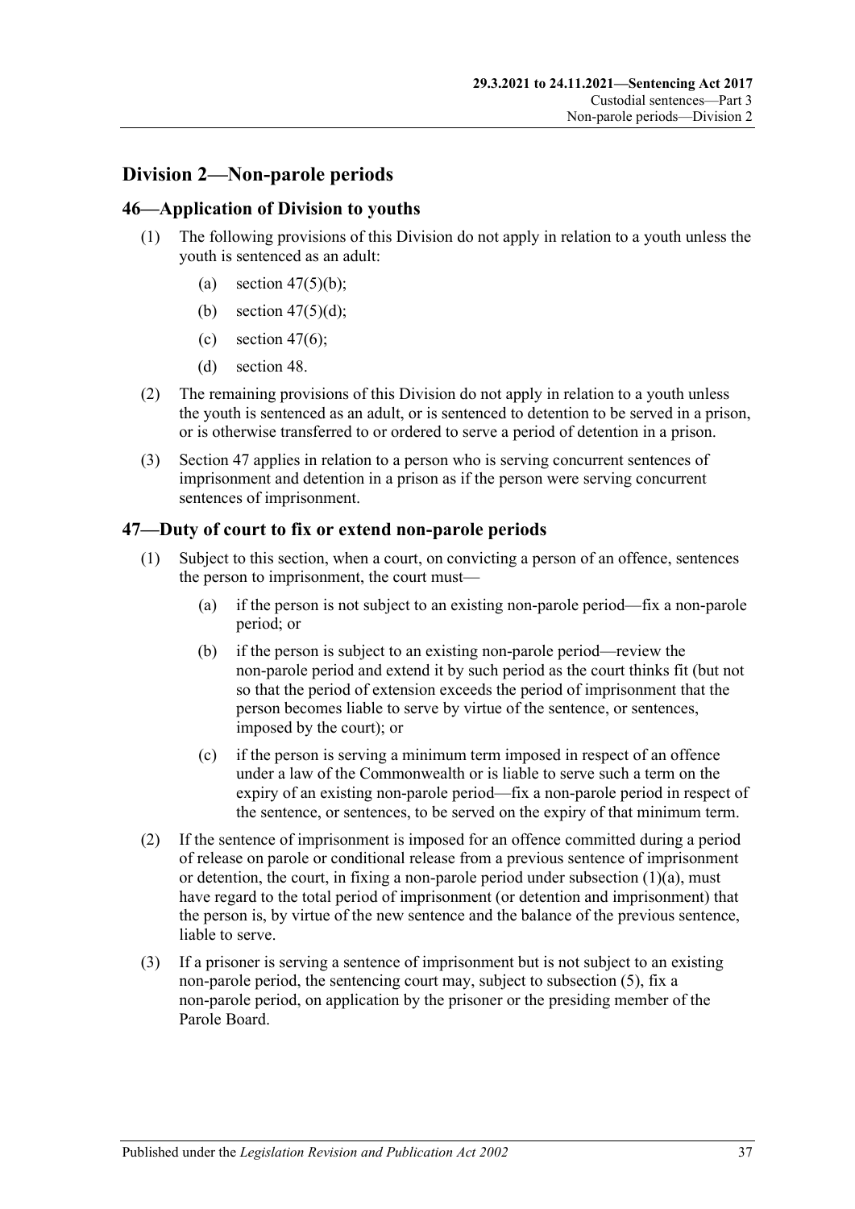## Division 2—Non-parole periods

### 46—Application of Division to youths

(1) The following provisions of this Division do not apply in relation to a youth unless the youth is sentenced as an adult:

- (a) section 47(5)(b);
- (b) section 47(5)(d);
- (c) section 47(6);
- (d) section 48.

(2) The remaining provisions of this Division do not apply in relation to a youth unless the youth is sentenced as an adult, or is sentenced to detention to be served in a prison, or is otherwise transferred to or ordered to serve a period of detention in a prison.

(3) Section 47 applies in relation to a person who is serving concurrent sentences of imprisonment and detention in a prison as if the person were serving concurrent sentences of imprisonment.

### 47—Duty of court to fix or extend non-parole periods

(1) Subject to this section, when a court, on convicting a person of an offence, sentences the person to imprisonment, the court must—

- (a) if the person is not subject to an existing non-parole period—fix a non-parole period; or
- (b) if the person is subject to an existing non-parole period—review the non-parole period and extend it by such period as the court thinks fit (but not so that the period of extension exceeds the period of imprisonment that the person becomes liable to serve by virtue of the sentence, or sentences, imposed by the court); or
- (c) if the person is serving a minimum term imposed in respect of an offence under a law of the Commonwealth or is liable to serve such a term on the expiry of an existing non-parole period—fix a non-parole period in respect of the sentence, or sentences, to be served on the expiry of that minimum term.

(2) If the sentence of imprisonment is imposed for an offence committed during a period of release on parole or conditional release from a previous sentence of imprisonment or detention, the court, in fixing a non-parole period under subsection (1)(a), must have regard to the total period of imprisonment (or detention and imprisonment) that the person is, by virtue of the new sentence and the balance of the previous sentence, liable to serve.

(3) If a prisoner is serving a sentence of imprisonment but is not subject to an existing non-parole period, the sentencing court may, subject to subsection (5), fix a non-parole period, on application by the prisoner or the presiding member of the Parole Board.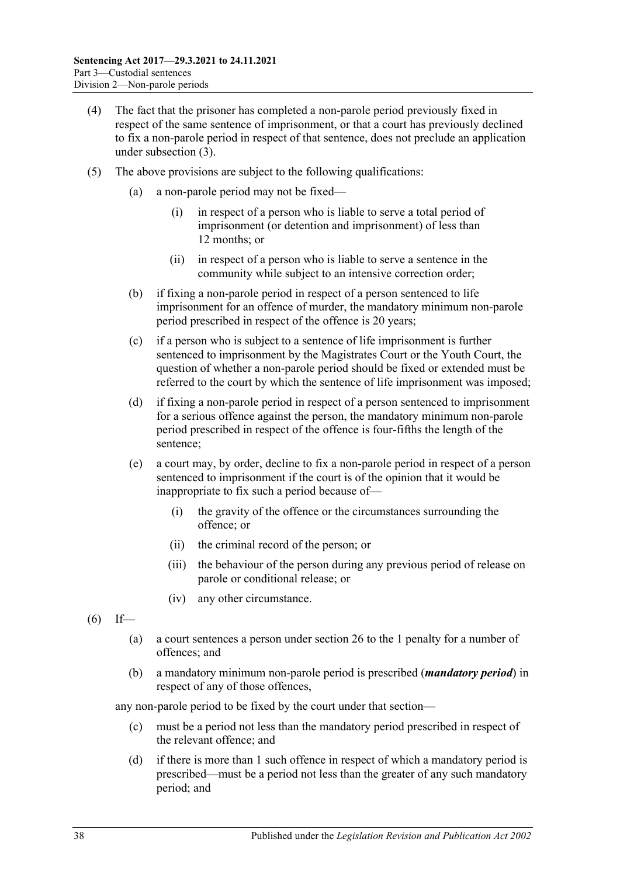(4) The fact that the prisoner has completed a non-parole period previously fixed in respect of the same sentence of imprisonment, or that a court has previously declined to fix a non-parole period in respect of that sentence, does not preclude an application under subsection (3).

(5) The above provisions are subject to the following qualifications:

(a) a non-parole period may not be fixed—

(i) in respect of a person who is liable to serve a total period of imprisonment (or detention and imprisonment) of less than 12 months; or

(ii) in respect of a person who is liable to serve a sentence in the community while subject to an intensive correction order;

(b) if fixing a non-parole period in respect of a person sentenced to life imprisonment for an offence of murder, the mandatory minimum non-parole period prescribed in respect of the offence is 20 years;

(c) if a person who is subject to a sentence of life imprisonment is further sentenced to imprisonment by the Magistrates Court or the Youth Court, the question of whether a non-parole period should be fixed or extended must be referred to the court by which the sentence of life imprisonment was imposed;

(d) if fixing a non-parole period in respect of a person sentenced to imprisonment for a serious offence against the person, the mandatory minimum non-parole period prescribed in respect of the offence is four-fifths the length of the sentence;

(e) a court may, by order, decline to fix a non-parole period in respect of a person sentenced to imprisonment if the court is of the opinion that it would be inappropriate to fix such a period because of—

(i) the gravity of the offence or the circumstances surrounding the offence; or

(ii) the criminal record of the person; or

(iii) the behaviour of the person during any previous period of release on parole or conditional release; or

(iv) any other circumstance.

(6) If—

(a) a court sentences a person under section 26 to the 1 penalty for a number of offences; and

(b) a mandatory minimum non-parole period is prescribed (***mandatory period***) in respect of any of those offences,

any non-parole period to be fixed by the court under that section—

(c) must be a period not less than the mandatory period prescribed in respect of the relevant offence; and

(d) if there is more than 1 such offence in respect of which a mandatory period is prescribed—must be a period not less than the greater of any such mandatory period; and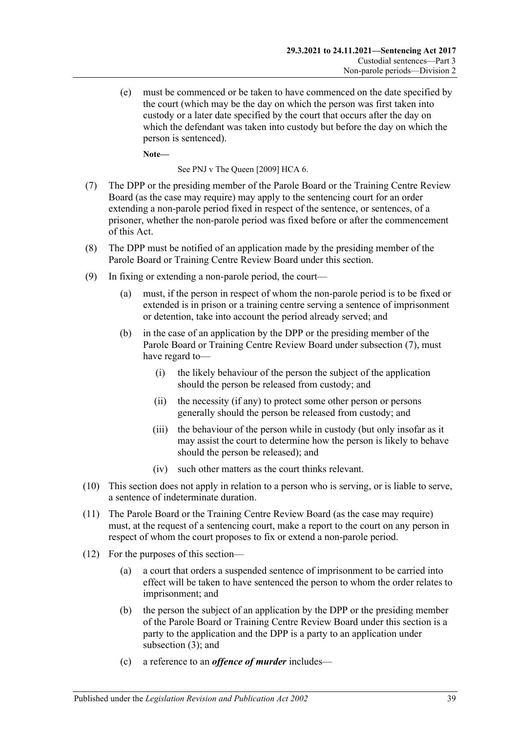(e) must be commenced or be taken to have commenced on the date specified by the court (which may be the day on which the person was first taken into custody or a later date specified by the court that occurs after the day on which the defendant was taken into custody but before the day on which the person is sentenced).

**Note—**

See PNJ v The Queen [2009] HCA 6.

(7) The DPP or the presiding member of the Parole Board or the Training Centre Review Board (as the case may require) may apply to the sentencing court for an order extending a non-parole period fixed in respect of the sentence, or sentences, of a prisoner, whether the non-parole period was fixed before or after the commencement of this Act.

(8) The DPP must be notified of an application made by the presiding member of the Parole Board or Training Centre Review Board under this section.

(9) In fixing or extending a non-parole period, the court—

(a) must, if the person in respect of whom the non-parole period is to be fixed or extended is in prison or a training centre serving a sentence of imprisonment or detention, take into account the period already served; and

(b) in the case of an application by the DPP or the presiding member of the Parole Board or Training Centre Review Board under subsection (7), must have regard to—

(i) the likely behaviour of the person the subject of the application should the person be released from custody; and

(ii) the necessity (if any) to protect some other person or persons generally should the person be released from custody; and

(iii) the behaviour of the person while in custody (but only insofar as it may assist the court to determine how the person is likely to behave should the person be released); and

(iv) such other matters as the court thinks relevant.

(10) This section does not apply in relation to a person who is serving, or is liable to serve, a sentence of indeterminate duration.

(11) The Parole Board or the Training Centre Review Board (as the case may require) must, at the request of a sentencing court, make a report to the court on any person in respect of whom the court proposes to fix or extend a non-parole period.

(12) For the purposes of this section—

(a) a court that orders a suspended sentence of imprisonment to be carried into effect will be taken to have sentenced the person to whom the order relates to imprisonment; and

(b) the person the subject of an application by the DPP or the presiding member of the Parole Board or Training Centre Review Board under this section is a party to the application and the DPP is a party to an application under subsection (3); and

(c) a reference to an ***offence of murder*** includes—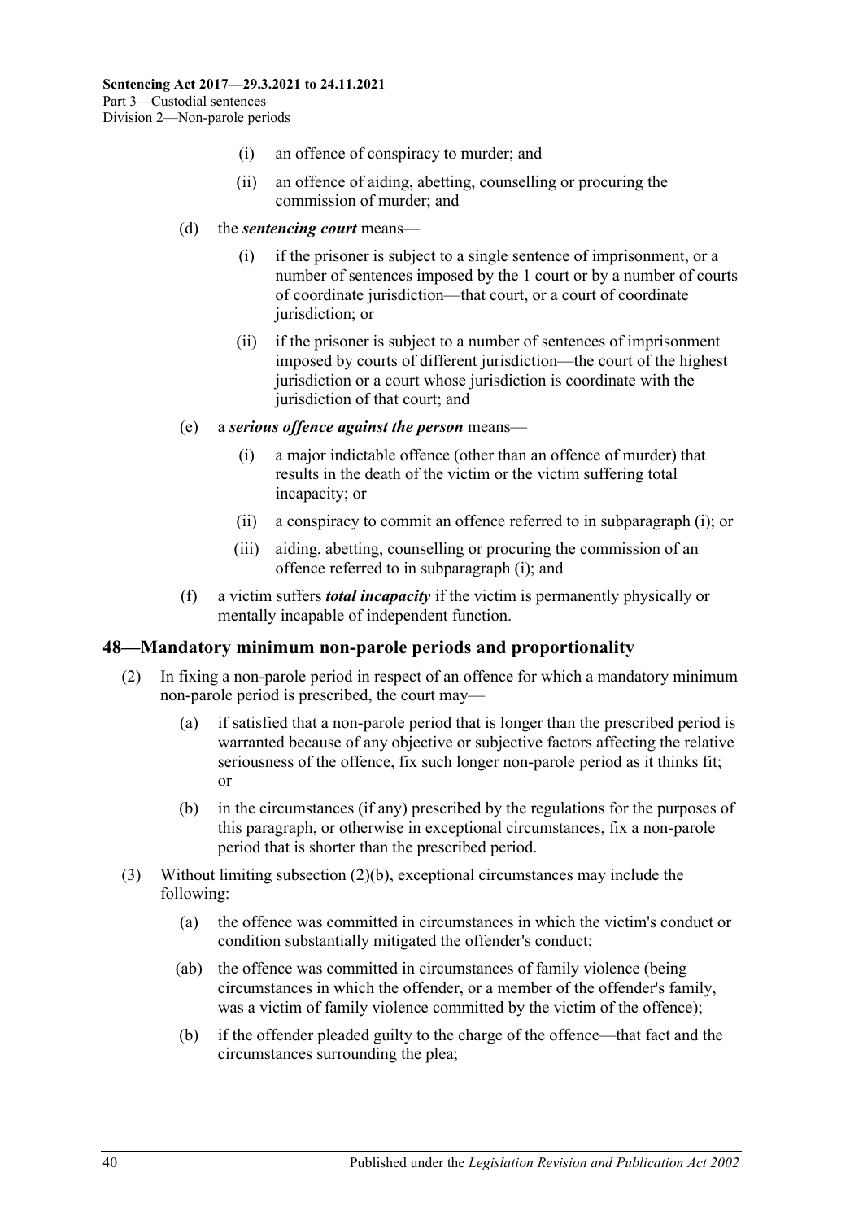(i) an offence of conspiracy to murder; and

(ii) an offence of aiding, abetting, counselling or procuring the commission of murder; and

(d) the ***sentencing court*** means—

(i) if the prisoner is subject to a single sentence of imprisonment, or a number of sentences imposed by the 1 court or by a number of courts of coordinate jurisdiction—that court, or a court of coordinate jurisdiction; or

(ii) if the prisoner is subject to a number of sentences of imprisonment imposed by courts of different jurisdiction—the court of the highest jurisdiction or a court whose jurisdiction is coordinate with the jurisdiction of that court; and

(e) a ***serious offence against the person*** means—

(i) a major indictable offence (other than an offence of murder) that results in the death of the victim or the victim suffering total incapacity; or

(ii) a conspiracy to commit an offence referred to in subparagraph (i); or

(iii) aiding, abetting, counselling or procuring the commission of an offence referred to in subparagraph (i); and

(f) a victim suffers ***total incapacity*** if the victim is permanently physically or mentally incapable of independent function.

## 48—Mandatory minimum non-parole periods and proportionality

(2) In fixing a non-parole period in respect of an offence for which a mandatory minimum non-parole period is prescribed, the court may—

(a) if satisfied that a non-parole period that is longer than the prescribed period is warranted because of any objective or subjective factors affecting the relative seriousness of the offence, fix such longer non-parole period as it thinks fit; or

(b) in the circumstances (if any) prescribed by the regulations for the purposes of this paragraph, or otherwise in exceptional circumstances, fix a non-parole period that is shorter than the prescribed period.

(3) Without limiting subsection (2)(b), exceptional circumstances may include the following:

(a) the offence was committed in circumstances in which the victim's conduct or condition substantially mitigated the offender's conduct;

(ab) the offence was committed in circumstances of family violence (being circumstances in which the offender, or a member of the offender's family, was a victim of family violence committed by the victim of the offence);

(b) if the offender pleaded guilty to the charge of the offence—that fact and the circumstances surrounding the plea;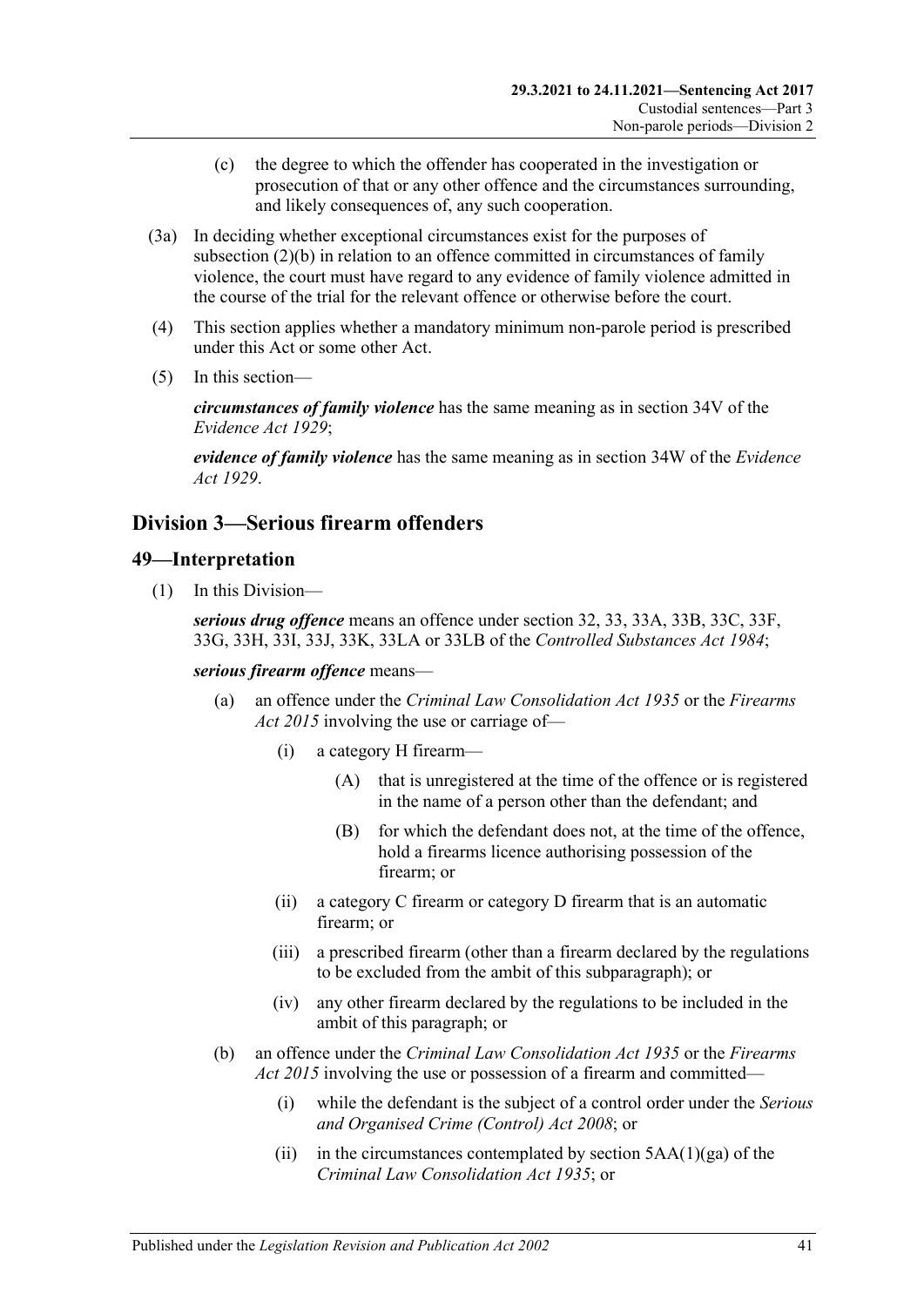(c) the degree to which the offender has cooperated in the investigation or prosecution of that or any other offence and the circumstances surrounding, and likely consequences of, any such cooperation.

(3a) In deciding whether exceptional circumstances exist for the purposes of subsection (2)(b) in relation to an offence committed in circumstances of family violence, the court must have regard to any evidence of family violence admitted in the course of the trial for the relevant offence or otherwise before the court.

(4) This section applies whether a mandatory minimum non-parole period is prescribed under this Act or some other Act.

(5) In this section—

***circumstances of family violence*** has the same meaning as in section 34V of the *Evidence Act 1929*;

***evidence of family violence*** has the same meaning as in section 34W of the *Evidence Act 1929*.

## Division 3—Serious firearm offenders

### 49—Interpretation

(1) In this Division—

***serious drug offence*** means an offence under section 32, 33, 33A, 33B, 33C, 33F, 33G, 33H, 33I, 33J, 33K, 33LA or 33LB of the *Controlled Substances Act 1984*;

***serious firearm offence*** means—

(a) an offence under the *Criminal Law Consolidation Act 1935* or the *Firearms Act 2015* involving the use or carriage of—

(i) a category H firearm—

(A) that is unregistered at the time of the offence or is registered in the name of a person other than the defendant; and

(B) for which the defendant does not, at the time of the offence, hold a firearms licence authorising possession of the firearm; or

(ii) a category C firearm or category D firearm that is an automatic firearm; or

(iii) a prescribed firearm (other than a firearm declared by the regulations to be excluded from the ambit of this subparagraph); or

(iv) any other firearm declared by the regulations to be included in the ambit of this paragraph; or

(b) an offence under the *Criminal Law Consolidation Act 1935* or the *Firearms Act 2015* involving the use or possession of a firearm and committed—

(i) while the defendant is the subject of a control order under the *Serious and Organised Crime (Control) Act 2008*; or

(ii) in the circumstances contemplated by section 5AA(1)(ga) of the *Criminal Law Consolidation Act 1935*; or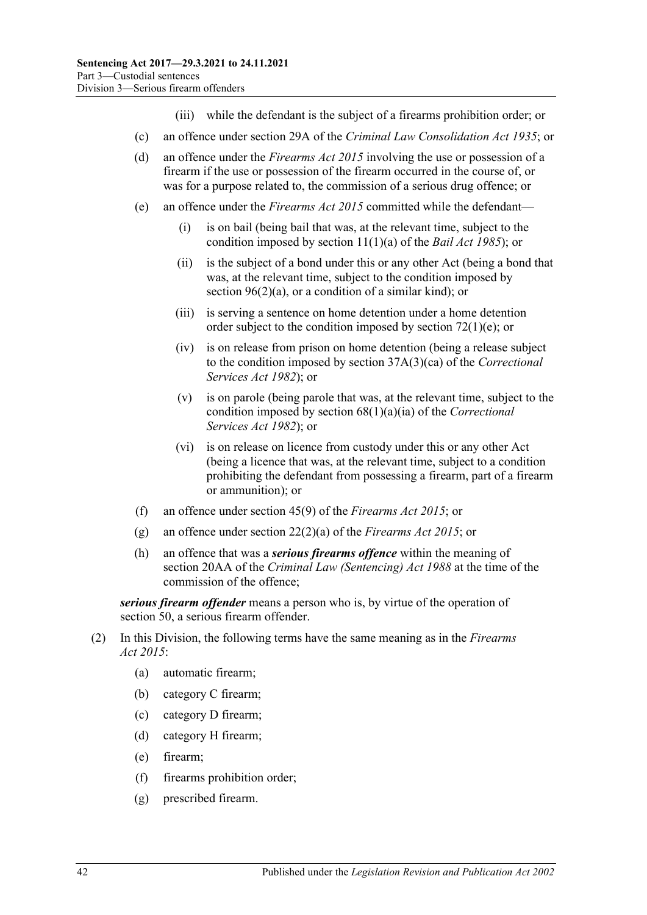(iii) while the defendant is the subject of a firearms prohibition order; or

(c) an offence under section 29A of the *Criminal Law Consolidation Act 1935*; or

(d) an offence under the *Firearms Act 2015* involving the use or possession of a firearm if the use or possession of the firearm occurred in the course of, or was for a purpose related to, the commission of a serious drug offence; or

(e) an offence under the *Firearms Act 2015* committed while the defendant—

(i) is on bail (being bail that was, at the relevant time, subject to the condition imposed by section 11(1)(a) of the *Bail Act 1985*); or

(ii) is the subject of a bond under this or any other Act (being a bond that was, at the relevant time, subject to the condition imposed by section 96(2)(a), or a condition of a similar kind); or

(iii) is serving a sentence on home detention under a home detention order subject to the condition imposed by section 72(1)(e); or

(iv) is on release from prison on home detention (being a release subject to the condition imposed by section 37A(3)(ca) of the *Correctional Services Act 1982*); or

(v) is on parole (being parole that was, at the relevant time, subject to the condition imposed by section 68(1)(a)(ia) of the *Correctional Services Act 1982*); or

(vi) is on release on licence from custody under this or any other Act (being a licence that was, at the relevant time, subject to a condition prohibiting the defendant from possessing a firearm, part of a firearm or ammunition); or

(f) an offence under section 45(9) of the *Firearms Act 2015*; or

(g) an offence under section 22(2)(a) of the *Firearms Act 2015*; or

(h) an offence that was a ***serious firearms offence*** within the meaning of section 20AA of the *Criminal Law (Sentencing) Act 1988* at the time of the commission of the offence;

***serious firearm offender*** means a person who is, by virtue of the operation of section 50, a serious firearm offender.

(2) In this Division, the following terms have the same meaning as in the *Firearms Act 2015*:

(a) automatic firearm;

(b) category C firearm;

(c) category D firearm;

(d) category H firearm;

(e) firearm;

(f) firearms prohibition order;

(g) prescribed firearm.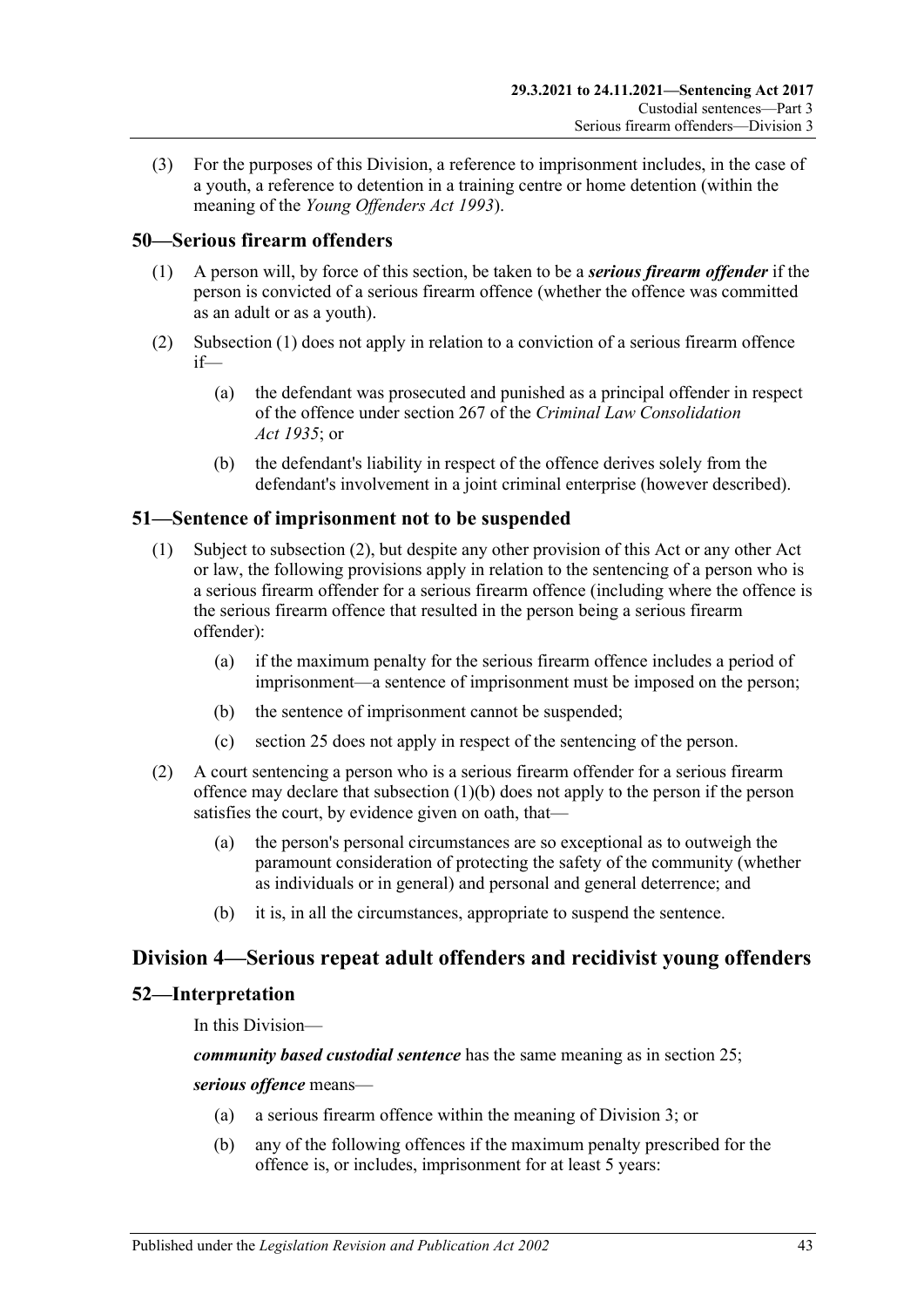(3) For the purposes of this Division, a reference to imprisonment includes, in the case of a youth, a reference to detention in a training centre or home detention (within the meaning of the *Young Offenders Act 1993*).

## 50—Serious firearm offenders

(1) A person will, by force of this section, be taken to be a ***serious firearm offender*** if the person is convicted of a serious firearm offence (whether the offence was committed as an adult or as a youth).

(2) Subsection (1) does not apply in relation to a conviction of a serious firearm offence if—

(a) the defendant was prosecuted and punished as a principal offender in respect of the offence under section 267 of the *Criminal Law Consolidation Act 1935*; or

(b) the defendant's liability in respect of the offence derives solely from the defendant's involvement in a joint criminal enterprise (however described).

## 51—Sentence of imprisonment not to be suspended

(1) Subject to subsection (2), but despite any other provision of this Act or any other Act or law, the following provisions apply in relation to the sentencing of a person who is a serious firearm offender for a serious firearm offence (including where the offence is the serious firearm offence that resulted in the person being a serious firearm offender):

(a) if the maximum penalty for the serious firearm offence includes a period of imprisonment—a sentence of imprisonment must be imposed on the person;

(b) the sentence of imprisonment cannot be suspended;

(c) section 25 does not apply in respect of the sentencing of the person.

(2) A court sentencing a person who is a serious firearm offender for a serious firearm offence may declare that subsection (1)(b) does not apply to the person if the person satisfies the court, by evidence given on oath, that—

(a) the person's personal circumstances are so exceptional as to outweigh the paramount consideration of protecting the safety of the community (whether as individuals or in general) and personal and general deterrence; and

(b) it is, in all the circumstances, appropriate to suspend the sentence.

# Division 4—Serious repeat adult offenders and recidivist young offenders

## 52—Interpretation

In this Division—

***community based custodial sentence*** has the same meaning as in section 25;

***serious offence*** means—

(a) a serious firearm offence within the meaning of Division 3; or

(b) any of the following offences if the maximum penalty prescribed for the offence is, or includes, imprisonment for at least 5 years: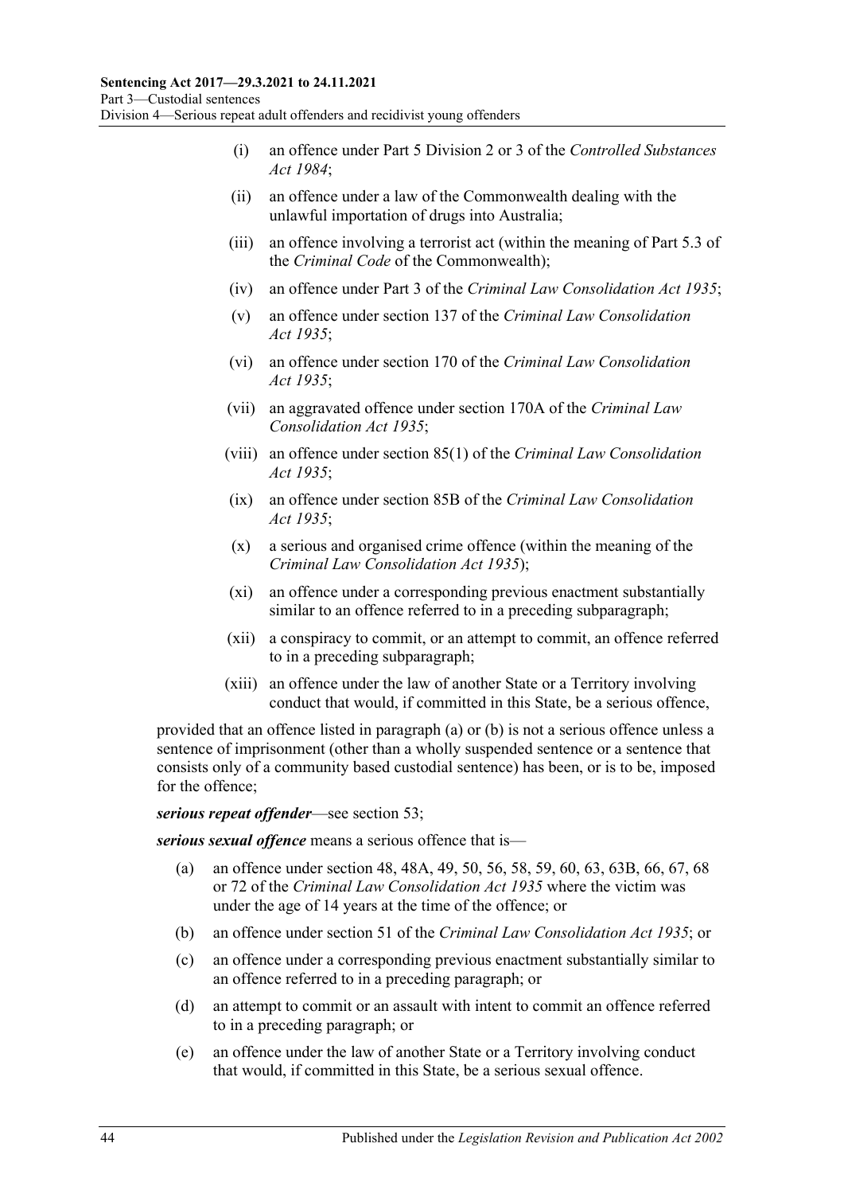- (i) an offence under Part 5 Division 2 or 3 of the *Controlled Substances Act 1984*;
- (ii) an offence under a law of the Commonwealth dealing with the unlawful importation of drugs into Australia;
- (iii) an offence involving a terrorist act (within the meaning of Part 5.3 of the *Criminal Code* of the Commonwealth);
- (iv) an offence under Part 3 of the *Criminal Law Consolidation Act 1935*;
- (v) an offence under section 137 of the *Criminal Law Consolidation Act 1935*;
- (vi) an offence under section 170 of the *Criminal Law Consolidation Act 1935*;
- (vii) an aggravated offence under section 170A of the *Criminal Law Consolidation Act 1935*;
- (viii) an offence under section 85(1) of the *Criminal Law Consolidation Act 1935*;
- (ix) an offence under section 85B of the *Criminal Law Consolidation Act 1935*;
- (x) a serious and organised crime offence (within the meaning of the *Criminal Law Consolidation Act 1935*);
- (xi) an offence under a corresponding previous enactment substantially similar to an offence referred to in a preceding subparagraph;
- (xii) a conspiracy to commit, or an attempt to commit, an offence referred to in a preceding subparagraph;
- (xiii) an offence under the law of another State or a Territory involving conduct that would, if committed in this State, be a serious offence,

provided that an offence listed in paragraph (a) or (b) is not a serious offence unless a sentence of imprisonment (other than a wholly suspended sentence or a sentence that consists only of a community based custodial sentence) has been, or is to be, imposed for the offence;

***serious repeat offender***—see section 53;

***serious sexual offence*** means a serious offence that is—

- (a) an offence under section 48, 48A, 49, 50, 56, 58, 59, 60, 63, 63B, 66, 67, 68 or 72 of the *Criminal Law Consolidation Act 1935* where the victim was under the age of 14 years at the time of the offence; or
- (b) an offence under section 51 of the *Criminal Law Consolidation Act 1935*; or
- (c) an offence under a corresponding previous enactment substantially similar to an offence referred to in a preceding paragraph; or
- (d) an attempt to commit or an assault with intent to commit an offence referred to in a preceding paragraph; or
- (e) an offence under the law of another State or a Territory involving conduct that would, if committed in this State, be a serious sexual offence.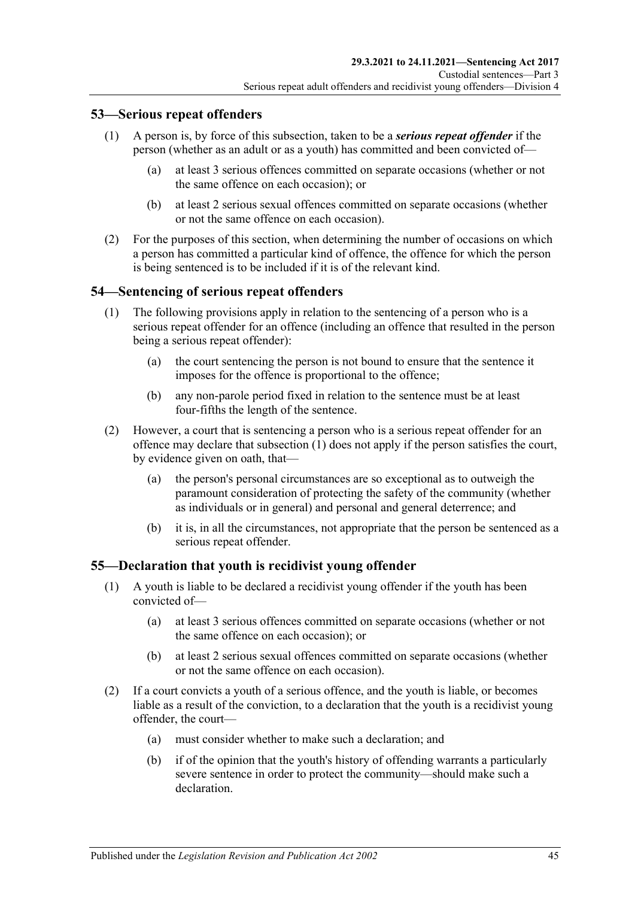## 53—Serious repeat offenders

(1) A person is, by force of this subsection, taken to be a ***serious repeat offender*** if the person (whether as an adult or as a youth) has committed and been convicted of—

(a) at least 3 serious offences committed on separate occasions (whether or not the same offence on each occasion); or

(b) at least 2 serious sexual offences committed on separate occasions (whether or not the same offence on each occasion).

(2) For the purposes of this section, when determining the number of occasions on which a person has committed a particular kind of offence, the offence for which the person is being sentenced is to be included if it is of the relevant kind.

## 54—Sentencing of serious repeat offenders

(1) The following provisions apply in relation to the sentencing of a person who is a serious repeat offender for an offence (including an offence that resulted in the person being a serious repeat offender):

(a) the court sentencing the person is not bound to ensure that the sentence it imposes for the offence is proportional to the offence;

(b) any non-parole period fixed in relation to the sentence must be at least four-fifths the length of the sentence.

(2) However, a court that is sentencing a person who is a serious repeat offender for an offence may declare that subsection (1) does not apply if the person satisfies the court, by evidence given on oath, that—

(a) the person's personal circumstances are so exceptional as to outweigh the paramount consideration of protecting the safety of the community (whether as individuals or in general) and personal and general deterrence; and

(b) it is, in all the circumstances, not appropriate that the person be sentenced as a serious repeat offender.

## 55—Declaration that youth is recidivist young offender

(1) A youth is liable to be declared a recidivist young offender if the youth has been convicted of—

(a) at least 3 serious offences committed on separate occasions (whether or not the same offence on each occasion); or

(b) at least 2 serious sexual offences committed on separate occasions (whether or not the same offence on each occasion).

(2) If a court convicts a youth of a serious offence, and the youth is liable, or becomes liable as a result of the conviction, to a declaration that the youth is a recidivist young offender, the court—

(a) must consider whether to make such a declaration; and

(b) if of the opinion that the youth's history of offending warrants a particularly severe sentence in order to protect the community—should make such a declaration.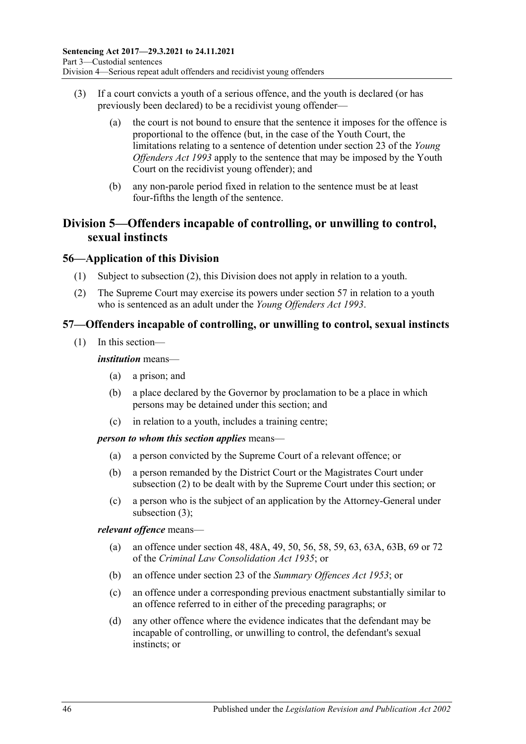(3) If a court convicts a youth of a serious offence, and the youth is declared (or has previously been declared) to be a recidivist young offender—

(a) the court is not bound to ensure that the sentence it imposes for the offence is proportional to the offence (but, in the case of the Youth Court, the limitations relating to a sentence of detention under section 23 of the *Young Offenders Act 1993* apply to the sentence that may be imposed by the Youth Court on the recidivist young offender); and

(b) any non-parole period fixed in relation to the sentence must be at least four-fifths the length of the sentence.

## Division 5—Offenders incapable of controlling, or unwilling to control, sexual instincts

### 56—Application of this Division

(1) Subject to subsection (2), this Division does not apply in relation to a youth.

(2) The Supreme Court may exercise its powers under section 57 in relation to a youth who is sentenced as an adult under the *Young Offenders Act 1993*.

### 57—Offenders incapable of controlling, or unwilling to control, sexual instincts

(1) In this section—

***institution*** means—

(a) a prison; and

(b) a place declared by the Governor by proclamation to be a place in which persons may be detained under this section; and

(c) in relation to a youth, includes a training centre;

***person to whom this section applies*** means—

(a) a person convicted by the Supreme Court of a relevant offence; or

(b) a person remanded by the District Court or the Magistrates Court under subsection (2) to be dealt with by the Supreme Court under this section; or

(c) a person who is the subject of an application by the Attorney-General under subsection (3);

***relevant offence*** means—

(a) an offence under section 48, 48A, 49, 50, 56, 58, 59, 63, 63A, 63B, 69 or 72 of the *Criminal Law Consolidation Act 1935*; or

(b) an offence under section 23 of the *Summary Offences Act 1953*; or

(c) an offence under a corresponding previous enactment substantially similar to an offence referred to in either of the preceding paragraphs; or

(d) any other offence where the evidence indicates that the defendant may be incapable of controlling, or unwilling to control, the defendant's sexual instincts; or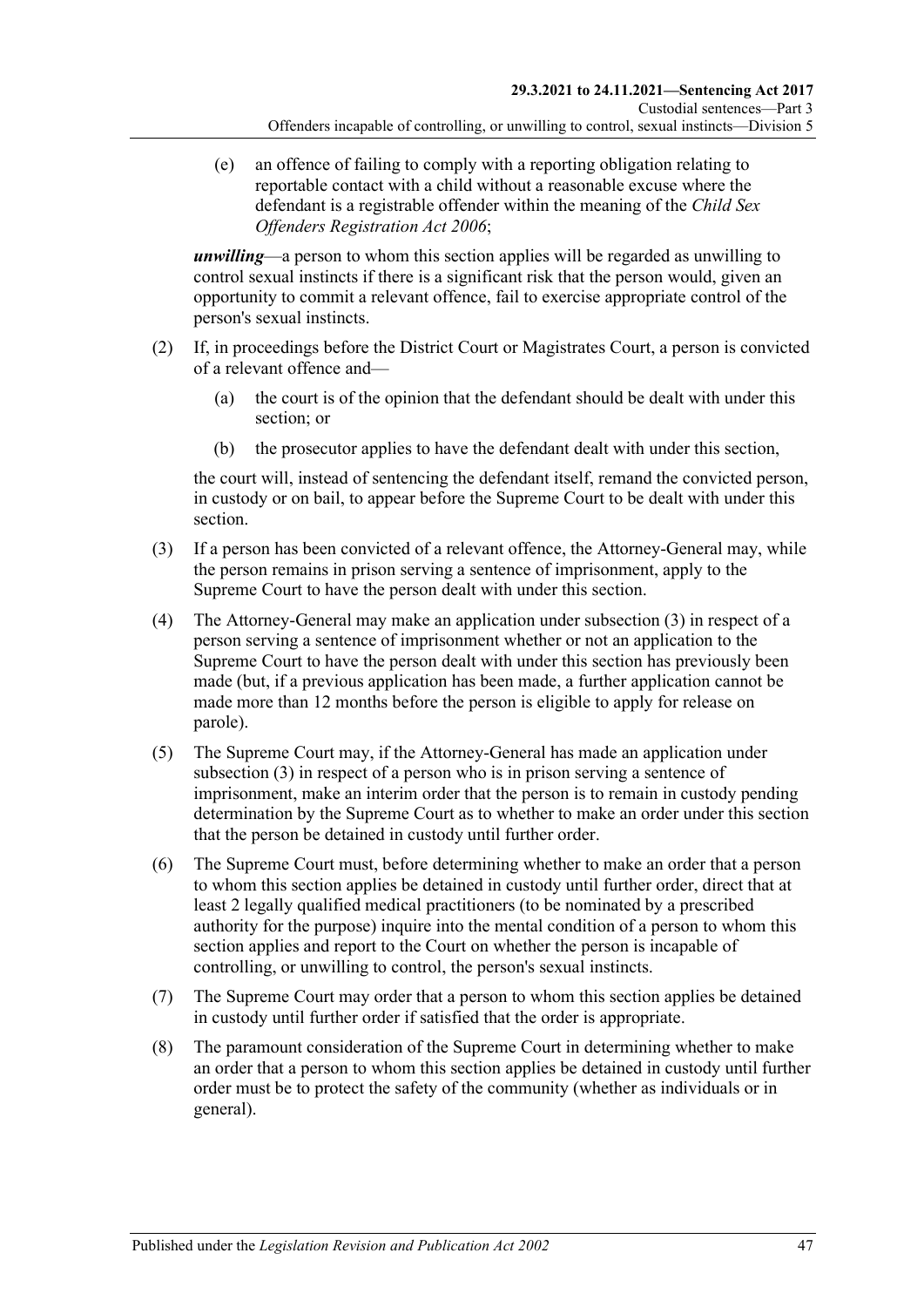(e) an offence of failing to comply with a reporting obligation relating to reportable contact with a child without a reasonable excuse where the defendant is a registrable offender within the meaning of the *Child Sex Offenders Registration Act 2006*;

***unwilling***—a person to whom this section applies will be regarded as unwilling to control sexual instincts if there is a significant risk that the person would, given an opportunity to commit a relevant offence, fail to exercise appropriate control of the person's sexual instincts.

(2) If, in proceedings before the District Court or Magistrates Court, a person is convicted of a relevant offence and—

(a) the court is of the opinion that the defendant should be dealt with under this section; or

(b) the prosecutor applies to have the defendant dealt with under this section,

the court will, instead of sentencing the defendant itself, remand the convicted person, in custody or on bail, to appear before the Supreme Court to be dealt with under this section.

(3) If a person has been convicted of a relevant offence, the Attorney-General may, while the person remains in prison serving a sentence of imprisonment, apply to the Supreme Court to have the person dealt with under this section.

(4) The Attorney-General may make an application under subsection (3) in respect of a person serving a sentence of imprisonment whether or not an application to the Supreme Court to have the person dealt with under this section has previously been made (but, if a previous application has been made, a further application cannot be made more than 12 months before the person is eligible to apply for release on parole).

(5) The Supreme Court may, if the Attorney-General has made an application under subsection (3) in respect of a person who is in prison serving a sentence of imprisonment, make an interim order that the person is to remain in custody pending determination by the Supreme Court as to whether to make an order under this section that the person be detained in custody until further order.

(6) The Supreme Court must, before determining whether to make an order that a person to whom this section applies be detained in custody until further order, direct that at least 2 legally qualified medical practitioners (to be nominated by a prescribed authority for the purpose) inquire into the mental condition of a person to whom this section applies and report to the Court on whether the person is incapable of controlling, or unwilling to control, the person's sexual instincts.

(7) The Supreme Court may order that a person to whom this section applies be detained in custody until further order if satisfied that the order is appropriate.

(8) The paramount consideration of the Supreme Court in determining whether to make an order that a person to whom this section applies be detained in custody until further order must be to protect the safety of the community (whether as individuals or in general).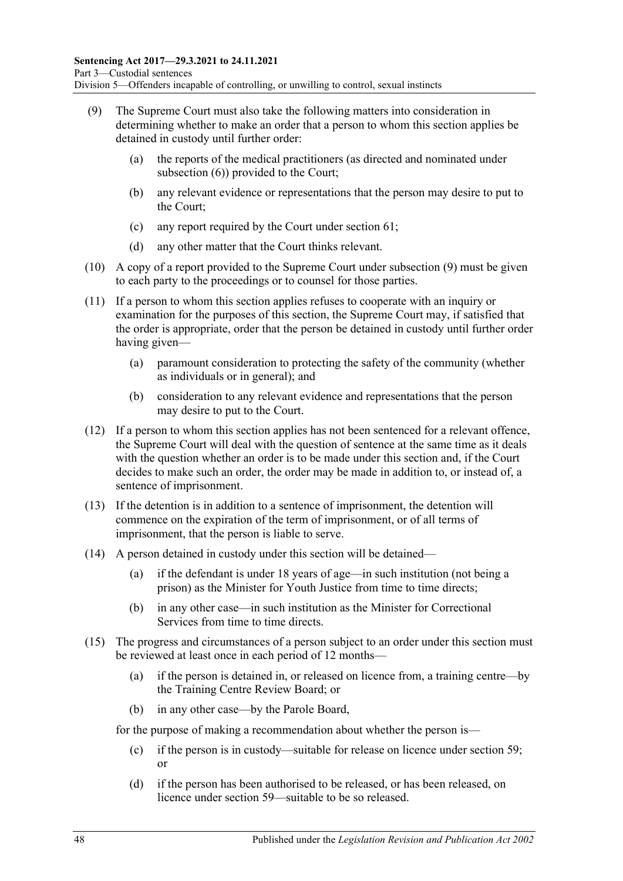(9) The Supreme Court must also take the following matters into consideration in determining whether to make an order that a person to whom this section applies be detained in custody until further order:

(a) the reports of the medical practitioners (as directed and nominated under subsection (6)) provided to the Court;

(b) any relevant evidence or representations that the person may desire to put to the Court;

(c) any report required by the Court under section 61;

(d) any other matter that the Court thinks relevant.

(10) A copy of a report provided to the Supreme Court under subsection (9) must be given to each party to the proceedings or to counsel for those parties.

(11) If a person to whom this section applies refuses to cooperate with an inquiry or examination for the purposes of this section, the Supreme Court may, if satisfied that the order is appropriate, order that the person be detained in custody until further order having given—

(a) paramount consideration to protecting the safety of the community (whether as individuals or in general); and

(b) consideration to any relevant evidence and representations that the person may desire to put to the Court.

(12) If a person to whom this section applies has not been sentenced for a relevant offence, the Supreme Court will deal with the question of sentence at the same time as it deals with the question whether an order is to be made under this section and, if the Court decides to make such an order, the order may be made in addition to, or instead of, a sentence of imprisonment.

(13) If the detention is in addition to a sentence of imprisonment, the detention will commence on the expiration of the term of imprisonment, or of all terms of imprisonment, that the person is liable to serve.

(14) A person detained in custody under this section will be detained—

(a) if the defendant is under 18 years of age—in such institution (not being a prison) as the Minister for Youth Justice from time to time directs;

(b) in any other case—in such institution as the Minister for Correctional Services from time to time directs.

(15) The progress and circumstances of a person subject to an order under this section must be reviewed at least once in each period of 12 months—

(a) if the person is detained in, or released on licence from, a training centre—by the Training Centre Review Board; or

(b) in any other case—by the Parole Board,

for the purpose of making a recommendation about whether the person is—

(c) if the person is in custody—suitable for release on licence under section 59; or

(d) if the person has been authorised to be released, or has been released, on licence under section 59—suitable to be so released.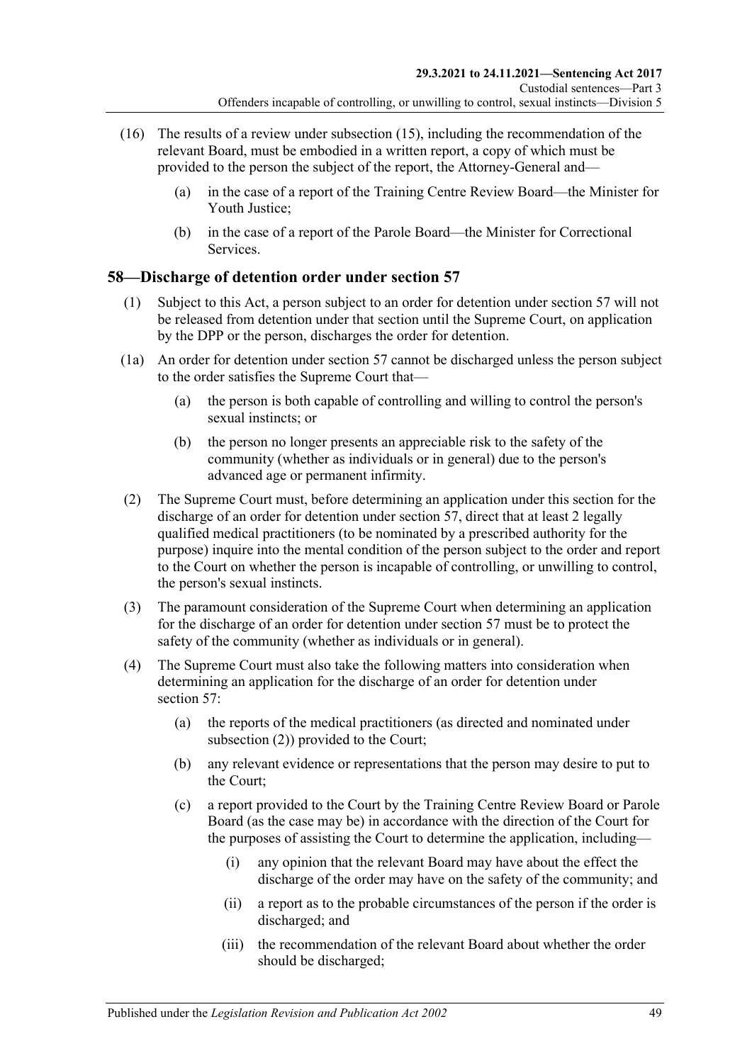(16) The results of a review under subsection (15), including the recommendation of the relevant Board, must be embodied in a written report, a copy of which must be provided to the person the subject of the report, the Attorney-General and—

(a) in the case of a report of the Training Centre Review Board—the Minister for Youth Justice;

(b) in the case of a report of the Parole Board—the Minister for Correctional Services.

## 58—Discharge of detention order under section 57

(1) Subject to this Act, a person subject to an order for detention under section 57 will not be released from detention under that section until the Supreme Court, on application by the DPP or the person, discharges the order for detention.

(1a) An order for detention under section 57 cannot be discharged unless the person subject to the order satisfies the Supreme Court that—

(a) the person is both capable of controlling and willing to control the person's sexual instincts; or

(b) the person no longer presents an appreciable risk to the safety of the community (whether as individuals or in general) due to the person's advanced age or permanent infirmity.

(2) The Supreme Court must, before determining an application under this section for the discharge of an order for detention under section 57, direct that at least 2 legally qualified medical practitioners (to be nominated by a prescribed authority for the purpose) inquire into the mental condition of the person subject to the order and report to the Court on whether the person is incapable of controlling, or unwilling to control, the person's sexual instincts.

(3) The paramount consideration of the Supreme Court when determining an application for the discharge of an order for detention under section 57 must be to protect the safety of the community (whether as individuals or in general).

(4) The Supreme Court must also take the following matters into consideration when determining an application for the discharge of an order for detention under section 57:

(a) the reports of the medical practitioners (as directed and nominated under subsection (2)) provided to the Court;

(b) any relevant evidence or representations that the person may desire to put to the Court;

(c) a report provided to the Court by the Training Centre Review Board or Parole Board (as the case may be) in accordance with the direction of the Court for the purposes of assisting the Court to determine the application, including—

(i) any opinion that the relevant Board may have about the effect the discharge of the order may have on the safety of the community; and

(ii) a report as to the probable circumstances of the person if the order is discharged; and

(iii) the recommendation of the relevant Board about whether the order should be discharged;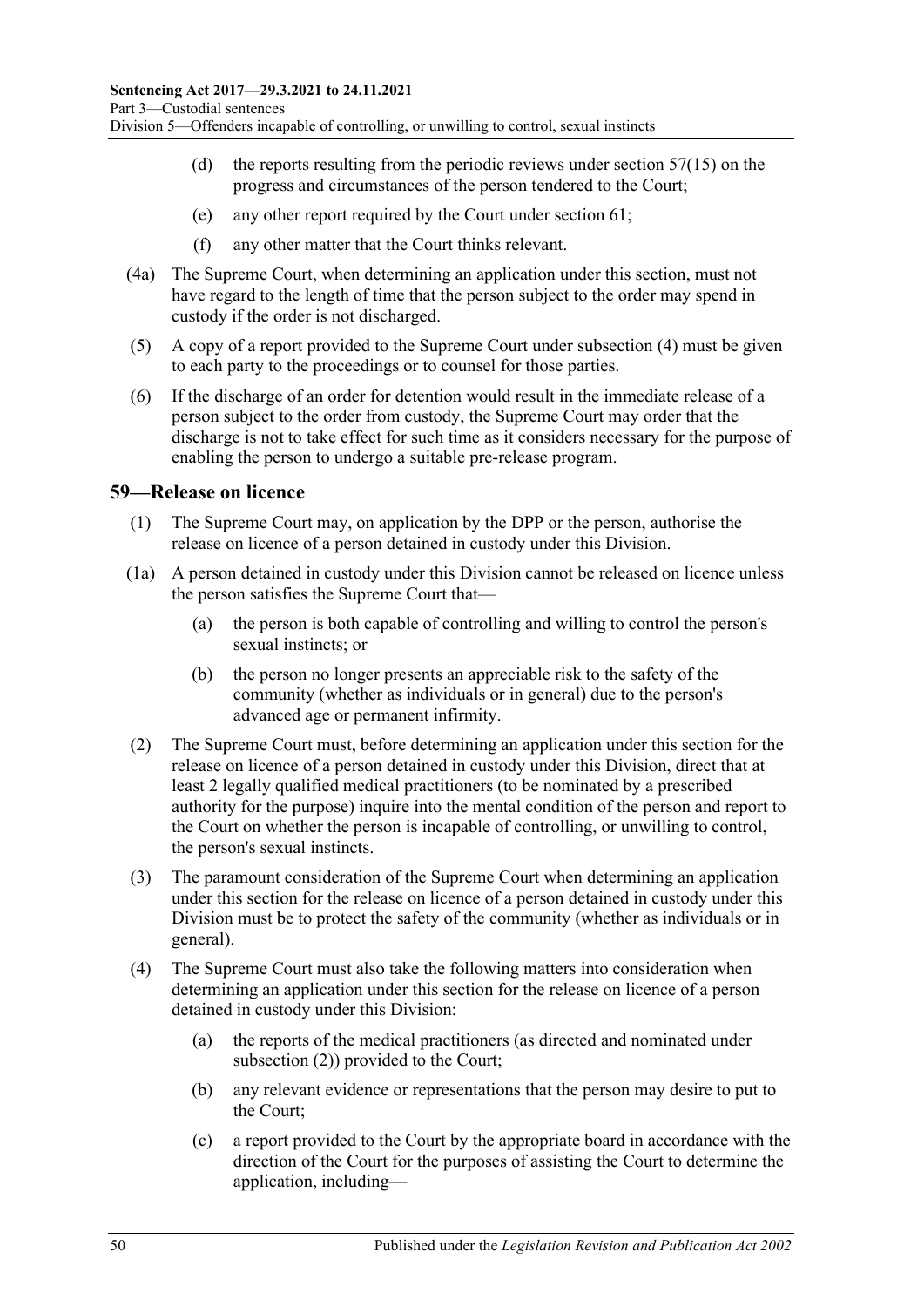(d) the reports resulting from the periodic reviews under section 57(15) on the progress and circumstances of the person tendered to the Court;

(e) any other report required by the Court under section 61;

(f) any other matter that the Court thinks relevant.

(4a) The Supreme Court, when determining an application under this section, must not have regard to the length of time that the person subject to the order may spend in custody if the order is not discharged.

(5) A copy of a report provided to the Supreme Court under subsection (4) must be given to each party to the proceedings or to counsel for those parties.

(6) If the discharge of an order for detention would result in the immediate release of a person subject to the order from custody, the Supreme Court may order that the discharge is not to take effect for such time as it considers necessary for the purpose of enabling the person to undergo a suitable pre-release program.

## 59—Release on licence

(1) The Supreme Court may, on application by the DPP or the person, authorise the release on licence of a person detained in custody under this Division.

(1a) A person detained in custody under this Division cannot be released on licence unless the person satisfies the Supreme Court that—

(a) the person is both capable of controlling and willing to control the person's sexual instincts; or

(b) the person no longer presents an appreciable risk to the safety of the community (whether as individuals or in general) due to the person's advanced age or permanent infirmity.

(2) The Supreme Court must, before determining an application under this section for the release on licence of a person detained in custody under this Division, direct that at least 2 legally qualified medical practitioners (to be nominated by a prescribed authority for the purpose) inquire into the mental condition of the person and report to the Court on whether the person is incapable of controlling, or unwilling to control, the person's sexual instincts.

(3) The paramount consideration of the Supreme Court when determining an application under this section for the release on licence of a person detained in custody under this Division must be to protect the safety of the community (whether as individuals or in general).

(4) The Supreme Court must also take the following matters into consideration when determining an application under this section for the release on licence of a person detained in custody under this Division:

(a) the reports of the medical practitioners (as directed and nominated under subsection (2)) provided to the Court;

(b) any relevant evidence or representations that the person may desire to put to the Court;

(c) a report provided to the Court by the appropriate board in accordance with the direction of the Court for the purposes of assisting the Court to determine the application, including—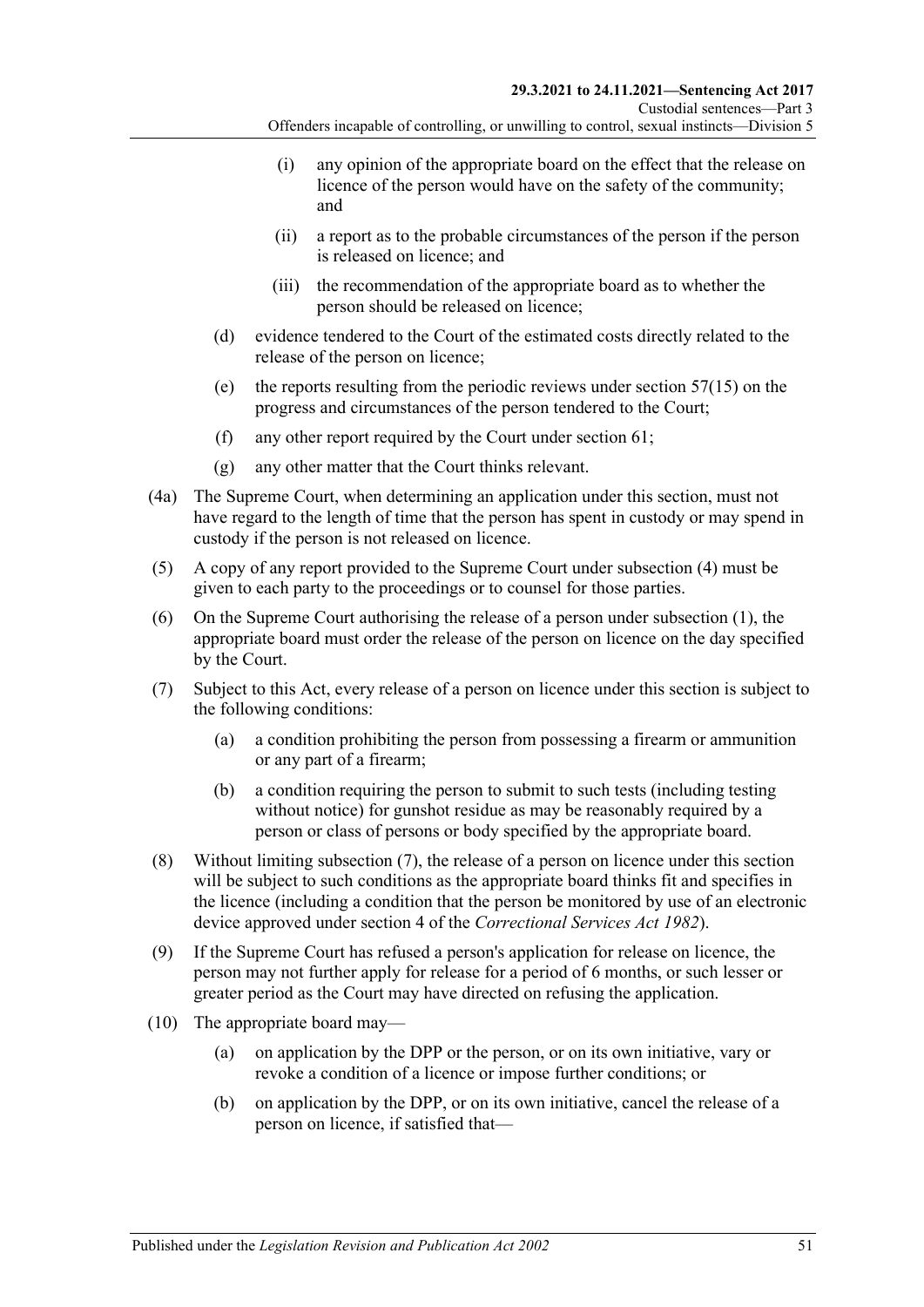(i) any opinion of the appropriate board on the effect that the release on licence of the person would have on the safety of the community; and

(ii) a report as to the probable circumstances of the person if the person is released on licence; and

(iii) the recommendation of the appropriate board as to whether the person should be released on licence;

(d) evidence tendered to the Court of the estimated costs directly related to the release of the person on licence;

(e) the reports resulting from the periodic reviews under section 57(15) on the progress and circumstances of the person tendered to the Court;

(f) any other report required by the Court under section 61;

(g) any other matter that the Court thinks relevant.

(4a) The Supreme Court, when determining an application under this section, must not have regard to the length of time that the person has spent in custody or may spend in custody if the person is not released on licence.

(5) A copy of any report provided to the Supreme Court under subsection (4) must be given to each party to the proceedings or to counsel for those parties.

(6) On the Supreme Court authorising the release of a person under subsection (1), the appropriate board must order the release of the person on licence on the day specified by the Court.

(7) Subject to this Act, every release of a person on licence under this section is subject to the following conditions:

(a) a condition prohibiting the person from possessing a firearm or ammunition or any part of a firearm;

(b) a condition requiring the person to submit to such tests (including testing without notice) for gunshot residue as may be reasonably required by a person or class of persons or body specified by the appropriate board.

(8) Without limiting subsection (7), the release of a person on licence under this section will be subject to such conditions as the appropriate board thinks fit and specifies in the licence (including a condition that the person be monitored by use of an electronic device approved under section 4 of the *Correctional Services Act 1982*).

(9) If the Supreme Court has refused a person's application for release on licence, the person may not further apply for release for a period of 6 months, or such lesser or greater period as the Court may have directed on refusing the application.

(10) The appropriate board may—

(a) on application by the DPP or the person, or on its own initiative, vary or revoke a condition of a licence or impose further conditions; or

(b) on application by the DPP, or on its own initiative, cancel the release of a person on licence, if satisfied that—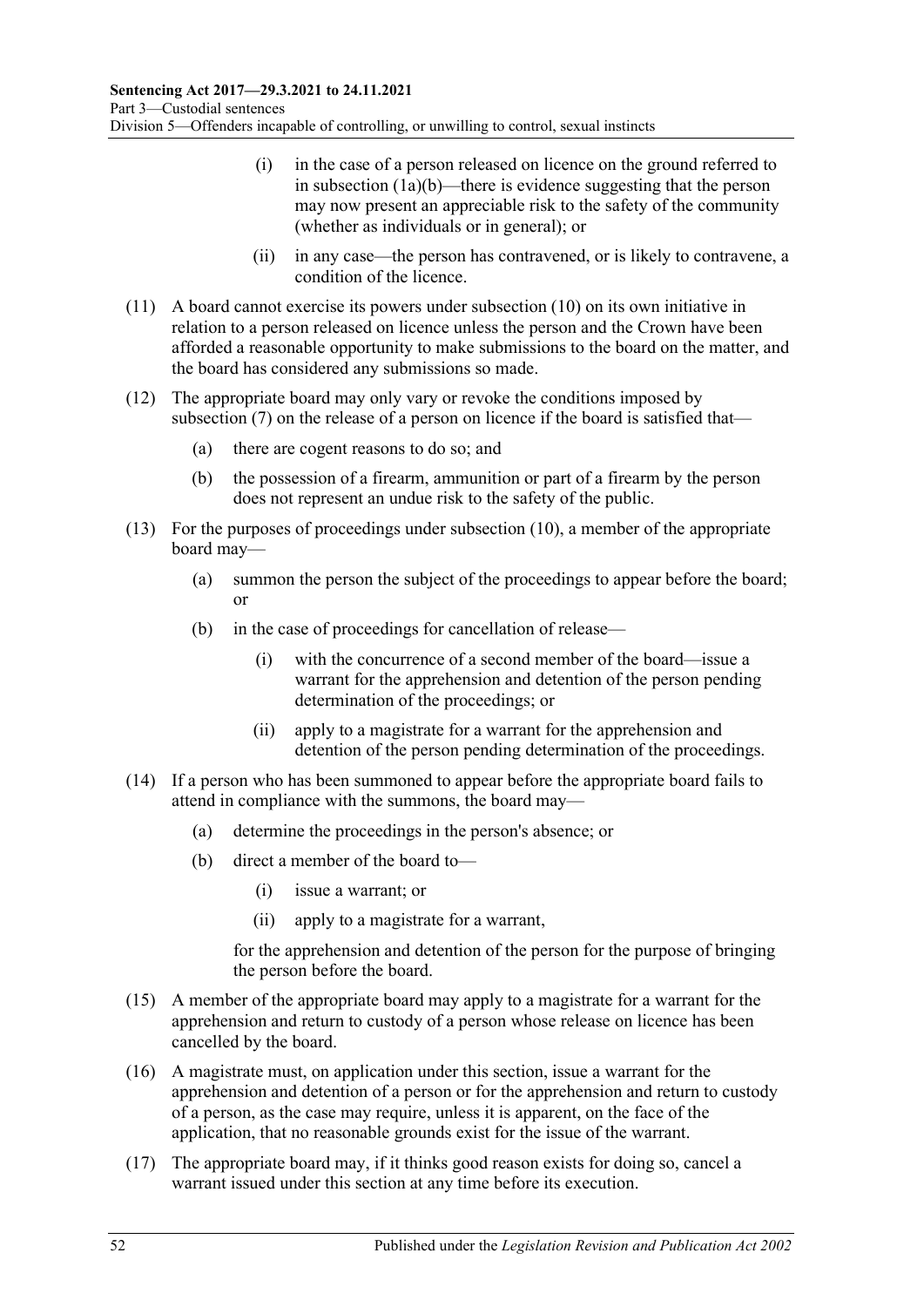(i) in the case of a person released on licence on the ground referred to in subsection (1a)(b)—there is evidence suggesting that the person may now present an appreciable risk to the safety of the community (whether as individuals or in general); or

(ii) in any case—the person has contravened, or is likely to contravene, a condition of the licence.

(11) A board cannot exercise its powers under subsection (10) on its own initiative in relation to a person released on licence unless the person and the Crown have been afforded a reasonable opportunity to make submissions to the board on the matter, and the board has considered any submissions so made.

(12) The appropriate board may only vary or revoke the conditions imposed by subsection (7) on the release of a person on licence if the board is satisfied that—

(a) there are cogent reasons to do so; and

(b) the possession of a firearm, ammunition or part of a firearm by the person does not represent an undue risk to the safety of the public.

(13) For the purposes of proceedings under subsection (10), a member of the appropriate board may—

(a) summon the person the subject of the proceedings to appear before the board; or

(b) in the case of proceedings for cancellation of release—

(i) with the concurrence of a second member of the board—issue a warrant for the apprehension and detention of the person pending determination of the proceedings; or

(ii) apply to a magistrate for a warrant for the apprehension and detention of the person pending determination of the proceedings.

(14) If a person who has been summoned to appear before the appropriate board fails to attend in compliance with the summons, the board may—

(a) determine the proceedings in the person's absence; or

(b) direct a member of the board to—

(i) issue a warrant; or

(ii) apply to a magistrate for a warrant,

for the apprehension and detention of the person for the purpose of bringing the person before the board.

(15) A member of the appropriate board may apply to a magistrate for a warrant for the apprehension and return to custody of a person whose release on licence has been cancelled by the board.

(16) A magistrate must, on application under this section, issue a warrant for the apprehension and detention of a person or for the apprehension and return to custody of a person, as the case may require, unless it is apparent, on the face of the application, that no reasonable grounds exist for the issue of the warrant.

(17) The appropriate board may, if it thinks good reason exists for doing so, cancel a warrant issued under this section at any time before its execution.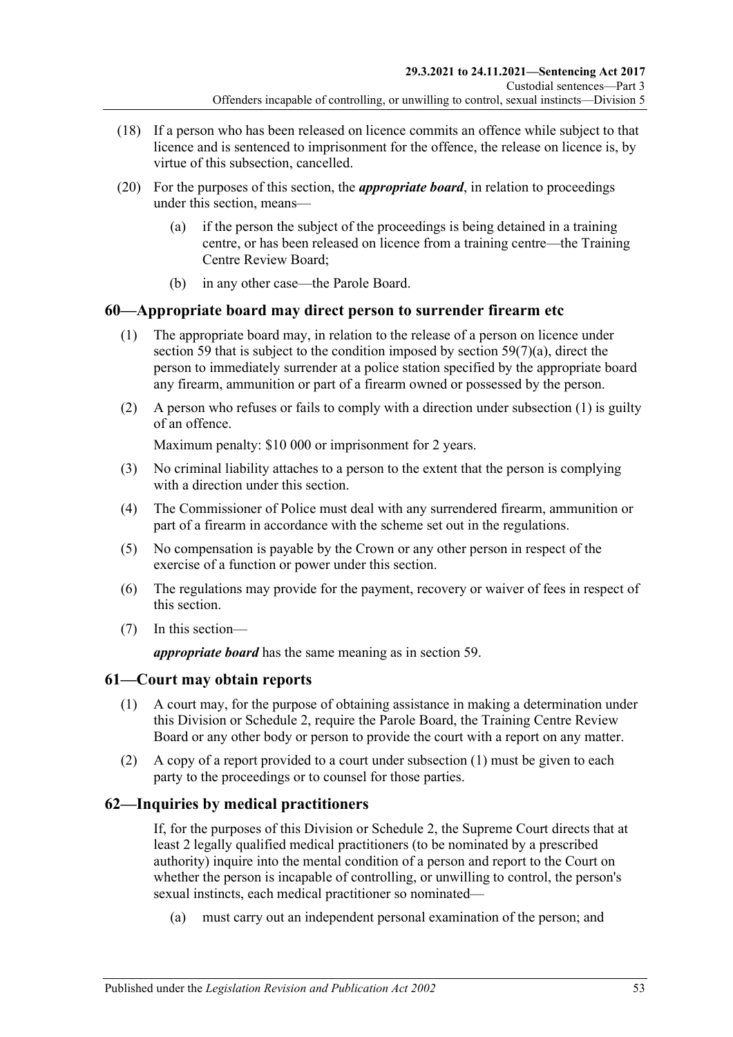(18) If a person who has been released on licence commits an offence while subject to that licence and is sentenced to imprisonment for the offence, the release on licence is, by virtue of this subsection, cancelled.

(20) For the purposes of this section, the ***appropriate board***, in relation to proceedings under this section, means—

(a) if the person the subject of the proceedings is being detained in a training centre, or has been released on licence from a training centre—the Training Centre Review Board;

(b) in any other case—the Parole Board.

## 60—Appropriate board may direct person to surrender firearm etc

(1) The appropriate board may, in relation to the release of a person on licence under section 59 that is subject to the condition imposed by section 59(7)(a), direct the person to immediately surrender at a police station specified by the appropriate board any firearm, ammunition or part of a firearm owned or possessed by the person.

(2) A person who refuses or fails to comply with a direction under subsection (1) is guilty of an offence.

Maximum penalty: $10 000 or imprisonment for 2 years.

(3) No criminal liability attaches to a person to the extent that the person is complying with a direction under this section.

(4) The Commissioner of Police must deal with any surrendered firearm, ammunition or part of a firearm in accordance with the scheme set out in the regulations.

(5) No compensation is payable by the Crown or any other person in respect of the exercise of a function or power under this section.

(6) The regulations may provide for the payment, recovery or waiver of fees in respect of this section.

(7) In this section—

***appropriate board*** has the same meaning as in section 59.

## 61—Court may obtain reports

(1) A court may, for the purpose of obtaining assistance in making a determination under this Division or Schedule 2, require the Parole Board, the Training Centre Review Board or any other body or person to provide the court with a report on any matter.

(2) A copy of a report provided to a court under subsection (1) must be given to each party to the proceedings or to counsel for those parties.

## 62—Inquiries by medical practitioners

If, for the purposes of this Division or Schedule 2, the Supreme Court directs that at least 2 legally qualified medical practitioners (to be nominated by a prescribed authority) inquire into the mental condition of a person and report to the Court on whether the person is incapable of controlling, or unwilling to control, the person's sexual instincts, each medical practitioner so nominated—

(a) must carry out an independent personal examination of the person; and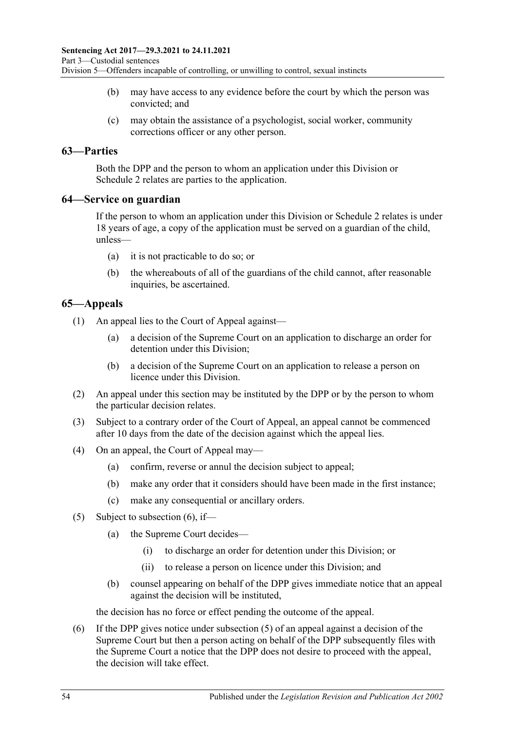(b) may have access to any evidence before the court by which the person was convicted; and

(c) may obtain the assistance of a psychologist, social worker, community corrections officer or any other person.

## 63—Parties

Both the DPP and the person to whom an application under this Division or Schedule 2 relates are parties to the application.

## 64—Service on guardian

If the person to whom an application under this Division or Schedule 2 relates is under 18 years of age, a copy of the application must be served on a guardian of the child, unless—

(a) it is not practicable to do so; or

(b) the whereabouts of all of the guardians of the child cannot, after reasonable inquiries, be ascertained.

## 65—Appeals

(1) An appeal lies to the Court of Appeal against—

(a) a decision of the Supreme Court on an application to discharge an order for detention under this Division;

(b) a decision of the Supreme Court on an application to release a person on licence under this Division.

(2) An appeal under this section may be instituted by the DPP or by the person to whom the particular decision relates.

(3) Subject to a contrary order of the Court of Appeal, an appeal cannot be commenced after 10 days from the date of the decision against which the appeal lies.

(4) On an appeal, the Court of Appeal may—

(a) confirm, reverse or annul the decision subject to appeal;

(b) make any order that it considers should have been made in the first instance;

(c) make any consequential or ancillary orders.

(5) Subject to subsection (6), if—

(a) the Supreme Court decides—

(i) to discharge an order for detention under this Division; or

(ii) to release a person on licence under this Division; and

(b) counsel appearing on behalf of the DPP gives immediate notice that an appeal against the decision will be instituted,

the decision has no force or effect pending the outcome of the appeal.

(6) If the DPP gives notice under subsection (5) of an appeal against a decision of the Supreme Court but then a person acting on behalf of the DPP subsequently files with the Supreme Court a notice that the DPP does not desire to proceed with the appeal, the decision will take effect.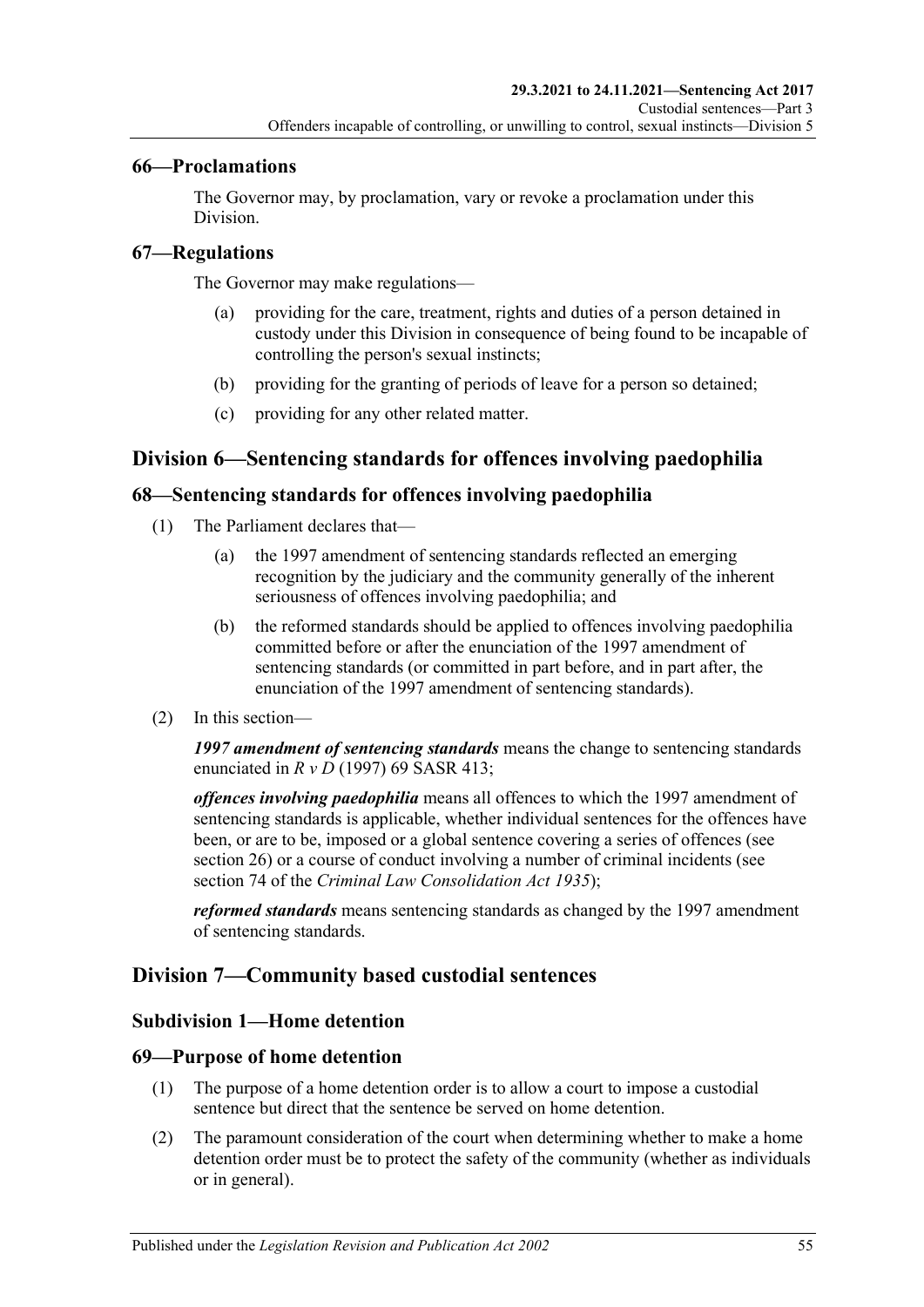## 66—Proclamations

The Governor may, by proclamation, vary or revoke a proclamation under this Division.

## 67—Regulations

The Governor may make regulations—

(a) providing for the care, treatment, rights and duties of a person detained in custody under this Division in consequence of being found to be incapable of controlling the person's sexual instincts;

(b) providing for the granting of periods of leave for a person so detained;

(c) providing for any other related matter.

# Division 6—Sentencing standards for offences involving paedophilia

## 68—Sentencing standards for offences involving paedophilia

(1) The Parliament declares that—

(a) the 1997 amendment of sentencing standards reflected an emerging recognition by the judiciary and the community generally of the inherent seriousness of offences involving paedophilia; and

(b) the reformed standards should be applied to offences involving paedophilia committed before or after the enunciation of the 1997 amendment of sentencing standards (or committed in part before, and in part after, the enunciation of the 1997 amendment of sentencing standards).

(2) In this section—

***1997 amendment of sentencing standards*** means the change to sentencing standards enunciated in *R v D* (1997) 69 SASR 413;

***offences involving paedophilia*** means all offences to which the 1997 amendment of sentencing standards is applicable, whether individual sentences for the offences have been, or are to be, imposed or a global sentence covering a series of offences (see section 26) or a course of conduct involving a number of criminal incidents (see section 74 of the *Criminal Law Consolidation Act 1935*);

***reformed standards*** means sentencing standards as changed by the 1997 amendment of sentencing standards.

# Division 7—Community based custodial sentences

## Subdivision 1—Home detention

## 69—Purpose of home detention

(1) The purpose of a home detention order is to allow a court to impose a custodial sentence but direct that the sentence be served on home detention.

(2) The paramount consideration of the court when determining whether to make a home detention order must be to protect the safety of the community (whether as individuals or in general).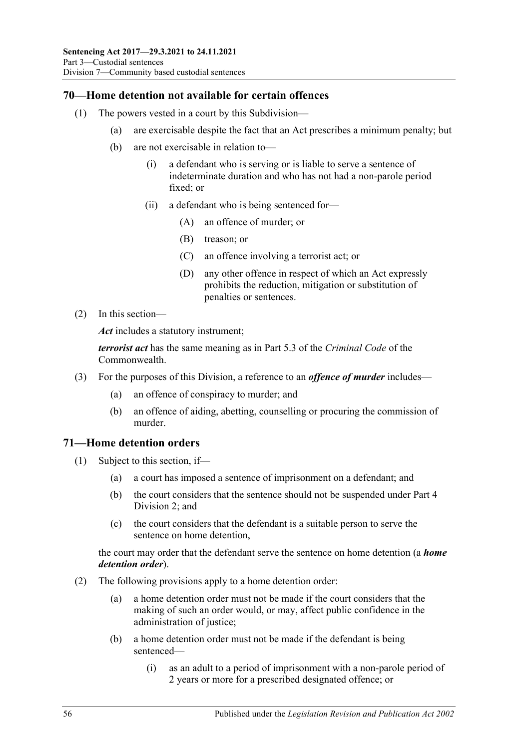## 70—Home detention not available for certain offences

(1) The powers vested in a court by this Subdivision—

(a) are exercisable despite the fact that an Act prescribes a minimum penalty; but

(b) are not exercisable in relation to—

(i) a defendant who is serving or is liable to serve a sentence of indeterminate duration and who has not had a non-parole period fixed; or

(ii) a defendant who is being sentenced for—

(A) an offence of murder; or

(B) treason; or

(C) an offence involving a terrorist act; or

(D) any other offence in respect of which an Act expressly prohibits the reduction, mitigation or substitution of penalties or sentences.

(2) In this section—

***Act*** includes a statutory instrument;

***terrorist act*** has the same meaning as in Part 5.3 of the *Criminal Code* of the Commonwealth.

(3) For the purposes of this Division, a reference to an ***offence of murder*** includes—

(a) an offence of conspiracy to murder; and

(b) an offence of aiding, abetting, counselling or procuring the commission of murder.

## 71—Home detention orders

(1) Subject to this section, if—

(a) a court has imposed a sentence of imprisonment on a defendant; and

(b) the court considers that the sentence should not be suspended under Part 4 Division 2; and

(c) the court considers that the defendant is a suitable person to serve the sentence on home detention,

the court may order that the defendant serve the sentence on home detention (a ***home detention order***).

(2) The following provisions apply to a home detention order:

(a) a home detention order must not be made if the court considers that the making of such an order would, or may, affect public confidence in the administration of justice;

(b) a home detention order must not be made if the defendant is being sentenced—

(i) as an adult to a period of imprisonment with a non-parole period of 2 years or more for a prescribed designated offence; or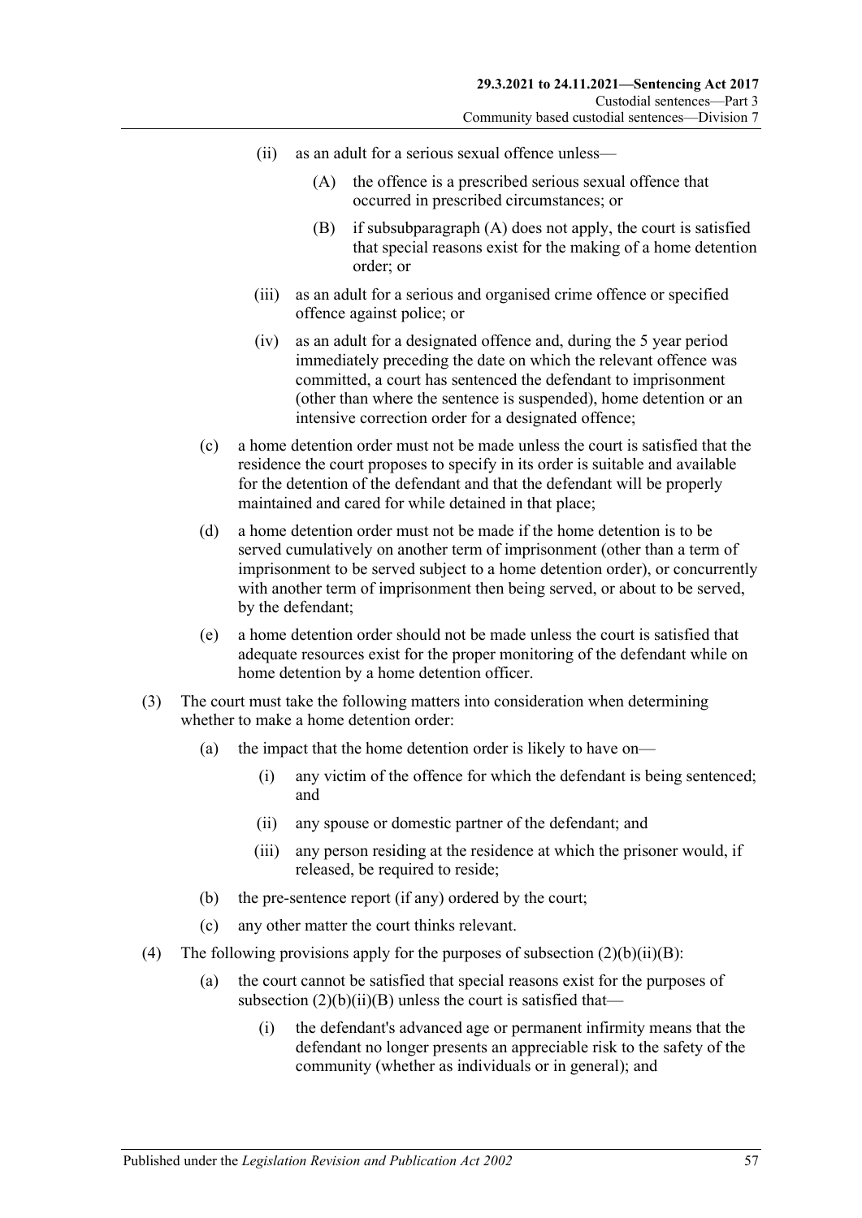(ii) as an adult for a serious sexual offence unless—

(A) the offence is a prescribed serious sexual offence that occurred in prescribed circumstances; or

(B) if subsubparagraph (A) does not apply, the court is satisfied that special reasons exist for the making of a home detention order; or

(iii) as an adult for a serious and organised crime offence or specified offence against police; or

(iv) as an adult for a designated offence and, during the 5 year period immediately preceding the date on which the relevant offence was committed, a court has sentenced the defendant to imprisonment (other than where the sentence is suspended), home detention or an intensive correction order for a designated offence;

(c) a home detention order must not be made unless the court is satisfied that the residence the court proposes to specify in its order is suitable and available for the detention of the defendant and that the defendant will be properly maintained and cared for while detained in that place;

(d) a home detention order must not be made if the home detention is to be served cumulatively on another term of imprisonment (other than a term of imprisonment to be served subject to a home detention order), or concurrently with another term of imprisonment then being served, or about to be served, by the defendant;

(e) a home detention order should not be made unless the court is satisfied that adequate resources exist for the proper monitoring of the defendant while on home detention by a home detention officer.

(3) The court must take the following matters into consideration when determining whether to make a home detention order:

(a) the impact that the home detention order is likely to have on—

(i) any victim of the offence for which the defendant is being sentenced; and

(ii) any spouse or domestic partner of the defendant; and

(iii) any person residing at the residence at which the prisoner would, if released, be required to reside;

(b) the pre-sentence report (if any) ordered by the court;

(c) any other matter the court thinks relevant.

(4) The following provisions apply for the purposes of subsection (2)(b)(ii)(B):

(a) the court cannot be satisfied that special reasons exist for the purposes of subsection (2)(b)(ii)(B) unless the court is satisfied that—

(i) the defendant's advanced age or permanent infirmity means that the defendant no longer presents an appreciable risk to the safety of the community (whether as individuals or in general); and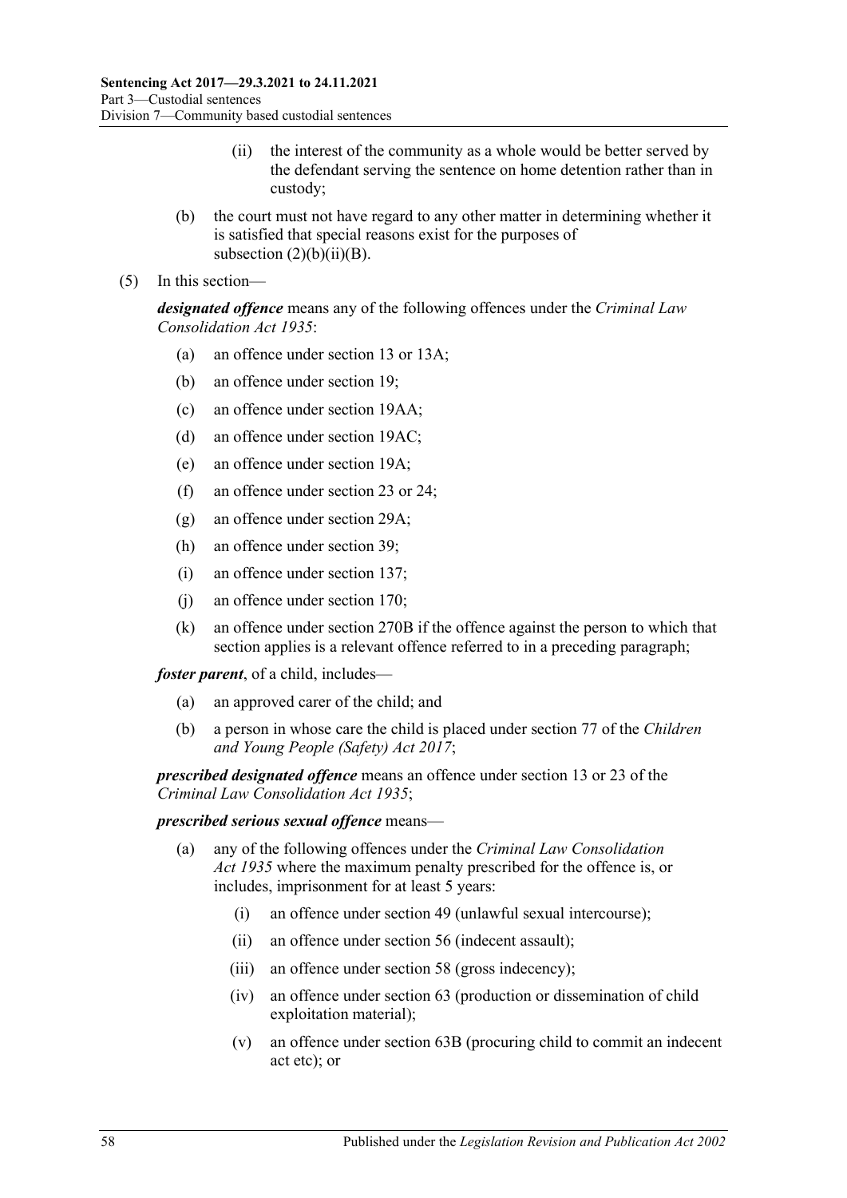(ii) the interest of the community as a whole would be better served by the defendant serving the sentence on home detention rather than in custody;

(b) the court must not have regard to any other matter in determining whether it is satisfied that special reasons exist for the purposes of subsection (2)(b)(ii)(B).

(5) In this section—

***designated offence*** means any of the following offences under the *Criminal Law Consolidation Act 1935*:

(a) an offence under section 13 or 13A;

(b) an offence under section 19;

(c) an offence under section 19AA;

(d) an offence under section 19AC;

(e) an offence under section 19A;

(f) an offence under section 23 or 24;

(g) an offence under section 29A;

(h) an offence under section 39;

(i) an offence under section 137;

(j) an offence under section 170;

(k) an offence under section 270B if the offence against the person to which that section applies is a relevant offence referred to in a preceding paragraph;

***foster parent***, of a child, includes—

(a) an approved carer of the child; and

(b) a person in whose care the child is placed under section 77 of the *Children and Young People (Safety) Act 2017*;

***prescribed designated offence*** means an offence under section 13 or 23 of the *Criminal Law Consolidation Act 1935*;

***prescribed serious sexual offence*** means—

(a) any of the following offences under the *Criminal Law Consolidation Act 1935* where the maximum penalty prescribed for the offence is, or includes, imprisonment for at least 5 years:

(i) an offence under section 49 (unlawful sexual intercourse);

(ii) an offence under section 56 (indecent assault);

(iii) an offence under section 58 (gross indecency);

(iv) an offence under section 63 (production or dissemination of child exploitation material);

(v) an offence under section 63B (procuring child to commit an indecent act etc); or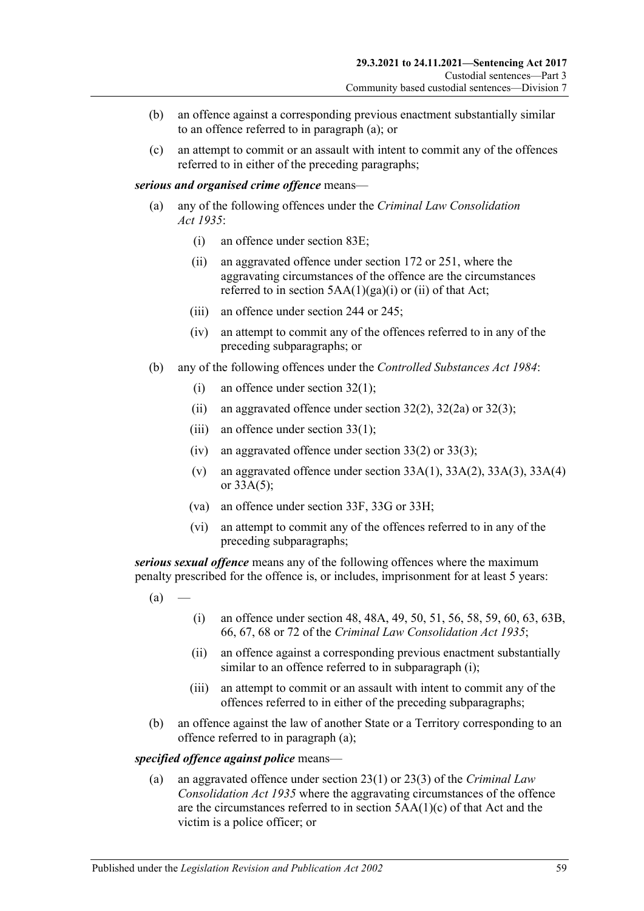(b) an offence against a corresponding previous enactment substantially similar to an offence referred to in paragraph (a); or

(c) an attempt to commit or an assault with intent to commit any of the offences referred to in either of the preceding paragraphs;

***serious and organised crime offence*** means—

(a) any of the following offences under the *Criminal Law Consolidation Act 1935*:

(i) an offence under section 83E;

(ii) an aggravated offence under section 172 or 251, where the aggravating circumstances of the offence are the circumstances referred to in section 5AA(1)(ga)(i) or (ii) of that Act;

(iii) an offence under section 244 or 245;

(iv) an attempt to commit any of the offences referred to in any of the preceding subparagraphs; or

(b) any of the following offences under the *Controlled Substances Act 1984*:

(i) an offence under section 32(1);

(ii) an aggravated offence under section 32(2), 32(2a) or 32(3);

(iii) an offence under section 33(1);

(iv) an aggravated offence under section 33(2) or 33(3);

(v) an aggravated offence under section 33A(1), 33A(2), 33A(3), 33A(4) or 33A(5);

(va) an offence under section 33F, 33G or 33H;

(vi) an attempt to commit any of the offences referred to in any of the preceding subparagraphs;

***serious sexual offence*** means any of the following offences where the maximum penalty prescribed for the offence is, or includes, imprisonment for at least 5 years:

(a) —

(i) an offence under section 48, 48A, 49, 50, 51, 56, 58, 59, 60, 63, 63B, 66, 67, 68 or 72 of the *Criminal Law Consolidation Act 1935*;

(ii) an offence against a corresponding previous enactment substantially similar to an offence referred to in subparagraph (i);

(iii) an attempt to commit or an assault with intent to commit any of the offences referred to in either of the preceding subparagraphs;

(b) an offence against the law of another State or a Territory corresponding to an offence referred to in paragraph (a);

***specified offence against police*** means—

(a) an aggravated offence under section 23(1) or 23(3) of the *Criminal Law Consolidation Act 1935* where the aggravating circumstances of the offence are the circumstances referred to in section 5AA(1)(c) of that Act and the victim is a police officer; or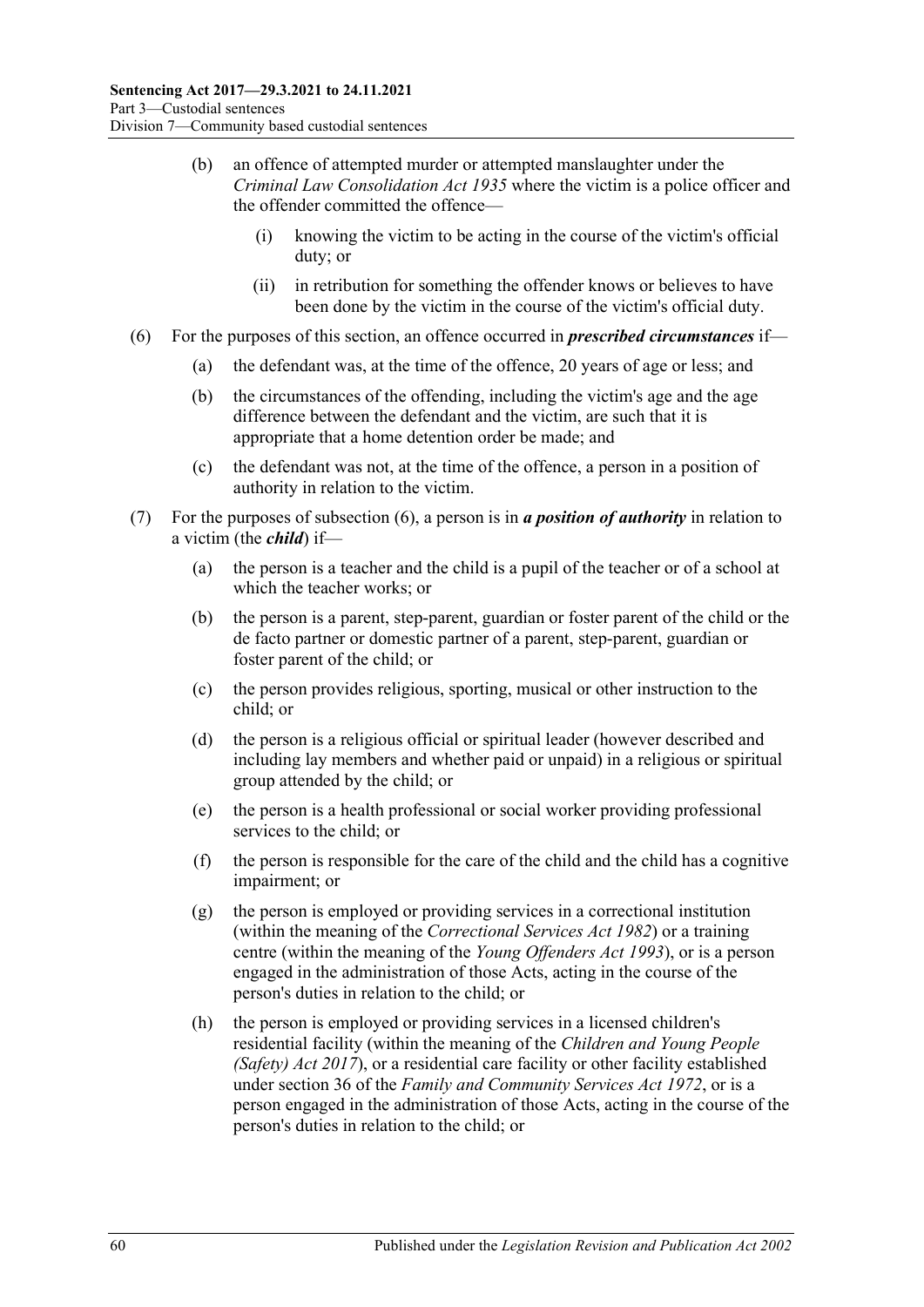(b) an offence of attempted murder or attempted manslaughter under the *Criminal Law Consolidation Act 1935* where the victim is a police officer and the offender committed the offence—

(i) knowing the victim to be acting in the course of the victim's official duty; or

(ii) in retribution for something the offender knows or believes to have been done by the victim in the course of the victim's official duty.

(6) For the purposes of this section, an offence occurred in ***prescribed circumstances*** if—

(a) the defendant was, at the time of the offence, 20 years of age or less; and

(b) the circumstances of the offending, including the victim's age and the age difference between the defendant and the victim, are such that it is appropriate that a home detention order be made; and

(c) the defendant was not, at the time of the offence, a person in a position of authority in relation to the victim.

(7) For the purposes of subsection (6), a person is in ***a position of authority*** in relation to a victim (the ***child***) if—

(a) the person is a teacher and the child is a pupil of the teacher or of a school at which the teacher works; or

(b) the person is a parent, step-parent, guardian or foster parent of the child or the de facto partner or domestic partner of a parent, step-parent, guardian or foster parent of the child; or

(c) the person provides religious, sporting, musical or other instruction to the child; or

(d) the person is a religious official or spiritual leader (however described and including lay members and whether paid or unpaid) in a religious or spiritual group attended by the child; or

(e) the person is a health professional or social worker providing professional services to the child; or

(f) the person is responsible for the care of the child and the child has a cognitive impairment; or

(g) the person is employed or providing services in a correctional institution (within the meaning of the *Correctional Services Act 1982*) or a training centre (within the meaning of the *Young Offenders Act 1993*), or is a person engaged in the administration of those Acts, acting in the course of the person's duties in relation to the child; or

(h) the person is employed or providing services in a licensed children's residential facility (within the meaning of the *Children and Young People (Safety) Act 2017*), or a residential care facility or other facility established under section 36 of the *Family and Community Services Act 1972*, or is a person engaged in the administration of those Acts, acting in the course of the person's duties in relation to the child; or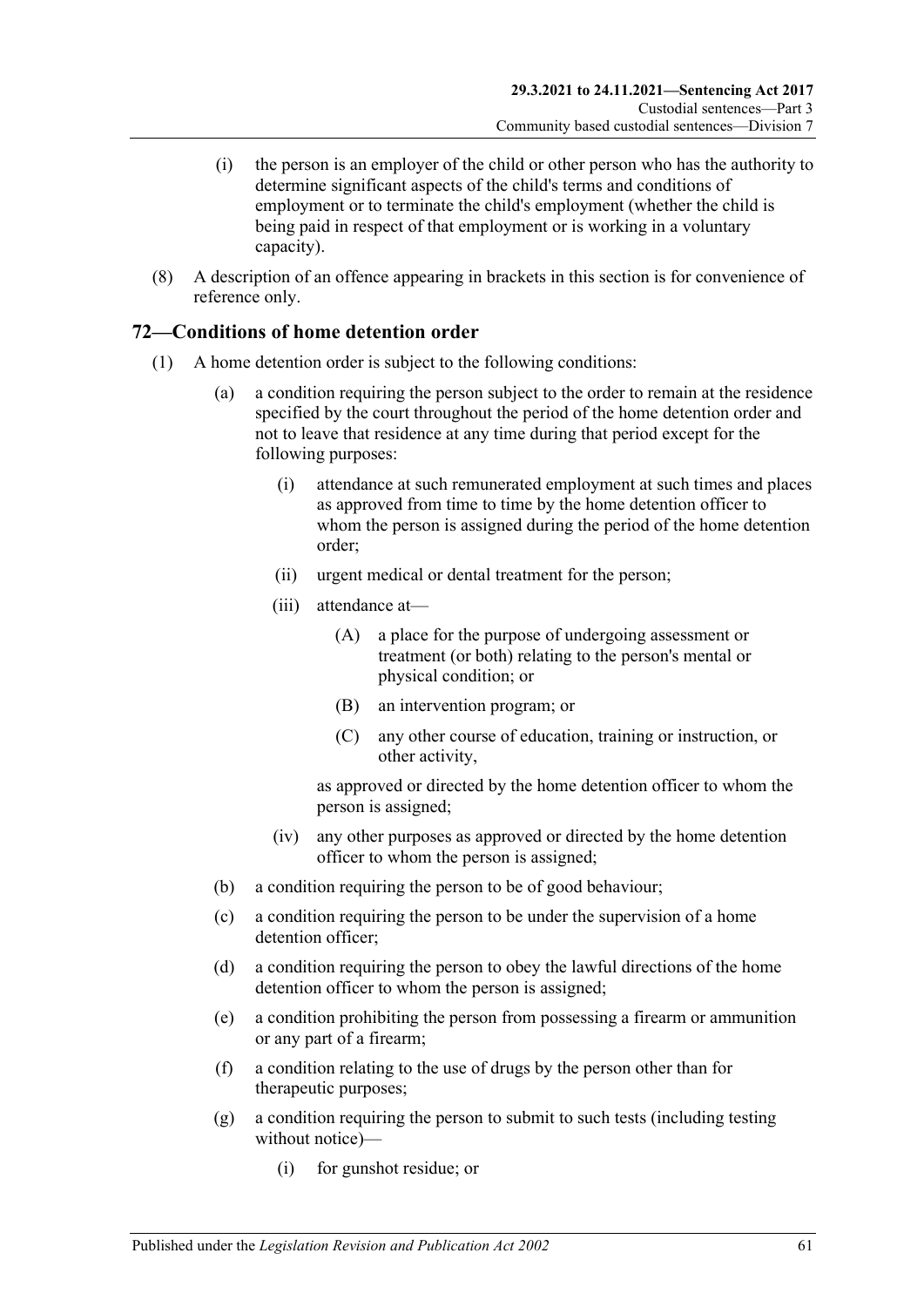(i) the person is an employer of the child or other person who has the authority to determine significant aspects of the child's terms and conditions of employment or to terminate the child's employment (whether the child is being paid in respect of that employment or is working in a voluntary capacity).

(8) A description of an offence appearing in brackets in this section is for convenience of reference only.

## 72—Conditions of home detention order

(1) A home detention order is subject to the following conditions:

(a) a condition requiring the person subject to the order to remain at the residence specified by the court throughout the period of the home detention order and not to leave that residence at any time during that period except for the following purposes:

(i) attendance at such remunerated employment at such times and places as approved from time to time by the home detention officer to whom the person is assigned during the period of the home detention order;

(ii) urgent medical or dental treatment for the person;

(iii) attendance at—

(A) a place for the purpose of undergoing assessment or treatment (or both) relating to the person's mental or physical condition; or

(B) an intervention program; or

(C) any other course of education, training or instruction, or other activity,

as approved or directed by the home detention officer to whom the person is assigned;

(iv) any other purposes as approved or directed by the home detention officer to whom the person is assigned;

(b) a condition requiring the person to be of good behaviour;

(c) a condition requiring the person to be under the supervision of a home detention officer;

(d) a condition requiring the person to obey the lawful directions of the home detention officer to whom the person is assigned;

(e) a condition prohibiting the person from possessing a firearm or ammunition or any part of a firearm;

(f) a condition relating to the use of drugs by the person other than for therapeutic purposes;

(g) a condition requiring the person to submit to such tests (including testing without notice)—

(i) for gunshot residue; or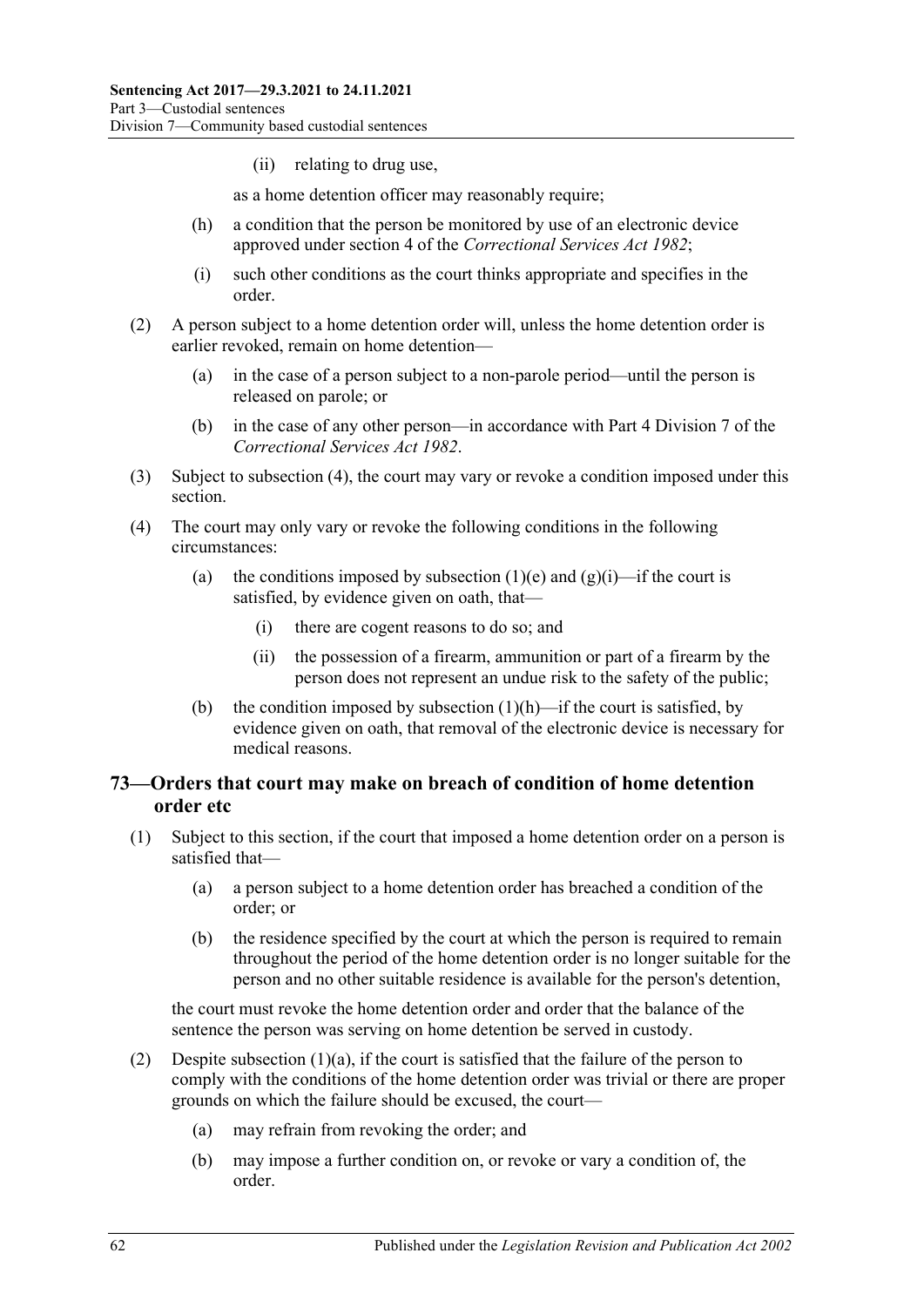(ii) relating to drug use,

as a home detention officer may reasonably require;

(h) a condition that the person be monitored by use of an electronic device approved under section 4 of the *Correctional Services Act 1982*;

(i) such other conditions as the court thinks appropriate and specifies in the order.

(2) A person subject to a home detention order will, unless the home detention order is earlier revoked, remain on home detention—

(a) in the case of a person subject to a non-parole period—until the person is released on parole; or

(b) in the case of any other person—in accordance with Part 4 Division 7 of the *Correctional Services Act 1982*.

(3) Subject to subsection (4), the court may vary or revoke a condition imposed under this section.

(4) The court may only vary or revoke the following conditions in the following circumstances:

(a) the conditions imposed by subsection (1)(e) and (g)(i)—if the court is satisfied, by evidence given on oath, that—

(i) there are cogent reasons to do so; and

(ii) the possession of a firearm, ammunition or part of a firearm by the person does not represent an undue risk to the safety of the public;

(b) the condition imposed by subsection (1)(h)—if the court is satisfied, by evidence given on oath, that removal of the electronic device is necessary for medical reasons.

## 73—Orders that court may make on breach of condition of home detention order etc

(1) Subject to this section, if the court that imposed a home detention order on a person is satisfied that—

(a) a person subject to a home detention order has breached a condition of the order; or

(b) the residence specified by the court at which the person is required to remain throughout the period of the home detention order is no longer suitable for the person and no other suitable residence is available for the person's detention,

the court must revoke the home detention order and order that the balance of the sentence the person was serving on home detention be served in custody.

(2) Despite subsection (1)(a), if the court is satisfied that the failure of the person to comply with the conditions of the home detention order was trivial or there are proper grounds on which the failure should be excused, the court—

(a) may refrain from revoking the order; and

(b) may impose a further condition on, or revoke or vary a condition of, the order.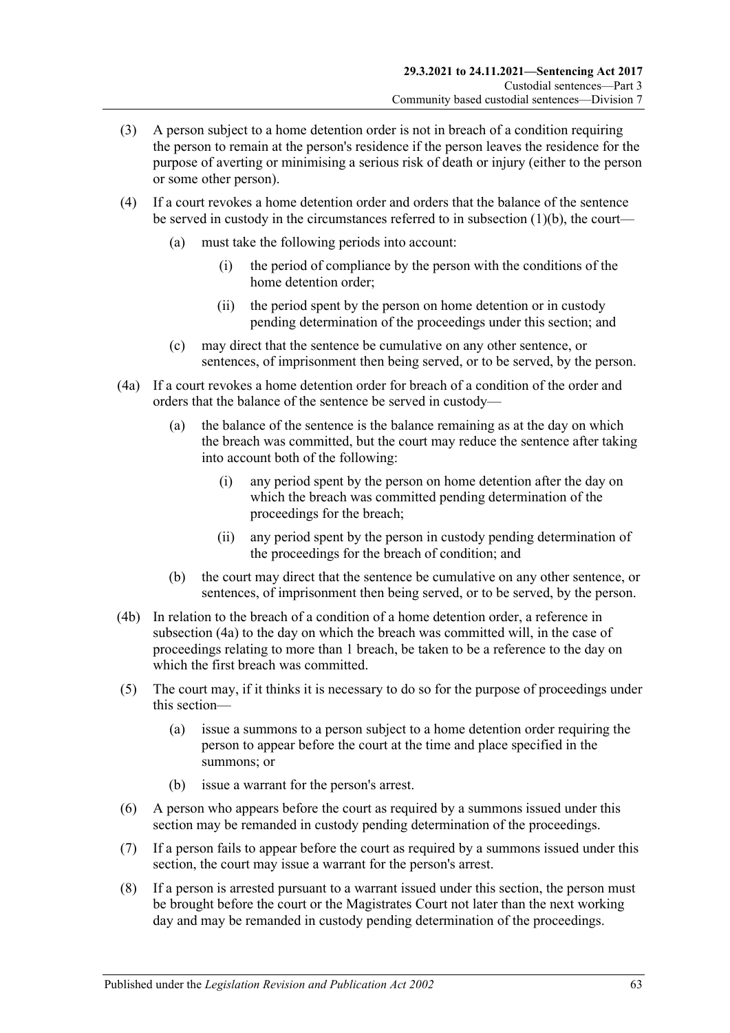(3) A person subject to a home detention order is not in breach of a condition requiring the person to remain at the person's residence if the person leaves the residence for the purpose of averting or minimising a serious risk of death or injury (either to the person or some other person).

(4) If a court revokes a home detention order and orders that the balance of the sentence be served in custody in the circumstances referred to in subsection (1)(b), the court—

(a) must take the following periods into account:

(i) the period of compliance by the person with the conditions of the home detention order;

(ii) the period spent by the person on home detention or in custody pending determination of the proceedings under this section; and

(c) may direct that the sentence be cumulative on any other sentence, or sentences, of imprisonment then being served, or to be served, by the person.

(4a) If a court revokes a home detention order for breach of a condition of the order and orders that the balance of the sentence be served in custody—

(a) the balance of the sentence is the balance remaining as at the day on which the breach was committed, but the court may reduce the sentence after taking into account both of the following:

(i) any period spent by the person on home detention after the day on which the breach was committed pending determination of the proceedings for the breach;

(ii) any period spent by the person in custody pending determination of the proceedings for the breach of condition; and

(b) the court may direct that the sentence be cumulative on any other sentence, or sentences, of imprisonment then being served, or to be served, by the person.

(4b) In relation to the breach of a condition of a home detention order, a reference in subsection (4a) to the day on which the breach was committed will, in the case of proceedings relating to more than 1 breach, be taken to be a reference to the day on which the first breach was committed.

(5) The court may, if it thinks it is necessary to do so for the purpose of proceedings under this section—

(a) issue a summons to a person subject to a home detention order requiring the person to appear before the court at the time and place specified in the summons; or

(b) issue a warrant for the person's arrest.

(6) A person who appears before the court as required by a summons issued under this section may be remanded in custody pending determination of the proceedings.

(7) If a person fails to appear before the court as required by a summons issued under this section, the court may issue a warrant for the person's arrest.

(8) If a person is arrested pursuant to a warrant issued under this section, the person must be brought before the court or the Magistrates Court not later than the next working day and may be remanded in custody pending determination of the proceedings.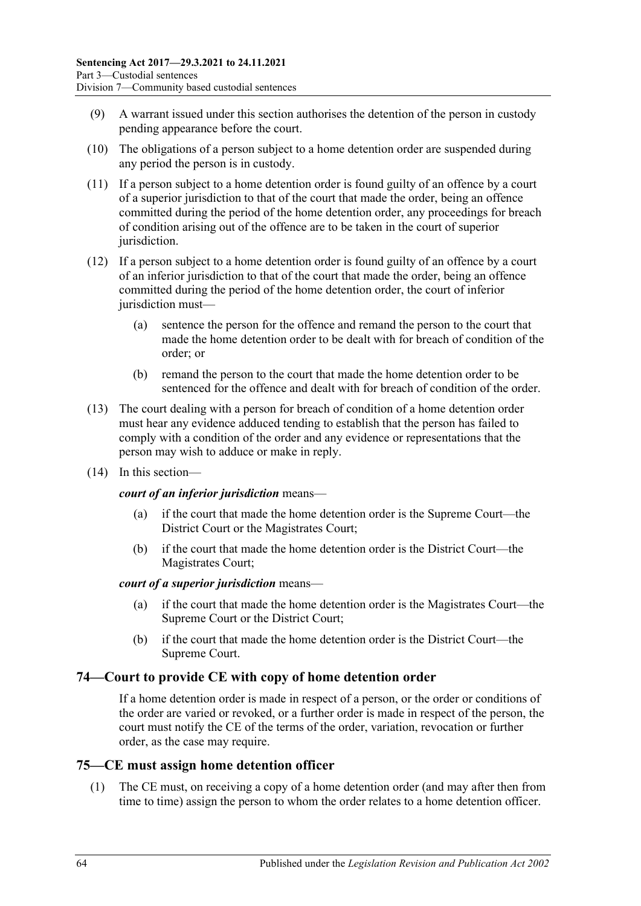(9) A warrant issued under this section authorises the detention of the person in custody pending appearance before the court.

(10) The obligations of a person subject to a home detention order are suspended during any period the person is in custody.

(11) If a person subject to a home detention order is found guilty of an offence by a court of a superior jurisdiction to that of the court that made the order, being an offence committed during the period of the home detention order, any proceedings for breach of condition arising out of the offence are to be taken in the court of superior jurisdiction.

(12) If a person subject to a home detention order is found guilty of an offence by a court of an inferior jurisdiction to that of the court that made the order, being an offence committed during the period of the home detention order, the court of inferior jurisdiction must—

(a) sentence the person for the offence and remand the person to the court that made the home detention order to be dealt with for breach of condition of the order; or

(b) remand the person to the court that made the home detention order to be sentenced for the offence and dealt with for breach of condition of the order.

(13) The court dealing with a person for breach of condition of a home detention order must hear any evidence adduced tending to establish that the person has failed to comply with a condition of the order and any evidence or representations that the person may wish to adduce or make in reply.

(14) In this section—

***court of an inferior jurisdiction*** means—

(a) if the court that made the home detention order is the Supreme Court—the District Court or the Magistrates Court;

(b) if the court that made the home detention order is the District Court—the Magistrates Court;

***court of a superior jurisdiction*** means—

(a) if the court that made the home detention order is the Magistrates Court—the Supreme Court or the District Court;

(b) if the court that made the home detention order is the District Court—the Supreme Court.

## 74—Court to provide CE with copy of home detention order

If a home detention order is made in respect of a person, or the order or conditions of the order are varied or revoked, or a further order is made in respect of the person, the court must notify the CE of the terms of the order, variation, revocation or further order, as the case may require.

## 75—CE must assign home detention officer

(1) The CE must, on receiving a copy of a home detention order (and may after then from time to time) assign the person to whom the order relates to a home detention officer.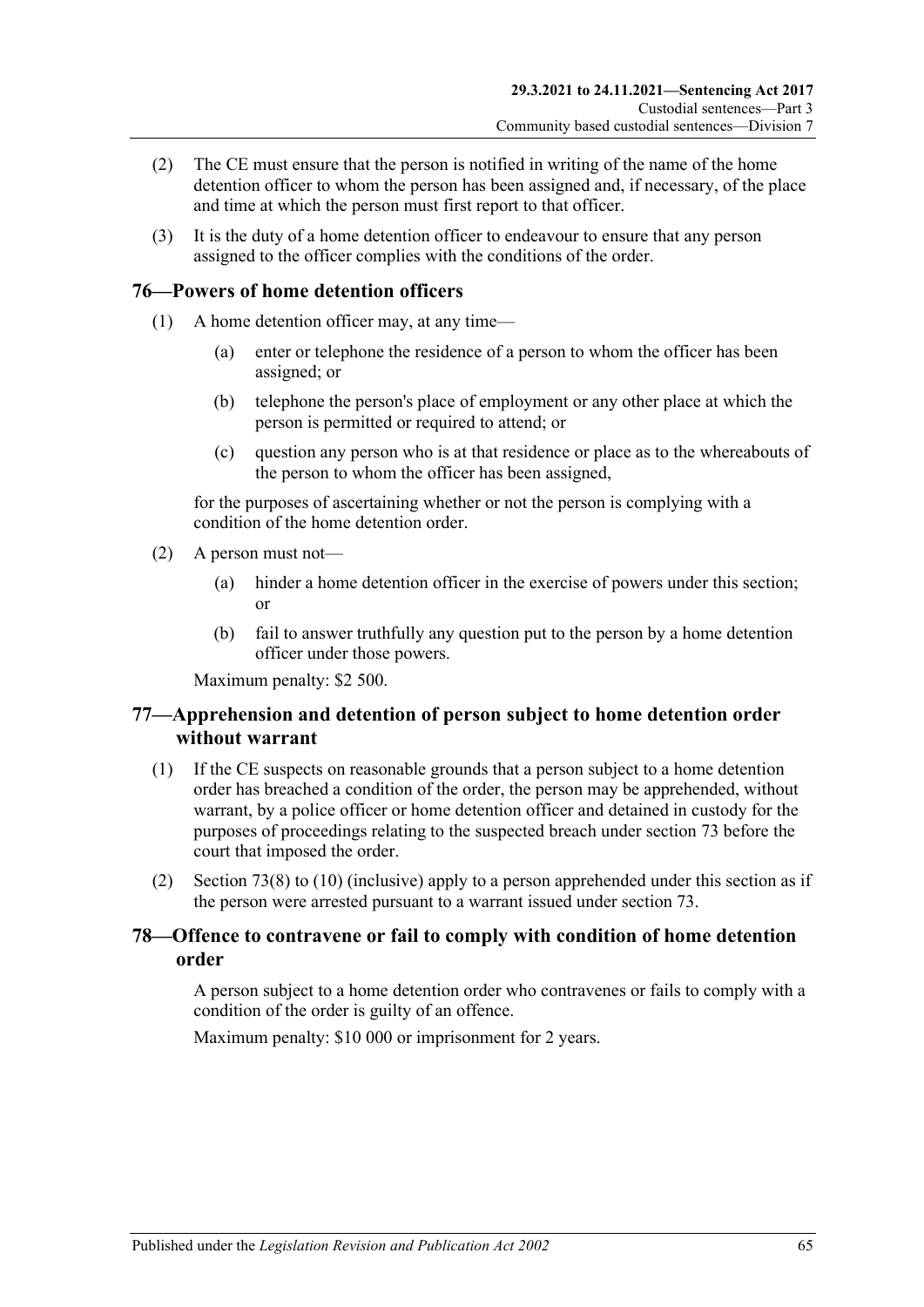(2) The CE must ensure that the person is notified in writing of the name of the home detention officer to whom the person has been assigned and, if necessary, of the place and time at which the person must first report to that officer.

(3) It is the duty of a home detention officer to endeavour to ensure that any person assigned to the officer complies with the conditions of the order.

## 76—Powers of home detention officers

(1) A home detention officer may, at any time—

(a) enter or telephone the residence of a person to whom the officer has been assigned; or

(b) telephone the person's place of employment or any other place at which the person is permitted or required to attend; or

(c) question any person who is at that residence or place as to the whereabouts of the person to whom the officer has been assigned,

for the purposes of ascertaining whether or not the person is complying with a condition of the home detention order.

(2) A person must not—

(a) hinder a home detention officer in the exercise of powers under this section; or

(b) fail to answer truthfully any question put to the person by a home detention officer under those powers.

Maximum penalty: $2 500.

## 77—Apprehension and detention of person subject to home detention order without warrant

(1) If the CE suspects on reasonable grounds that a person subject to a home detention order has breached a condition of the order, the person may be apprehended, without warrant, by a police officer or home detention officer and detained in custody for the purposes of proceedings relating to the suspected breach under section 73 before the court that imposed the order.

(2) Section 73(8) to (10) (inclusive) apply to a person apprehended under this section as if the person were arrested pursuant to a warrant issued under section 73.

## 78—Offence to contravene or fail to comply with condition of home detention order

A person subject to a home detention order who contravenes or fails to comply with a condition of the order is guilty of an offence.

Maximum penalty: $10 000 or imprisonment for 2 years.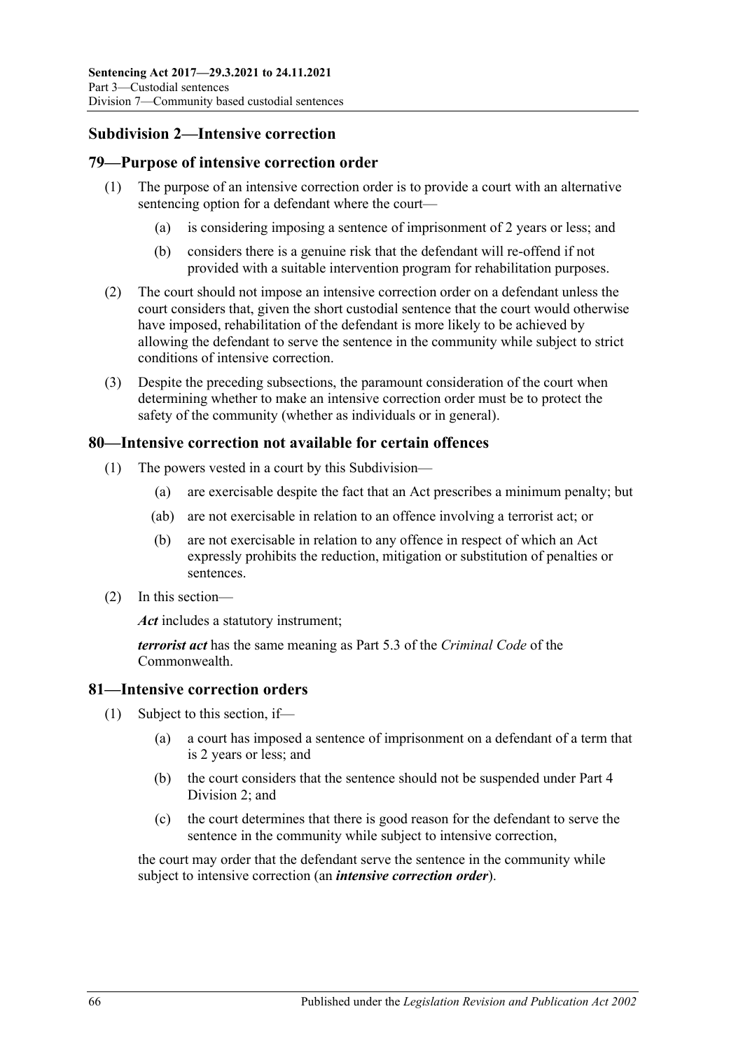## Subdivision 2—Intensive correction

### 79—Purpose of intensive correction order

(1) The purpose of an intensive correction order is to provide a court with an alternative sentencing option for a defendant where the court—

(a) is considering imposing a sentence of imprisonment of 2 years or less; and

(b) considers there is a genuine risk that the defendant will re-offend if not provided with a suitable intervention program for rehabilitation purposes.

(2) The court should not impose an intensive correction order on a defendant unless the court considers that, given the short custodial sentence that the court would otherwise have imposed, rehabilitation of the defendant is more likely to be achieved by allowing the defendant to serve the sentence in the community while subject to strict conditions of intensive correction.

(3) Despite the preceding subsections, the paramount consideration of the court when determining whether to make an intensive correction order must be to protect the safety of the community (whether as individuals or in general).

### 80—Intensive correction not available for certain offences

(1) The powers vested in a court by this Subdivision—

(a) are exercisable despite the fact that an Act prescribes a minimum penalty; but

(ab) are not exercisable in relation to an offence involving a terrorist act; or

(b) are not exercisable in relation to any offence in respect of which an Act expressly prohibits the reduction, mitigation or substitution of penalties or sentences.

(2) In this section—

***Act*** includes a statutory instrument;

***terrorist act*** has the same meaning as Part 5.3 of the *Criminal Code* of the Commonwealth.

### 81—Intensive correction orders

(1) Subject to this section, if—

(a) a court has imposed a sentence of imprisonment on a defendant of a term that is 2 years or less; and

(b) the court considers that the sentence should not be suspended under Part 4 Division 2; and

(c) the court determines that there is good reason for the defendant to serve the sentence in the community while subject to intensive correction,

the court may order that the defendant serve the sentence in the community while subject to intensive correction (an ***intensive correction order***).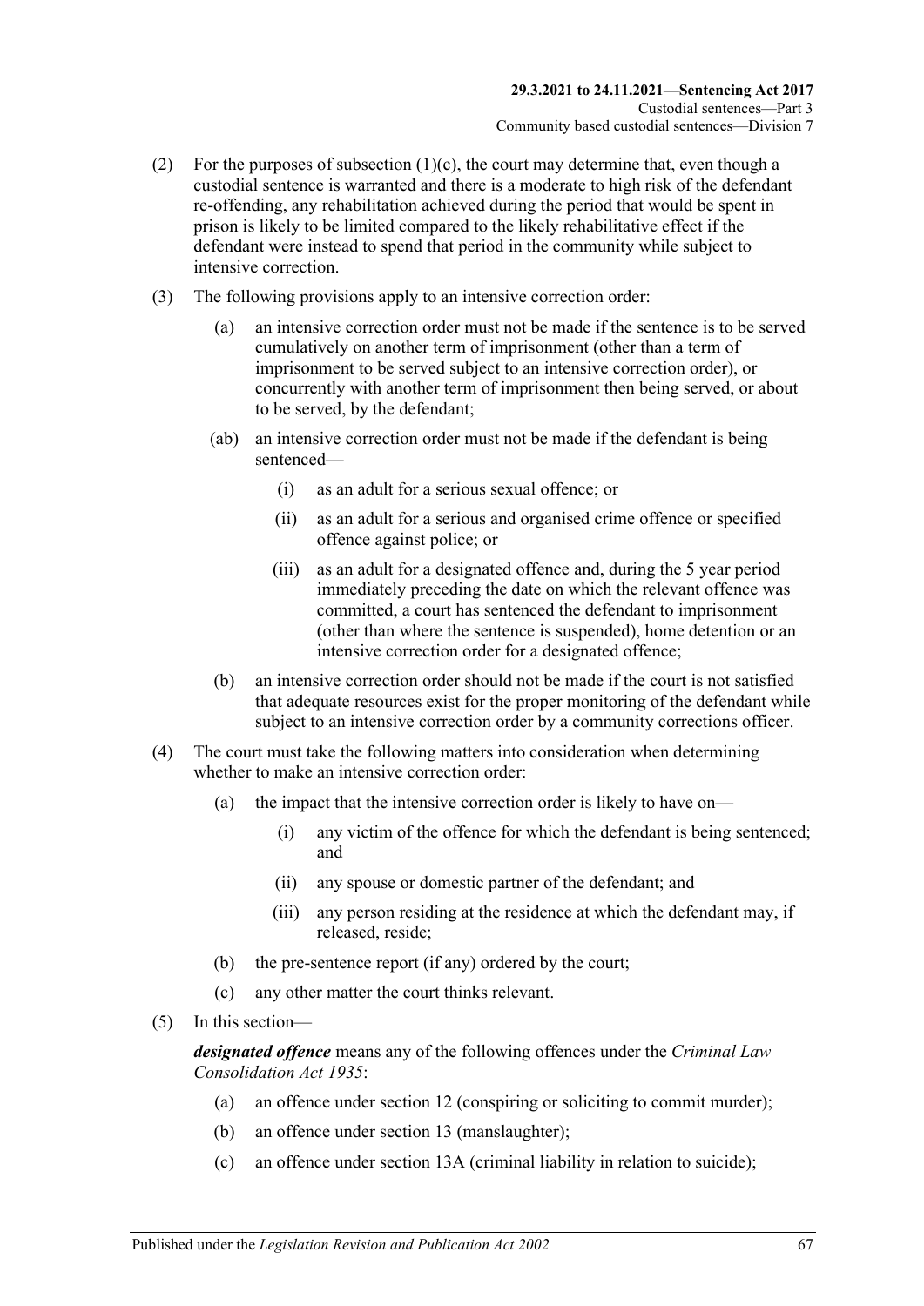(2) For the purposes of subsection (1)(c), the court may determine that, even though a custodial sentence is warranted and there is a moderate to high risk of the defendant re-offending, any rehabilitation achieved during the period that would be spent in prison is likely to be limited compared to the likely rehabilitative effect if the defendant were instead to spend that period in the community while subject to intensive correction.

(3) The following provisions apply to an intensive correction order:

(a) an intensive correction order must not be made if the sentence is to be served cumulatively on another term of imprisonment (other than a term of imprisonment to be served subject to an intensive correction order), or concurrently with another term of imprisonment then being served, or about to be served, by the defendant;

(ab) an intensive correction order must not be made if the defendant is being sentenced—

(i) as an adult for a serious sexual offence; or

(ii) as an adult for a serious and organised crime offence or specified offence against police; or

(iii) as an adult for a designated offence and, during the 5 year period immediately preceding the date on which the relevant offence was committed, a court has sentenced the defendant to imprisonment (other than where the sentence is suspended), home detention or an intensive correction order for a designated offence;

(b) an intensive correction order should not be made if the court is not satisfied that adequate resources exist for the proper monitoring of the defendant while subject to an intensive correction order by a community corrections officer.

(4) The court must take the following matters into consideration when determining whether to make an intensive correction order:

(a) the impact that the intensive correction order is likely to have on—

(i) any victim of the offence for which the defendant is being sentenced; and

(ii) any spouse or domestic partner of the defendant; and

(iii) any person residing at the residence at which the defendant may, if released, reside;

(b) the pre-sentence report (if any) ordered by the court;

(c) any other matter the court thinks relevant.

(5) In this section—

***designated offence*** means any of the following offences under the *Criminal Law Consolidation Act 1935*:

(a) an offence under section 12 (conspiring or soliciting to commit murder);

(b) an offence under section 13 (manslaughter);

(c) an offence under section 13A (criminal liability in relation to suicide);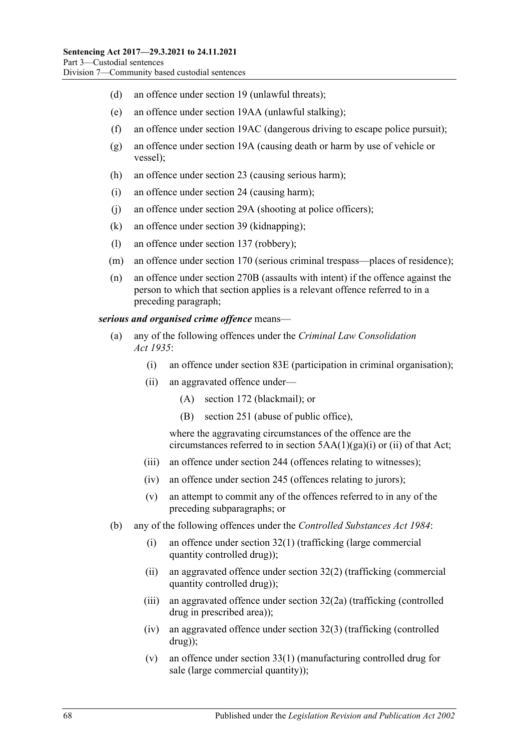(d) an offence under section 19 (unlawful threats);

(e) an offence under section 19AA (unlawful stalking);

(f) an offence under section 19AC (dangerous driving to escape police pursuit);

(g) an offence under section 19A (causing death or harm by use of vehicle or vessel);

(h) an offence under section 23 (causing serious harm);

(i) an offence under section 24 (causing harm);

(j) an offence under section 29A (shooting at police officers);

(k) an offence under section 39 (kidnapping);

(l) an offence under section 137 (robbery);

(m) an offence under section 170 (serious criminal trespass—places of residence);

(n) an offence under section 270B (assaults with intent) if the offence against the person to which that section applies is a relevant offence referred to in a preceding paragraph;

***serious and organised crime offence*** means—

(a) any of the following offences under the *Criminal Law Consolidation Act 1935*:

   (i) an offence under section 83E (participation in criminal organisation);

   (ii) an aggravated offence under—

      (A) section 172 (blackmail); or

      (B) section 251 (abuse of public office),

   where the aggravating circumstances of the offence are the circumstances referred to in section 5AA(1)(ga)(i) or (ii) of that Act;

   (iii) an offence under section 244 (offences relating to witnesses);

   (iv) an offence under section 245 (offences relating to jurors);

   (v) an attempt to commit any of the offences referred to in any of the preceding subparagraphs; or

(b) any of the following offences under the *Controlled Substances Act 1984*:

   (i) an offence under section 32(1) (trafficking (large commercial quantity controlled drug));

   (ii) an aggravated offence under section 32(2) (trafficking (commercial quantity controlled drug));

   (iii) an aggravated offence under section 32(2a) (trafficking (controlled drug in prescribed area));

   (iv) an aggravated offence under section 32(3) (trafficking (controlled drug));

   (v) an offence under section 33(1) (manufacturing controlled drug for sale (large commercial quantity));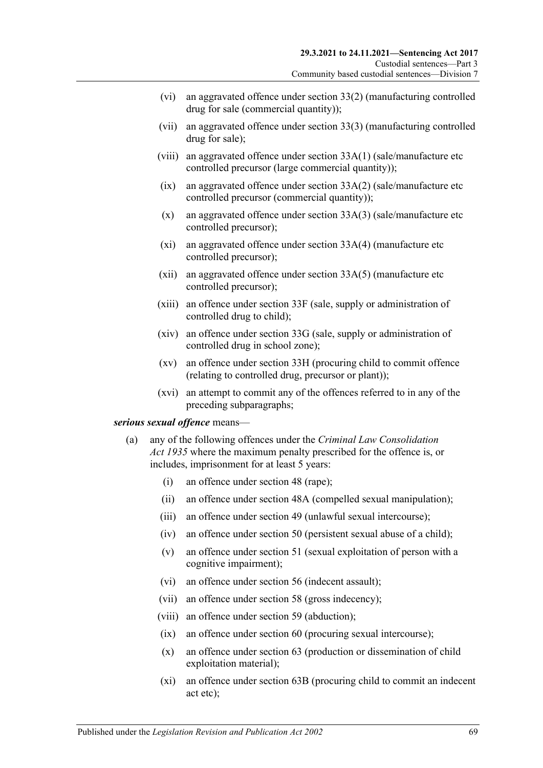(vi) an aggravated offence under section 33(2) (manufacturing controlled drug for sale (commercial quantity));

(vii) an aggravated offence under section 33(3) (manufacturing controlled drug for sale);

(viii) an aggravated offence under section 33A(1) (sale/manufacture etc controlled precursor (large commercial quantity));

(ix) an aggravated offence under section 33A(2) (sale/manufacture etc controlled precursor (commercial quantity));

(x) an aggravated offence under section 33A(3) (sale/manufacture etc controlled precursor);

(xi) an aggravated offence under section 33A(4) (manufacture etc controlled precursor);

(xii) an aggravated offence under section 33A(5) (manufacture etc controlled precursor);

(xiii) an offence under section 33F (sale, supply or administration of controlled drug to child);

(xiv) an offence under section 33G (sale, supply or administration of controlled drug in school zone);

(xv) an offence under section 33H (procuring child to commit offence (relating to controlled drug, precursor or plant));

(xvi) an attempt to commit any of the offences referred to in any of the preceding subparagraphs;

***serious sexual offence*** means—

(a) any of the following offences under the *Criminal Law Consolidation Act 1935* where the maximum penalty prescribed for the offence is, or includes, imprisonment for at least 5 years:

(i) an offence under section 48 (rape);

(ii) an offence under section 48A (compelled sexual manipulation);

(iii) an offence under section 49 (unlawful sexual intercourse);

(iv) an offence under section 50 (persistent sexual abuse of a child);

(v) an offence under section 51 (sexual exploitation of person with a cognitive impairment);

(vi) an offence under section 56 (indecent assault);

(vii) an offence under section 58 (gross indecency);

(viii) an offence under section 59 (abduction);

(ix) an offence under section 60 (procuring sexual intercourse);

(x) an offence under section 63 (production or dissemination of child exploitation material);

(xi) an offence under section 63B (procuring child to commit an indecent act etc);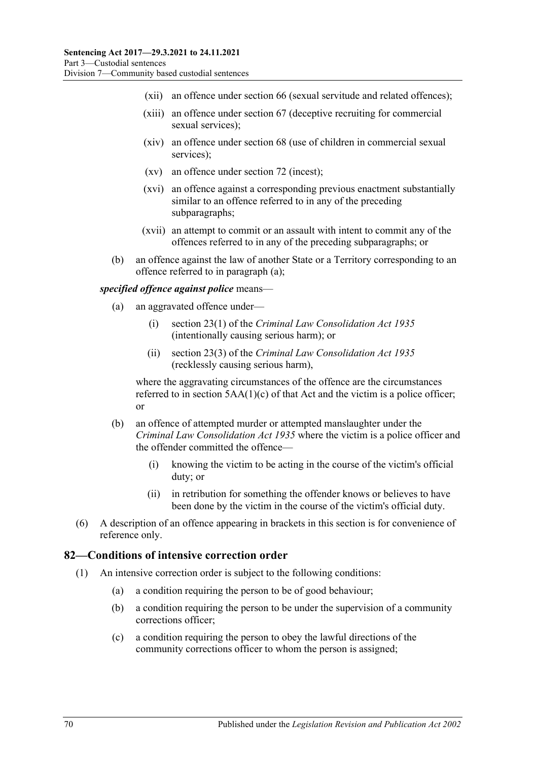(xii) an offence under section 66 (sexual servitude and related offences);

(xiii) an offence under section 67 (deceptive recruiting for commercial sexual services);

(xiv) an offence under section 68 (use of children in commercial sexual services);

(xv) an offence under section 72 (incest);

(xvi) an offence against a corresponding previous enactment substantially similar to an offence referred to in any of the preceding subparagraphs;

(xvii) an attempt to commit or an assault with intent to commit any of the offences referred to in any of the preceding subparagraphs; or

(b) an offence against the law of another State or a Territory corresponding to an offence referred to in paragraph (a);

***specified offence against police*** means—

(a) an aggravated offence under—

(i) section 23(1) of the *Criminal Law Consolidation Act 1935* (intentionally causing serious harm); or

(ii) section 23(3) of the *Criminal Law Consolidation Act 1935* (recklessly causing serious harm),

where the aggravating circumstances of the offence are the circumstances referred to in section 5AA(1)(c) of that Act and the victim is a police officer; or

(b) an offence of attempted murder or attempted manslaughter under the *Criminal Law Consolidation Act 1935* where the victim is a police officer and the offender committed the offence—

(i) knowing the victim to be acting in the course of the victim's official duty; or

(ii) in retribution for something the offender knows or believes to have been done by the victim in the course of the victim's official duty.

(6) A description of an offence appearing in brackets in this section is for convenience of reference only.

## 82—Conditions of intensive correction order

(1) An intensive correction order is subject to the following conditions:

(a) a condition requiring the person to be of good behaviour;

(b) a condition requiring the person to be under the supervision of a community corrections officer;

(c) a condition requiring the person to obey the lawful directions of the community corrections officer to whom the person is assigned;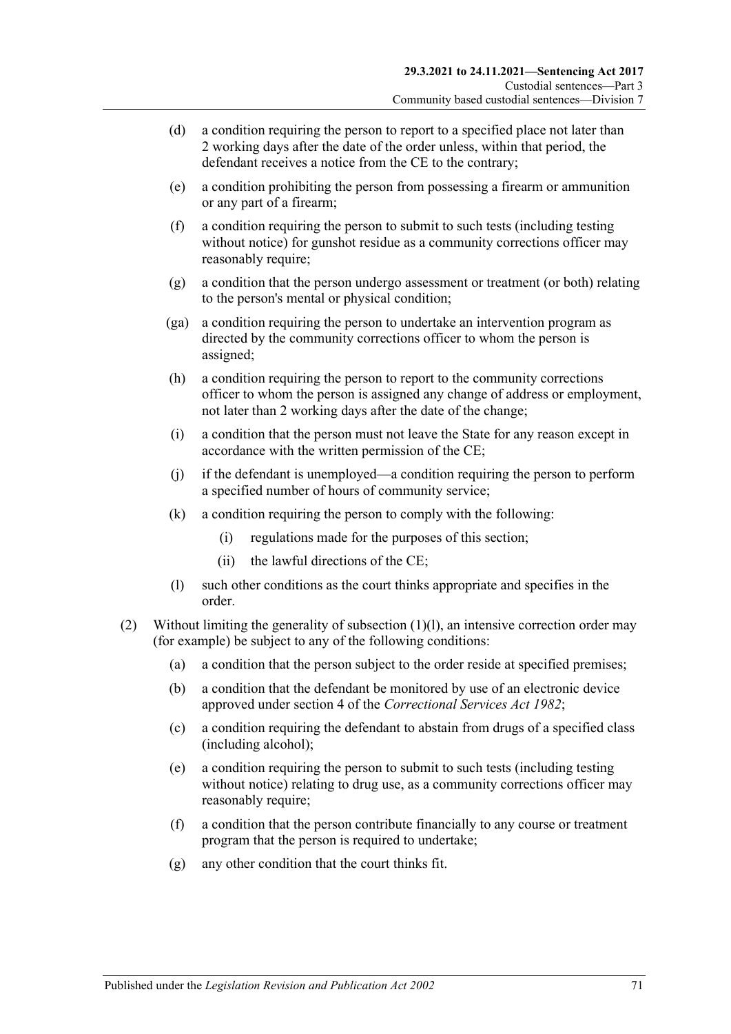(d) a condition requiring the person to report to a specified place not later than 2 working days after the date of the order unless, within that period, the defendant receives a notice from the CE to the contrary;

(e) a condition prohibiting the person from possessing a firearm or ammunition or any part of a firearm;

(f) a condition requiring the person to submit to such tests (including testing without notice) for gunshot residue as a community corrections officer may reasonably require;

(g) a condition that the person undergo assessment or treatment (or both) relating to the person's mental or physical condition;

(ga) a condition requiring the person to undertake an intervention program as directed by the community corrections officer to whom the person is assigned;

(h) a condition requiring the person to report to the community corrections officer to whom the person is assigned any change of address or employment, not later than 2 working days after the date of the change;

(i) a condition that the person must not leave the State for any reason except in accordance with the written permission of the CE;

(j) if the defendant is unemployed—a condition requiring the person to perform a specified number of hours of community service;

(k) a condition requiring the person to comply with the following:

(i) regulations made for the purposes of this section;

(ii) the lawful directions of the CE;

(l) such other conditions as the court thinks appropriate and specifies in the order.

(2) Without limiting the generality of subsection (1)(l), an intensive correction order may (for example) be subject to any of the following conditions:

(a) a condition that the person subject to the order reside at specified premises;

(b) a condition that the defendant be monitored by use of an electronic device approved under section 4 of the *Correctional Services Act 1982*;

(c) a condition requiring the defendant to abstain from drugs of a specified class (including alcohol);

(e) a condition requiring the person to submit to such tests (including testing without notice) relating to drug use, as a community corrections officer may reasonably require;

(f) a condition that the person contribute financially to any course or treatment program that the person is required to undertake;

(g) any other condition that the court thinks fit.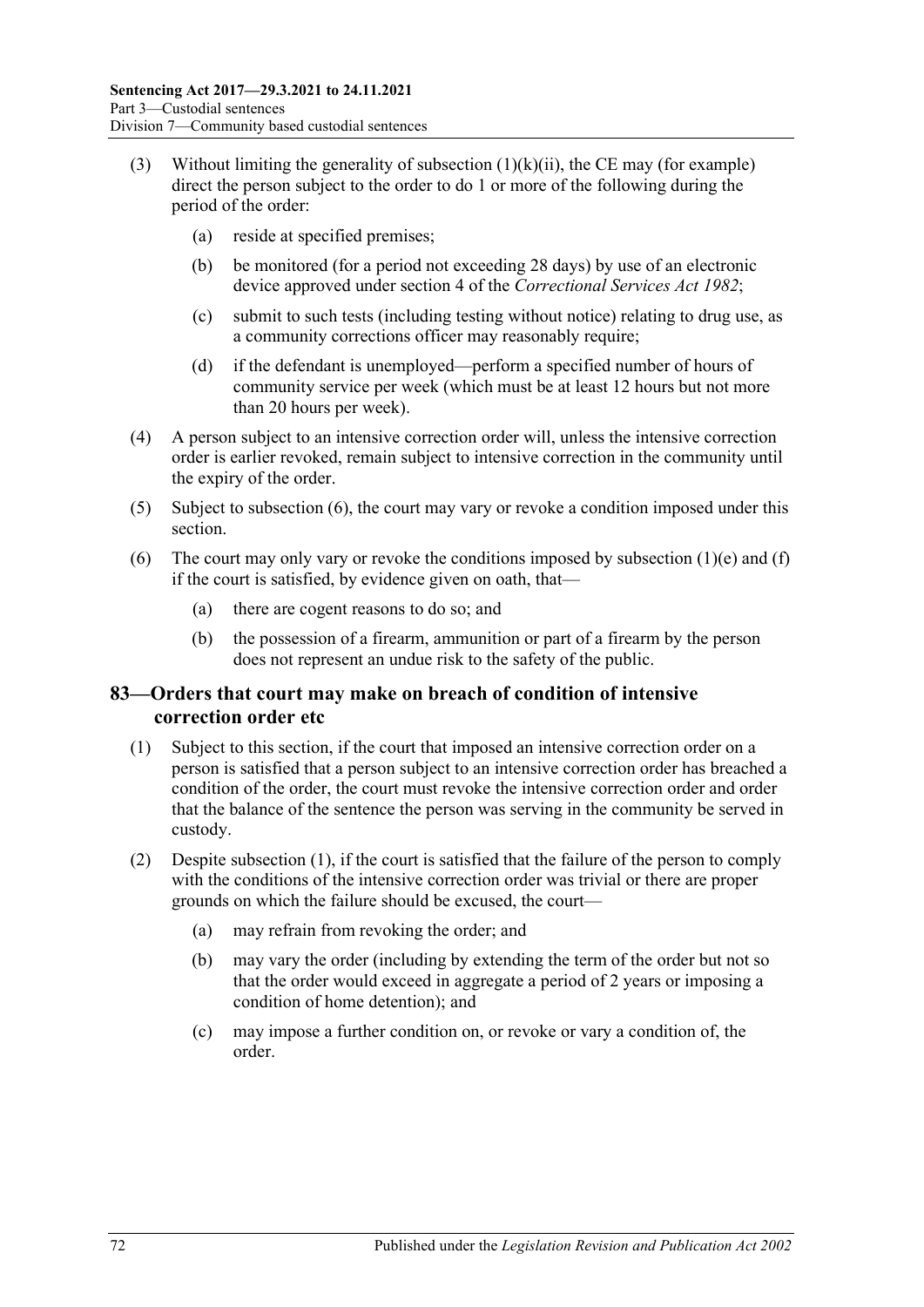(3) Without limiting the generality of subsection (1)(k)(ii), the CE may (for example) direct the person subject to the order to do 1 or more of the following during the period of the order:

(a) reside at specified premises;

(b) be monitored (for a period not exceeding 28 days) by use of an electronic device approved under section 4 of the *Correctional Services Act 1982*;

(c) submit to such tests (including testing without notice) relating to drug use, as a community corrections officer may reasonably require;

(d) if the defendant is unemployed—perform a specified number of hours of community service per week (which must be at least 12 hours but not more than 20 hours per week).

(4) A person subject to an intensive correction order will, unless the intensive correction order is earlier revoked, remain subject to intensive correction in the community until the expiry of the order.

(5) Subject to subsection (6), the court may vary or revoke a condition imposed under this section.

(6) The court may only vary or revoke the conditions imposed by subsection (1)(e) and (f) if the court is satisfied, by evidence given on oath, that—

(a) there are cogent reasons to do so; and

(b) the possession of a firearm, ammunition or part of a firearm by the person does not represent an undue risk to the safety of the public.

## 83—Orders that court may make on breach of condition of intensive correction order etc

(1) Subject to this section, if the court that imposed an intensive correction order on a person is satisfied that a person subject to an intensive correction order has breached a condition of the order, the court must revoke the intensive correction order and order that the balance of the sentence the person was serving in the community be served in custody.

(2) Despite subsection (1), if the court is satisfied that the failure of the person to comply with the conditions of the intensive correction order was trivial or there are proper grounds on which the failure should be excused, the court—

(a) may refrain from revoking the order; and

(b) may vary the order (including by extending the term of the order but not so that the order would exceed in aggregate a period of 2 years or imposing a condition of home detention); and

(c) may impose a further condition on, or revoke or vary a condition of, the order.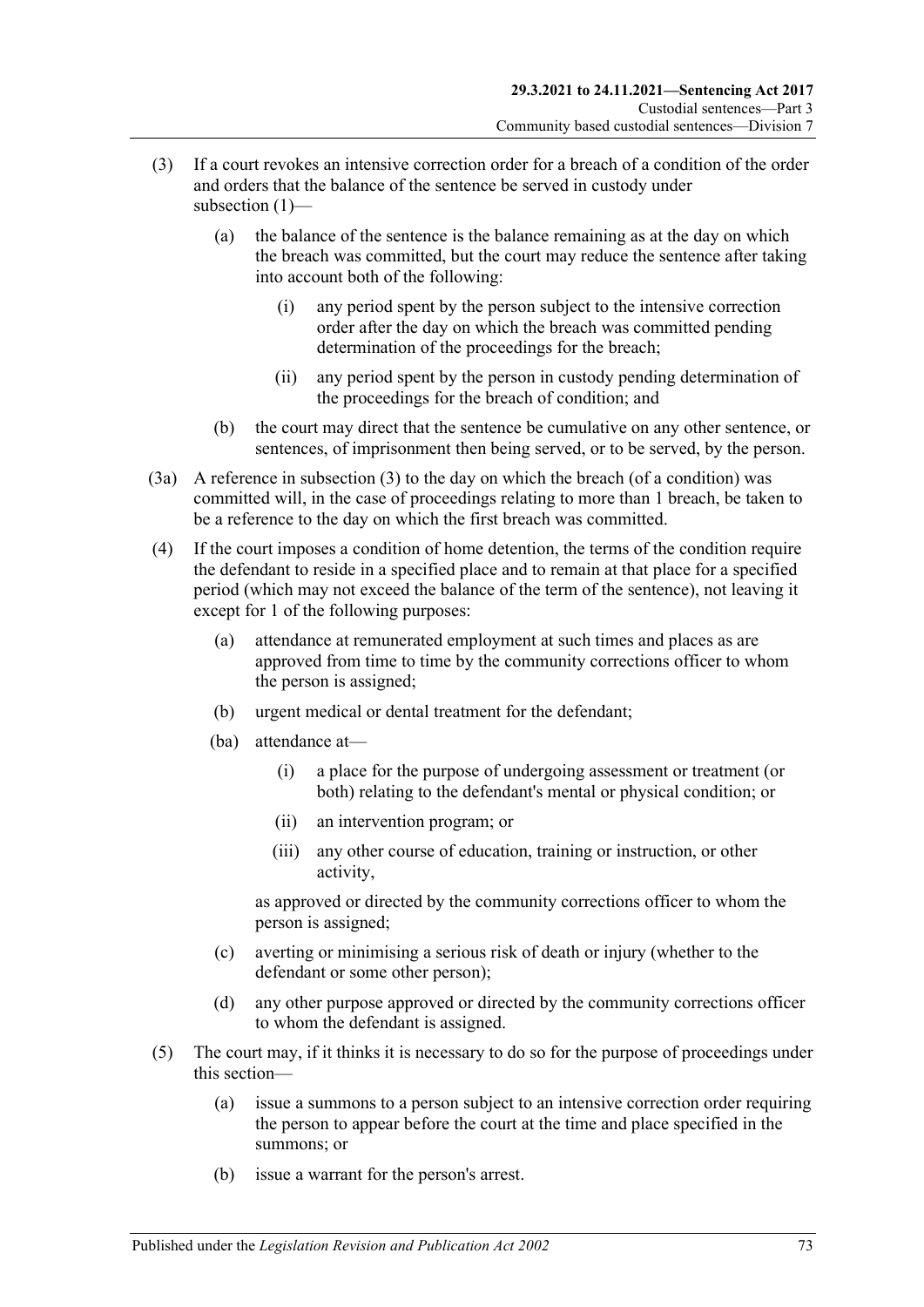(3) If a court revokes an intensive correction order for a breach of a condition of the order and orders that the balance of the sentence be served in custody under subsection (1)—

(a) the balance of the sentence is the balance remaining as at the day on which the breach was committed, but the court may reduce the sentence after taking into account both of the following:

(i) any period spent by the person subject to the intensive correction order after the day on which the breach was committed pending determination of the proceedings for the breach;

(ii) any period spent by the person in custody pending determination of the proceedings for the breach of condition; and

(b) the court may direct that the sentence be cumulative on any other sentence, or sentences, of imprisonment then being served, or to be served, by the person.

(3a) A reference in subsection (3) to the day on which the breach (of a condition) was committed will, in the case of proceedings relating to more than 1 breach, be taken to be a reference to the day on which the first breach was committed.

(4) If the court imposes a condition of home detention, the terms of the condition require the defendant to reside in a specified place and to remain at that place for a specified period (which may not exceed the balance of the term of the sentence), not leaving it except for 1 of the following purposes:

(a) attendance at remunerated employment at such times and places as are approved from time to time by the community corrections officer to whom the person is assigned;

(b) urgent medical or dental treatment for the defendant;

(ba) attendance at—

(i) a place for the purpose of undergoing assessment or treatment (or both) relating to the defendant's mental or physical condition; or

(ii) an intervention program; or

(iii) any other course of education, training or instruction, or other activity,

as approved or directed by the community corrections officer to whom the person is assigned;

(c) averting or minimising a serious risk of death or injury (whether to the defendant or some other person);

(d) any other purpose approved or directed by the community corrections officer to whom the defendant is assigned.

(5) The court may, if it thinks it is necessary to do so for the purpose of proceedings under this section—

(a) issue a summons to a person subject to an intensive correction order requiring the person to appear before the court at the time and place specified in the summons; or

(b) issue a warrant for the person's arrest.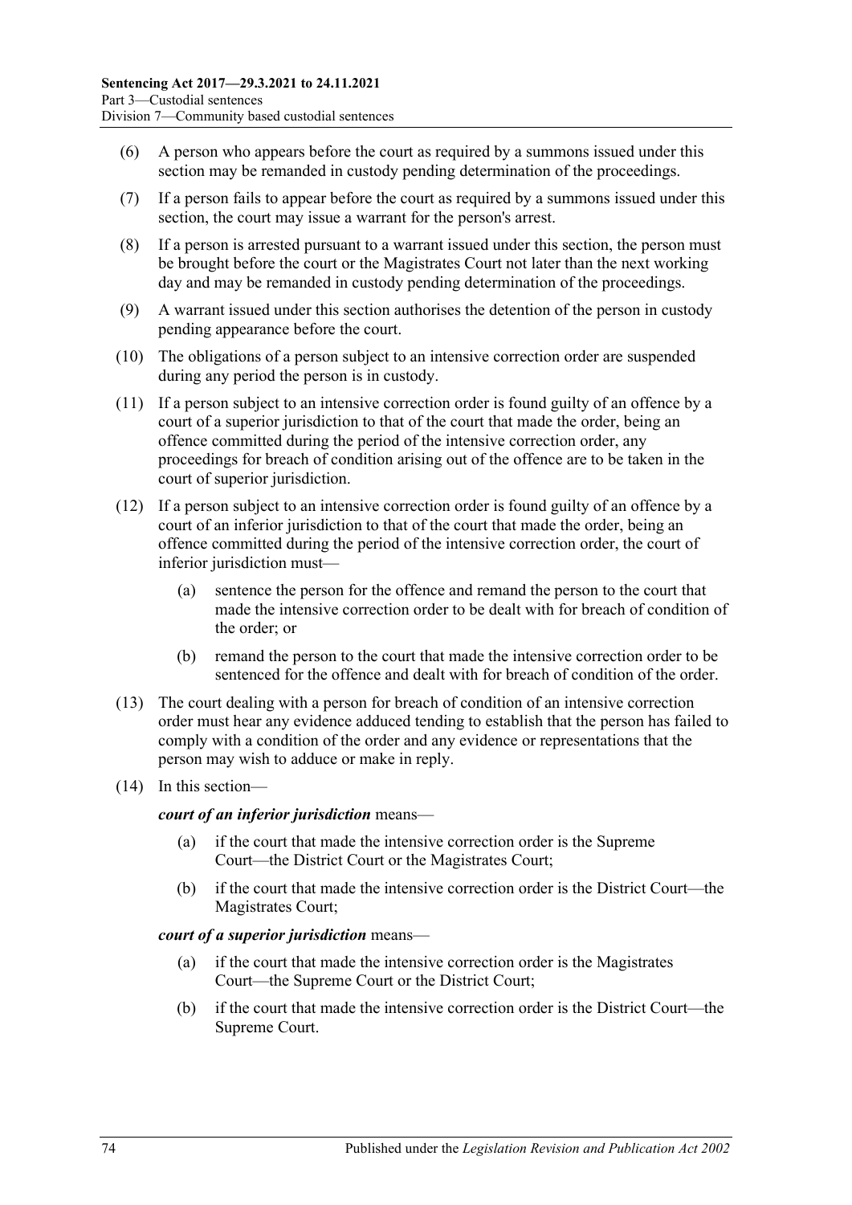(6) A person who appears before the court as required by a summons issued under this section may be remanded in custody pending determination of the proceedings.

(7) If a person fails to appear before the court as required by a summons issued under this section, the court may issue a warrant for the person's arrest.

(8) If a person is arrested pursuant to a warrant issued under this section, the person must be brought before the court or the Magistrates Court not later than the next working day and may be remanded in custody pending determination of the proceedings.

(9) A warrant issued under this section authorises the detention of the person in custody pending appearance before the court.

(10) The obligations of a person subject to an intensive correction order are suspended during any period the person is in custody.

(11) If a person subject to an intensive correction order is found guilty of an offence by a court of a superior jurisdiction to that of the court that made the order, being an offence committed during the period of the intensive correction order, any proceedings for breach of condition arising out of the offence are to be taken in the court of superior jurisdiction.

(12) If a person subject to an intensive correction order is found guilty of an offence by a court of an inferior jurisdiction to that of the court that made the order, being an offence committed during the period of the intensive correction order, the court of inferior jurisdiction must—

(a) sentence the person for the offence and remand the person to the court that made the intensive correction order to be dealt with for breach of condition of the order; or

(b) remand the person to the court that made the intensive correction order to be sentenced for the offence and dealt with for breach of condition of the order.

(13) The court dealing with a person for breach of condition of an intensive correction order must hear any evidence adduced tending to establish that the person has failed to comply with a condition of the order and any evidence or representations that the person may wish to adduce or make in reply.

(14) In this section—

***court of an inferior jurisdiction*** means—

(a) if the court that made the intensive correction order is the Supreme Court—the District Court or the Magistrates Court;

(b) if the court that made the intensive correction order is the District Court—the Magistrates Court;

***court of a superior jurisdiction*** means—

(a) if the court that made the intensive correction order is the Magistrates Court—the Supreme Court or the District Court;

(b) if the court that made the intensive correction order is the District Court—the Supreme Court.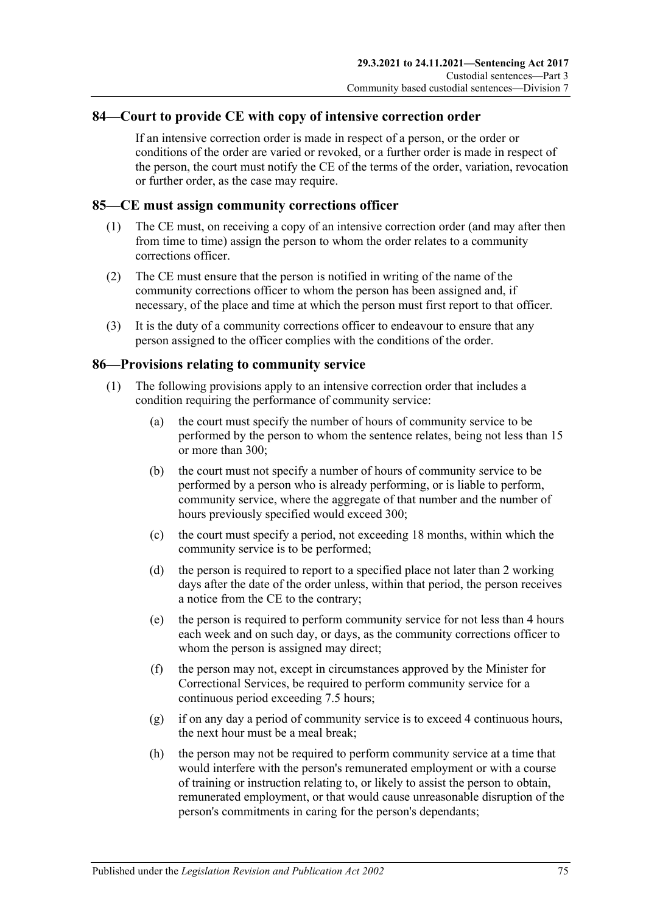## 84—Court to provide CE with copy of intensive correction order

If an intensive correction order is made in respect of a person, or the order or conditions of the order are varied or revoked, or a further order is made in respect of the person, the court must notify the CE of the terms of the order, variation, revocation or further order, as the case may require.

## 85—CE must assign community corrections officer

(1) The CE must, on receiving a copy of an intensive correction order (and may after then from time to time) assign the person to whom the order relates to a community corrections officer.

(2) The CE must ensure that the person is notified in writing of the name of the community corrections officer to whom the person has been assigned and, if necessary, of the place and time at which the person must first report to that officer.

(3) It is the duty of a community corrections officer to endeavour to ensure that any person assigned to the officer complies with the conditions of the order.

## 86—Provisions relating to community service

(1) The following provisions apply to an intensive correction order that includes a condition requiring the performance of community service:

(a) the court must specify the number of hours of community service to be performed by the person to whom the sentence relates, being not less than 15 or more than 300;

(b) the court must not specify a number of hours of community service to be performed by a person who is already performing, or is liable to perform, community service, where the aggregate of that number and the number of hours previously specified would exceed 300;

(c) the court must specify a period, not exceeding 18 months, within which the community service is to be performed;

(d) the person is required to report to a specified place not later than 2 working days after the date of the order unless, within that period, the person receives a notice from the CE to the contrary;

(e) the person is required to perform community service for not less than 4 hours each week and on such day, or days, as the community corrections officer to whom the person is assigned may direct;

(f) the person may not, except in circumstances approved by the Minister for Correctional Services, be required to perform community service for a continuous period exceeding 7.5 hours;

(g) if on any day a period of community service is to exceed 4 continuous hours, the next hour must be a meal break;

(h) the person may not be required to perform community service at a time that would interfere with the person's remunerated employment or with a course of training or instruction relating to, or likely to assist the person to obtain, remunerated employment, or that would cause unreasonable disruption of the person's commitments in caring for the person's dependants;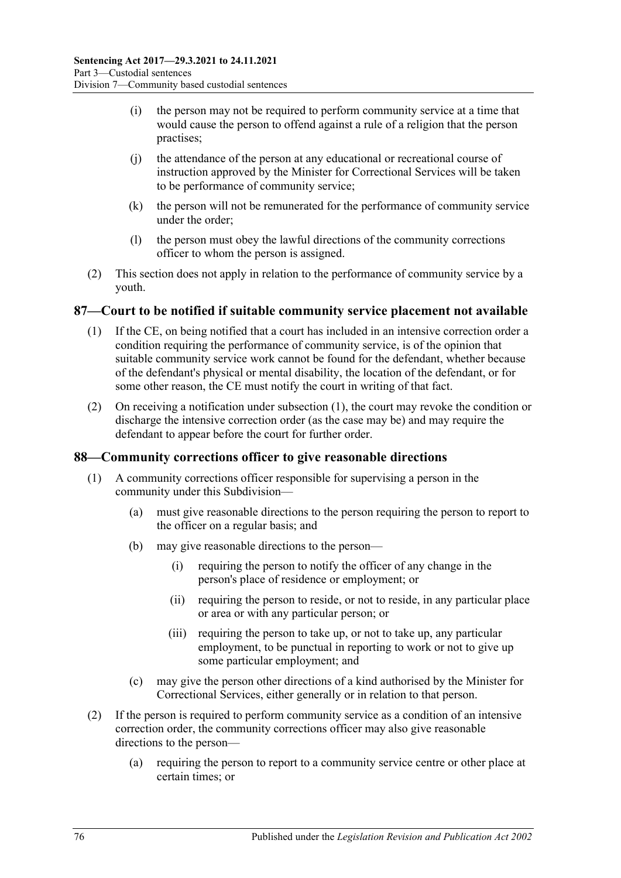(i) the person may not be required to perform community service at a time that would cause the person to offend against a rule of a religion that the person practises;

(j) the attendance of the person at any educational or recreational course of instruction approved by the Minister for Correctional Services will be taken to be performance of community service;

(k) the person will not be remunerated for the performance of community service under the order;

(l) the person must obey the lawful directions of the community corrections officer to whom the person is assigned.

(2) This section does not apply in relation to the performance of community service by a youth.

## 87—Court to be notified if suitable community service placement not available

(1) If the CE, on being notified that a court has included in an intensive correction order a condition requiring the performance of community service, is of the opinion that suitable community service work cannot be found for the defendant, whether because of the defendant's physical or mental disability, the location of the defendant, or for some other reason, the CE must notify the court in writing of that fact.

(2) On receiving a notification under subsection (1), the court may revoke the condition or discharge the intensive correction order (as the case may be) and may require the defendant to appear before the court for further order.

## 88—Community corrections officer to give reasonable directions

(1) A community corrections officer responsible for supervising a person in the community under this Subdivision—

(a) must give reasonable directions to the person requiring the person to report to the officer on a regular basis; and

(b) may give reasonable directions to the person—

(i) requiring the person to notify the officer of any change in the person's place of residence or employment; or

(ii) requiring the person to reside, or not to reside, in any particular place or area or with any particular person; or

(iii) requiring the person to take up, or not to take up, any particular employment, to be punctual in reporting to work or not to give up some particular employment; and

(c) may give the person other directions of a kind authorised by the Minister for Correctional Services, either generally or in relation to that person.

(2) If the person is required to perform community service as a condition of an intensive correction order, the community corrections officer may also give reasonable directions to the person—

(a) requiring the person to report to a community service centre or other place at certain times; or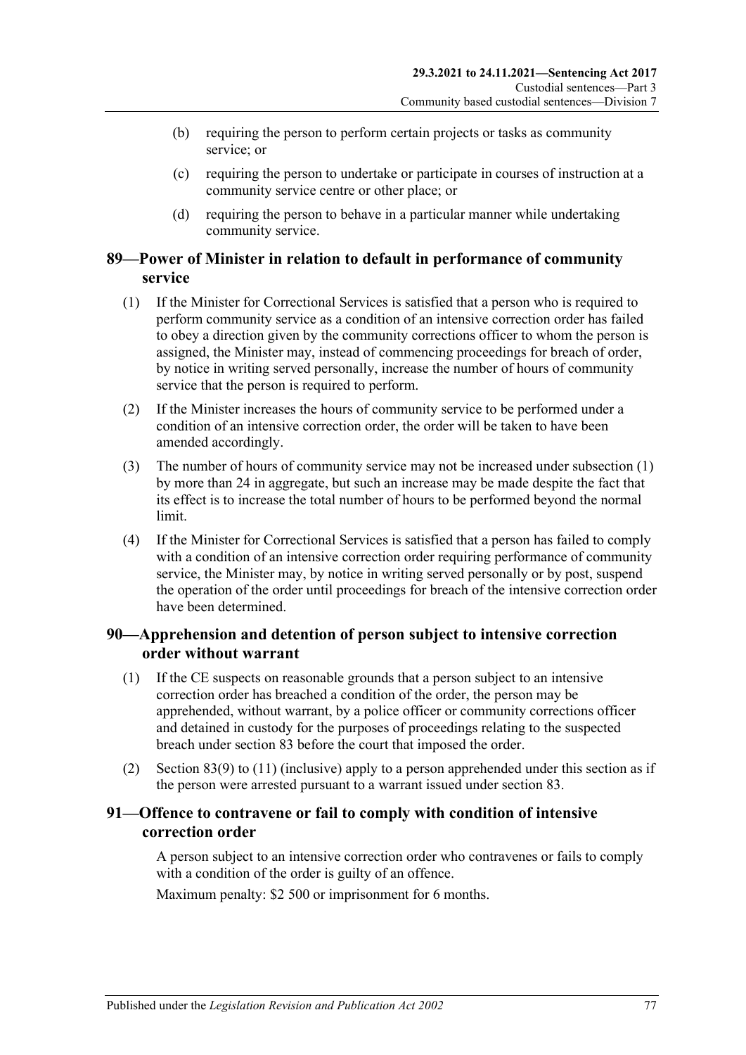(b) requiring the person to perform certain projects or tasks as community service; or

(c) requiring the person to undertake or participate in courses of instruction at a community service centre or other place; or

(d) requiring the person to behave in a particular manner while undertaking community service.

## 89—Power of Minister in relation to default in performance of community service

(1) If the Minister for Correctional Services is satisfied that a person who is required to perform community service as a condition of an intensive correction order has failed to obey a direction given by the community corrections officer to whom the person is assigned, the Minister may, instead of commencing proceedings for breach of order, by notice in writing served personally, increase the number of hours of community service that the person is required to perform.

(2) If the Minister increases the hours of community service to be performed under a condition of an intensive correction order, the order will be taken to have been amended accordingly.

(3) The number of hours of community service may not be increased under subsection (1) by more than 24 in aggregate, but such an increase may be made despite the fact that its effect is to increase the total number of hours to be performed beyond the normal limit.

(4) If the Minister for Correctional Services is satisfied that a person has failed to comply with a condition of an intensive correction order requiring performance of community service, the Minister may, by notice in writing served personally or by post, suspend the operation of the order until proceedings for breach of the intensive correction order have been determined.

## 90—Apprehension and detention of person subject to intensive correction order without warrant

(1) If the CE suspects on reasonable grounds that a person subject to an intensive correction order has breached a condition of the order, the person may be apprehended, without warrant, by a police officer or community corrections officer and detained in custody for the purposes of proceedings relating to the suspected breach under section 83 before the court that imposed the order.

(2) Section 83(9) to (11) (inclusive) apply to a person apprehended under this section as if the person were arrested pursuant to a warrant issued under section 83.

## 91—Offence to contravene or fail to comply with condition of intensive correction order

A person subject to an intensive correction order who contravenes or fails to comply with a condition of the order is guilty of an offence.

Maximum penalty: $2 500 or imprisonment for 6 months.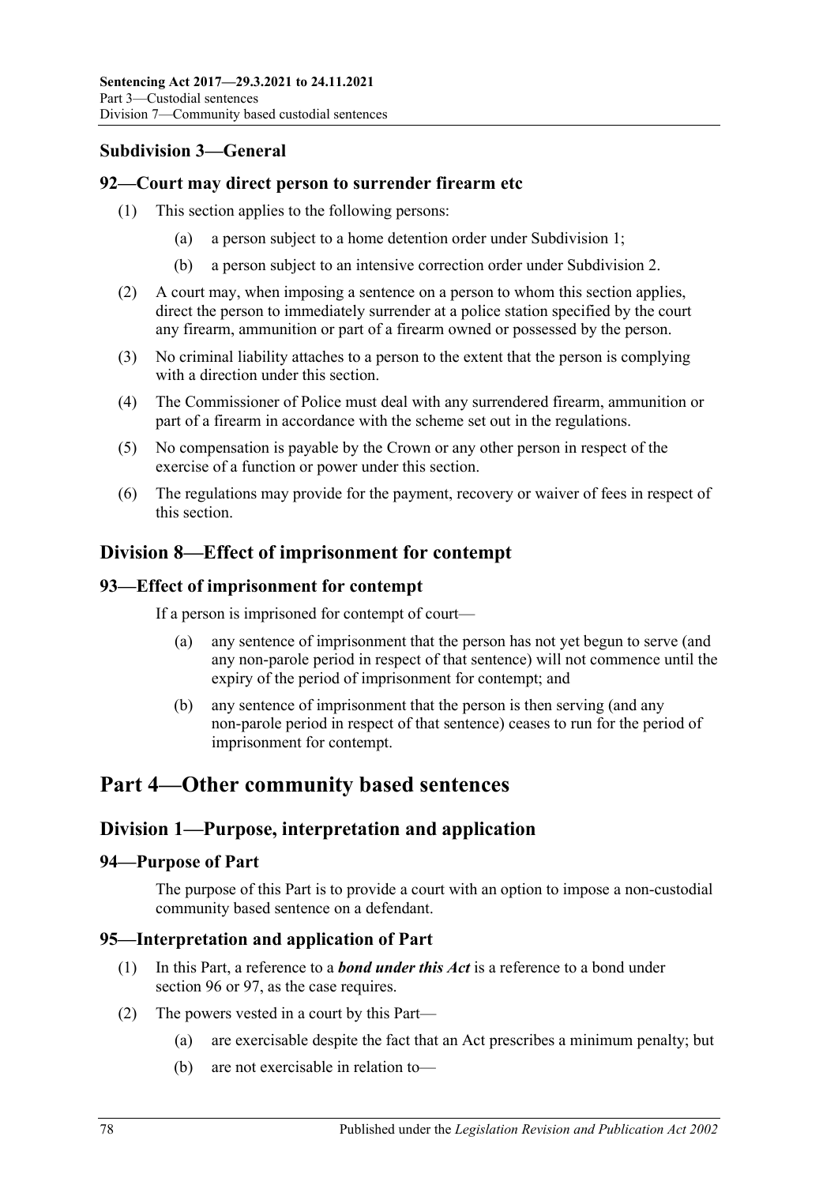### Subdivision 3—General

#### 92—Court may direct person to surrender firearm etc

(1) This section applies to the following persons:

  (a) a person subject to a home detention order under Subdivision 1;

  (b) a person subject to an intensive correction order under Subdivision 2.

(2) A court may, when imposing a sentence on a person to whom this section applies, direct the person to immediately surrender at a police station specified by the court any firearm, ammunition or part of a firearm owned or possessed by the person.

(3) No criminal liability attaches to a person to the extent that the person is complying with a direction under this section.

(4) The Commissioner of Police must deal with any surrendered firearm, ammunition or part of a firearm in accordance with the scheme set out in the regulations.

(5) No compensation is payable by the Crown or any other person in respect of the exercise of a function or power under this section.

(6) The regulations may provide for the payment, recovery or waiver of fees in respect of this section.

## Division 8—Effect of imprisonment for contempt

#### 93—Effect of imprisonment for contempt

If a person is imprisoned for contempt of court—

  (a) any sentence of imprisonment that the person has not yet begun to serve (and any non-parole period in respect of that sentence) will not commence until the expiry of the period of imprisonment for contempt; and

  (b) any sentence of imprisonment that the person is then serving (and any non-parole period in respect of that sentence) ceases to run for the period of imprisonment for contempt.

# Part 4—Other community based sentences

## Division 1—Purpose, interpretation and application

#### 94—Purpose of Part

The purpose of this Part is to provide a court with an option to impose a non-custodial community based sentence on a defendant.

#### 95—Interpretation and application of Part

(1) In this Part, a reference to a ***bond under this Act*** is a reference to a bond under section 96 or 97, as the case requires.

(2) The powers vested in a court by this Part—

  (a) are exercisable despite the fact that an Act prescribes a minimum penalty; but

  (b) are not exercisable in relation to—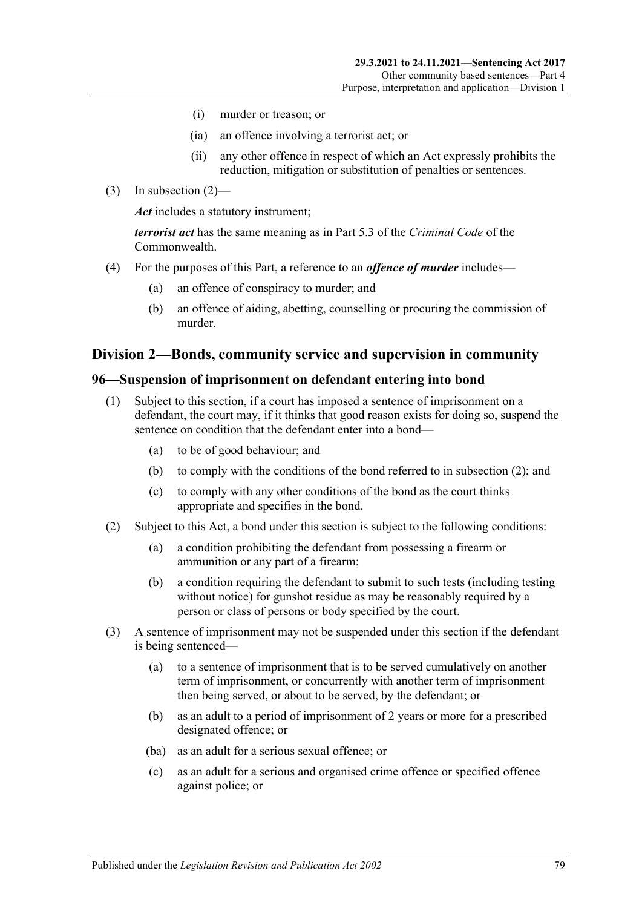(i) murder or treason; or

(ia) an offence involving a terrorist act; or

(ii) any other offence in respect of which an Act expressly prohibits the reduction, mitigation or substitution of penalties or sentences.

(3) In subsection (2)—

***Act*** includes a statutory instrument;

***terrorist act*** has the same meaning as in Part 5.3 of the *Criminal Code* of the Commonwealth.

(4) For the purposes of this Part, a reference to an ***offence of murder*** includes—

(a) an offence of conspiracy to murder; and

(b) an offence of aiding, abetting, counselling or procuring the commission of murder.

## Division 2—Bonds, community service and supervision in community

### 96—Suspension of imprisonment on defendant entering into bond

(1) Subject to this section, if a court has imposed a sentence of imprisonment on a defendant, the court may, if it thinks that good reason exists for doing so, suspend the sentence on condition that the defendant enter into a bond—

(a) to be of good behaviour; and

(b) to comply with the conditions of the bond referred to in subsection (2); and

(c) to comply with any other conditions of the bond as the court thinks appropriate and specifies in the bond.

(2) Subject to this Act, a bond under this section is subject to the following conditions:

(a) a condition prohibiting the defendant from possessing a firearm or ammunition or any part of a firearm;

(b) a condition requiring the defendant to submit to such tests (including testing without notice) for gunshot residue as may be reasonably required by a person or class of persons or body specified by the court.

(3) A sentence of imprisonment may not be suspended under this section if the defendant is being sentenced—

(a) to a sentence of imprisonment that is to be served cumulatively on another term of imprisonment, or concurrently with another term of imprisonment then being served, or about to be served, by the defendant; or

(b) as an adult to a period of imprisonment of 2 years or more for a prescribed designated offence; or

(ba) as an adult for a serious sexual offence; or

(c) as an adult for a serious and organised crime offence or specified offence against police; or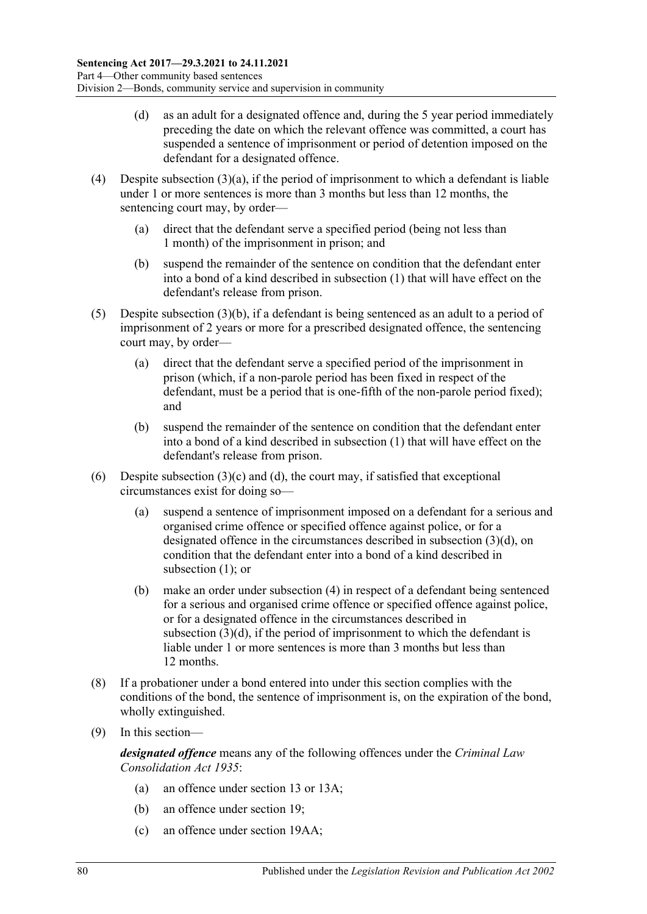(d) as an adult for a designated offence and, during the 5 year period immediately preceding the date on which the relevant offence was committed, a court has suspended a sentence of imprisonment or period of detention imposed on the defendant for a designated offence.

(4) Despite subsection (3)(a), if the period of imprisonment to which a defendant is liable under 1 or more sentences is more than 3 months but less than 12 months, the sentencing court may, by order—

(a) direct that the defendant serve a specified period (being not less than 1 month) of the imprisonment in prison; and

(b) suspend the remainder of the sentence on condition that the defendant enter into a bond of a kind described in subsection (1) that will have effect on the defendant's release from prison.

(5) Despite subsection (3)(b), if a defendant is being sentenced as an adult to a period of imprisonment of 2 years or more for a prescribed designated offence, the sentencing court may, by order—

(a) direct that the defendant serve a specified period of the imprisonment in prison (which, if a non-parole period has been fixed in respect of the defendant, must be a period that is one-fifth of the non-parole period fixed); and

(b) suspend the remainder of the sentence on condition that the defendant enter into a bond of a kind described in subsection (1) that will have effect on the defendant's release from prison.

(6) Despite subsection (3)(c) and (d), the court may, if satisfied that exceptional circumstances exist for doing so—

(a) suspend a sentence of imprisonment imposed on a defendant for a serious and organised crime offence or specified offence against police, or for a designated offence in the circumstances described in subsection (3)(d), on condition that the defendant enter into a bond of a kind described in subsection (1); or

(b) make an order under subsection (4) in respect of a defendant being sentenced for a serious and organised crime offence or specified offence against police, or for a designated offence in the circumstances described in subsection (3)(d), if the period of imprisonment to which the defendant is liable under 1 or more sentences is more than 3 months but less than 12 months.

(8) If a probationer under a bond entered into under this section complies with the conditions of the bond, the sentence of imprisonment is, on the expiration of the bond, wholly extinguished.

(9) In this section—

***designated offence*** means any of the following offences under the *Criminal Law Consolidation Act 1935*:

(a) an offence under section 13 or 13A;

(b) an offence under section 19;

(c) an offence under section 19AA;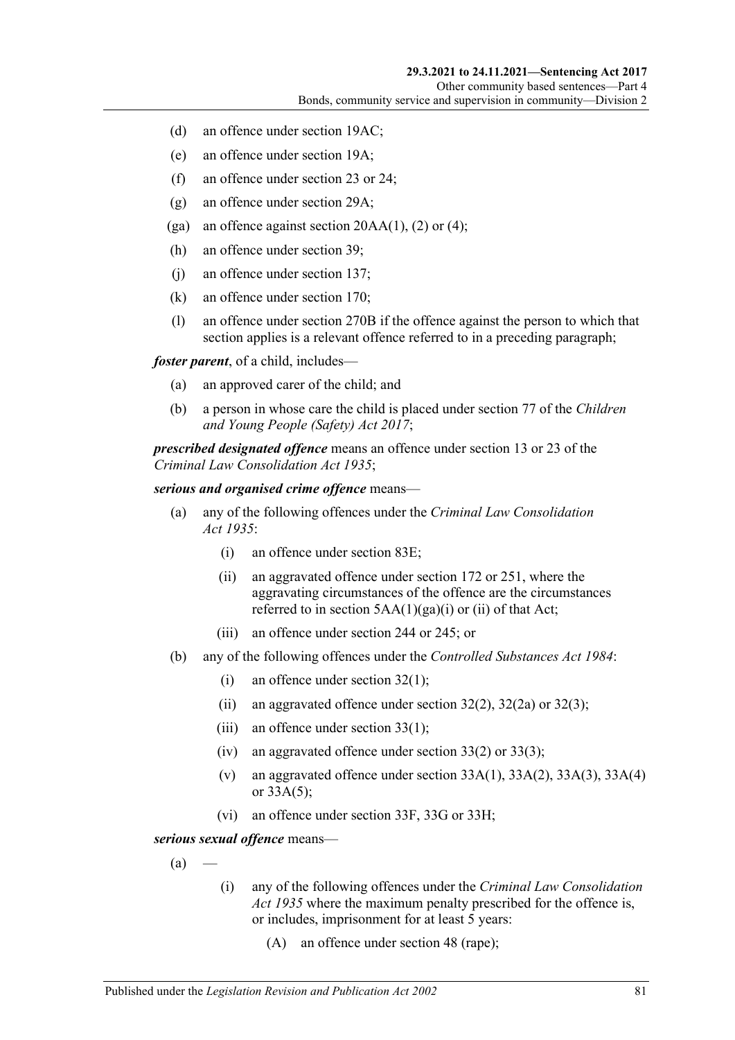(d) an offence under section 19AC;

(e) an offence under section 19A;

(f) an offence under section 23 or 24;

(g) an offence under section 29A;

(ga) an offence against section 20AA(1), (2) or (4);

(h) an offence under section 39;

(j) an offence under section 137;

(k) an offence under section 170;

(l) an offence under section 270B if the offence against the person to which that section applies is a relevant offence referred to in a preceding paragraph;

***foster parent***, of a child, includes—

(a) an approved carer of the child; and

(b) a person in whose care the child is placed under section 77 of the *Children and Young People (Safety) Act 2017*;

***prescribed designated offence*** means an offence under section 13 or 23 of the *Criminal Law Consolidation Act 1935*;

***serious and organised crime offence*** means—

(a) any of the following offences under the *Criminal Law Consolidation Act 1935*:

  (i) an offence under section 83E;

  (ii) an aggravated offence under section 172 or 251, where the aggravating circumstances of the offence are the circumstances referred to in section 5AA(1)(ga)(i) or (ii) of that Act;

  (iii) an offence under section 244 or 245; or

(b) any of the following offences under the *Controlled Substances Act 1984*:

  (i) an offence under section 32(1);

  (ii) an aggravated offence under section 32(2), 32(2a) or 32(3);

  (iii) an offence under section 33(1);

  (iv) an aggravated offence under section 33(2) or 33(3);

  (v) an aggravated offence under section 33A(1), 33A(2), 33A(3), 33A(4) or 33A(5);

  (vi) an offence under section 33F, 33G or 33H;

***serious sexual offence*** means—

(a) —

  (i) any of the following offences under the *Criminal Law Consolidation Act 1935* where the maximum penalty prescribed for the offence is, or includes, imprisonment for at least 5 years:

    (A) an offence under section 48 (rape);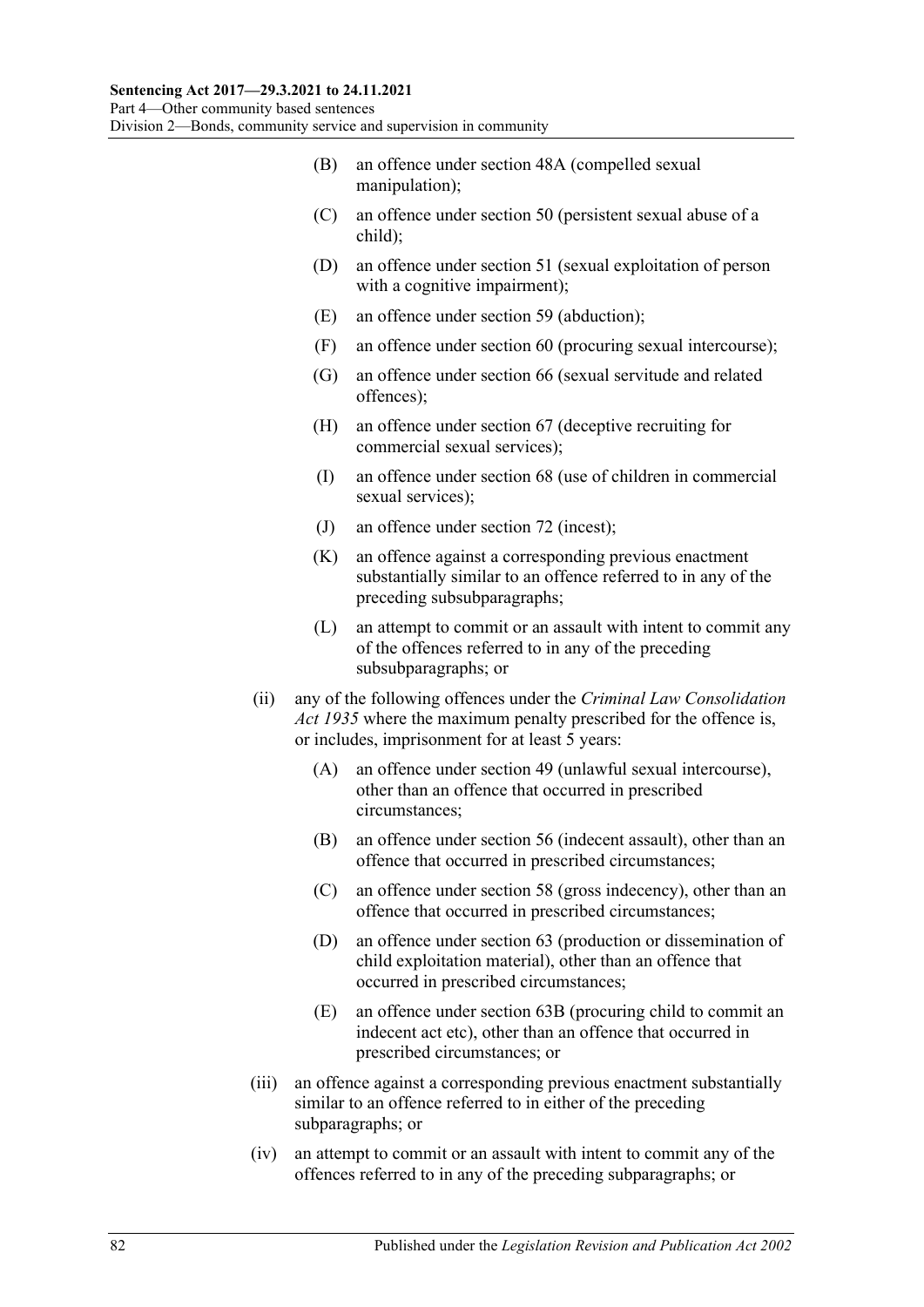(B) an offence under section 48A (compelled sexual manipulation);

(C) an offence under section 50 (persistent sexual abuse of a child);

(D) an offence under section 51 (sexual exploitation of person with a cognitive impairment);

(E) an offence under section 59 (abduction);

(F) an offence under section 60 (procuring sexual intercourse);

(G) an offence under section 66 (sexual servitude and related offences);

(H) an offence under section 67 (deceptive recruiting for commercial sexual services);

(I) an offence under section 68 (use of children in commercial sexual services);

(J) an offence under section 72 (incest);

(K) an offence against a corresponding previous enactment substantially similar to an offence referred to in any of the preceding subsubparagraphs;

(L) an attempt to commit or an assault with intent to commit any of the offences referred to in any of the preceding subsubparagraphs; or

(ii) any of the following offences under the *Criminal Law Consolidation Act 1935* where the maximum penalty prescribed for the offence is, or includes, imprisonment for at least 5 years:

(A) an offence under section 49 (unlawful sexual intercourse), other than an offence that occurred in prescribed circumstances;

(B) an offence under section 56 (indecent assault), other than an offence that occurred in prescribed circumstances;

(C) an offence under section 58 (gross indecency), other than an offence that occurred in prescribed circumstances;

(D) an offence under section 63 (production or dissemination of child exploitation material), other than an offence that occurred in prescribed circumstances;

(E) an offence under section 63B (procuring child to commit an indecent act etc), other than an offence that occurred in prescribed circumstances; or

(iii) an offence against a corresponding previous enactment substantially similar to an offence referred to in either of the preceding subparagraphs; or

(iv) an attempt to commit or an assault with intent to commit any of the offences referred to in any of the preceding subparagraphs; or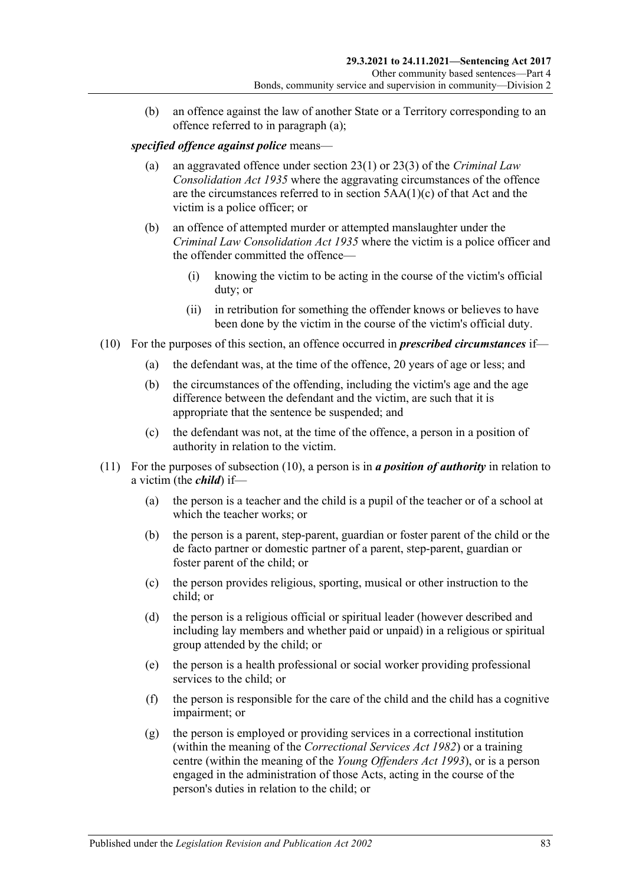(b) an offence against the law of another State or a Territory corresponding to an offence referred to in paragraph (a);

***specified offence against police*** means—

(a) an aggravated offence under section 23(1) or 23(3) of the *Criminal Law Consolidation Act 1935* where the aggravating circumstances of the offence are the circumstances referred to in section 5AA(1)(c) of that Act and the victim is a police officer; or

(b) an offence of attempted murder or attempted manslaughter under the *Criminal Law Consolidation Act 1935* where the victim is a police officer and the offender committed the offence—

(i) knowing the victim to be acting in the course of the victim's official duty; or

(ii) in retribution for something the offender knows or believes to have been done by the victim in the course of the victim's official duty.

(10) For the purposes of this section, an offence occurred in ***prescribed circumstances*** if—

(a) the defendant was, at the time of the offence, 20 years of age or less; and

(b) the circumstances of the offending, including the victim's age and the age difference between the defendant and the victim, are such that it is appropriate that the sentence be suspended; and

(c) the defendant was not, at the time of the offence, a person in a position of authority in relation to the victim.

(11) For the purposes of subsection (10), a person is in ***a position of authority*** in relation to a victim (the ***child***) if—

(a) the person is a teacher and the child is a pupil of the teacher or of a school at which the teacher works; or

(b) the person is a parent, step-parent, guardian or foster parent of the child or the de facto partner or domestic partner of a parent, step-parent, guardian or foster parent of the child; or

(c) the person provides religious, sporting, musical or other instruction to the child; or

(d) the person is a religious official or spiritual leader (however described and including lay members and whether paid or unpaid) in a religious or spiritual group attended by the child; or

(e) the person is a health professional or social worker providing professional services to the child; or

(f) the person is responsible for the care of the child and the child has a cognitive impairment; or

(g) the person is employed or providing services in a correctional institution (within the meaning of the *Correctional Services Act 1982*) or a training centre (within the meaning of the *Young Offenders Act 1993*), or is a person engaged in the administration of those Acts, acting in the course of the person's duties in relation to the child; or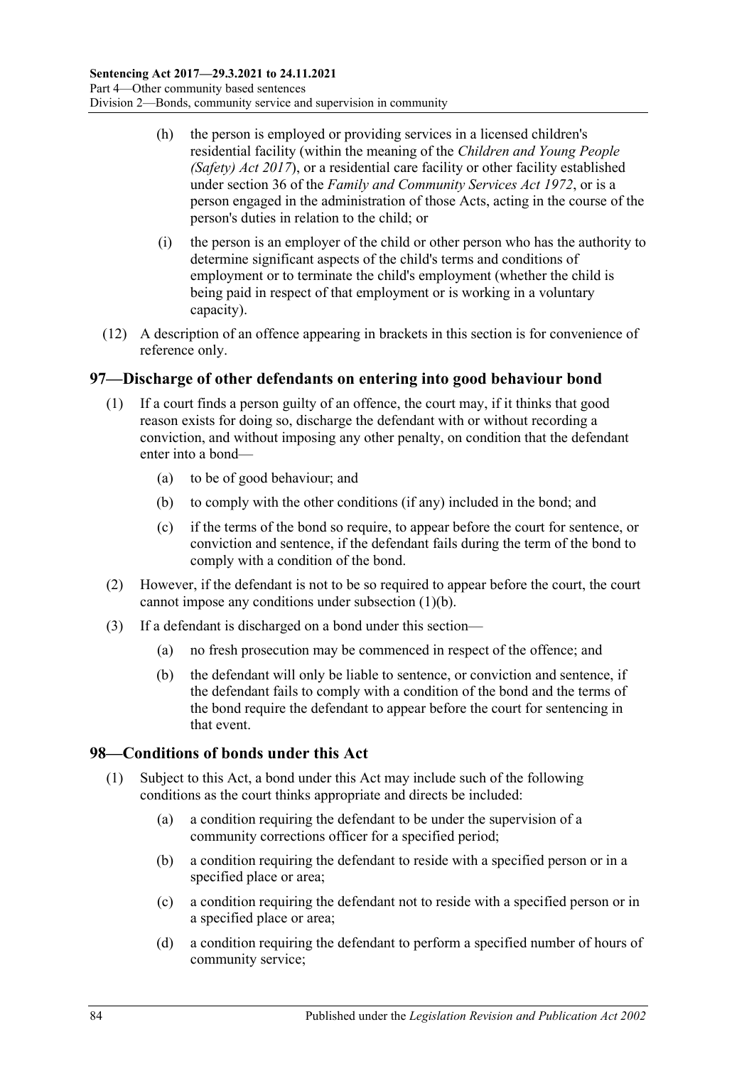(h) the person is employed or providing services in a licensed children's residential facility (within the meaning of the *Children and Young People (Safety) Act 2017*), or a residential care facility or other facility established under section 36 of the *Family and Community Services Act 1972*, or is a person engaged in the administration of those Acts, acting in the course of the person's duties in relation to the child; or

(i) the person is an employer of the child or other person who has the authority to determine significant aspects of the child's terms and conditions of employment or to terminate the child's employment (whether the child is being paid in respect of that employment or is working in a voluntary capacity).

(12) A description of an offence appearing in brackets in this section is for convenience of reference only.

## 97—Discharge of other defendants on entering into good behaviour bond

(1) If a court finds a person guilty of an offence, the court may, if it thinks that good reason exists for doing so, discharge the defendant with or without recording a conviction, and without imposing any other penalty, on condition that the defendant enter into a bond—

(a) to be of good behaviour; and

(b) to comply with the other conditions (if any) included in the bond; and

(c) if the terms of the bond so require, to appear before the court for sentence, or conviction and sentence, if the defendant fails during the term of the bond to comply with a condition of the bond.

(2) However, if the defendant is not to be so required to appear before the court, the court cannot impose any conditions under subsection (1)(b).

(3) If a defendant is discharged on a bond under this section—

(a) no fresh prosecution may be commenced in respect of the offence; and

(b) the defendant will only be liable to sentence, or conviction and sentence, if the defendant fails to comply with a condition of the bond and the terms of the bond require the defendant to appear before the court for sentencing in that event.

## 98—Conditions of bonds under this Act

(1) Subject to this Act, a bond under this Act may include such of the following conditions as the court thinks appropriate and directs be included:

(a) a condition requiring the defendant to be under the supervision of a community corrections officer for a specified period;

(b) a condition requiring the defendant to reside with a specified person or in a specified place or area;

(c) a condition requiring the defendant not to reside with a specified person or in a specified place or area;

(d) a condition requiring the defendant to perform a specified number of hours of community service;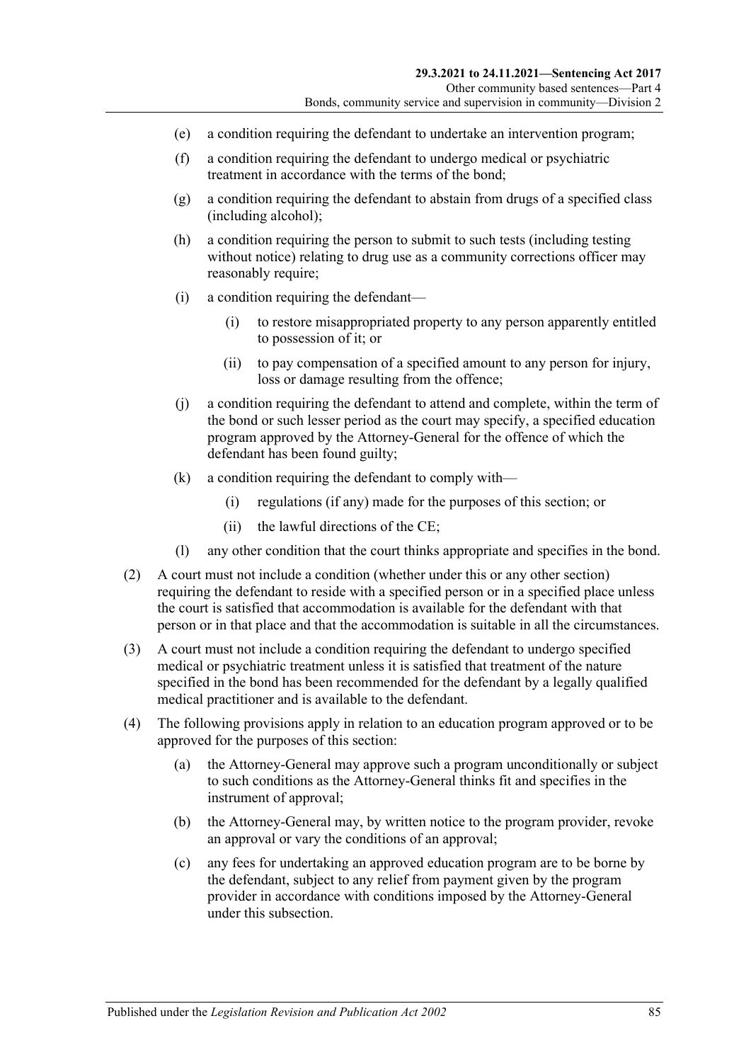(e) a condition requiring the defendant to undertake an intervention program;

(f) a condition requiring the defendant to undergo medical or psychiatric treatment in accordance with the terms of the bond;

(g) a condition requiring the defendant to abstain from drugs of a specified class (including alcohol);

(h) a condition requiring the person to submit to such tests (including testing without notice) relating to drug use as a community corrections officer may reasonably require;

(i) a condition requiring the defendant—

(i) to restore misappropriated property to any person apparently entitled to possession of it; or

(ii) to pay compensation of a specified amount to any person for injury, loss or damage resulting from the offence;

(j) a condition requiring the defendant to attend and complete, within the term of the bond or such lesser period as the court may specify, a specified education program approved by the Attorney-General for the offence of which the defendant has been found guilty;

(k) a condition requiring the defendant to comply with—

(i) regulations (if any) made for the purposes of this section; or

(ii) the lawful directions of the CE;

(l) any other condition that the court thinks appropriate and specifies in the bond.

(2) A court must not include a condition (whether under this or any other section) requiring the defendant to reside with a specified person or in a specified place unless the court is satisfied that accommodation is available for the defendant with that person or in that place and that the accommodation is suitable in all the circumstances.

(3) A court must not include a condition requiring the defendant to undergo specified medical or psychiatric treatment unless it is satisfied that treatment of the nature specified in the bond has been recommended for the defendant by a legally qualified medical practitioner and is available to the defendant.

(4) The following provisions apply in relation to an education program approved or to be approved for the purposes of this section:

(a) the Attorney-General may approve such a program unconditionally or subject to such conditions as the Attorney-General thinks fit and specifies in the instrument of approval;

(b) the Attorney-General may, by written notice to the program provider, revoke an approval or vary the conditions of an approval;

(c) any fees for undertaking an approved education program are to be borne by the defendant, subject to any relief from payment given by the program provider in accordance with conditions imposed by the Attorney-General under this subsection.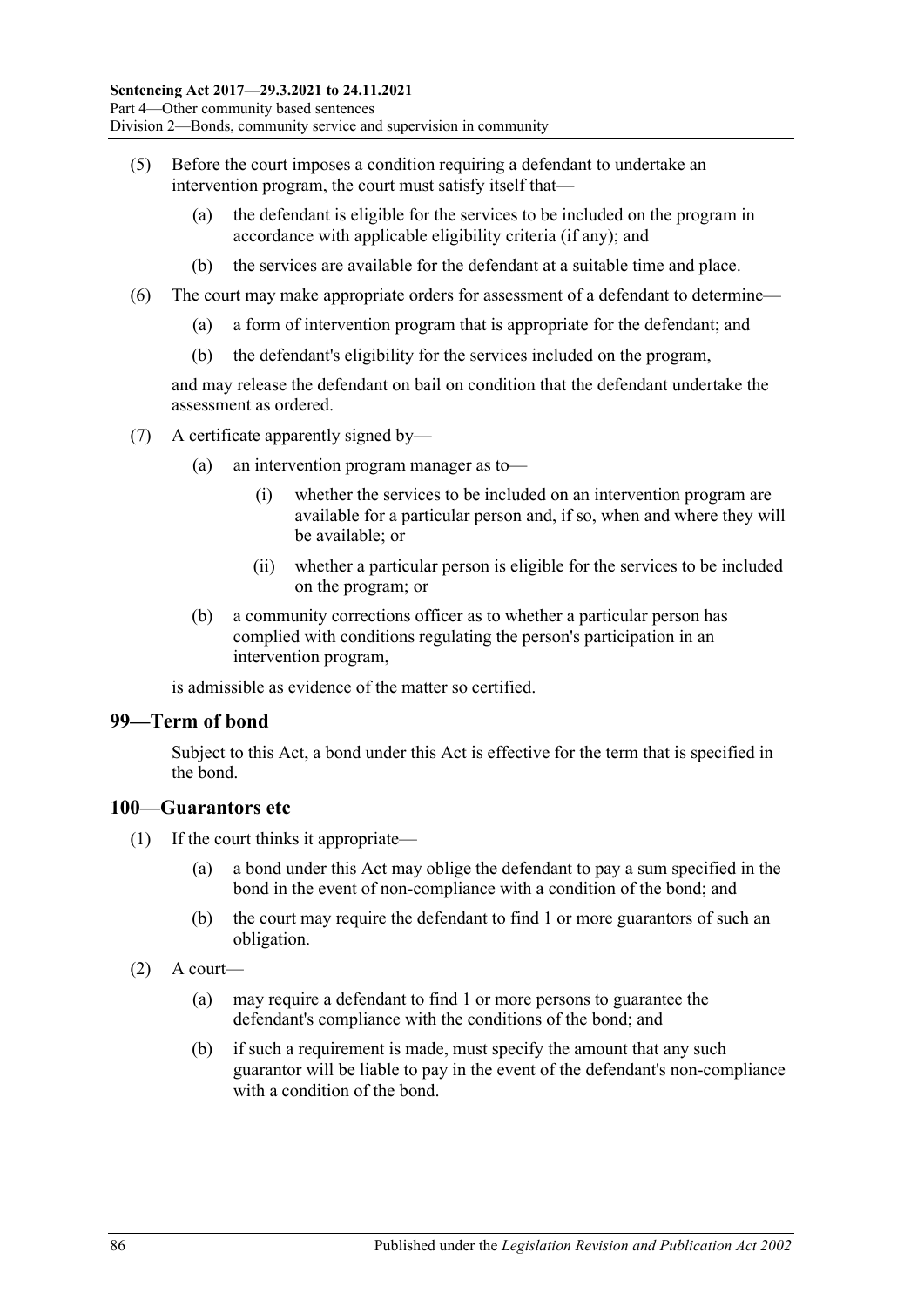(5) Before the court imposes a condition requiring a defendant to undertake an intervention program, the court must satisfy itself that—

  (a) the defendant is eligible for the services to be included on the program in accordance with applicable eligibility criteria (if any); and

  (b) the services are available for the defendant at a suitable time and place.

(6) The court may make appropriate orders for assessment of a defendant to determine—

  (a) a form of intervention program that is appropriate for the defendant; and

  (b) the defendant's eligibility for the services included on the program,

and may release the defendant on bail on condition that the defendant undertake the assessment as ordered.

(7) A certificate apparently signed by—

  (a) an intervention program manager as to—

    (i) whether the services to be included on an intervention program are available for a particular person and, if so, when and where they will be available; or

    (ii) whether a particular person is eligible for the services to be included on the program; or

  (b) a community corrections officer as to whether a particular person has complied with conditions regulating the person's participation in an intervention program,

is admissible as evidence of the matter so certified.

## 99—Term of bond

Subject to this Act, a bond under this Act is effective for the term that is specified in the bond.

## 100—Guarantors etc

(1) If the court thinks it appropriate—

  (a) a bond under this Act may oblige the defendant to pay a sum specified in the bond in the event of non-compliance with a condition of the bond; and

  (b) the court may require the defendant to find 1 or more guarantors of such an obligation.

(2) A court—

  (a) may require a defendant to find 1 or more persons to guarantee the defendant's compliance with the conditions of the bond; and

  (b) if such a requirement is made, must specify the amount that any such guarantor will be liable to pay in the event of the defendant's non-compliance with a condition of the bond.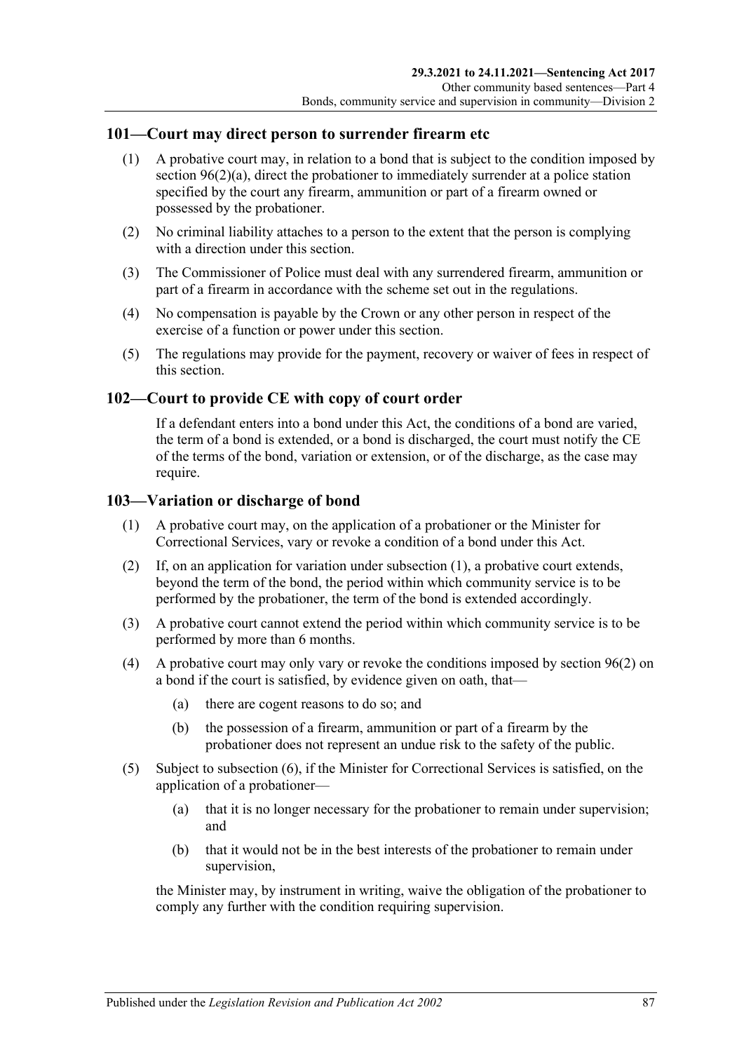## 101—Court may direct person to surrender firearm etc

(1) A probative court may, in relation to a bond that is subject to the condition imposed by section 96(2)(a), direct the probationer to immediately surrender at a police station specified by the court any firearm, ammunition or part of a firearm owned or possessed by the probationer.

(2) No criminal liability attaches to a person to the extent that the person is complying with a direction under this section.

(3) The Commissioner of Police must deal with any surrendered firearm, ammunition or part of a firearm in accordance with the scheme set out in the regulations.

(4) No compensation is payable by the Crown or any other person in respect of the exercise of a function or power under this section.

(5) The regulations may provide for the payment, recovery or waiver of fees in respect of this section.

## 102—Court to provide CE with copy of court order

If a defendant enters into a bond under this Act, the conditions of a bond are varied, the term of a bond is extended, or a bond is discharged, the court must notify the CE of the terms of the bond, variation or extension, or of the discharge, as the case may require.

## 103—Variation or discharge of bond

(1) A probative court may, on the application of a probationer or the Minister for Correctional Services, vary or revoke a condition of a bond under this Act.

(2) If, on an application for variation under subsection (1), a probative court extends, beyond the term of the bond, the period within which community service is to be performed by the probationer, the term of the bond is extended accordingly.

(3) A probative court cannot extend the period within which community service is to be performed by more than 6 months.

(4) A probative court may only vary or revoke the conditions imposed by section 96(2) on a bond if the court is satisfied, by evidence given on oath, that—

(a) there are cogent reasons to do so; and

(b) the possession of a firearm, ammunition or part of a firearm by the probationer does not represent an undue risk to the safety of the public.

(5) Subject to subsection (6), if the Minister for Correctional Services is satisfied, on the application of a probationer—

(a) that it is no longer necessary for the probationer to remain under supervision; and

(b) that it would not be in the best interests of the probationer to remain under supervision,

the Minister may, by instrument in writing, waive the obligation of the probationer to comply any further with the condition requiring supervision.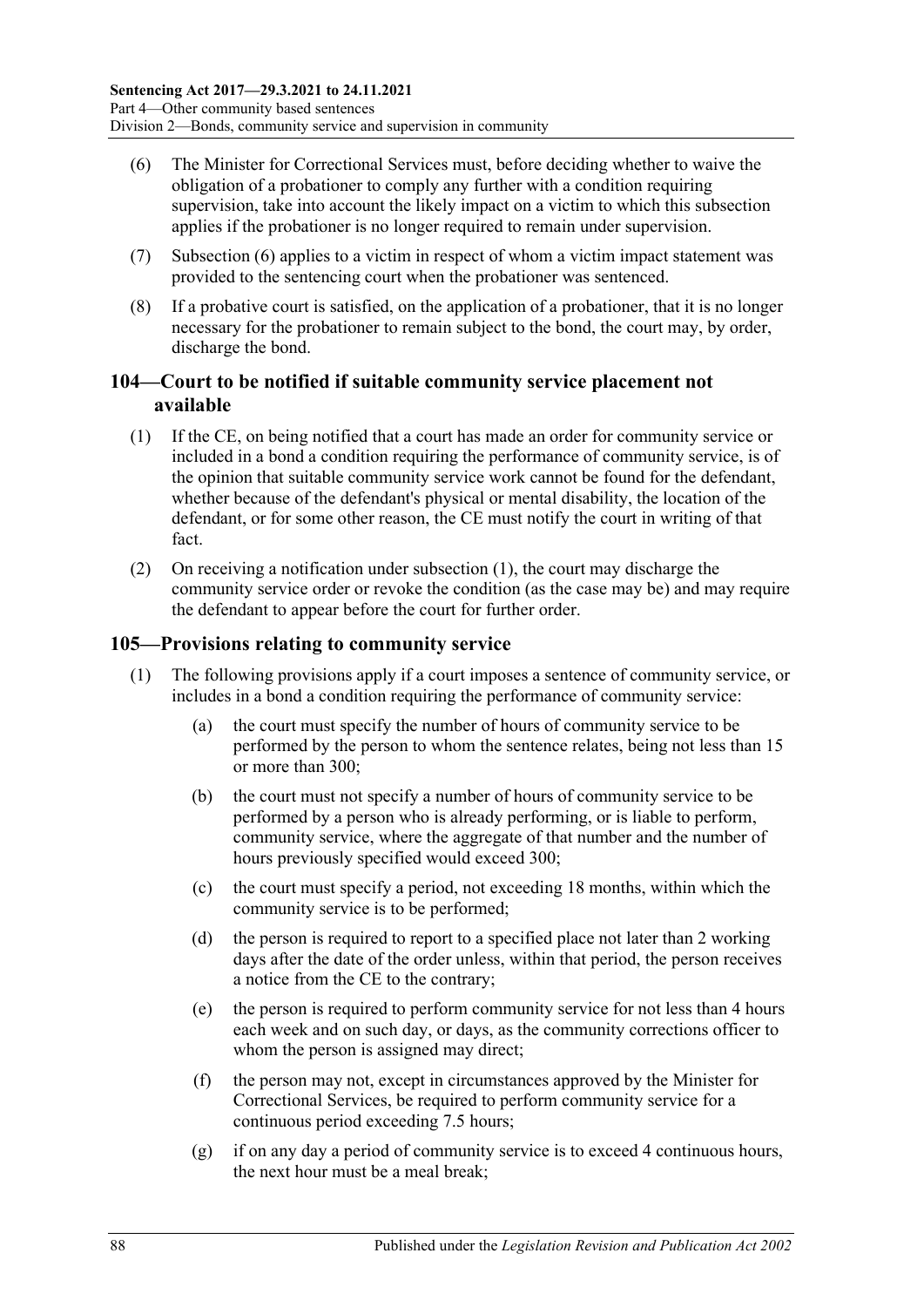(6) The Minister for Correctional Services must, before deciding whether to waive the obligation of a probationer to comply any further with a condition requiring supervision, take into account the likely impact on a victim to which this subsection applies if the probationer is no longer required to remain under supervision.

(7) Subsection (6) applies to a victim in respect of whom a victim impact statement was provided to the sentencing court when the probationer was sentenced.

(8) If a probative court is satisfied, on the application of a probationer, that it is no longer necessary for the probationer to remain subject to the bond, the court may, by order, discharge the bond.

## 104—Court to be notified if suitable community service placement not available

(1) If the CE, on being notified that a court has made an order for community service or included in a bond a condition requiring the performance of community service, is of the opinion that suitable community service work cannot be found for the defendant, whether because of the defendant's physical or mental disability, the location of the defendant, or for some other reason, the CE must notify the court in writing of that fact.

(2) On receiving a notification under subsection (1), the court may discharge the community service order or revoke the condition (as the case may be) and may require the defendant to appear before the court for further order.

## 105—Provisions relating to community service

(1) The following provisions apply if a court imposes a sentence of community service, or includes in a bond a condition requiring the performance of community service:

- (a) the court must specify the number of hours of community service to be performed by the person to whom the sentence relates, being not less than 15 or more than 300;
- (b) the court must not specify a number of hours of community service to be performed by a person who is already performing, or is liable to perform, community service, where the aggregate of that number and the number of hours previously specified would exceed 300;
- (c) the court must specify a period, not exceeding 18 months, within which the community service is to be performed;
- (d) the person is required to report to a specified place not later than 2 working days after the date of the order unless, within that period, the person receives a notice from the CE to the contrary;
- (e) the person is required to perform community service for not less than 4 hours each week and on such day, or days, as the community corrections officer to whom the person is assigned may direct;
- (f) the person may not, except in circumstances approved by the Minister for Correctional Services, be required to perform community service for a continuous period exceeding 7.5 hours;
- (g) if on any day a period of community service is to exceed 4 continuous hours, the next hour must be a meal break;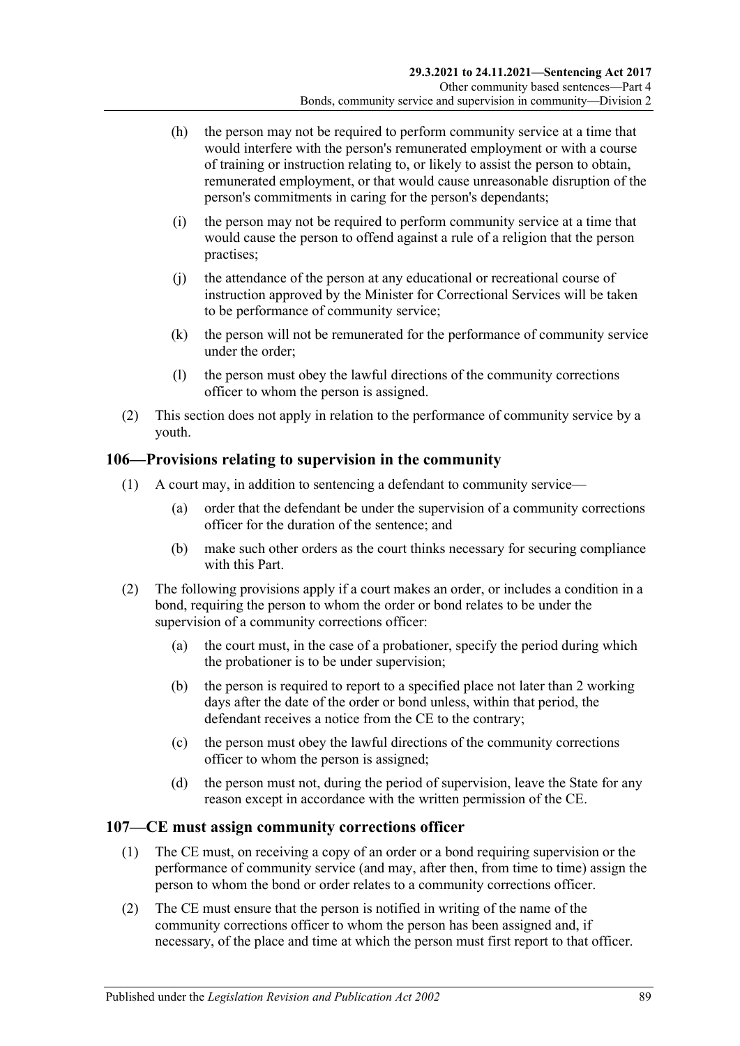(h) the person may not be required to perform community service at a time that would interfere with the person's remunerated employment or with a course of training or instruction relating to, or likely to assist the person to obtain, remunerated employment, or that would cause unreasonable disruption of the person's commitments in caring for the person's dependants;

(i) the person may not be required to perform community service at a time that would cause the person to offend against a rule of a religion that the person practises;

(j) the attendance of the person at any educational or recreational course of instruction approved by the Minister for Correctional Services will be taken to be performance of community service;

(k) the person will not be remunerated for the performance of community service under the order;

(l) the person must obey the lawful directions of the community corrections officer to whom the person is assigned.

(2) This section does not apply in relation to the performance of community service by a youth.

## 106—Provisions relating to supervision in the community

(1) A court may, in addition to sentencing a defendant to community service—

(a) order that the defendant be under the supervision of a community corrections officer for the duration of the sentence; and

(b) make such other orders as the court thinks necessary for securing compliance with this Part.

(2) The following provisions apply if a court makes an order, or includes a condition in a bond, requiring the person to whom the order or bond relates to be under the supervision of a community corrections officer:

(a) the court must, in the case of a probationer, specify the period during which the probationer is to be under supervision;

(b) the person is required to report to a specified place not later than 2 working days after the date of the order or bond unless, within that period, the defendant receives a notice from the CE to the contrary;

(c) the person must obey the lawful directions of the community corrections officer to whom the person is assigned;

(d) the person must not, during the period of supervision, leave the State for any reason except in accordance with the written permission of the CE.

## 107—CE must assign community corrections officer

(1) The CE must, on receiving a copy of an order or a bond requiring supervision or the performance of community service (and may, after then, from time to time) assign the person to whom the bond or order relates to a community corrections officer.

(2) The CE must ensure that the person is notified in writing of the name of the community corrections officer to whom the person has been assigned and, if necessary, of the place and time at which the person must first report to that officer.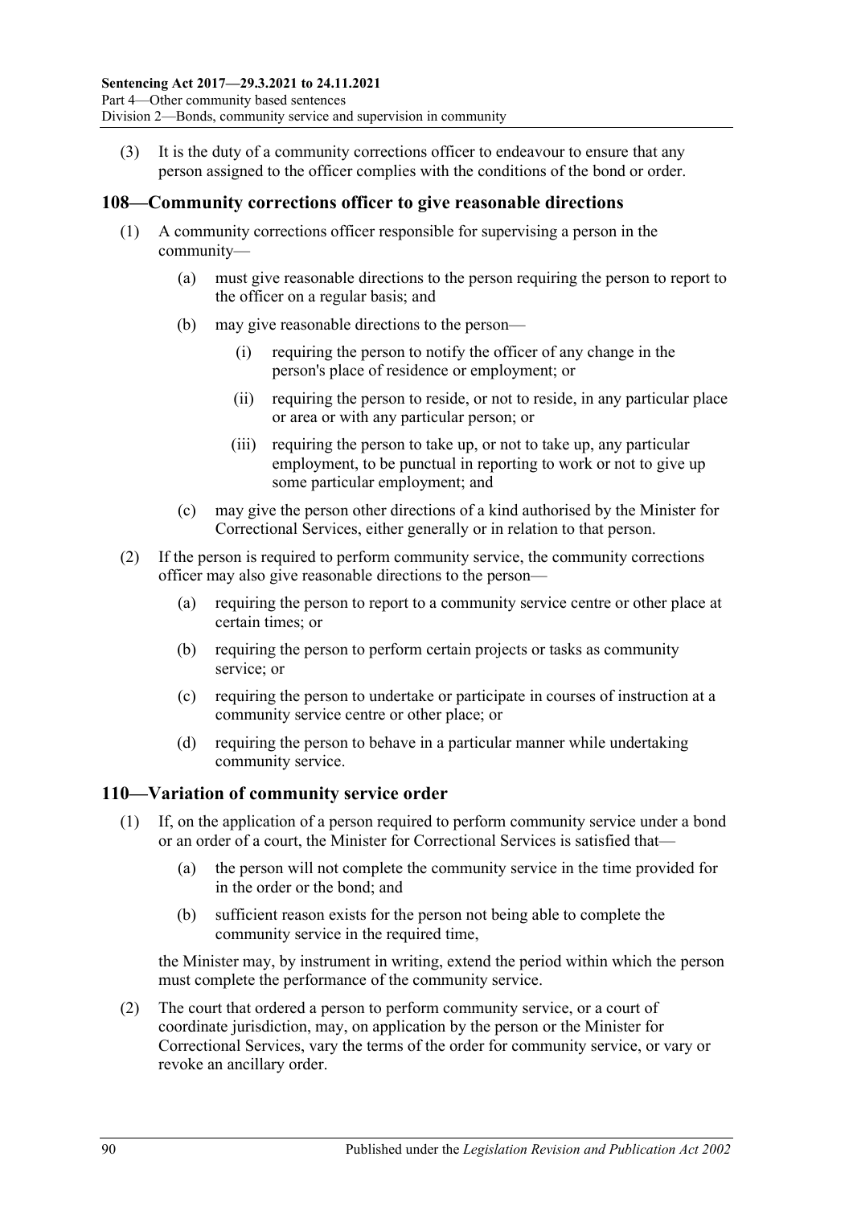(3) It is the duty of a community corrections officer to endeavour to ensure that any person assigned to the officer complies with the conditions of the bond or order.

## 108—Community corrections officer to give reasonable directions

(1) A community corrections officer responsible for supervising a person in the community—

(a) must give reasonable directions to the person requiring the person to report to the officer on a regular basis; and

(b) may give reasonable directions to the person—

(i) requiring the person to notify the officer of any change in the person's place of residence or employment; or

(ii) requiring the person to reside, or not to reside, in any particular place or area or with any particular person; or

(iii) requiring the person to take up, or not to take up, any particular employment, to be punctual in reporting to work or not to give up some particular employment; and

(c) may give the person other directions of a kind authorised by the Minister for Correctional Services, either generally or in relation to that person.

(2) If the person is required to perform community service, the community corrections officer may also give reasonable directions to the person—

(a) requiring the person to report to a community service centre or other place at certain times; or

(b) requiring the person to perform certain projects or tasks as community service; or

(c) requiring the person to undertake or participate in courses of instruction at a community service centre or other place; or

(d) requiring the person to behave in a particular manner while undertaking community service.

## 110—Variation of community service order

(1) If, on the application of a person required to perform community service under a bond or an order of a court, the Minister for Correctional Services is satisfied that—

(a) the person will not complete the community service in the time provided for in the order or the bond; and

(b) sufficient reason exists for the person not being able to complete the community service in the required time,

the Minister may, by instrument in writing, extend the period within which the person must complete the performance of the community service.

(2) The court that ordered a person to perform community service, or a court of coordinate jurisdiction, may, on application by the person or the Minister for Correctional Services, vary the terms of the order for community service, or vary or revoke an ancillary order.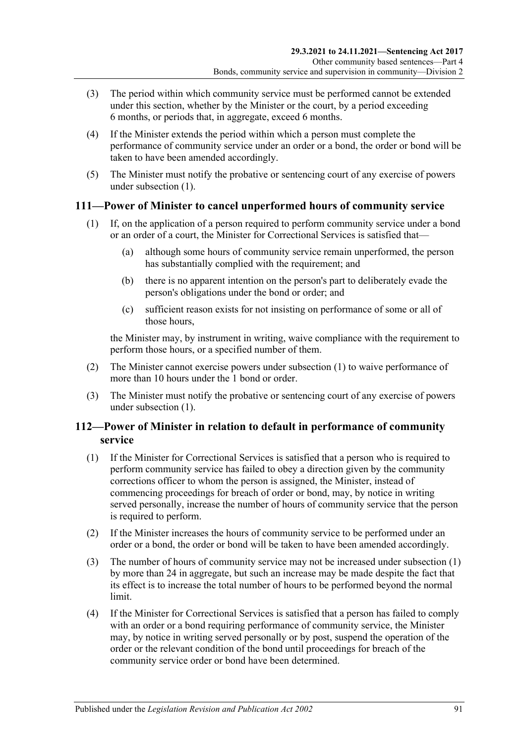(3) The period within which community service must be performed cannot be extended under this section, whether by the Minister or the court, by a period exceeding 6 months, or periods that, in aggregate, exceed 6 months.

(4) If the Minister extends the period within which a person must complete the performance of community service under an order or a bond, the order or bond will be taken to have been amended accordingly.

(5) The Minister must notify the probative or sentencing court of any exercise of powers under subsection (1).

## 111—Power of Minister to cancel unperformed hours of community service

(1) If, on the application of a person required to perform community service under a bond or an order of a court, the Minister for Correctional Services is satisfied that—

(a) although some hours of community service remain unperformed, the person has substantially complied with the requirement; and

(b) there is no apparent intention on the person's part to deliberately evade the person's obligations under the bond or order; and

(c) sufficient reason exists for not insisting on performance of some or all of those hours,

the Minister may, by instrument in writing, waive compliance with the requirement to perform those hours, or a specified number of them.

(2) The Minister cannot exercise powers under subsection (1) to waive performance of more than 10 hours under the 1 bond or order.

(3) The Minister must notify the probative or sentencing court of any exercise of powers under subsection (1).

## 112—Power of Minister in relation to default in performance of community service

(1) If the Minister for Correctional Services is satisfied that a person who is required to perform community service has failed to obey a direction given by the community corrections officer to whom the person is assigned, the Minister, instead of commencing proceedings for breach of order or bond, may, by notice in writing served personally, increase the number of hours of community service that the person is required to perform.

(2) If the Minister increases the hours of community service to be performed under an order or a bond, the order or bond will be taken to have been amended accordingly.

(3) The number of hours of community service may not be increased under subsection (1) by more than 24 in aggregate, but such an increase may be made despite the fact that its effect is to increase the total number of hours to be performed beyond the normal limit.

(4) If the Minister for Correctional Services is satisfied that a person has failed to comply with an order or a bond requiring performance of community service, the Minister may, by notice in writing served personally or by post, suspend the operation of the order or the relevant condition of the bond until proceedings for breach of the community service order or bond have been determined.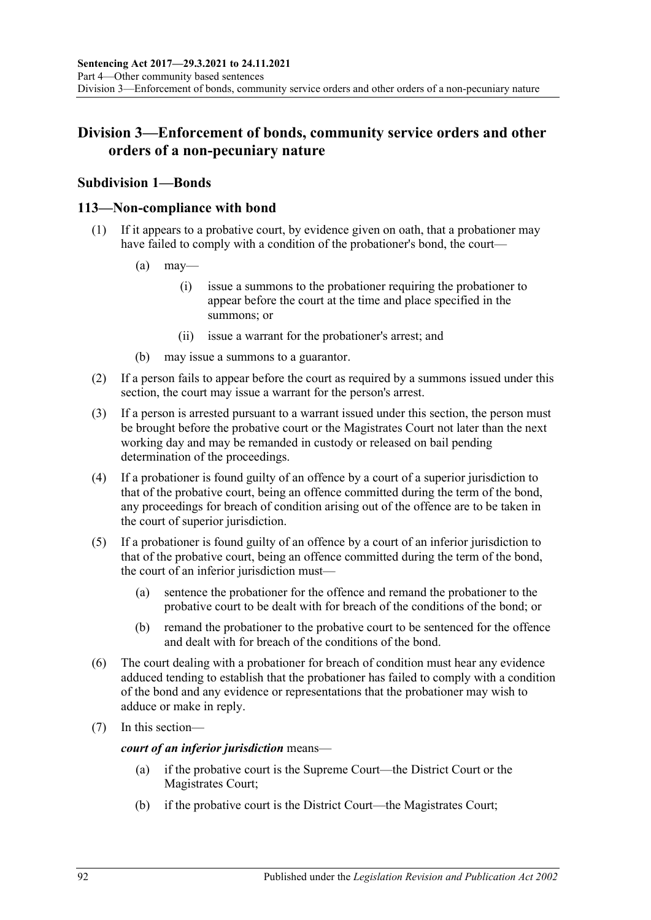## Division 3—Enforcement of bonds, community service orders and other orders of a non-pecuniary nature

### Subdivision 1—Bonds

### 113—Non-compliance with bond

(1) If it appears to a probative court, by evidence given on oath, that a probationer may have failed to comply with a condition of the probationer's bond, the court—

(a) may—

(i) issue a summons to the probationer requiring the probationer to appear before the court at the time and place specified in the summons; or

(ii) issue a warrant for the probationer's arrest; and

(b) may issue a summons to a guarantor.

(2) If a person fails to appear before the court as required by a summons issued under this section, the court may issue a warrant for the person's arrest.

(3) If a person is arrested pursuant to a warrant issued under this section, the person must be brought before the probative court or the Magistrates Court not later than the next working day and may be remanded in custody or released on bail pending determination of the proceedings.

(4) If a probationer is found guilty of an offence by a court of a superior jurisdiction to that of the probative court, being an offence committed during the term of the bond, any proceedings for breach of condition arising out of the offence are to be taken in the court of superior jurisdiction.

(5) If a probationer is found guilty of an offence by a court of an inferior jurisdiction to that of the probative court, being an offence committed during the term of the bond, the court of an inferior jurisdiction must—

(a) sentence the probationer for the offence and remand the probationer to the probative court to be dealt with for breach of the conditions of the bond; or

(b) remand the probationer to the probative court to be sentenced for the offence and dealt with for breach of the conditions of the bond.

(6) The court dealing with a probationer for breach of condition must hear any evidence adduced tending to establish that the probationer has failed to comply with a condition of the bond and any evidence or representations that the probationer may wish to adduce or make in reply.

(7) In this section—

***court of an inferior jurisdiction*** means—

(a) if the probative court is the Supreme Court—the District Court or the Magistrates Court;

(b) if the probative court is the District Court—the Magistrates Court;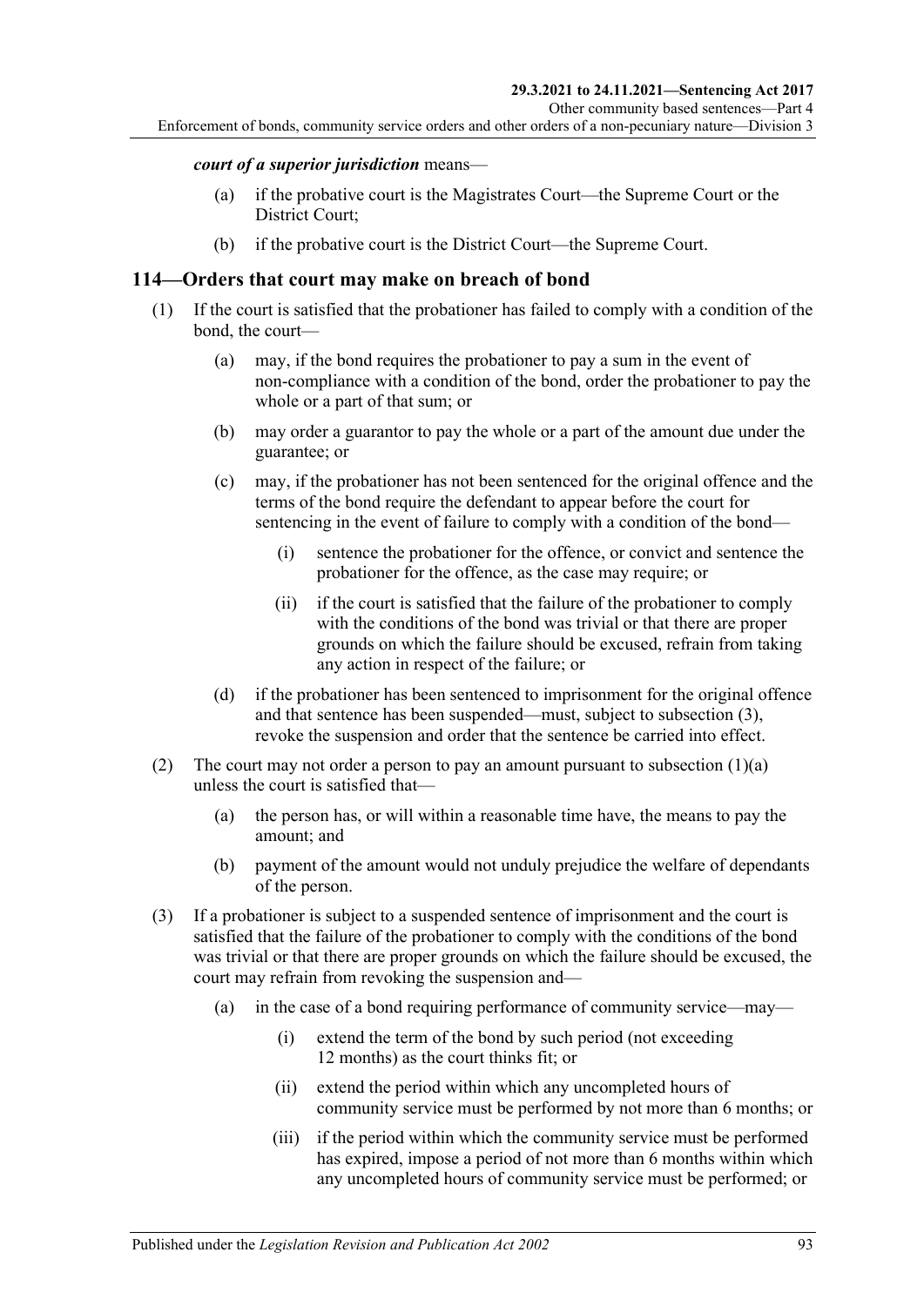***court of a superior jurisdiction*** means—

(a) if the probative court is the Magistrates Court—the Supreme Court or the District Court;

(b) if the probative court is the District Court—the Supreme Court.

## 114—Orders that court may make on breach of bond

(1) If the court is satisfied that the probationer has failed to comply with a condition of the bond, the court—

(a) may, if the bond requires the probationer to pay a sum in the event of non-compliance with a condition of the bond, order the probationer to pay the whole or a part of that sum; or

(b) may order a guarantor to pay the whole or a part of the amount due under the guarantee; or

(c) may, if the probationer has not been sentenced for the original offence and the terms of the bond require the defendant to appear before the court for sentencing in the event of failure to comply with a condition of the bond—

(i) sentence the probationer for the offence, or convict and sentence the probationer for the offence, as the case may require; or

(ii) if the court is satisfied that the failure of the probationer to comply with the conditions of the bond was trivial or that there are proper grounds on which the failure should be excused, refrain from taking any action in respect of the failure; or

(d) if the probationer has been sentenced to imprisonment for the original offence and that sentence has been suspended—must, subject to subsection (3), revoke the suspension and order that the sentence be carried into effect.

(2) The court may not order a person to pay an amount pursuant to subsection (1)(a) unless the court is satisfied that—

(a) the person has, or will within a reasonable time have, the means to pay the amount; and

(b) payment of the amount would not unduly prejudice the welfare of dependants of the person.

(3) If a probationer is subject to a suspended sentence of imprisonment and the court is satisfied that the failure of the probationer to comply with the conditions of the bond was trivial or that there are proper grounds on which the failure should be excused, the court may refrain from revoking the suspension and—

(a) in the case of a bond requiring performance of community service—may—

(i) extend the term of the bond by such period (not exceeding 12 months) as the court thinks fit; or

(ii) extend the period within which any uncompleted hours of community service must be performed by not more than 6 months; or

(iii) if the period within which the community service must be performed has expired, impose a period of not more than 6 months within which any uncompleted hours of community service must be performed; or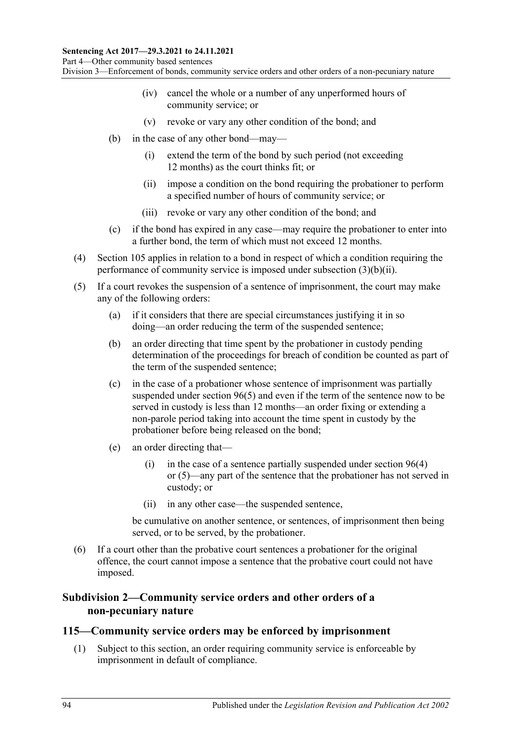(iv) cancel the whole or a number of any unperformed hours of community service; or

(v) revoke or vary any other condition of the bond; and

(b) in the case of any other bond—may—

(i) extend the term of the bond by such period (not exceeding 12 months) as the court thinks fit; or

(ii) impose a condition on the bond requiring the probationer to perform a specified number of hours of community service; or

(iii) revoke or vary any other condition of the bond; and

(c) if the bond has expired in any case—may require the probationer to enter into a further bond, the term of which must not exceed 12 months.

(4) Section 105 applies in relation to a bond in respect of which a condition requiring the performance of community service is imposed under subsection (3)(b)(ii).

(5) If a court revokes the suspension of a sentence of imprisonment, the court may make any of the following orders:

(a) if it considers that there are special circumstances justifying it in so doing—an order reducing the term of the suspended sentence;

(b) an order directing that time spent by the probationer in custody pending determination of the proceedings for breach of condition be counted as part of the term of the suspended sentence;

(c) in the case of a probationer whose sentence of imprisonment was partially suspended under section 96(5) and even if the term of the sentence now to be served in custody is less than 12 months—an order fixing or extending a non-parole period taking into account the time spent in custody by the probationer before being released on the bond;

(e) an order directing that—

(i) in the case of a sentence partially suspended under section 96(4) or (5)—any part of the sentence that the probationer has not served in custody; or

(ii) in any other case—the suspended sentence,

be cumulative on another sentence, or sentences, of imprisonment then being served, or to be served, by the probationer.

(6) If a court other than the probative court sentences a probationer for the original offence, the court cannot impose a sentence that the probative court could not have imposed.

### Subdivision 2—Community service orders and other orders of a non-pecuniary nature

## 115—Community service orders may be enforced by imprisonment

(1) Subject to this section, an order requiring community service is enforceable by imprisonment in default of compliance.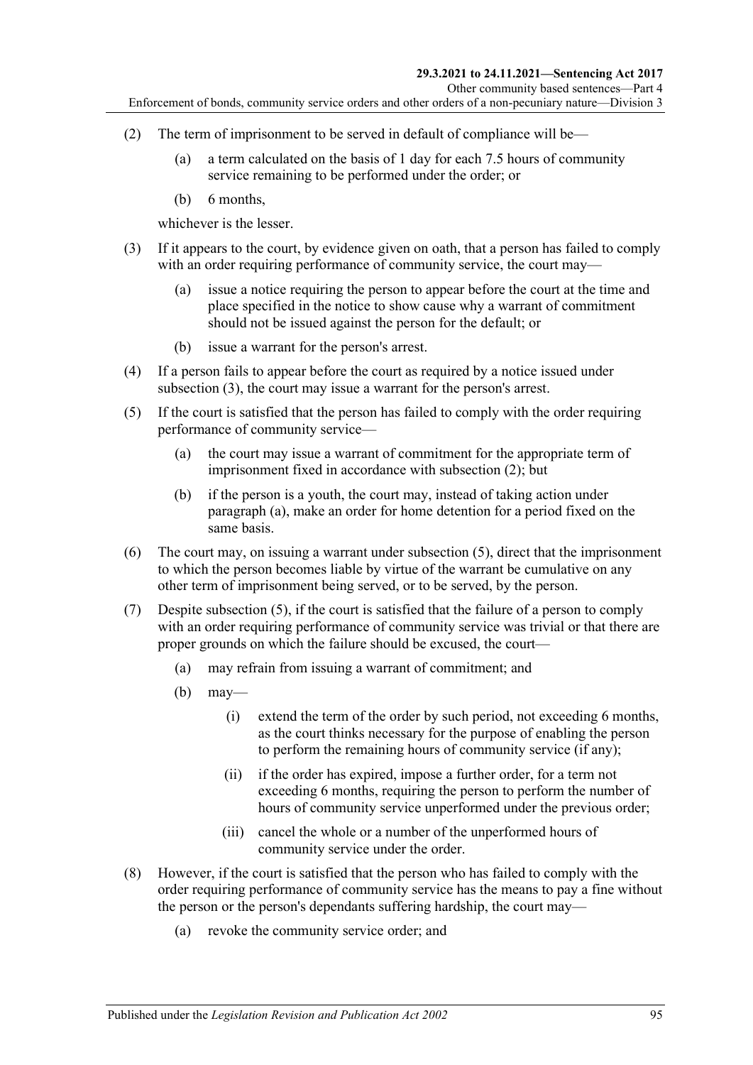(2) The term of imprisonment to be served in default of compliance will be—

(a) a term calculated on the basis of 1 day for each 7.5 hours of community service remaining to be performed under the order; or

(b) 6 months,

whichever is the lesser.

(3) If it appears to the court, by evidence given on oath, that a person has failed to comply with an order requiring performance of community service, the court may—

(a) issue a notice requiring the person to appear before the court at the time and place specified in the notice to show cause why a warrant of commitment should not be issued against the person for the default; or

(b) issue a warrant for the person's arrest.

(4) If a person fails to appear before the court as required by a notice issued under subsection (3), the court may issue a warrant for the person's arrest.

(5) If the court is satisfied that the person has failed to comply with the order requiring performance of community service—

(a) the court may issue a warrant of commitment for the appropriate term of imprisonment fixed in accordance with subsection (2); but

(b) if the person is a youth, the court may, instead of taking action under paragraph (a), make an order for home detention for a period fixed on the same basis.

(6) The court may, on issuing a warrant under subsection (5), direct that the imprisonment to which the person becomes liable by virtue of the warrant be cumulative on any other term of imprisonment being served, or to be served, by the person.

(7) Despite subsection (5), if the court is satisfied that the failure of a person to comply with an order requiring performance of community service was trivial or that there are proper grounds on which the failure should be excused, the court—

(a) may refrain from issuing a warrant of commitment; and

(b) may—

(i) extend the term of the order by such period, not exceeding 6 months, as the court thinks necessary for the purpose of enabling the person to perform the remaining hours of community service (if any);

(ii) if the order has expired, impose a further order, for a term not exceeding 6 months, requiring the person to perform the number of hours of community service unperformed under the previous order;

(iii) cancel the whole or a number of the unperformed hours of community service under the order.

(8) However, if the court is satisfied that the person who has failed to comply with the order requiring performance of community service has the means to pay a fine without the person or the person's dependants suffering hardship, the court may—

(a) revoke the community service order; and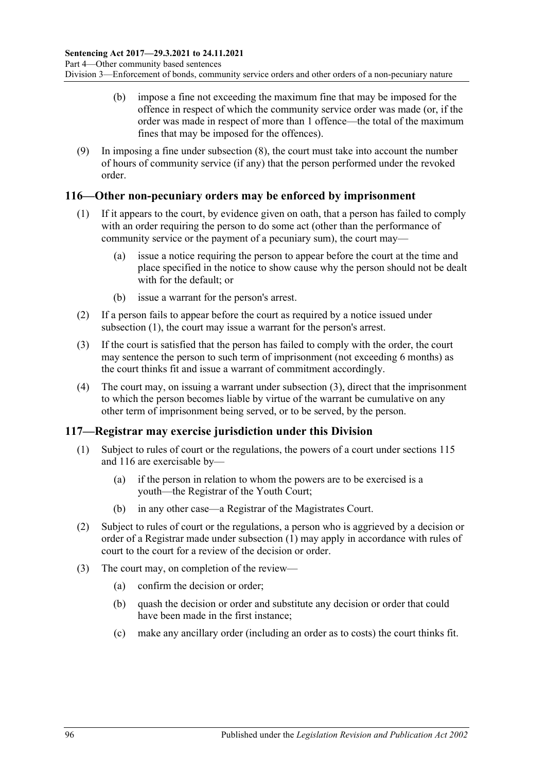(b) impose a fine not exceeding the maximum fine that may be imposed for the offence in respect of which the community service order was made (or, if the order was made in respect of more than 1 offence—the total of the maximum fines that may be imposed for the offences).

(9) In imposing a fine under subsection (8), the court must take into account the number of hours of community service (if any) that the person performed under the revoked order.

## 116—Other non-pecuniary orders may be enforced by imprisonment

(1) If it appears to the court, by evidence given on oath, that a person has failed to comply with an order requiring the person to do some act (other than the performance of community service or the payment of a pecuniary sum), the court may—

(a) issue a notice requiring the person to appear before the court at the time and place specified in the notice to show cause why the person should not be dealt with for the default; or

(b) issue a warrant for the person's arrest.

(2) If a person fails to appear before the court as required by a notice issued under subsection (1), the court may issue a warrant for the person's arrest.

(3) If the court is satisfied that the person has failed to comply with the order, the court may sentence the person to such term of imprisonment (not exceeding 6 months) as the court thinks fit and issue a warrant of commitment accordingly.

(4) The court may, on issuing a warrant under subsection (3), direct that the imprisonment to which the person becomes liable by virtue of the warrant be cumulative on any other term of imprisonment being served, or to be served, by the person.

## 117—Registrar may exercise jurisdiction under this Division

(1) Subject to rules of court or the regulations, the powers of a court under sections 115 and 116 are exercisable by—

(a) if the person in relation to whom the powers are to be exercised is a youth—the Registrar of the Youth Court;

(b) in any other case—a Registrar of the Magistrates Court.

(2) Subject to rules of court or the regulations, a person who is aggrieved by a decision or order of a Registrar made under subsection (1) may apply in accordance with rules of court to the court for a review of the decision or order.

(3) The court may, on completion of the review—

(a) confirm the decision or order;

(b) quash the decision or order and substitute any decision or order that could have been made in the first instance;

(c) make any ancillary order (including an order as to costs) the court thinks fit.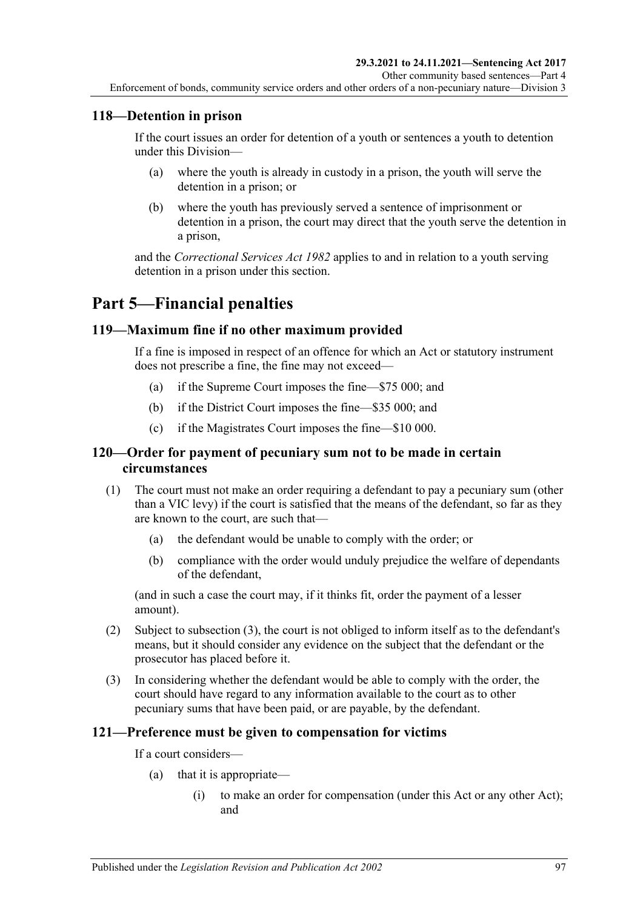### 118—Detention in prison

If the court issues an order for detention of a youth or sentences a youth to detention under this Division—

(a) where the youth is already in custody in a prison, the youth will serve the detention in a prison; or

(b) where the youth has previously served a sentence of imprisonment or detention in a prison, the court may direct that the youth serve the detention in a prison,

and the *Correctional Services Act 1982* applies to and in relation to a youth serving detention in a prison under this section.

## Part 5—Financial penalties

### 119—Maximum fine if no other maximum provided

If a fine is imposed in respect of an offence for which an Act or statutory instrument does not prescribe a fine, the fine may not exceed—

(a) if the Supreme Court imposes the fine—$75 000; and

(b) if the District Court imposes the fine—$35 000; and

(c) if the Magistrates Court imposes the fine—$10 000.

### 120—Order for payment of pecuniary sum not to be made in certain circumstances

(1) The court must not make an order requiring a defendant to pay a pecuniary sum (other than a VIC levy) if the court is satisfied that the means of the defendant, so far as they are known to the court, are such that—

(a) the defendant would be unable to comply with the order; or

(b) compliance with the order would unduly prejudice the welfare of dependants of the defendant,

(and in such a case the court may, if it thinks fit, order the payment of a lesser amount).

(2) Subject to subsection (3), the court is not obliged to inform itself as to the defendant's means, but it should consider any evidence on the subject that the defendant or the prosecutor has placed before it.

(3) In considering whether the defendant would be able to comply with the order, the court should have regard to any information available to the court as to other pecuniary sums that have been paid, or are payable, by the defendant.

### 121—Preference must be given to compensation for victims

If a court considers—

(a) that it is appropriate—

(i) to make an order for compensation (under this Act or any other Act); and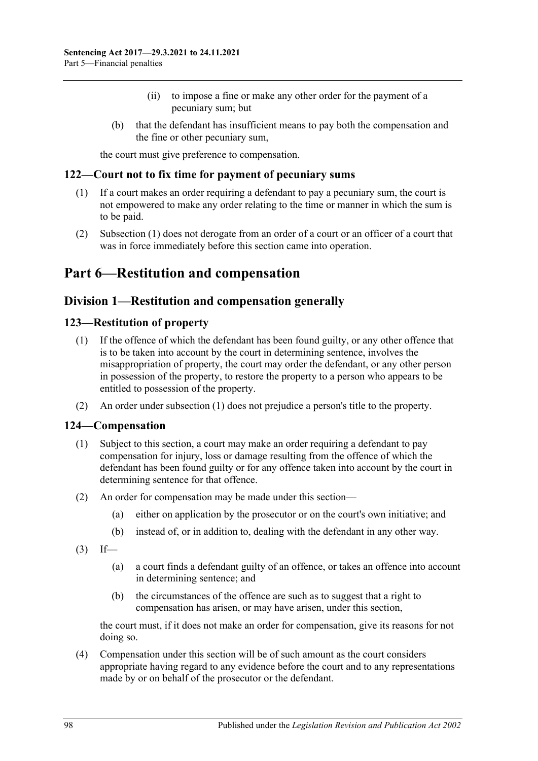(ii) to impose a fine or make any other order for the payment of a pecuniary sum; but

(b) that the defendant has insufficient means to pay both the compensation and the fine or other pecuniary sum,

the court must give preference to compensation.

### 122—Court not to fix time for payment of pecuniary sums

(1) If a court makes an order requiring a defendant to pay a pecuniary sum, the court is not empowered to make any order relating to the time or manner in which the sum is to be paid.

(2) Subsection (1) does not derogate from an order of a court or an officer of a court that was in force immediately before this section came into operation.

# Part 6—Restitution and compensation

## Division 1—Restitution and compensation generally

### 123—Restitution of property

(1) If the offence of which the defendant has been found guilty, or any other offence that is to be taken into account by the court in determining sentence, involves the misappropriation of property, the court may order the defendant, or any other person in possession of the property, to restore the property to a person who appears to be entitled to possession of the property.

(2) An order under subsection (1) does not prejudice a person's title to the property.

### 124—Compensation

(1) Subject to this section, a court may make an order requiring a defendant to pay compensation for injury, loss or damage resulting from the offence of which the defendant has been found guilty or for any offence taken into account by the court in determining sentence for that offence.

(2) An order for compensation may be made under this section—

(a) either on application by the prosecutor or on the court's own initiative; and

(b) instead of, or in addition to, dealing with the defendant in any other way.

(3) If—

(a) a court finds a defendant guilty of an offence, or takes an offence into account in determining sentence; and

(b) the circumstances of the offence are such as to suggest that a right to compensation has arisen, or may have arisen, under this section,

the court must, if it does not make an order for compensation, give its reasons for not doing so.

(4) Compensation under this section will be of such amount as the court considers appropriate having regard to any evidence before the court and to any representations made by or on behalf of the prosecutor or the defendant.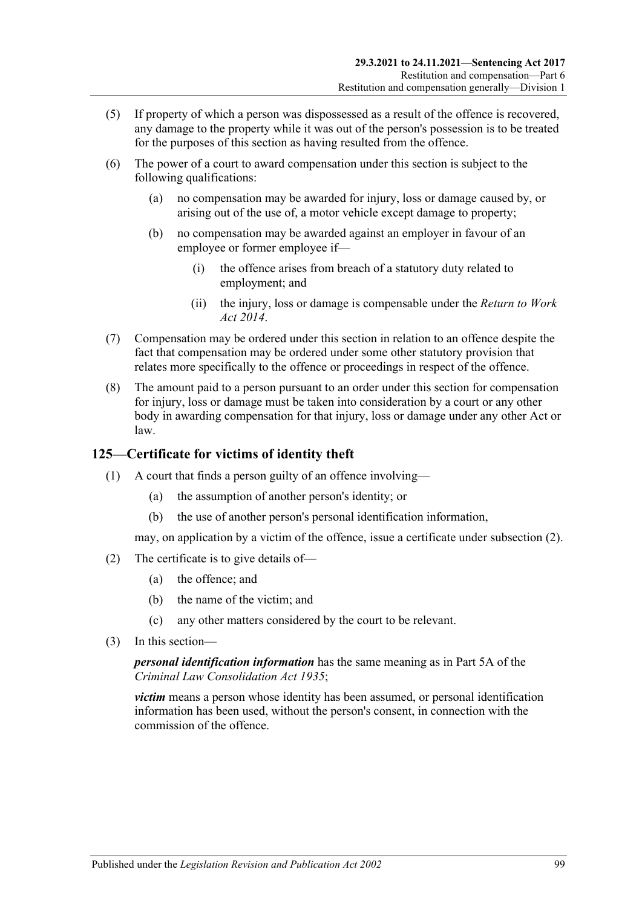(5) If property of which a person was dispossessed as a result of the offence is recovered, any damage to the property while it was out of the person's possession is to be treated for the purposes of this section as having resulted from the offence.

(6) The power of a court to award compensation under this section is subject to the following qualifications:

  (a) no compensation may be awarded for injury, loss or damage caused by, or arising out of the use of, a motor vehicle except damage to property;

  (b) no compensation may be awarded against an employer in favour of an employee or former employee if—

    (i) the offence arises from breach of a statutory duty related to employment; and

    (ii) the injury, loss or damage is compensable under the *Return to Work Act 2014*.

(7) Compensation may be ordered under this section in relation to an offence despite the fact that compensation may be ordered under some other statutory provision that relates more specifically to the offence or proceedings in respect of the offence.

(8) The amount paid to a person pursuant to an order under this section for compensation for injury, loss or damage must be taken into consideration by a court or any other body in awarding compensation for that injury, loss or damage under any other Act or law.

## 125—Certificate for victims of identity theft

(1) A court that finds a person guilty of an offence involving—

  (a) the assumption of another person's identity; or

  (b) the use of another person's personal identification information,

may, on application by a victim of the offence, issue a certificate under subsection (2).

(2) The certificate is to give details of—

  (a) the offence; and

  (b) the name of the victim; and

  (c) any other matters considered by the court to be relevant.

(3) In this section—

***personal identification information*** has the same meaning as in Part 5A of the *Criminal Law Consolidation Act 1935*;

***victim*** means a person whose identity has been assumed, or personal identification information has been used, without the person's consent, in connection with the commission of the offence.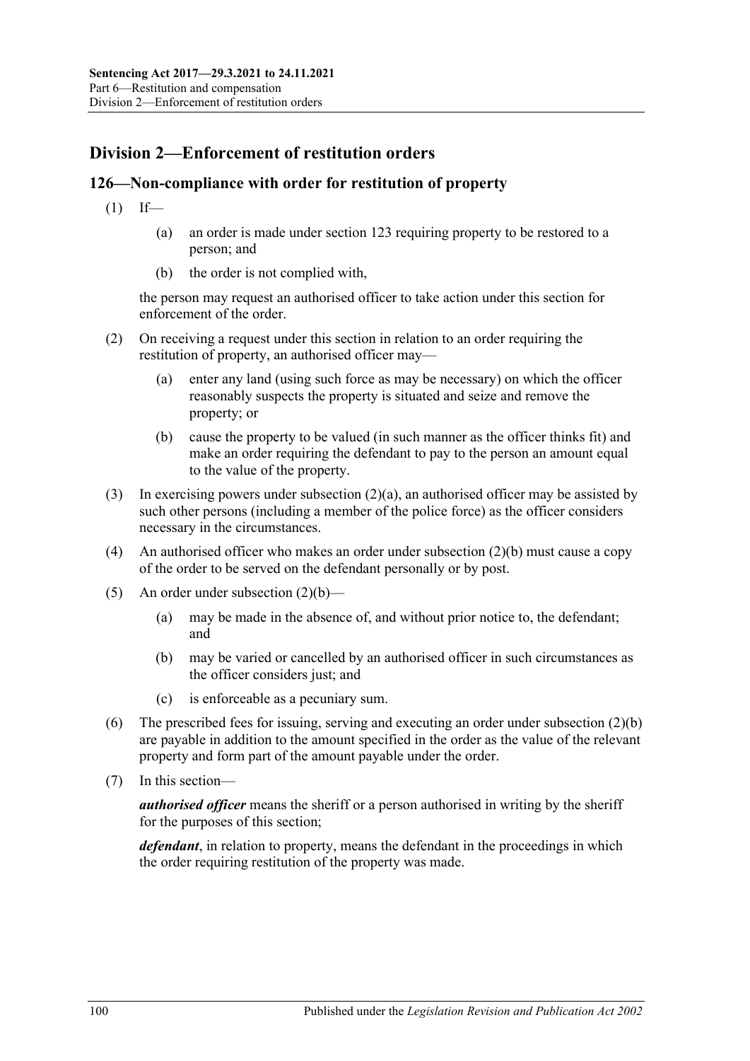## Division 2—Enforcement of restitution orders

### 126—Non-compliance with order for restitution of property

(1) If—

(a) an order is made under section 123 requiring property to be restored to a person; and

(b) the order is not complied with,

the person may request an authorised officer to take action under this section for enforcement of the order.

(2) On receiving a request under this section in relation to an order requiring the restitution of property, an authorised officer may—

(a) enter any land (using such force as may be necessary) on which the officer reasonably suspects the property is situated and seize and remove the property; or

(b) cause the property to be valued (in such manner as the officer thinks fit) and make an order requiring the defendant to pay to the person an amount equal to the value of the property.

(3) In exercising powers under subsection (2)(a), an authorised officer may be assisted by such other persons (including a member of the police force) as the officer considers necessary in the circumstances.

(4) An authorised officer who makes an order under subsection (2)(b) must cause a copy of the order to be served on the defendant personally or by post.

(5) An order under subsection (2)(b)—

(a) may be made in the absence of, and without prior notice to, the defendant; and

(b) may be varied or cancelled by an authorised officer in such circumstances as the officer considers just; and

(c) is enforceable as a pecuniary sum.

(6) The prescribed fees for issuing, serving and executing an order under subsection (2)(b) are payable in addition to the amount specified in the order as the value of the relevant property and form part of the amount payable under the order.

(7) In this section—

***authorised officer*** means the sheriff or a person authorised in writing by the sheriff for the purposes of this section;

***defendant***, in relation to property, means the defendant in the proceedings in which the order requiring restitution of the property was made.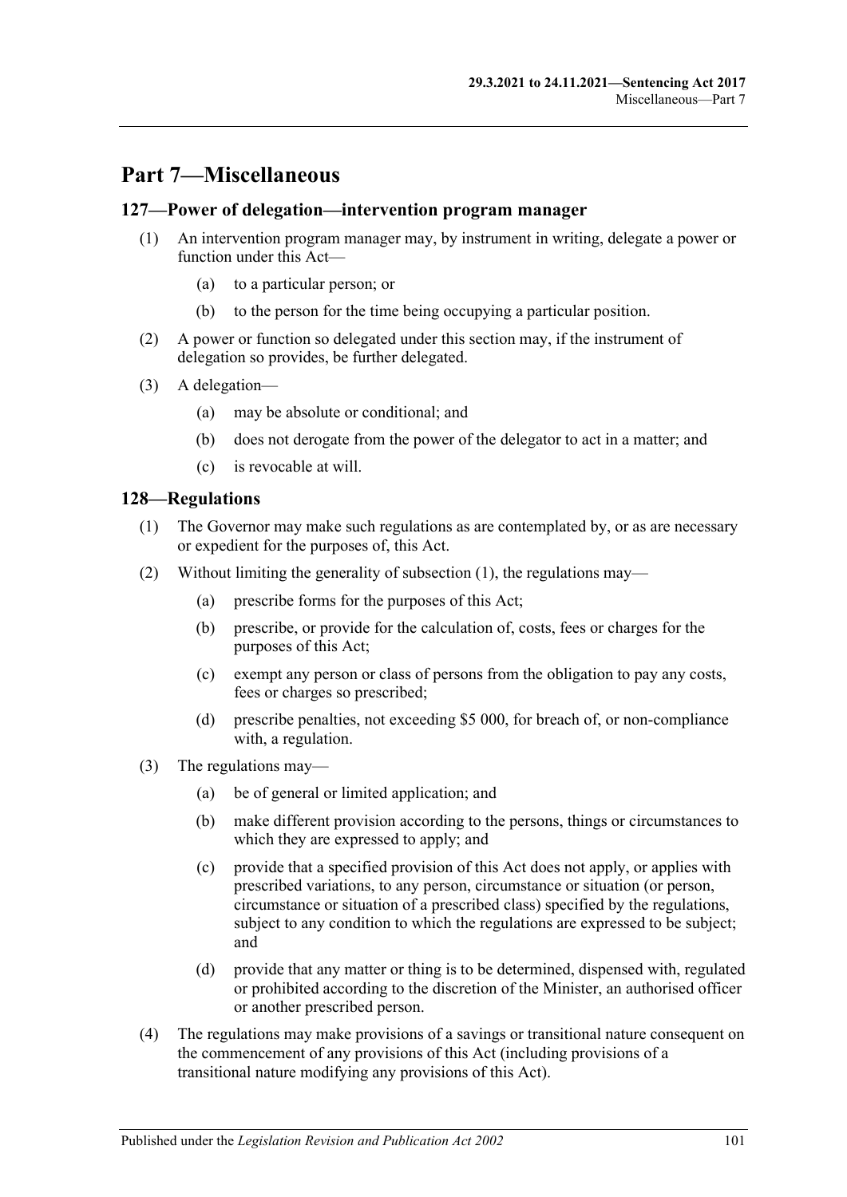# Part 7—Miscellaneous

## 127—Power of delegation—intervention program manager

(1) An intervention program manager may, by instrument in writing, delegate a power or function under this Act—

(a) to a particular person; or

(b) to the person for the time being occupying a particular position.

(2) A power or function so delegated under this section may, if the instrument of delegation so provides, be further delegated.

(3) A delegation—

(a) may be absolute or conditional; and

(b) does not derogate from the power of the delegator to act in a matter; and

(c) is revocable at will.

## 128—Regulations

(1) The Governor may make such regulations as are contemplated by, or as are necessary or expedient for the purposes of, this Act.

(2) Without limiting the generality of subsection (1), the regulations may—

(a) prescribe forms for the purposes of this Act;

(b) prescribe, or provide for the calculation of, costs, fees or charges for the purposes of this Act;

(c) exempt any person or class of persons from the obligation to pay any costs, fees or charges so prescribed;

(d) prescribe penalties, not exceeding $5 000, for breach of, or non-compliance with, a regulation.

(3) The regulations may—

(a) be of general or limited application; and

(b) make different provision according to the persons, things or circumstances to which they are expressed to apply; and

(c) provide that a specified provision of this Act does not apply, or applies with prescribed variations, to any person, circumstance or situation (or person, circumstance or situation of a prescribed class) specified by the regulations, subject to any condition to which the regulations are expressed to be subject; and

(d) provide that any matter or thing is to be determined, dispensed with, regulated or prohibited according to the discretion of the Minister, an authorised officer or another prescribed person.

(4) The regulations may make provisions of a savings or transitional nature consequent on the commencement of any provisions of this Act (including provisions of a transitional nature modifying any provisions of this Act).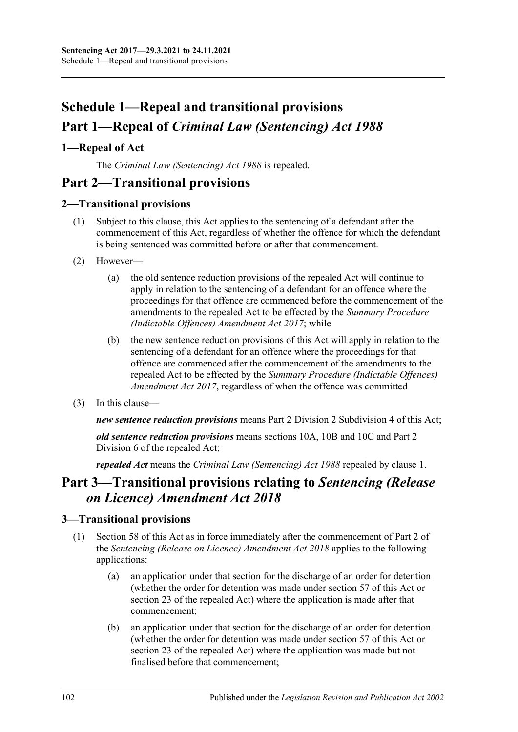# Schedule 1—Repeal and transitional provisions

# Part 1—Repeal of *Criminal Law (Sentencing) Act 1988*

## 1—Repeal of Act

The *Criminal Law (Sentencing) Act 1988* is repealed.

# Part 2—Transitional provisions

## 2—Transitional provisions

(1) Subject to this clause, this Act applies to the sentencing of a defendant after the commencement of this Act, regardless of whether the offence for which the defendant is being sentenced was committed before or after that commencement.

(2) However—

(a) the old sentence reduction provisions of the repealed Act will continue to apply in relation to the sentencing of a defendant for an offence where the proceedings for that offence are commenced before the commencement of the amendments to the repealed Act to be effected by the *Summary Procedure (Indictable Offences) Amendment Act 2017*; while

(b) the new sentence reduction provisions of this Act will apply in relation to the sentencing of a defendant for an offence where the proceedings for that offence are commenced after the commencement of the amendments to the repealed Act to be effected by the *Summary Procedure (Indictable Offences) Amendment Act 2017*, regardless of when the offence was committed

(3) In this clause—

***new sentence reduction provisions*** means Part 2 Division 2 Subdivision 4 of this Act;

***old sentence reduction provisions*** means sections 10A, 10B and 10C and Part 2 Division 6 of the repealed Act;

***repealed Act*** means the *Criminal Law (Sentencing) Act 1988* repealed by clause 1.

# Part 3—Transitional provisions relating to *Sentencing (Release on Licence) Amendment Act 2018*

## 3—Transitional provisions

(1) Section 58 of this Act as in force immediately after the commencement of Part 2 of the *Sentencing (Release on Licence) Amendment Act 2018* applies to the following applications:

(a) an application under that section for the discharge of an order for detention (whether the order for detention was made under section 57 of this Act or section 23 of the repealed Act) where the application is made after that commencement;

(b) an application under that section for the discharge of an order for detention (whether the order for detention was made under section 57 of this Act or section 23 of the repealed Act) where the application was made but not finalised before that commencement;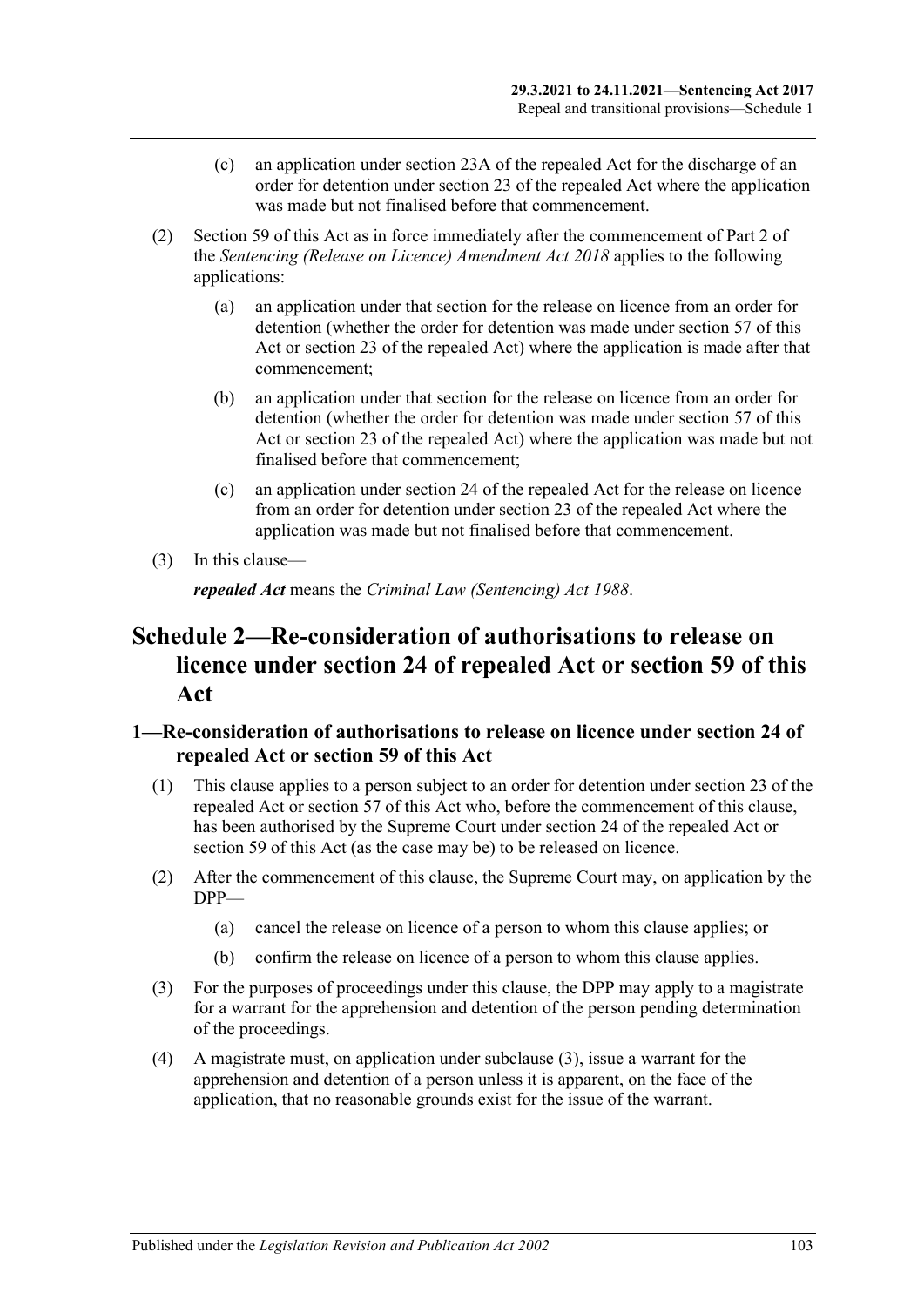(c) an application under section 23A of the repealed Act for the discharge of an order for detention under section 23 of the repealed Act where the application was made but not finalised before that commencement.

(2) Section 59 of this Act as in force immediately after the commencement of Part 2 of the *Sentencing (Release on Licence) Amendment Act 2018* applies to the following applications:

(a) an application under that section for the release on licence from an order for detention (whether the order for detention was made under section 57 of this Act or section 23 of the repealed Act) where the application is made after that commencement;

(b) an application under that section for the release on licence from an order for detention (whether the order for detention was made under section 57 of this Act or section 23 of the repealed Act) where the application was made but not finalised before that commencement;

(c) an application under section 24 of the repealed Act for the release on licence from an order for detention under section 23 of the repealed Act where the application was made but not finalised before that commencement.

(3) In this clause—

***repealed Act*** means the *Criminal Law (Sentencing) Act 1988*.

# Schedule 2—Re-consideration of authorisations to release on licence under section 24 of repealed Act or section 59 of this Act

## 1—Re-consideration of authorisations to release on licence under section 24 of repealed Act or section 59 of this Act

(1) This clause applies to a person subject to an order for detention under section 23 of the repealed Act or section 57 of this Act who, before the commencement of this clause, has been authorised by the Supreme Court under section 24 of the repealed Act or section 59 of this Act (as the case may be) to be released on licence.

(2) After the commencement of this clause, the Supreme Court may, on application by the DPP—

(a) cancel the release on licence of a person to whom this clause applies; or

(b) confirm the release on licence of a person to whom this clause applies.

(3) For the purposes of proceedings under this clause, the DPP may apply to a magistrate for a warrant for the apprehension and detention of the person pending determination of the proceedings.

(4) A magistrate must, on application under subclause (3), issue a warrant for the apprehension and detention of a person unless it is apparent, on the face of the application, that no reasonable grounds exist for the issue of the warrant.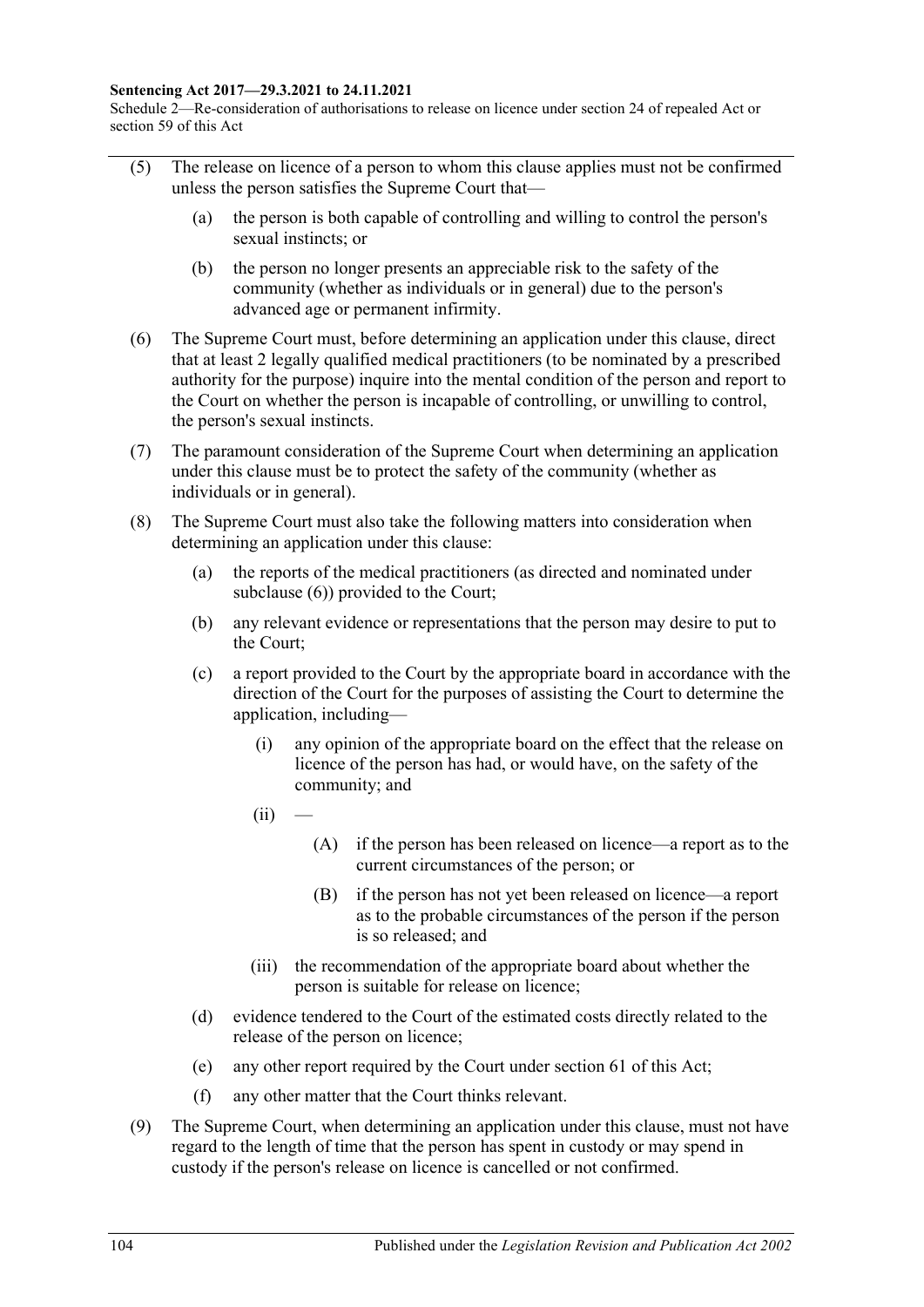(5) The release on licence of a person to whom this clause applies must not be confirmed unless the person satisfies the Supreme Court that—

  (a) the person is both capable of controlling and willing to control the person's sexual instincts; or

  (b) the person no longer presents an appreciable risk to the safety of the community (whether as individuals or in general) due to the person's advanced age or permanent infirmity.

(6) The Supreme Court must, before determining an application under this clause, direct that at least 2 legally qualified medical practitioners (to be nominated by a prescribed authority for the purpose) inquire into the mental condition of the person and report to the Court on whether the person is incapable of controlling, or unwilling to control, the person's sexual instincts.

(7) The paramount consideration of the Supreme Court when determining an application under this clause must be to protect the safety of the community (whether as individuals or in general).

(8) The Supreme Court must also take the following matters into consideration when determining an application under this clause:

  (a) the reports of the medical practitioners (as directed and nominated under subclause (6)) provided to the Court;

  (b) any relevant evidence or representations that the person may desire to put to the Court;

  (c) a report provided to the Court by the appropriate board in accordance with the direction of the Court for the purposes of assisting the Court to determine the application, including—

    (i) any opinion of the appropriate board on the effect that the release on licence of the person has had, or would have, on the safety of the community; and

    (ii) —

      (A) if the person has been released on licence—a report as to the current circumstances of the person; or

      (B) if the person has not yet been released on licence—a report as to the probable circumstances of the person if the person is so released; and

    (iii) the recommendation of the appropriate board about whether the person is suitable for release on licence;

  (d) evidence tendered to the Court of the estimated costs directly related to the release of the person on licence;

  (e) any other report required by the Court under section 61 of this Act;

  (f) any other matter that the Court thinks relevant.

(9) The Supreme Court, when determining an application under this clause, must not have regard to the length of time that the person has spent in custody or may spend in custody if the person's release on licence is cancelled or not confirmed.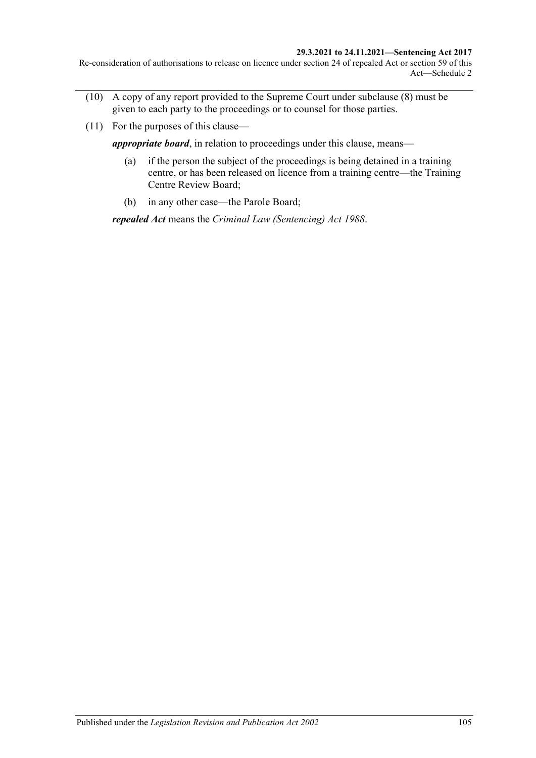(10) A copy of any report provided to the Supreme Court under subclause (8) must be given to each party to the proceedings or to counsel for those parties.

(11) For the purposes of this clause—

***appropriate board***, in relation to proceedings under this clause, means—

(a) if the person the subject of the proceedings is being detained in a training centre, or has been released on licence from a training centre—the Training Centre Review Board;

(b) in any other case—the Parole Board;

***repealed Act*** means the *Criminal Law (Sentencing) Act 1988*.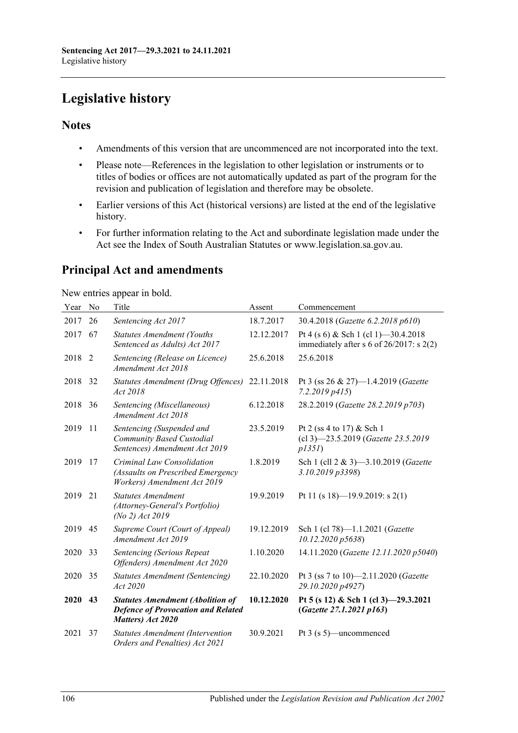# Legislative history

## Notes

- Amendments of this version that are uncommenced are not incorporated into the text.
- Please note—References in the legislation to other legislation or instruments or to titles of bodies or offices are not automatically updated as part of the program for the revision and publication of legislation and therefore may be obsolete.
- Earlier versions of this Act (historical versions) are listed at the end of the legislative history.
- For further information relating to the Act and subordinate legislation made under the Act see the Index of South Australian Statutes or www.legislation.sa.gov.au.

## Principal Act and amendments

New entries appear in bold.

| Year | No | Title | Assent | Commencement |
|---|---|---|---|---|
| 2017 | 26 | *Sentencing Act 2017* | 18.7.2017 | 30.4.2018 (*Gazette 6.2.2018 p610*) |
| 2017 | 67 | *Statutes Amendment (Youths Sentenced as Adults) Act 2017* | 12.12.2017 | Pt 4 (s 6) & Sch 1 (cl 1)—30.4.2018 immediately after s 6 of 26/2017: s 2(2) |
| 2018 | 2 | *Sentencing (Release on Licence) Amendment Act 2018* | 25.6.2018 | 25.6.2018 |
| 2018 | 32 | *Statutes Amendment (Drug Offences) Act 2018* | 22.11.2018 | Pt 3 (ss 26 & 27)—1.4.2019 (*Gazette 7.2.2019 p415*) |
| 2018 | 36 | *Sentencing (Miscellaneous) Amendment Act 2018* | 6.12.2018 | 28.2.2019 (*Gazette 28.2.2019 p703*) |
| 2019 | 11 | *Sentencing (Suspended and Community Based Custodial Sentences) Amendment Act 2019* | 23.5.2019 | Pt 2 (ss 4 to 17) & Sch 1 (cl 3)—23.5.2019 (*Gazette 23.5.2019 p1351*) |
| 2019 | 17 | *Criminal Law Consolidation (Assaults on Prescribed Emergency Workers) Amendment Act 2019* | 1.8.2019 | Sch 1 (cll 2 & 3)—3.10.2019 (*Gazette 3.10.2019 p3398*) |
| 2019 | 21 | *Statutes Amendment (Attorney-General's Portfolio) (No 2) Act 2019* | 19.9.2019 | Pt 11 (s 18)—19.9.2019: s 2(1) |
| 2019 | 45 | *Supreme Court (Court of Appeal) Amendment Act 2019* | 19.12.2019 | Sch 1 (cl 78)—1.1.2021 (*Gazette 10.12.2020 p5638*) |
| 2020 | 33 | *Sentencing (Serious Repeat Offenders) Amendment Act 2020* | 1.10.2020 | 14.11.2020 (*Gazette 12.11.2020 p5040*) |
| 2020 | 35 | *Statutes Amendment (Sentencing) Act 2020* | 22.10.2020 | Pt 3 (ss 7 to 10)—2.11.2020 (*Gazette 29.10.2020 p4927*) |
| **2020** | **43** | ***Statutes Amendment (Abolition of Defence of Provocation and Related Matters) Act 2020*** | **10.12.2020** | **Pt 5 (s 12) & Sch 1 (cl 3)—29.3.2021 (*Gazette 27.1.2021 p163*)** |
| 2021 | 37 | *Statutes Amendment (Intervention Orders and Penalties) Act 2021* | 30.9.2021 | Pt 3 (s 5)—uncommenced |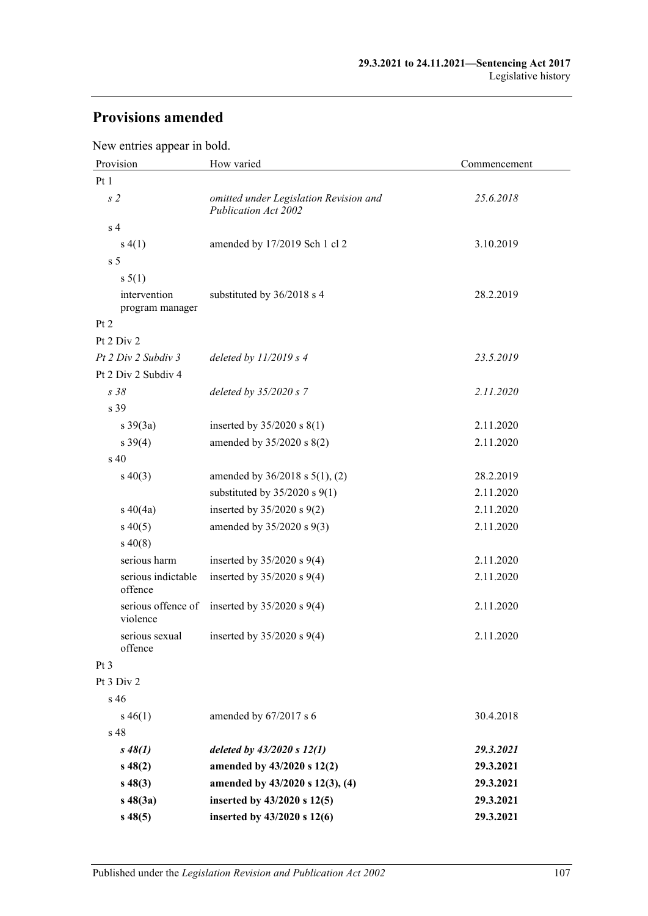## Provisions amended

New entries appear in bold.

| Provision | How varied | Commencement |
|---|---|---|
| Pt 1 | | |
| *s 2* | *omitted under Legislation Revision and Publication Act 2002* | *25.6.2018* |
| s 4 | | |
| s 4(1) | amended by 17/2019 Sch 1 cl 2 | 3.10.2019 |
| s 5 | | |
| s 5(1) | | |
| intervention program manager | substituted by 36/2018 s 4 | 28.2.2019 |
| Pt 2 | | |
| Pt 2 Div 2 | | |
| *Pt 2 Div 2 Subdiv 3* | *deleted by 11/2019 s 4* | *23.5.2019* |
| Pt 2 Div 2 Subdiv 4 | | |
| *s 38* | *deleted by 35/2020 s 7* | *2.11.2020* |
| s 39 | | |
| s 39(3a) | inserted by 35/2020 s 8(1) | 2.11.2020 |
| s 39(4) | amended by 35/2020 s 8(2) | 2.11.2020 |
| s 40 | | |
| s 40(3) | amended by 36/2018 s 5(1), (2) | 28.2.2019 |
| | substituted by 35/2020 s 9(1) | 2.11.2020 |
| s 40(4a) | inserted by 35/2020 s 9(2) | 2.11.2020 |
| s 40(5) | amended by 35/2020 s 9(3) | 2.11.2020 |
| s 40(8) | | |
| serious harm | inserted by 35/2020 s 9(4) | 2.11.2020 |
| serious indictable offence | inserted by 35/2020 s 9(4) | 2.11.2020 |
| serious offence of violence | inserted by 35/2020 s 9(4) | 2.11.2020 |
| serious sexual offence | inserted by 35/2020 s 9(4) | 2.11.2020 |
| Pt 3 | | |
| Pt 3 Div 2 | | |
| s 46 | | |
| s 46(1) | amended by 67/2017 s 6 | 30.4.2018 |
| s 48 | | |
| ***s 48(1)*** | ***deleted by 43/2020 s 12(1)*** | ***29.3.2021*** |
| **s 48(2)** | **amended by 43/2020 s 12(2)** | **29.3.2021** |
| **s 48(3)** | **amended by 43/2020 s 12(3), (4)** | **29.3.2021** |
| **s 48(3a)** | **inserted by 43/2020 s 12(5)** | **29.3.2021** |
| **s 48(5)** | **inserted by 43/2020 s 12(6)** | **29.3.2021** |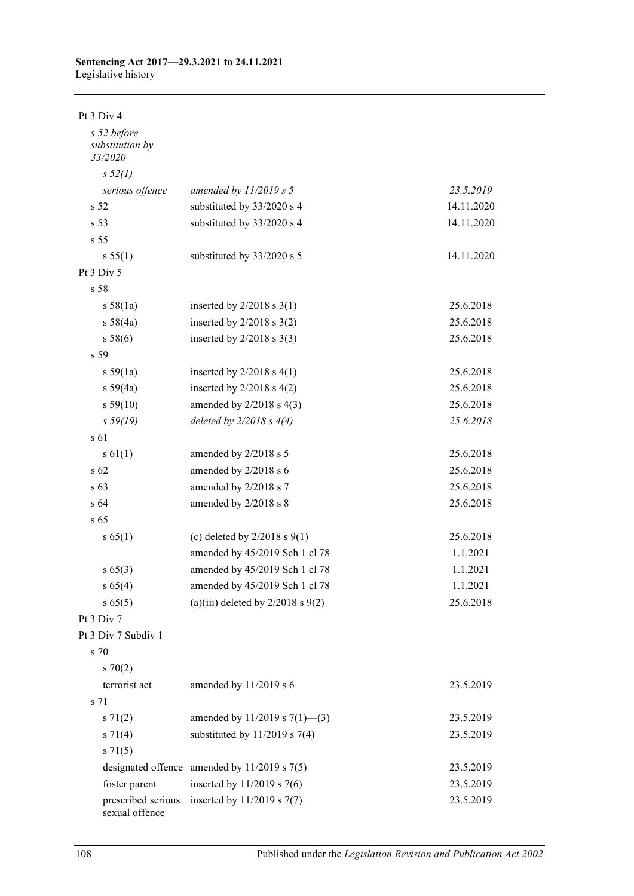| | | |
|---|---|---|
| Pt 3 Div 4 | | |
| *s 52 before substitution by 33/2020* | | |
| *s 52(1)* | | |
| *serious offence* | *amended by 11/2019 s 5* | *23.5.2019* |
| s 52 | substituted by 33/2020 s 4 | 14.11.2020 |
| s 53 | substituted by 33/2020 s 4 | 14.11.2020 |
| s 55 | | |
| s 55(1) | substituted by 33/2020 s 5 | 14.11.2020 |
| Pt 3 Div 5 | | |
| s 58 | | |
| s 58(1a) | inserted by 2/2018 s 3(1) | 25.6.2018 |
| s 58(4a) | inserted by 2/2018 s 3(2) | 25.6.2018 |
| s 58(6) | inserted by 2/2018 s 3(3) | 25.6.2018 |
| s 59 | | |
| s 59(1a) | inserted by 2/2018 s 4(1) | 25.6.2018 |
| s 59(4a) | inserted by 2/2018 s 4(2) | 25.6.2018 |
| s 59(10) | amended by 2/2018 s 4(3) | 25.6.2018 |
| *s 59(19)* | *deleted by 2/2018 s 4(4)* | *25.6.2018* |
| s 61 | | |
| s 61(1) | amended by 2/2018 s 5 | 25.6.2018 |
| s 62 | amended by 2/2018 s 6 | 25.6.2018 |
| s 63 | amended by 2/2018 s 7 | 25.6.2018 |
| s 64 | amended by 2/2018 s 8 | 25.6.2018 |
| s 65 | | |
| s 65(1) | (c) deleted by 2/2018 s 9(1) | 25.6.2018 |
| | amended by 45/2019 Sch 1 cl 78 | 1.1.2021 |
| s 65(3) | amended by 45/2019 Sch 1 cl 78 | 1.1.2021 |
| s 65(4) | amended by 45/2019 Sch 1 cl 78 | 1.1.2021 |
| s 65(5) | (a)(iii) deleted by 2/2018 s 9(2) | 25.6.2018 |
| Pt 3 Div 7 | | |
| Pt 3 Div 7 Subdiv 1 | | |
| s 70 | | |
| s 70(2) | | |
| terrorist act | amended by 11/2019 s 6 | 23.5.2019 |
| s 71 | | |
| s 71(2) | amended by 11/2019 s 7(1)—(3) | 23.5.2019 |
| s 71(4) | substituted by 11/2019 s 7(4) | 23.5.2019 |
| s 71(5) | | |
| designated offence | amended by 11/2019 s 7(5) | 23.5.2019 |
| foster parent | inserted by 11/2019 s 7(6) | 23.5.2019 |
| prescribed serious sexual offence | inserted by 11/2019 s 7(7) | 23.5.2019 |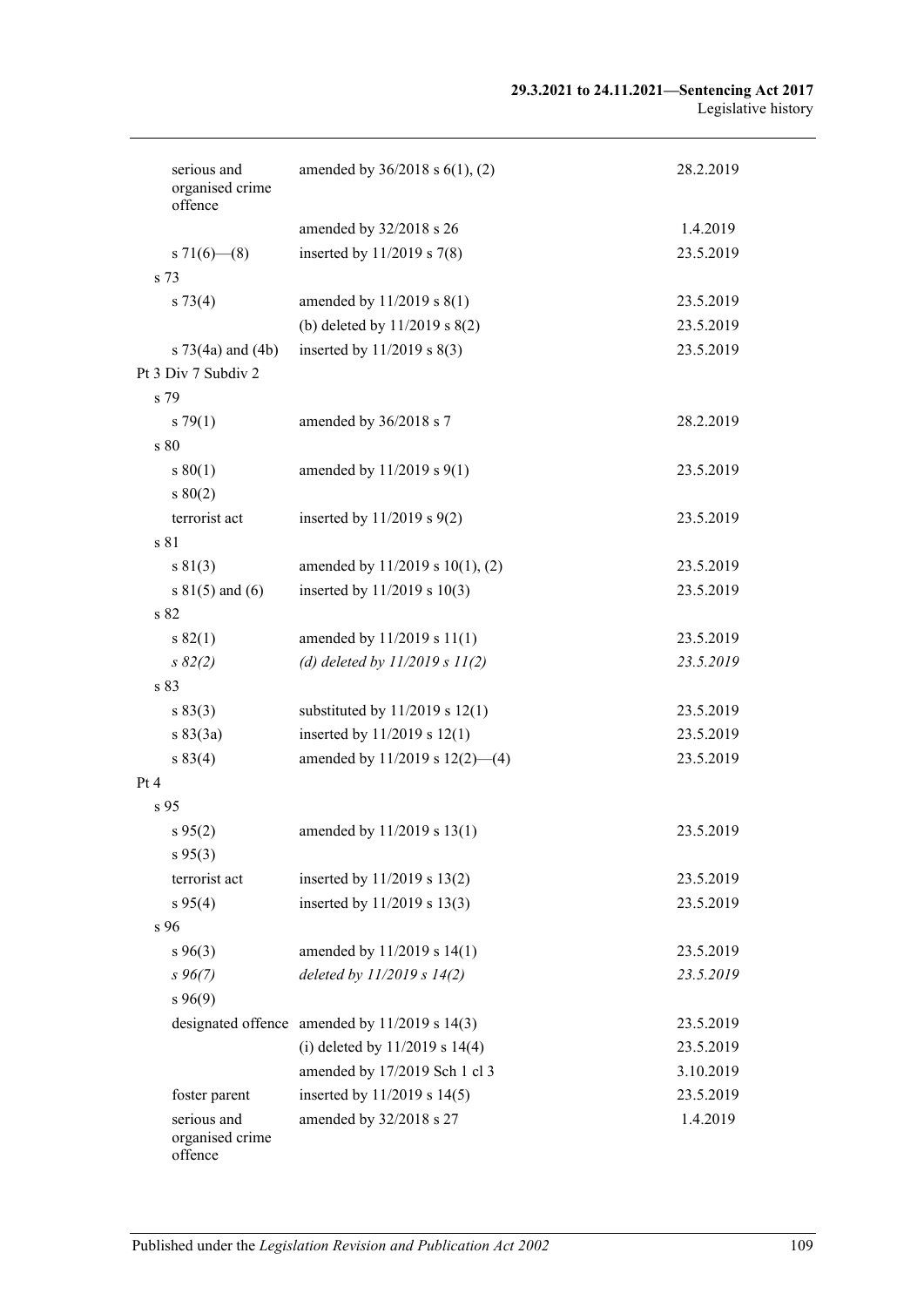| | | |
|---|---|---|
| serious and organised crime offence | amended by 36/2018 s 6(1), (2) | 28.2.2019 |
| | amended by 32/2018 s 26 | 1.4.2019 |
| s 71(6)—(8) | inserted by 11/2019 s 7(8) | 23.5.2019 |
| s 73 | | |
| s 73(4) | amended by 11/2019 s 8(1) | 23.5.2019 |
| | (b) deleted by 11/2019 s 8(2) | 23.5.2019 |
| s 73(4a) and (4b) | inserted by 11/2019 s 8(3) | 23.5.2019 |
| Pt 3 Div 7 Subdiv 2 | | |
| s 79 | | |
| s 79(1) | amended by 36/2018 s 7 | 28.2.2019 |
| s 80 | | |
| s 80(1) | amended by 11/2019 s 9(1) | 23.5.2019 |
| s 80(2) | | |
| terrorist act | inserted by 11/2019 s 9(2) | 23.5.2019 |
| s 81 | | |
| s 81(3) | amended by 11/2019 s 10(1), (2) | 23.5.2019 |
| s 81(5) and (6) | inserted by 11/2019 s 10(3) | 23.5.2019 |
| s 82 | | |
| s 82(1) | amended by 11/2019 s 11(1) | 23.5.2019 |
| *s 82(2)* | *(d) deleted by 11/2019 s 11(2)* | *23.5.2019* |
| s 83 | | |
| s 83(3) | substituted by 11/2019 s 12(1) | 23.5.2019 |
| s 83(3a) | inserted by 11/2019 s 12(1) | 23.5.2019 |
| s 83(4) | amended by 11/2019 s 12(2)—(4) | 23.5.2019 |
| Pt 4 | | |
| s 95 | | |
| s 95(2) | amended by 11/2019 s 13(1) | 23.5.2019 |
| s 95(3) | | |
| terrorist act | inserted by 11/2019 s 13(2) | 23.5.2019 |
| s 95(4) | inserted by 11/2019 s 13(3) | 23.5.2019 |
| s 96 | | |
| s 96(3) | amended by 11/2019 s 14(1) | 23.5.2019 |
| *s 96(7)* | *deleted by 11/2019 s 14(2)* | *23.5.2019* |
| s 96(9) | | |
| designated offence | amended by 11/2019 s 14(3) | 23.5.2019 |
| | (i) deleted by 11/2019 s 14(4) | 23.5.2019 |
| | amended by 17/2019 Sch 1 cl 3 | 3.10.2019 |
| foster parent | inserted by 11/2019 s 14(5) | 23.5.2019 |
| serious and organised crime offence | amended by 32/2018 s 27 | 1.4.2019 |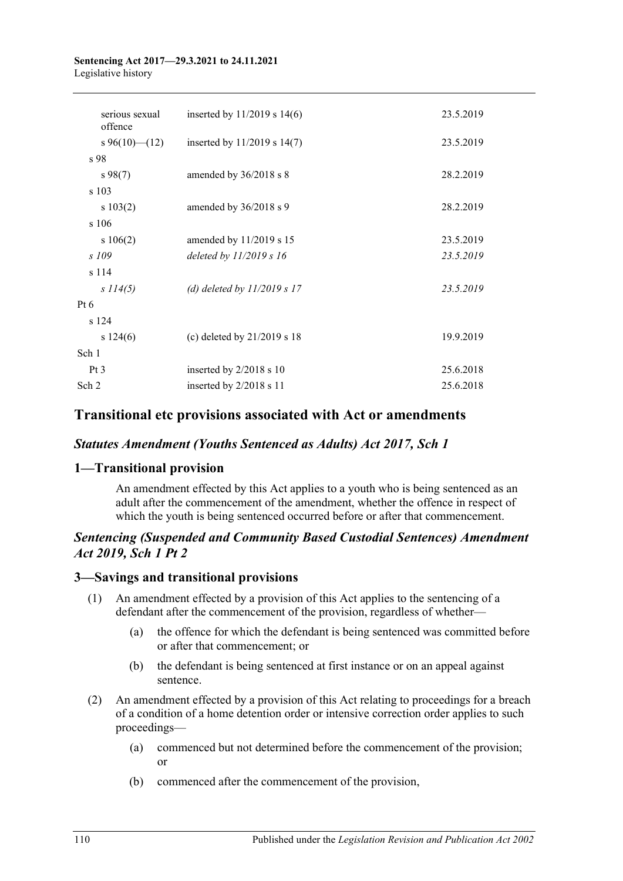| | | |
|---|---|---|
| serious sexual offence | inserted by 11/2019 s 14(6) | 23.5.2019 |
| s 96(10)—(12) | inserted by 11/2019 s 14(7) | 23.5.2019 |
| s 98 | | |
| s 98(7) | amended by 36/2018 s 8 | 28.2.2019 |
| s 103 | | |
| s 103(2) | amended by 36/2018 s 9 | 28.2.2019 |
| s 106 | | |
| s 106(2) | amended by 11/2019 s 15 | 23.5.2019 |
| *s 109* | *deleted by 11/2019 s 16* | *23.5.2019* |
| s 114 | | |
| *s 114(5)* | *(d) deleted by 11/2019 s 17* | *23.5.2019* |
| Pt 6 | | |
| s 124 | | |
| s 124(6) | (c) deleted by 21/2019 s 18 | 19.9.2019 |
| Sch 1 | | |
| Pt 3 | inserted by 2/2018 s 10 | 25.6.2018 |
| Sch 2 | inserted by 2/2018 s 11 | 25.6.2018 |

## Transitional etc provisions associated with Act or amendments

### *Statutes Amendment (Youths Sentenced as Adults) Act 2017, Sch 1*

### 1—Transitional provision

An amendment effected by this Act applies to a youth who is being sentenced as an adult after the commencement of the amendment, whether the offence in respect of which the youth is being sentenced occurred before or after that commencement.

### *Sentencing (Suspended and Community Based Custodial Sentences) Amendment Act 2019, Sch 1 Pt 2*

### 3—Savings and transitional provisions

(1) An amendment effected by a provision of this Act applies to the sentencing of a defendant after the commencement of the provision, regardless of whether—

(a) the offence for which the defendant is being sentenced was committed before or after that commencement; or

(b) the defendant is being sentenced at first instance or on an appeal against sentence.

(2) An amendment effected by a provision of this Act relating to proceedings for a breach of a condition of a home detention order or intensive correction order applies to such proceedings—

(a) commenced but not determined before the commencement of the provision; or

(b) commenced after the commencement of the provision,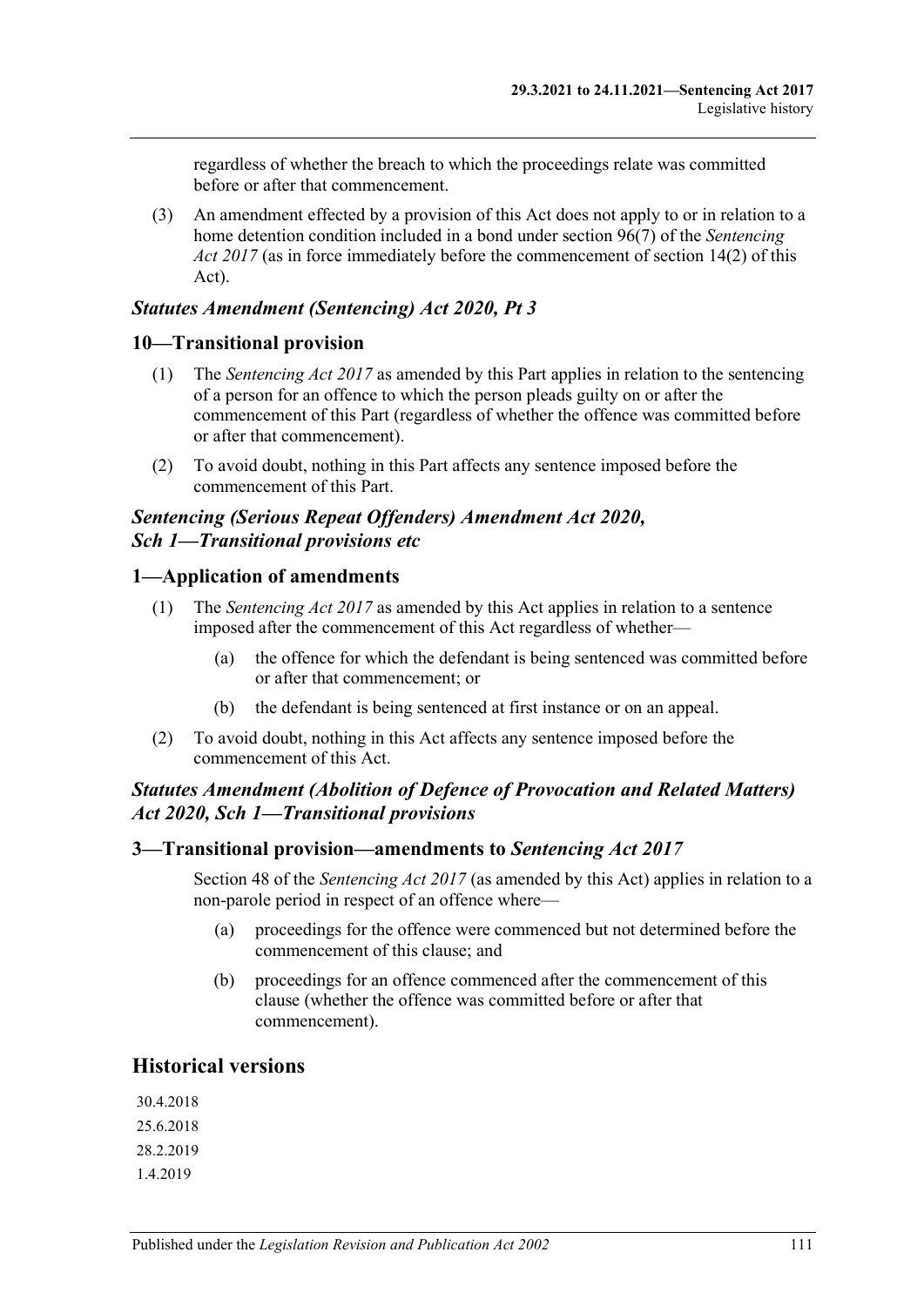regardless of whether the breach to which the proceedings relate was committed before or after that commencement.

(3) An amendment effected by a provision of this Act does not apply to or in relation to a home detention condition included in a bond under section 96(7) of the *Sentencing Act 2017* (as in force immediately before the commencement of section 14(2) of this Act).

### *Statutes Amendment (Sentencing) Act 2020, Pt 3*

### 10—Transitional provision

(1) The *Sentencing Act 2017* as amended by this Part applies in relation to the sentencing of a person for an offence to which the person pleads guilty on or after the commencement of this Part (regardless of whether the offence was committed before or after that commencement).

(2) To avoid doubt, nothing in this Part affects any sentence imposed before the commencement of this Part.

### *Sentencing (Serious Repeat Offenders) Amendment Act 2020, Sch 1—Transitional provisions etc*

### 1—Application of amendments

(1) The *Sentencing Act 2017* as amended by this Act applies in relation to a sentence imposed after the commencement of this Act regardless of whether—

(a) the offence for which the defendant is being sentenced was committed before or after that commencement; or

(b) the defendant is being sentenced at first instance or on an appeal.

(2) To avoid doubt, nothing in this Act affects any sentence imposed before the commencement of this Act.

### *Statutes Amendment (Abolition of Defence of Provocation and Related Matters) Act 2020, Sch 1—Transitional provisions*

### 3—Transitional provision—amendments to *Sentencing Act 2017*

Section 48 of the *Sentencing Act 2017* (as amended by this Act) applies in relation to a non-parole period in respect of an offence where—

(a) proceedings for the offence were commenced but not determined before the commencement of this clause; and

(b) proceedings for an offence commenced after the commencement of this clause (whether the offence was committed before or after that commencement).

## Historical versions

30.4.2018

25.6.2018

28.2.2019

1.4.2019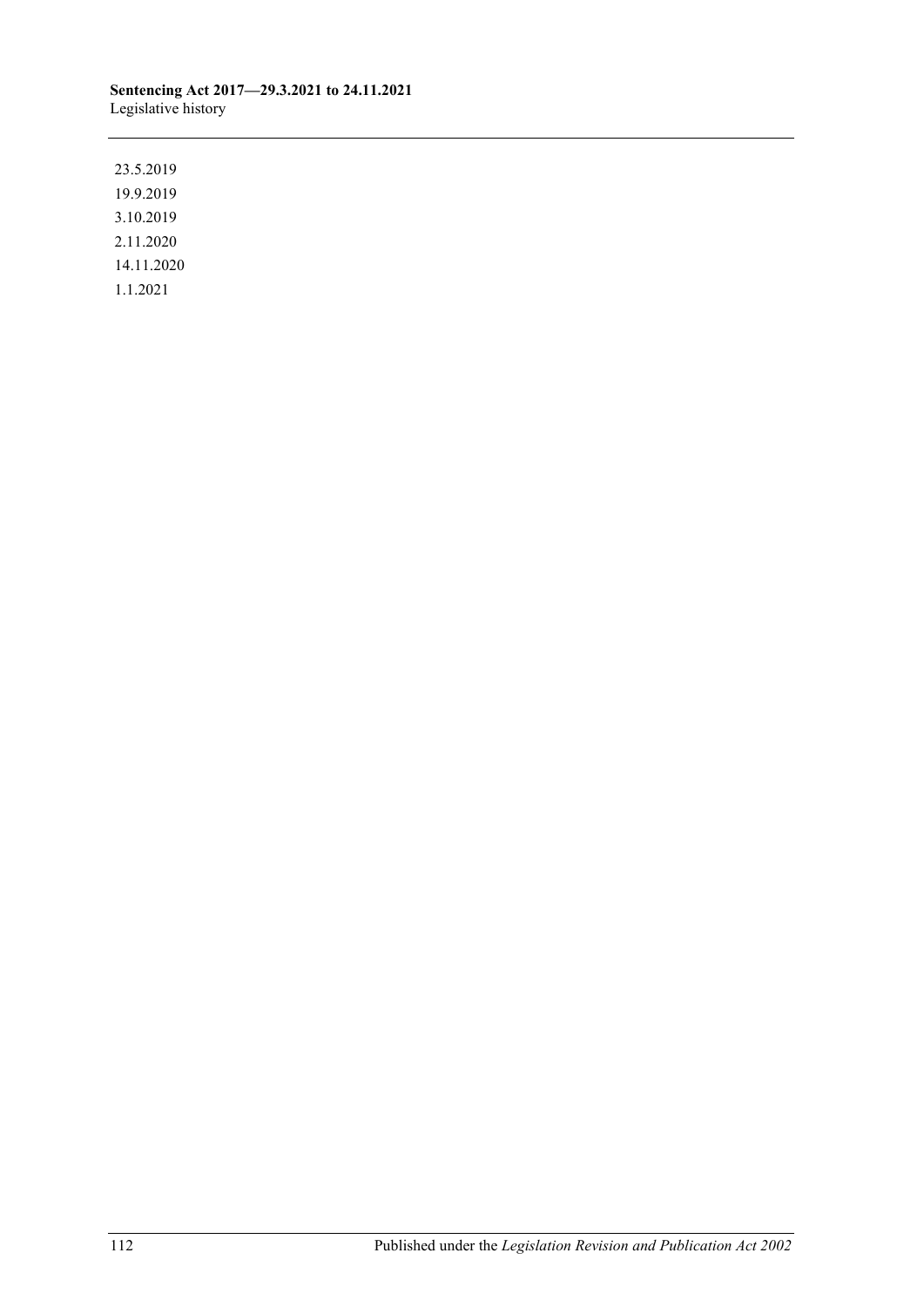23.5.2019

19.9.2019

3.10.2019

2.11.2020

14.11.2020

1.1.2021